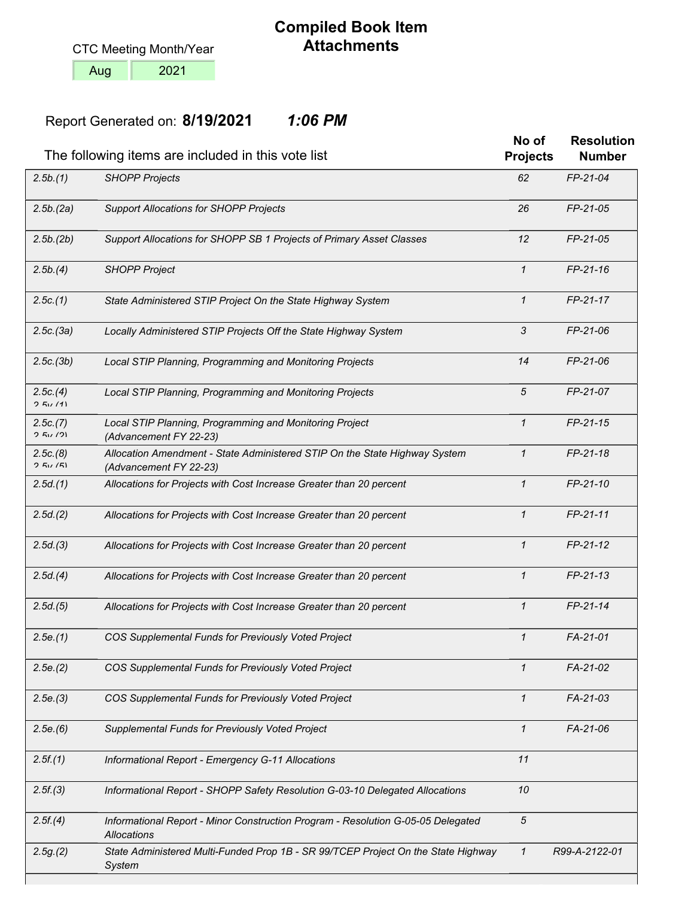# Compiled Book Item Attachments

CTC Meeting Month/Year

| Aug | 2021 |
|---|---|

Report Generated on: **8/19/2021** ***1:06 PM***

The following items are included in this vote list

| Item | Description | No of Projects | Resolution Number |
|---|---|---|---|
| *2.5b.(1)* | *SHOPP Projects* | *62* | *FP-21-04* |
| *2.5b.(2a)* | *Support Allocations for SHOPP Projects* | *26* | *FP-21-05* |
| *2.5b.(2b)* | *Support Allocations for SHOPP SB 1 Projects of Primary Asset Classes* | *12* | *FP-21-05* |
| *2.5b.(4)* | *SHOPP Project* | *1* | *FP-21-16* |
| *2.5c.(1)* | *State Administered STIP Project On the State Highway System* | *1* | *FP-21-17* |
| *2.5c.(3a)* | *Locally Administered STIP Projects Off the State Highway System* | *3* | *FP-21-06* |
| *2.5c.(3b)* | *Local STIP Planning, Programming and Monitoring Projects* | *14* | *FP-21-06* |
| *2.5c.(4)* *2.5v.(1)* | *Local STIP Planning, Programming and Monitoring Projects* | *5* | *FP-21-07* |
| *2.5c.(7)* *2.5v.(2)* | *Local STIP Planning, Programming and Monitoring Project (Advancement FY 22-23)* | *1* | *FP-21-15* |
| *2.5c.(8)* *2.5v.(5)* | *Allocation Amendment - State Administered STIP On the State Highway System (Advancement FY 22-23)* | *1* | *FP-21-18* |
| *2.5d.(1)* | *Allocations for Projects with Cost Increase Greater than 20 percent* | *1* | *FP-21-10* |
| *2.5d.(2)* | *Allocations for Projects with Cost Increase Greater than 20 percent* | *1* | *FP-21-11* |
| *2.5d.(3)* | *Allocations for Projects with Cost Increase Greater than 20 percent* | *1* | *FP-21-12* |
| *2.5d.(4)* | *Allocations for Projects with Cost Increase Greater than 20 percent* | *1* | *FP-21-13* |
| *2.5d.(5)* | *Allocations for Projects with Cost Increase Greater than 20 percent* | *1* | *FP-21-14* |
| *2.5e.(1)* | *COS Supplemental Funds for Previously Voted Project* | *1* | *FA-21-01* |
| *2.5e.(2)* | *COS Supplemental Funds for Previously Voted Project* | *1* | *FA-21-02* |
| *2.5e.(3)* | *COS Supplemental Funds for Previously Voted Project* | *1* | *FA-21-03* |
| *2.5e.(6)* | *Supplemental Funds for Previously Voted Project* | *1* | *FA-21-06* |
| *2.5f.(1)* | *Informational Report - Emergency G-11 Allocations* | *11* | |
| *2.5f.(3)* | *Informational Report - SHOPP Safety Resolution G-03-10 Delegated Allocations* | *10* | |
| *2.5f.(4)* | *Informational Report - Minor Construction Program - Resolution G-05-05 Delegated Allocations* | *5* | |
| *2.5g.(2)* | *State Administered Multi-Funded Prop 1B - SR 99/TCEP Project On the State Highway System* | *1* | *R99-A-2122-01* |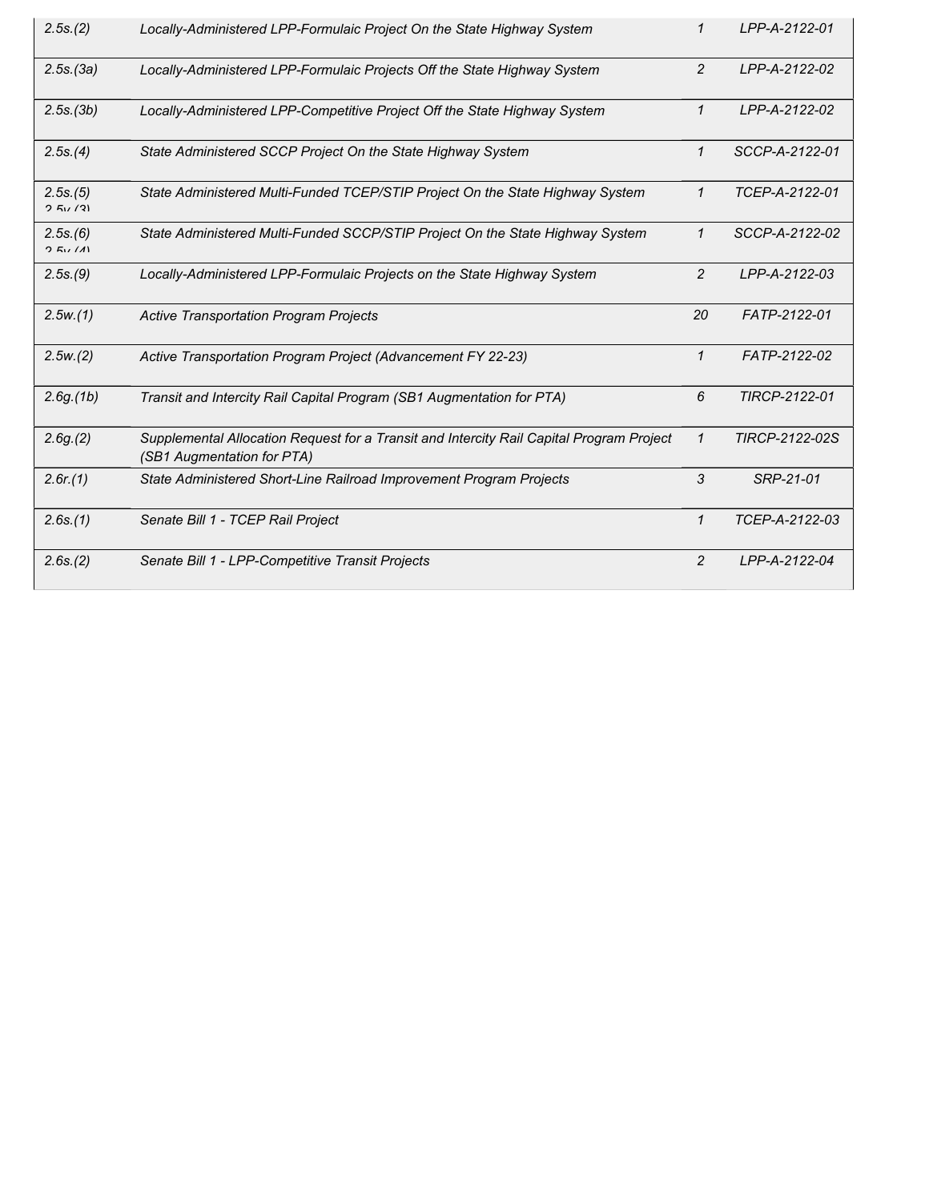| | | | |
|---|---|---|---|
| *2.5s.(2)* | *Locally-Administered LPP-Formulaic Project On the State Highway System* | *1* | *LPP-A-2122-01* |
| *2.5s.(3a)* | *Locally-Administered LPP-Formulaic Projects Off the State Highway System* | *2* | *LPP-A-2122-02* |
| *2.5s.(3b)* | *Locally-Administered LPP-Competitive Project Off the State Highway System* | *1* | *LPP-A-2122-02* |
| *2.5s.(4)* | *State Administered SCCP Project On the State Highway System* | *1* | *SCCP-A-2122-01* |
| *2.5s.(5)* *2.5v.(3)* | *State Administered Multi-Funded TCEP/STIP Project On the State Highway System* | *1* | *TCEP-A-2122-01* |
| *2.5s.(6)* *2.5v.(4)* | *State Administered Multi-Funded SCCP/STIP Project On the State Highway System* | *1* | *SCCP-A-2122-02* |
| *2.5s.(9)* | *Locally-Administered LPP-Formulaic Projects on the State Highway System* | *2* | *LPP-A-2122-03* |
| *2.5w.(1)* | *Active Transportation Program Projects* | *20* | *FATP-2122-01* |
| *2.5w.(2)* | *Active Transportation Program Project (Advancement FY 22-23)* | *1* | *FATP-2122-02* |
| *2.6g.(1b)* | *Transit and Intercity Rail Capital Program (SB1 Augmentation for PTA)* | *6* | *TIRCP-2122-01* |
| *2.6g.(2)* | *Supplemental Allocation Request for a Transit and Intercity Rail Capital Program Project (SB1 Augmentation for PTA)* | *1* | *TIRCP-2122-02S* |
| *2.6r.(1)* | *State Administered Short-Line Railroad Improvement Program Projects* | *3* | *SRP-21-01* |
| *2.6s.(1)* | *Senate Bill 1 - TCEP Rail Project* | *1* | *TCEP-A-2122-03* |
| *2.6s.(2)* | *Senate Bill 1 - LPP-Competitive Transit Projects* | *2* | *LPP-A-2122-04* |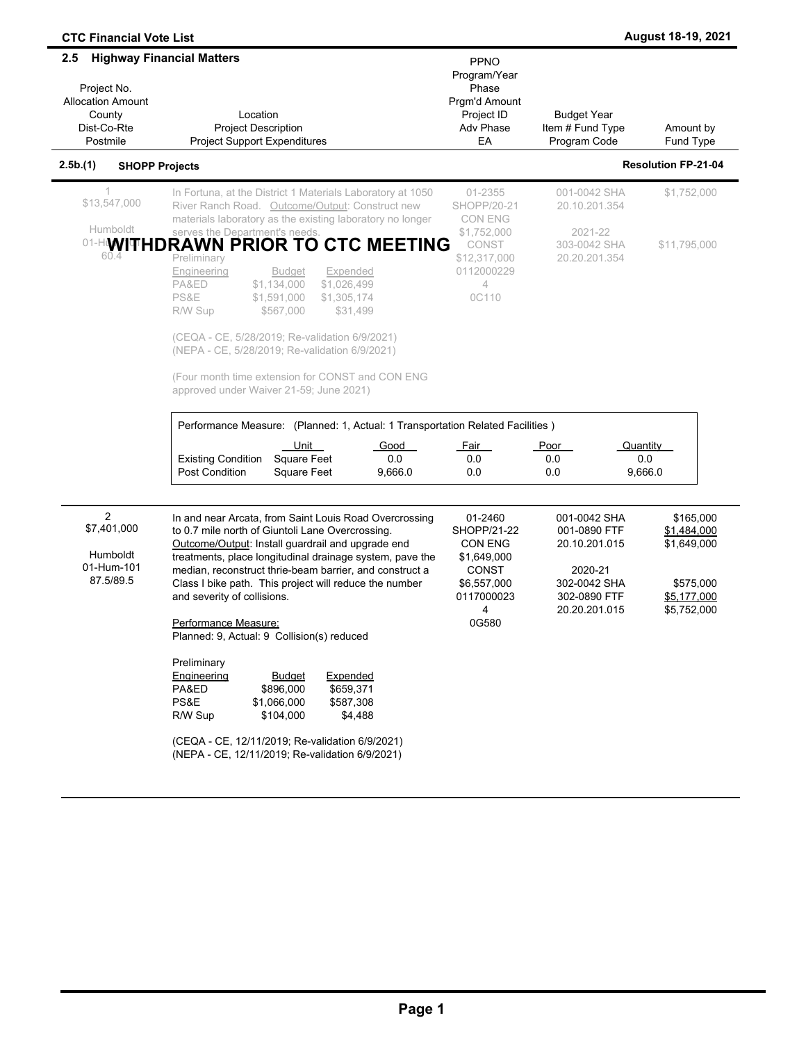## 2.5 Highway Financial Matters

| Project No. / Allocation Amount / County / Dist-Co-Rte / Postmile | Location / Project Description / Project Support Expenditures | PPNO / Program/Year / Phase / Prgm'd Amount / Project ID / Adv Phase / EA | Budget Year / Item # Fund Type / Program Code | Amount by Fund Type |
|---|---|---|---|---|

### 2.5b.(1) SHOPP Projects — Resolution FP-21-04

**1**
$13,547,000
Humboldt
01-Hum-101
60.4

**WITHDRAWN PRIOR TO CTC MEETING**

In Fortuna, at the District 1 Materials Laboratory at 1050 River Ranch Road. Outcome/Output: Construct new materials laboratory as the existing laboratory no longer serves the Department's needs.

01-2355
SHOPP/20-21
CON ENG
$1,752,000
CONST
$12,317,000
0112000229
4
0C110

| Budget Year / Item # Fund Type / Program Code | Amount |
|---|---|
| 001-0042 SHA 20.10.201.354 | $1,752,000 |
| 2021-22 303-0042 SHA 20.20.201.354 | $11,795,000 |

| Preliminary Engineering | Budget | Expended |
|---|---|---|
| PA&ED | $1,134,000 | $1,026,499 |
| PS&E | $1,591,000 | $1,305,174 |
| R/W Sup | $567,000 | $31,499 |

(CEQA - CE, 5/28/2019; Re-validation 6/9/2021)
(NEPA - CE, 5/28/2019; Re-validation 6/9/2021)

(Four month time extension for CONST and CON ENG approved under Waiver 21-59; June 2021)

Performance Measure: (Planned: 1, Actual: 1 Transportation Related Facilities )

| | Unit | Good | Fair | Poor | Quantity |
|---|---|---|---|---|---|
| Existing Condition | Square Feet | 0.0 | 0.0 | 0.0 | 0.0 |
| Post Condition | Square Feet | 9,666.0 | 0.0 | 0.0 | 9,666.0 |

---

**2**
$7,401,000
Humboldt
01-Hum-101
87.5/89.5

In and near Arcata, from Saint Louis Road Overcrossing to 0.7 mile north of Giuntoli Lane Overcrossing. Outcome/Output: Install guardrail and upgrade end treatments, place longitudinal drainage system, pave the median, reconstruct thrie-beam barrier, and construct a Class I bike path. This project will reduce the number and severity of collisions.

Performance Measure:
Planned: 9, Actual: 9 Collision(s) reduced

01-2460
SHOPP/21-22
CON ENG
$1,649,000
CONST
$6,557,000
0117000023
4
0G580

| Budget Year / Item # Fund Type / Program Code | Amount |
|---|---|
| 001-0042 SHA | $165,000 |
| 001-0890 FTF | $1,484,000 |
| 20.10.201.015 | $1,649,000 |
| 2020-21 302-0042 SHA | $575,000 |
| 302-0890 FTF | $5,177,000 |
| 20.20.201.015 | $5,752,000 |

| Preliminary Engineering | Budget | Expended |
|---|---|---|
| PA&ED | $896,000 | $659,371 |
| PS&E | $1,066,000 | $587,308 |
| R/W Sup | $104,000 | $4,488 |

(CEQA - CE, 12/11/2019; Re-validation 6/9/2021)
(NEPA - CE, 12/11/2019; Re-validation 6/9/2021)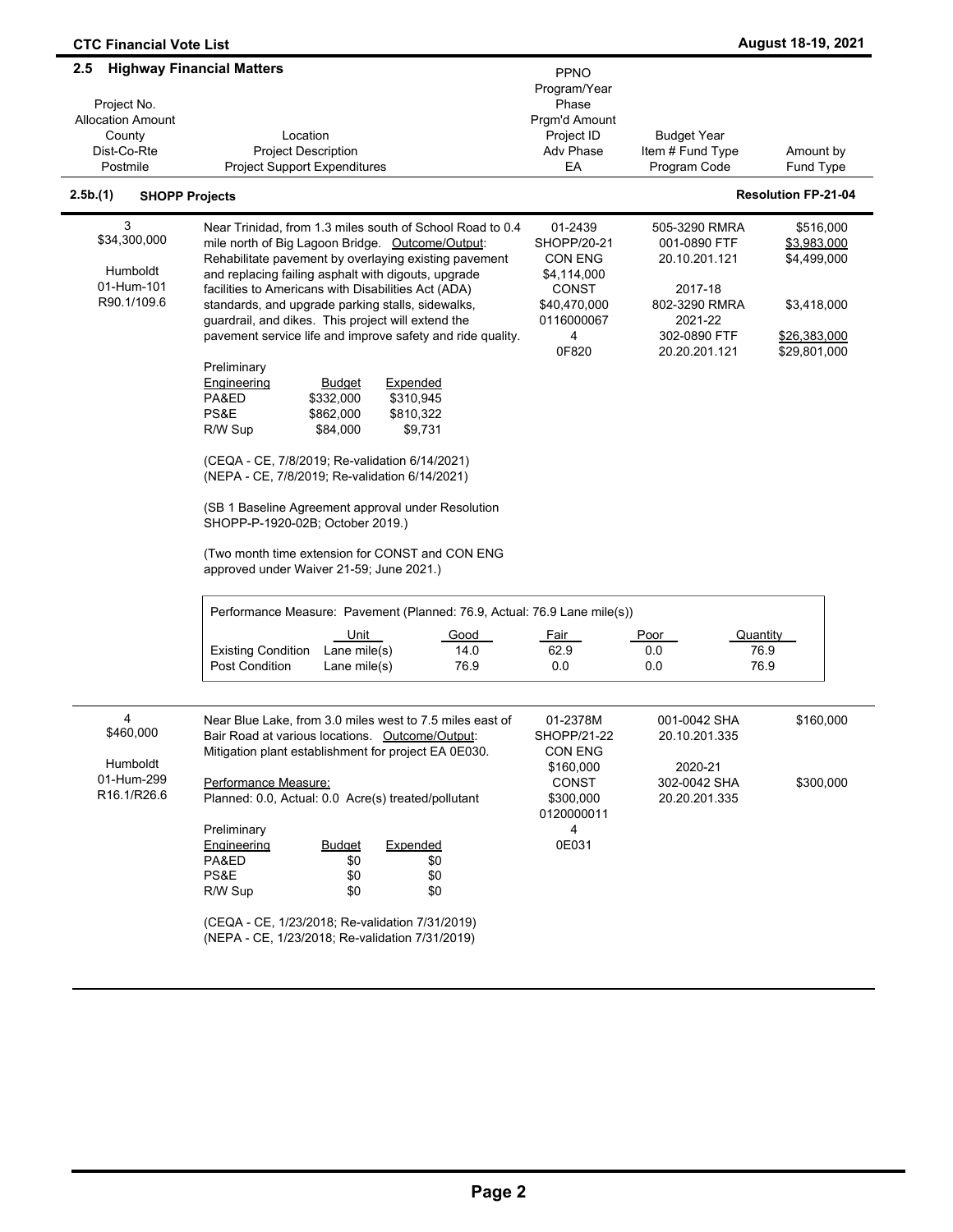## 2.5 Highway Financial Matters

| Project No.<br>Allocation Amount<br>County<br>Dist-Co-Rte<br>Postmile | Location<br>Project Description<br>Project Support Expenditures | PPNO<br>Program/Year<br>Phase<br>Prgm'd Amount<br>Project ID<br>Adv Phase<br>EA | Budget Year<br>Item # Fund Type<br>Program Code | Amount by<br>Fund Type |
|---|---|---|---|---|

### 2.5b.(1) SHOPP Projects — Resolution FP-21-04

| Project No.<br>Allocation Amount<br>County<br>Dist-Co-Rte<br>Postmile | Location<br>Project Description<br>Project Support Expenditures | PPNO<br>Program/Year<br>Phase<br>Prgm'd Amount<br>Project ID<br>Adv Phase<br>EA | Budget Year<br>Item # Fund Type<br>Program Code | Amount by<br>Fund Type |
|---|---|---|---|---|
| 3<br>$34,300,000<br>Humboldt<br>01-Hum-101<br>R90.1/109.6 | Near Trinidad, from 1.3 miles south of School Road to 0.4 mile north of Big Lagoon Bridge. Outcome/Output: Rehabilitate pavement by overlaying existing pavement and replacing failing asphalt with digouts, upgrade facilities to Americans with Disabilities Act (ADA) standards, and upgrade parking stalls, sidewalks, guardrail, and dikes. This project will extend the pavement service life and improve safety and ride quality. | 01-2439<br>SHOPP/20-21<br>CON ENG<br>$4,114,000<br>CONST<br>$40,470,000<br>0116000067<br>4<br>0F820 | 505-3290 RMRA<br>001-0890 FTF<br>20.10.201.121<br><br>2017-18<br>802-3290 RMRA<br>2021-22<br>302-0890 FTF<br>20.20.201.121 | $516,000<br>$3,983,000<br>$4,499,000<br><br><br>$3,418,000<br><br>$26,383,000<br>$29,801,000 |

Preliminary

| Engineering | Budget | Expended |
|---|---|---|
| PA&ED | $332,000 | $310,945 |
| PS&E | $862,000 | $810,322 |
| R/W Sup | $84,000 | $9,731 |

(CEQA - CE, 7/8/2019; Re-validation 6/14/2021)
(NEPA - CE, 7/8/2019; Re-validation 6/14/2021)

(SB 1 Baseline Agreement approval under Resolution SHOPP-P-1920-02B; October 2019.)

(Two month time extension for CONST and CON ENG approved under Waiver 21-59; June 2021.)

Performance Measure: Pavement (Planned: 76.9, Actual: 76.9 Lane mile(s))

| | Unit | Good | Fair | Poor | Quantity |
|---|---|---|---|---|---|
| Existing Condition | Lane mile(s) | 14.0 | 62.9 | 0.0 | 76.9 |
| Post Condition | Lane mile(s) | 76.9 | 0.0 | 0.0 | 76.9 |

| Project No.<br>Allocation Amount<br>County<br>Dist-Co-Rte<br>Postmile | Location<br>Project Description<br>Project Support Expenditures | PPNO<br>Program/Year<br>Phase<br>Prgm'd Amount<br>Project ID<br>Adv Phase<br>EA | Budget Year<br>Item # Fund Type<br>Program Code | Amount by<br>Fund Type |
|---|---|---|---|---|
| 4<br>$460,000<br>Humboldt<br>01-Hum-299<br>R16.1/R26.6 | Near Blue Lake, from 3.0 miles west to 7.5 miles east of Bair Road at various locations. Outcome/Output: Mitigation plant establishment for project EA 0E030.<br><br>Performance Measure:<br>Planned: 0.0, Actual: 0.0 Acre(s) treated/pollutant | 01-2378M<br>SHOPP/21-22<br>CON ENG<br>$160,000<br>CONST<br>$300,000<br>0120000011<br>4<br>0E031 | 001-0042 SHA<br>20.10.201.335<br><br>2020-21<br>302-0042 SHA<br>20.20.201.335 | $160,000<br><br><br><br>$300,000 |

Preliminary

| Engineering | Budget | Expended |
|---|---|---|
| PA&ED | $0 | $0 |
| PS&E | $0 | $0 |
| R/W Sup | $0 | $0 |

(CEQA - CE, 1/23/2018; Re-validation 7/31/2019)
(NEPA - CE, 1/23/2018; Re-validation 7/31/2019)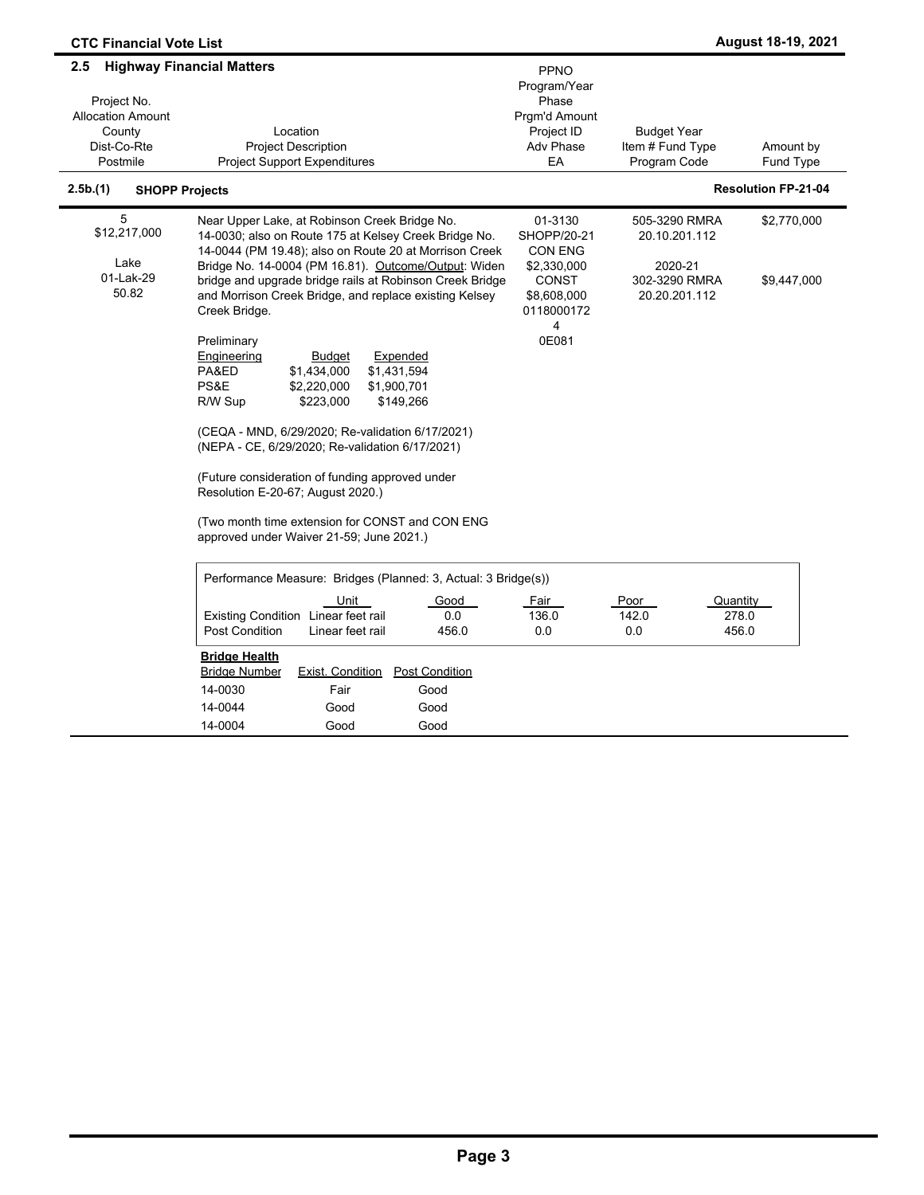## 2.5 Highway Financial Matters

| Project No.<br>Allocation Amount<br>County<br>Dist-Co-Rte<br>Postmile | Location<br>Project Description<br>Project Support Expenditures | PPNO<br>Program/Year<br>Phase<br>Prgm'd Amount<br>Project ID<br>Adv Phase<br>EA | Budget Year<br>Item # Fund Type<br>Program Code | Amount by<br>Fund Type |
|---|---|---|---|---|

### 2.5b.(1) SHOPP Projects — Resolution FP-21-04

| Project No.<br>Allocation Amount<br>County<br>Dist-Co-Rte<br>Postmile | Location<br>Project Description<br>Project Support Expenditures | PPNO<br>Program/Year<br>Phase<br>Prgm'd Amount<br>Project ID<br>Adv Phase<br>EA | Budget Year<br>Item # Fund Type<br>Program Code | Amount by<br>Fund Type |
|---|---|---|---|---|
| 5<br>$12,217,000<br><br>Lake<br>01-Lak-29<br>50.82 | Near Upper Lake, at Robinson Creek Bridge No. 14-0030; also on Route 175 at Kelsey Creek Bridge No. 14-0044 (PM 19.48); also on Route 20 at Morrison Creek Bridge No. 14-0004 (PM 16.81). Outcome/Output: Widen bridge and upgrade bridge rails at Robinson Creek Bridge and Morrison Creek Bridge, and replace existing Kelsey Creek Bridge. | 01-3130<br>SHOPP/20-21<br>CON ENG<br>$2,330,000<br>CONST<br>$8,608,000<br>0118000172<br>4<br>0E081 | 505-3290 RMRA<br>20.10.201.112<br><br>2020-21<br>302-3290 RMRA<br>20.20.201.112 | $2,770,000<br><br><br><br>$9,447,000 |

Preliminary

| Engineering | Budget | Expended |
|---|---|---|
| PA&ED | $1,434,000 | $1,431,594 |
| PS&E | $2,220,000 | $1,900,701 |
| R/W Sup | $223,000 | $149,266 |

(CEQA - MND, 6/29/2020; Re-validation 6/17/2021)
(NEPA - CE, 6/29/2020; Re-validation 6/17/2021)

(Future consideration of funding approved under Resolution E-20-67; August 2020.)

(Two month time extension for CONST and CON ENG approved under Waiver 21-59; June 2021.)

Performance Measure: Bridges (Planned: 3, Actual: 3 Bridge(s))

| | Unit | Good | Fair | Poor | Quantity |
|---|---|---|---|---|---|
| Existing Condition | Linear feet rail | 0.0 | 136.0 | 142.0 | 278.0 |
| Post Condition | Linear feet rail | 456.0 | 0.0 | 0.0 | 456.0 |

**Bridge Health**

| Bridge Number | Exist. Condition | Post Condition |
|---|---|---|
| 14-0030 | Fair | Good |
| 14-0044 | Good | Good |
| 14-0004 | Good | Good |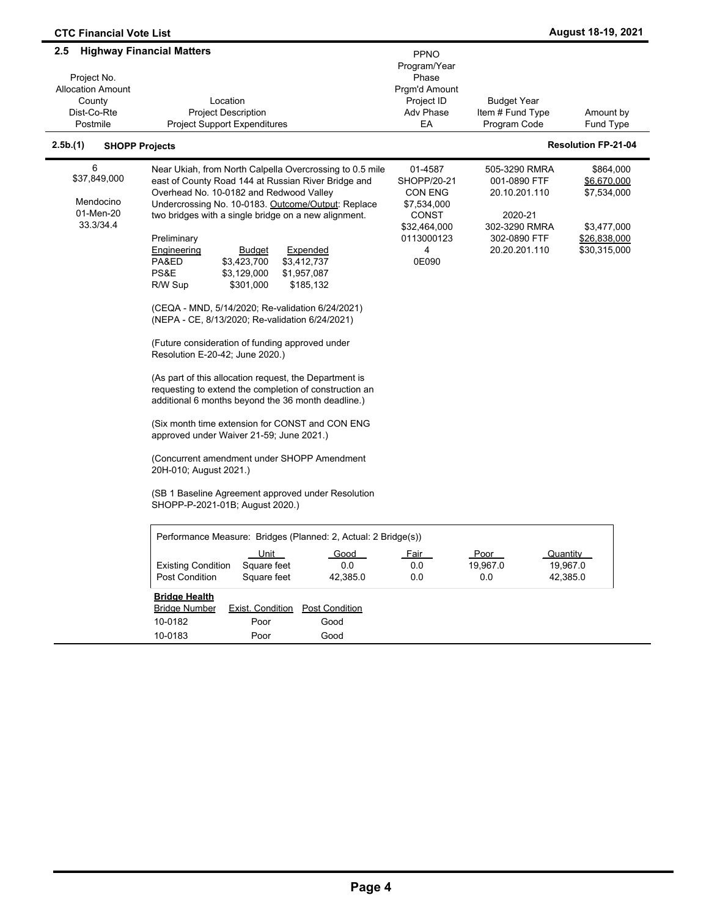## 2.5 Highway Financial Matters

| Project No.<br>Allocation Amount<br>County<br>Dist-Co-Rte<br>Postmile | Location<br>Project Description<br>Project Support Expenditures | PPNO<br>Program/Year<br>Phase<br>Prgm'd Amount<br>Project ID<br>Adv Phase<br>EA | Budget Year<br>Item # Fund Type<br>Program Code | Amount by<br>Fund Type |
|---|---|---|---|---|

### 2.5b.(1) SHOPP Projects — Resolution FP-21-04

| Project No.<br>Allocation Amount<br>County<br>Dist-Co-Rte<br>Postmile | Location<br>Project Description<br>Project Support Expenditures | PPNO<br>Program/Year<br>Phase<br>Prgm'd Amount<br>Project ID<br>Adv Phase<br>EA | Budget Year<br>Item # Fund Type<br>Program Code | Amount by<br>Fund Type |
|---|---|---|---|---|
| 6<br>$37,849,000<br><br>Mendocino<br>01-Men-20<br>33.3/34.4 | Near Ukiah, from North Calpella Overcrossing to 0.5 mile east of County Road 144 at Russian River Bridge and Overhead No. 10-0182 and Redwood Valley Undercrossing No. 10-0183. Outcome/Output: Replace two bridges with a single bridge on a new alignment. | 01-4587<br>SHOPP/20-21<br>CON ENG<br>$7,534,000<br>CONST<br>$32,464,000<br>0113000123<br>4<br>0E090 | 505-3290 RMRA<br>001-0890 FTF<br>20.10.201.110<br><br>2020-21<br>302-3290 RMRA<br>302-0890 FTF<br>20.20.201.110 | $864,000<br>$6,670,000<br>$7,534,000<br><br>$3,477,000<br>$26,838,000<br>$30,315,000 |

Preliminary

| Engineering | Budget | Expended |
|---|---|---|
| PA&ED | $3,423,700 | $3,412,737 |
| PS&E | $3,129,000 | $1,957,087 |
| R/W Sup | $301,000 | $185,132 |

(CEQA - MND, 5/14/2020; Re-validation 6/24/2021)
(NEPA - CE, 8/13/2020; Re-validation 6/24/2021)

(Future consideration of funding approved under Resolution E-20-42; June 2020.)

(As part of this allocation request, the Department is requesting to extend the completion of construction an additional 6 months beyond the 36 month deadline.)

(Six month time extension for CONST and CON ENG approved under Waiver 21-59; June 2021.)

(Concurrent amendment under SHOPP Amendment 20H-010; August 2021.)

(SB 1 Baseline Agreement approved under Resolution SHOPP-P-2021-01B; August 2020.)

Performance Measure: Bridges (Planned: 2, Actual: 2 Bridge(s))

| | Unit | Good | Fair | Poor | Quantity |
|---|---|---|---|---|---|
| Existing Condition | Square feet | 0.0 | 0.0 | 19,967.0 | 19,967.0 |
| Post Condition | Square feet | 42,385.0 | 0.0 | 0.0 | 42,385.0 |

**Bridge Health**

| Bridge Number | Exist. Condition | Post Condition |
|---|---|---|
| 10-0182 | Poor | Good |
| 10-0183 | Poor | Good |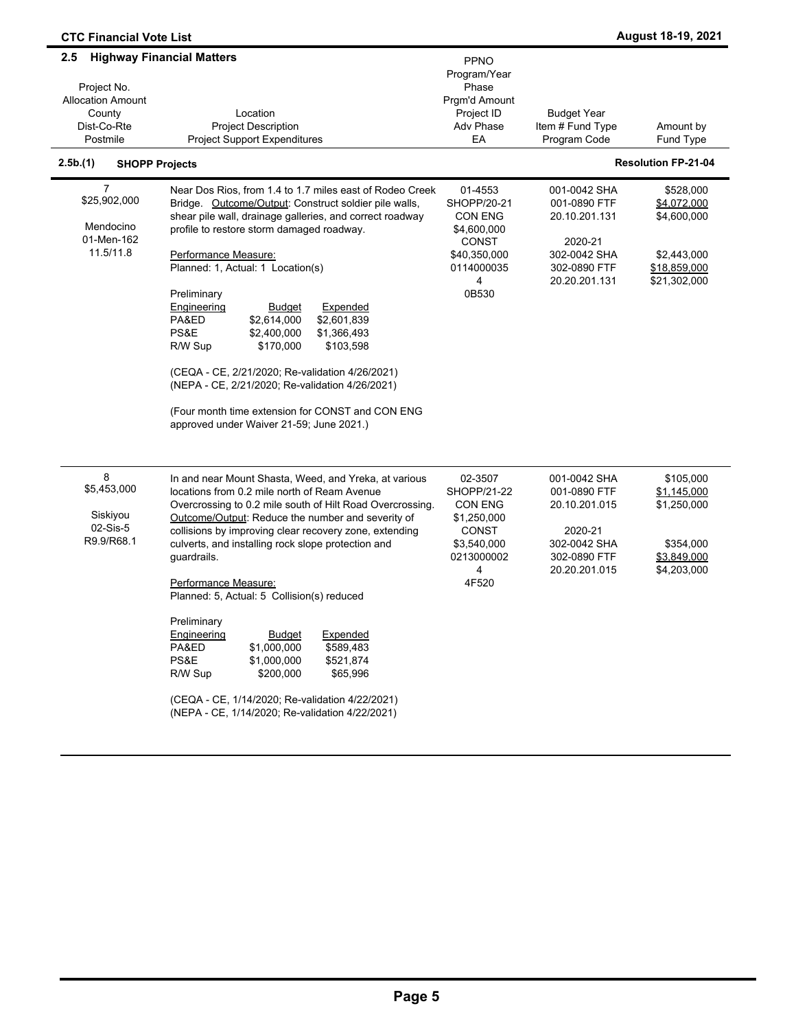## 2.5 Highway Financial Matters

| Project No.<br>Allocation Amount<br>County<br>Dist-Co-Rte<br>Postmile | Location<br>Project Description<br>Project Support Expenditures | PPNO<br>Program/Year<br>Phase<br>Prgm'd Amount<br>Project ID<br>Adv Phase<br>EA | Budget Year<br>Item # Fund Type<br>Program Code | Amount by<br>Fund Type |
|---|---|---|---|---|

### 2.5b.(1) SHOPP Projects — Resolution FP-21-04

| Project No.<br>Allocation Amount<br>County<br>Dist-Co-Rte<br>Postmile | Location<br>Project Description<br>Project Support Expenditures | PPNO<br>Program/Year<br>Phase<br>Prgm'd Amount<br>Project ID<br>Adv Phase<br>EA | Budget Year<br>Item # Fund Type<br>Program Code | Amount by<br>Fund Type |
|---|---|---|---|---|
| 7<br>$25,902,000<br><br>Mendocino<br>01-Men-162<br>11.5/11.8 | Near Dos Rios, from 1.4 to 1.7 miles east of Rodeo Creek Bridge. Outcome/Output: Construct soldier pile walls, shear pile wall, drainage galleries, and correct roadway profile to restore storm damaged roadway.<br><br>Performance Measure:<br>Planned: 1, Actual: 1 Location(s)<br><br>Preliminary Engineering — Budget / Expended<br>PA&ED $2,614,000 / $2,601,839<br>PS&E $2,400,000 / $1,366,493<br>R/W Sup $170,000 / $103,598<br><br>(CEQA - CE, 2/21/2020; Re-validation 4/26/2021)<br>(NEPA - CE, 2/21/2020; Re-validation 4/26/2021)<br><br>(Four month time extension for CONST and CON ENG approved under Waiver 21-59; June 2021.) | 01-4553<br>SHOPP/20-21<br>CON ENG<br>$4,600,000<br>CONST<br>$40,350,000<br>0114000035<br>4<br>0B530 | 001-0042 SHA<br>001-0890 FTF<br>20.10.201.131<br><br>2020-21<br>302-0042 SHA<br>302-0890 FTF<br>20.20.201.131 | $528,000<br>$4,072,000<br>$4,600,000<br><br><br>$2,443,000<br>$18,859,000<br>$21,302,000 |
| 8<br>$5,453,000<br><br>Siskiyou<br>02-Sis-5<br>R9.9/R68.1 | In and near Mount Shasta, Weed, and Yreka, at various locations from 0.2 mile north of Ream Avenue Overcrossing to 0.2 mile south of Hilt Road Overcrossing. Outcome/Output: Reduce the number and severity of collisions by improving clear recovery zone, extending culverts, and installing rock slope protection and guardrails.<br><br>Performance Measure:<br>Planned: 5, Actual: 5 Collision(s) reduced<br><br>Preliminary Engineering — Budget / Expended<br>PA&ED $1,000,000 / $589,483<br>PS&E $1,000,000 / $521,874<br>R/W Sup $200,000 / $65,996<br><br>(CEQA - CE, 1/14/2020; Re-validation 4/22/2021)<br>(NEPA - CE, 1/14/2020; Re-validation 4/22/2021) | 02-3507<br>SHOPP/21-22<br>CON ENG<br>$1,250,000<br>CONST<br>$3,540,000<br>0213000002<br>4<br>4F520 | 001-0042 SHA<br>001-0890 FTF<br>20.10.201.015<br><br>2020-21<br>302-0042 SHA<br>302-0890 FTF<br>20.20.201.015 | $105,000<br>$1,145,000<br>$1,250,000<br><br><br>$354,000<br>$3,849,000<br>$4,203,000 |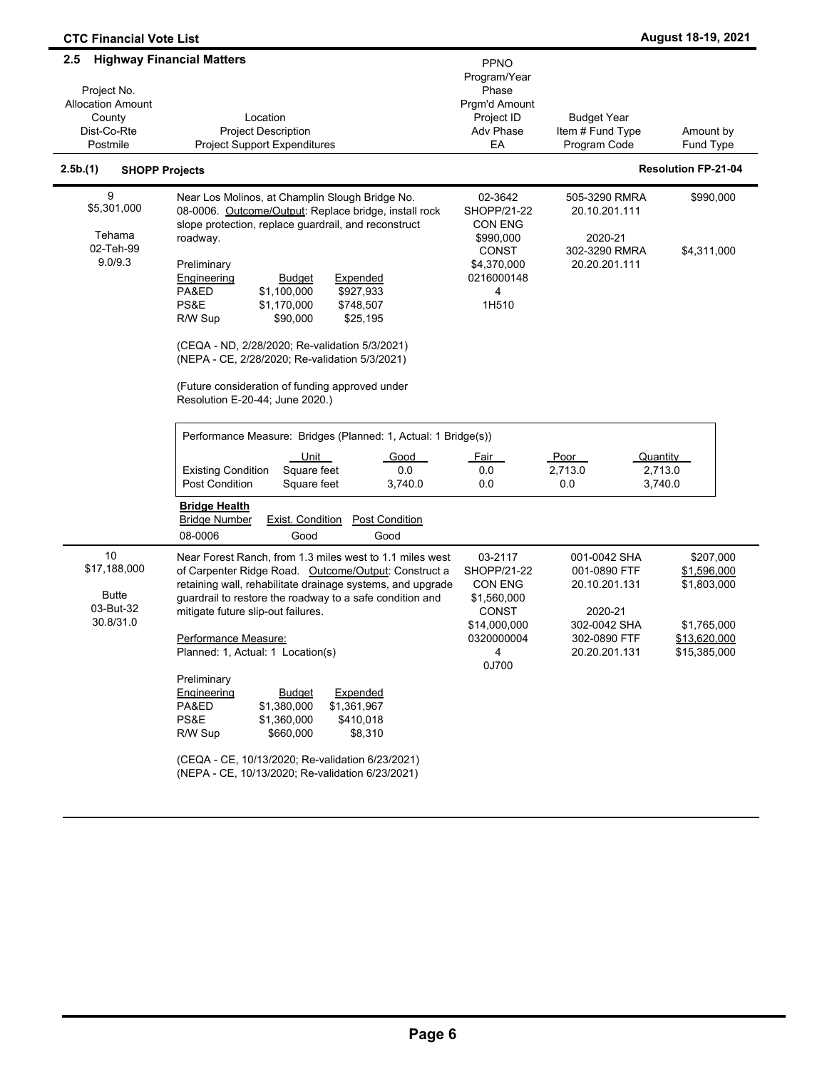## 2.5 Highway Financial Matters

| Project No.<br>Allocation Amount<br>County<br>Dist-Co-Rte<br>Postmile | Location<br>Project Description<br>Project Support Expenditures | PPNO<br>Program/Year<br>Phase<br>Prgm'd Amount<br>Project ID<br>Adv Phase<br>EA | Budget Year<br>Item # Fund Type<br>Program Code | Amount by<br>Fund Type |
|---|---|---|---|---|

### 2.5b.(1) SHOPP Projects — Resolution FP-21-04

| Project No.<br>Allocation Amount<br>County<br>Dist-Co-Rte<br>Postmile | Location<br>Project Description<br>Project Support Expenditures | PPNO<br>Program/Year<br>Phase<br>Prgm'd Amount<br>Project ID<br>Adv Phase<br>EA | Budget Year<br>Item # Fund Type<br>Program Code | Amount by<br>Fund Type |
|---|---|---|---|---|
| 9<br>$5,301,000<br><br>Tehama<br>02-Teh-99<br>9.0/9.3 | Near Los Molinos, at Champlin Slough Bridge No. 08-0006. Outcome/Output: Replace bridge, install rock slope protection, replace guardrail, and reconstruct roadway. | 02-3642<br>SHOPP/21-22<br>CON ENG<br>$990,000<br>CONST<br>$4,370,000<br>0216000148<br>4<br>1H510 | 505-3290 RMRA<br>20.10.201.111<br><br>2020-21<br>302-3290 RMRA<br>20.20.201.111 | $990,000<br><br><br><br>$4,311,000 |

Preliminary

| Engineering | Budget | Expended |
|---|---|---|
| PA&ED | $1,100,000 | $927,933 |
| PS&E | $1,170,000 | $748,507 |
| R/W Sup | $90,000 | $25,195 |

(CEQA - ND, 2/28/2020; Re-validation 5/3/2021)
(NEPA - CE, 2/28/2020; Re-validation 5/3/2021)

(Future consideration of funding approved under Resolution E-20-44; June 2020.)

Performance Measure: Bridges (Planned: 1, Actual: 1 Bridge(s))

| | Unit | Good | Fair | Poor | Quantity |
|---|---|---|---|---|---|
| Existing Condition | Square feet | 0.0 | 0.0 | 2,713.0 | 2,713.0 |
| Post Condition | Square feet | 3,740.0 | 0.0 | 0.0 | 3,740.0 |

**Bridge Health**

| Bridge Number | Exist. Condition | Post Condition |
|---|---|---|
| 08-0006 | Good | Good |

| Project No.<br>Allocation Amount<br>County<br>Dist-Co-Rte<br>Postmile | Location<br>Project Description<br>Project Support Expenditures | PPNO<br>Program/Year<br>Phase<br>Prgm'd Amount<br>Project ID<br>Adv Phase<br>EA | Budget Year<br>Item # Fund Type<br>Program Code | Amount by<br>Fund Type |
|---|---|---|---|---|
| 10<br>$17,188,000<br><br>Butte<br>03-But-32<br>30.8/31.0 | Near Forest Ranch, from 1.3 miles west to 1.1 miles west of Carpenter Ridge Road. Outcome/Output: Construct a retaining wall, rehabilitate drainage systems, and upgrade guardrail to restore the roadway to a safe condition and mitigate future slip-out failures.<br><br>Performance Measure:<br>Planned: 1, Actual: 1 Location(s) | 03-2117<br>SHOPP/21-22<br>CON ENG<br>$1,560,000<br>CONST<br>$14,000,000<br>0320000004<br>4<br>0J700 | 001-0042 SHA<br>001-0890 FTF<br>20.10.201.131<br><br>2020-21<br>302-0042 SHA<br>302-0890 FTF<br>20.20.201.131 | $207,000<br>$1,596,000<br>$1,803,000<br><br><br>$1,765,000<br>$13,620,000<br>$15,385,000 |

Preliminary

| Engineering | Budget | Expended |
|---|---|---|
| PA&ED | $1,380,000 | $1,361,967 |
| PS&E | $1,360,000 | $410,018 |
| R/W Sup | $660,000 | $8,310 |

(CEQA - CE, 10/13/2020; Re-validation 6/23/2021)
(NEPA - CE, 10/13/2020; Re-validation 6/23/2021)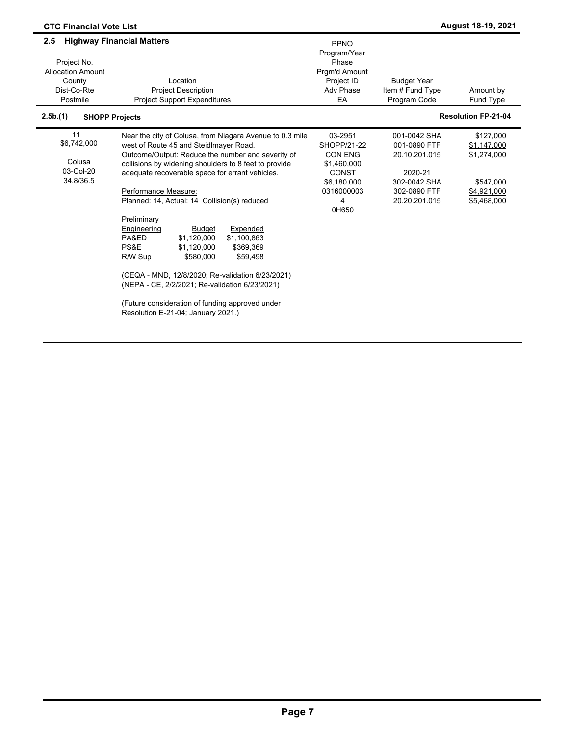## 2.5 Highway Financial Matters

| Project No.<br>Allocation Amount<br>County<br>Dist-Co-Rte<br>Postmile | Location<br>Project Description<br>Project Support Expenditures | PPNO<br>Program/Year<br>Phase<br>Prgm'd Amount<br>Project ID<br>Adv Phase<br>EA | Budget Year<br>Item # Fund Type<br>Program Code | Amount by<br>Fund Type |
|---|---|---|---|---|
| **2.5b.(1) SHOPP Projects** | | | | **Resolution FP-21-04** |
| 11<br>$6,742,000<br><br>Colusa<br>03-Col-20<br>34.8/36.5 | Near the city of Colusa, from Niagara Avenue to 0.3 mile west of Route 45 and Steidlmayer Road.<br>Outcome/Output: Reduce the number and severity of collisions by widening shoulders to 8 feet to provide adequate recoverable space for errant vehicles.<br><br>Performance Measure:<br>Planned: 14, Actual: 14 Collision(s) reduced | 03-2951<br>SHOPP/21-22<br>CON ENG<br>$1,460,000<br>CONST<br>$6,180,000<br>0316000003<br>4<br>0H650 | 001-0042 SHA<br>001-0890 FTF<br>20.10.201.015<br><br>2020-21<br>302-0042 SHA<br>302-0890 FTF<br>20.20.201.015 | $127,000<br>$1,147,000<br>$1,274,000<br><br><br>$547,000<br>$4,921,000<br>$5,468,000 |

Preliminary

| Engineering | Budget | Expended |
|---|---|---|
| PA&ED | $1,120,000 | $1,100,863 |
| PS&E | $1,120,000 | $369,369 |
| R/W Sup | $580,000 | $59,498 |

(CEQA - MND, 12/8/2020; Re-validation 6/23/2021)
(NEPA - CE, 2/2/2021; Re-validation 6/23/2021)

(Future consideration of funding approved under Resolution E-21-04; January 2021.)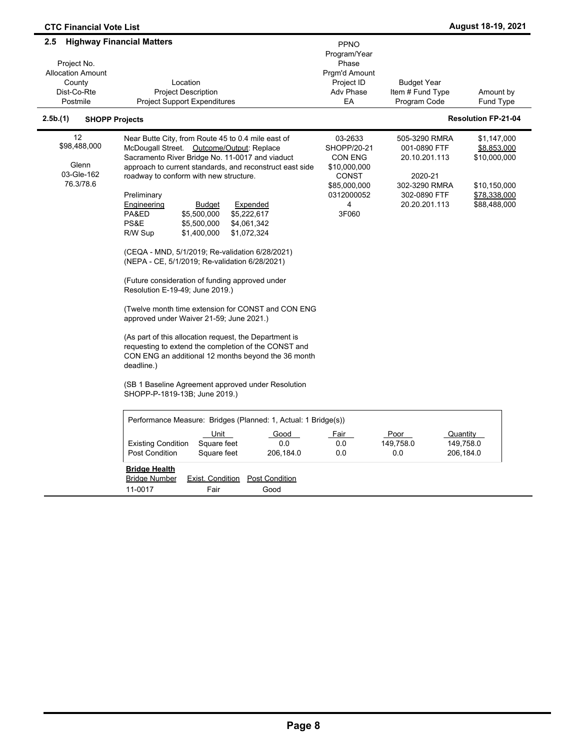## 2.5 Highway Financial Matters

| Project No.<br>Allocation Amount<br>County<br>Dist-Co-Rte<br>Postmile | Location<br>Project Description<br>Project Support Expenditures | PPNO<br>Program/Year<br>Phase<br>Prgm'd Amount<br>Project ID<br>Adv Phase<br>EA | Budget Year<br>Item # Fund Type<br>Program Code | Amount by<br>Fund Type |
|---|---|---|---|---|

### 2.5b.(1) SHOPP Projects

**Resolution FP-21-04**

| Project No. / Allocation Amount / County / Dist-Co-Rte / Postmile | Location / Project Description | PPNO / Program/Year / Phase / Prgm'd Amount / Project ID / Adv Phase / EA | Budget Year / Item # Fund Type / Program Code | Amount by Fund Type |
|---|---|---|---|---|
| 12<br>$98,488,000<br><br>Glenn<br>03-Gle-162<br>76.3/78.6 | Near Butte City, from Route 45 to 0.4 mile east of McDougall Street. Outcome/Output: Replace Sacramento River Bridge No. 11-0017 and viaduct approach to current standards, and reconstruct east side roadway to conform with new structure. | 03-2633<br>SHOPP/20-21<br>CON ENG<br>$10,000,000<br>CONST<br>$85,000,000<br>0312000052<br>4<br>3F060 | 505-3290 RMRA<br>001-0890 FTF<br>20.10.201.113<br><br>2020-21<br>302-3290 RMRA<br>302-0890 FTF<br>20.20.201.113 | $1,147,000<br>$8,853,000<br>$10,000,000<br><br>$10,150,000<br>$78,338,000<br>$88,488,000 |

Preliminary

| Engineering | Budget | Expended |
|---|---|---|
| PA&ED | $5,500,000 | $5,222,617 |
| PS&E | $5,500,000 | $4,061,342 |
| R/W Sup | $1,400,000 | $1,072,324 |

(CEQA - MND, 5/1/2019; Re-validation 6/28/2021)
(NEPA - CE, 5/1/2019; Re-validation 6/28/2021)

(Future consideration of funding approved under Resolution E-19-49; June 2019.)

(Twelve month time extension for CONST and CON ENG approved under Waiver 21-59; June 2021.)

(As part of this allocation request, the Department is requesting to extend the completion of the CONST and CON ENG an additional 12 months beyond the 36 month deadline.)

(SB 1 Baseline Agreement approved under Resolution SHOPP-P-1819-13B; June 2019.)

Performance Measure: Bridges (Planned: 1, Actual: 1 Bridge(s))

| | Unit | Good | Fair | Poor | Quantity |
|---|---|---|---|---|---|
| Existing Condition | Square feet | 0.0 | 0.0 | 149,758.0 | 149,758.0 |
| Post Condition | Square feet | 206,184.0 | 0.0 | 0.0 | 206,184.0 |

**Bridge Health**

| Bridge Number | Exist. Condition | Post Condition |
|---|---|---|
| 11-0017 | Fair | Good |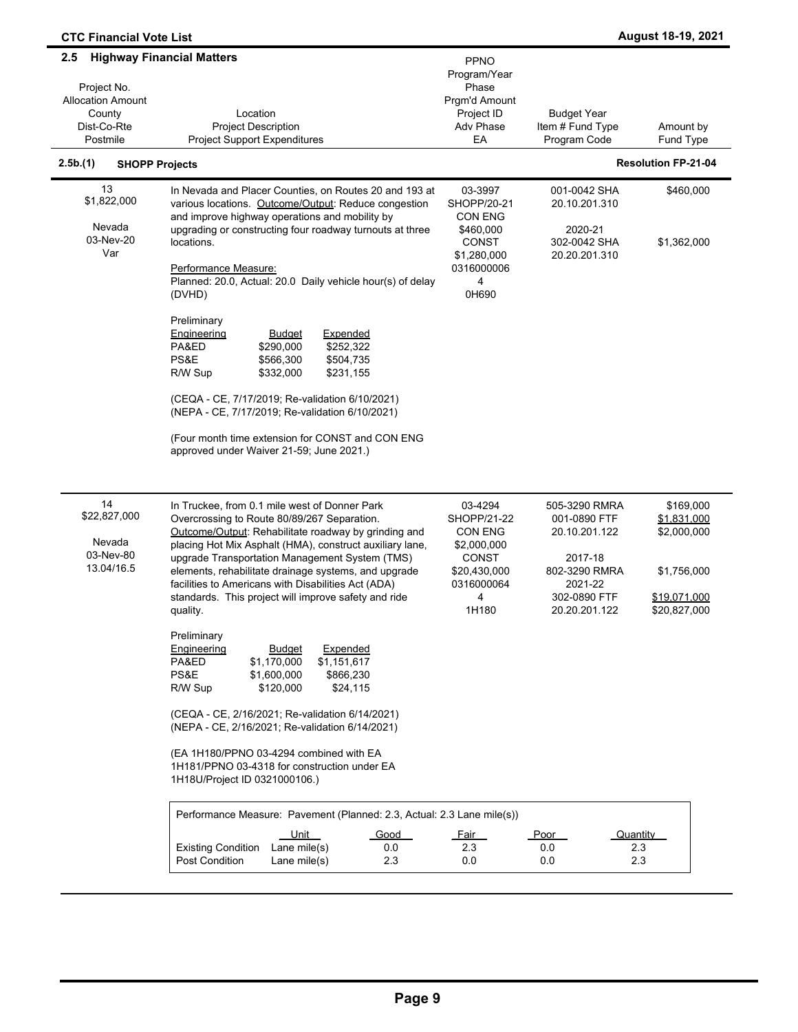## 2.5 Highway Financial Matters

| Project No. / Allocation Amount / County / Dist-Co-Rte / Postmile | Location / Project Description / Project Support Expenditures | PPNO / Program/Year / Phase / Prgm'd Amount / Project ID / Adv Phase / EA | Budget Year / Item # Fund Type / Program Code | Amount by Fund Type |
|---|---|---|---|---|

### 2.5b.(1) SHOPP Projects

**Resolution FP-21-04**

| Project No. / Allocation Amount / County / Dist-Co-Rte / Postmile | Location / Project Description / Project Support Expenditures | PPNO / Program/Year / Phase / Prgm'd Amount / Project ID / Adv Phase / EA | Budget Year / Item # Fund Type / Program Code | Amount by Fund Type |
|---|---|---|---|---|
| 13<br>$1,822,000<br><br>Nevada<br>03-Nev-20<br>Var | In Nevada and Placer Counties, on Routes 20 and 193 at various locations. Outcome/Output: Reduce congestion and improve highway operations and mobility by upgrading or constructing four roadway turnouts at three locations.<br><br>Performance Measure:<br>Planned: 20.0, Actual: 20.0 Daily vehicle hour(s) of delay (DVHD)<br><br>Preliminary Engineering — Budget / Expended<br>PA&ED $290,000 / $252,322<br>PS&E $566,300 / $504,735<br>R/W Sup $332,000 / $231,155<br><br>(CEQA - CE, 7/17/2019; Re-validation 6/10/2021)<br>(NEPA - CE, 7/17/2019; Re-validation 6/10/2021)<br><br>(Four month time extension for CONST and CON ENG approved under Waiver 21-59; June 2021.) | 03-3997<br>SHOPP/20-21<br>CON ENG<br>$460,000<br>CONST<br>$1,280,000<br>0316000006<br>4<br>0H690 | 001-0042 SHA<br>20.10.201.310<br><br>2020-21<br>302-0042 SHA<br>20.20.201.310 | $460,000<br><br><br><br>$1,362,000 |
| 14<br>$22,827,000<br><br>Nevada<br>03-Nev-80<br>13.04/16.5 | In Truckee, from 0.1 mile west of Donner Park Overcrossing to Route 80/89/267 Separation. Outcome/Output: Rehabilitate roadway by grinding and placing Hot Mix Asphalt (HMA), construct auxiliary lane, upgrade Transportation Management System (TMS) elements, rehabilitate drainage systems, and upgrade facilities to Americans with Disabilities Act (ADA) standards. This project will improve safety and ride quality.<br><br>Preliminary Engineering — Budget / Expended<br>PA&ED $1,170,000 / $1,151,617<br>PS&E $1,600,000 / $866,230<br>R/W Sup $120,000 / $24,115<br><br>(CEQA - CE, 2/16/2021; Re-validation 6/14/2021)<br>(NEPA - CE, 2/16/2021; Re-validation 6/14/2021)<br><br>(EA 1H180/PPNO 03-4294 combined with EA 1H181/PPNO 03-4318 for construction under EA 1H18U/Project ID 0321000106.) | 03-4294<br>SHOPP/21-22<br>CON ENG<br>$2,000,000<br>CONST<br>$20,430,000<br>0316000064<br>4<br>1H180 | 505-3290 RMRA<br>001-0890 FTF<br>20.10.201.122<br><br>2017-18<br>802-3290 RMRA<br>2021-22<br>302-0890 FTF<br>20.20.201.122 | $169,000<br>$1,831,000<br>$2,000,000<br><br><br>$1,756,000<br><br>$19,071,000<br>$20,827,000 |

Performance Measure: Pavement (Planned: 2.3, Actual: 2.3 Lane mile(s))

| | Unit | Good | Fair | Poor | Quantity |
|---|---|---|---|---|---|
| Existing Condition | Lane mile(s) | 0.0 | 2.3 | 0.0 | 2.3 |
| Post Condition | Lane mile(s) | 2.3 | 0.0 | 0.0 | 2.3 |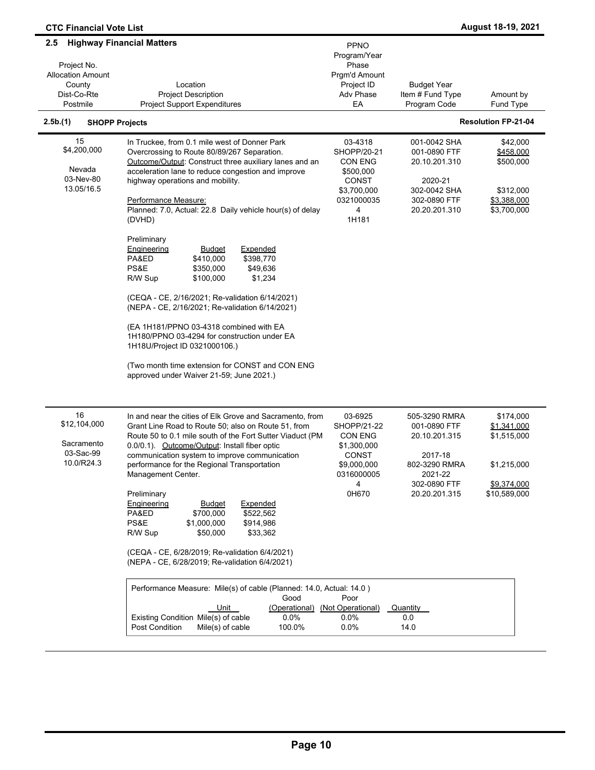## 2.5 Highway Financial Matters

| Project No.<br>Allocation Amount<br>County<br>Dist-Co-Rte<br>Postmile | Location<br>Project Description<br>Project Support Expenditures | PPNO<br>Program/Year<br>Phase<br>Prgm'd Amount<br>Project ID<br>Adv Phase<br>EA | Budget Year<br>Item # Fund Type<br>Program Code | Amount by<br>Fund Type |
|---|---|---|---|---|

### 2.5b.(1) SHOPP Projects — Resolution FP-21-04

| Project No.<br>Allocation Amount<br>County<br>Dist-Co-Rte<br>Postmile | Location<br>Project Description<br>Project Support Expenditures | PPNO<br>Program/Year<br>Phase<br>Prgm'd Amount<br>Project ID<br>Adv Phase<br>EA | Budget Year<br>Item # Fund Type<br>Program Code | Amount by<br>Fund Type |
|---|---|---|---|---|
| 15<br>$4,200,000<br><br>Nevada<br>03-Nev-80<br>13.05/16.5 | In Truckee, from 0.1 mile west of Donner Park Overcrossing to Route 80/89/267 Separation. Outcome/Output: Construct three auxiliary lanes and an acceleration lane to reduce congestion and improve highway operations and mobility.<br><br>Performance Measure:<br>Planned: 7.0, Actual: 22.8 Daily vehicle hour(s) of delay (DVHD)<br><br>Preliminary Engineering — Budget / Expended<br>PA&ED $410,000 / $398,770<br>PS&E $350,000 / $49,636<br>R/W Sup $100,000 / $1,234<br><br>(CEQA - CE, 2/16/2021; Re-validation 6/14/2021)<br>(NEPA - CE, 2/16/2021; Re-validation 6/14/2021)<br><br>(EA 1H181/PPNO 03-4318 combined with EA 1H180/PPNO 03-4294 for construction under EA 1H18U/Project ID 0321000106.)<br><br>(Two month time extension for CONST and CON ENG approved under Waiver 21-59; June 2021.) | 03-4318<br>SHOPP/20-21<br>CON ENG<br>$500,000<br>CONST<br>$3,700,000<br>0321000035<br>4<br>1H181 | 001-0042 SHA<br>001-0890 FTF<br>20.10.201.310<br><br>2020-21<br>302-0042 SHA<br>302-0890 FTF<br>20.20.201.310 | $42,000<br>$458,000<br>$500,000<br><br><br>$312,000<br>$3,388,000<br>$3,700,000 |
| 16<br>$12,104,000<br><br>Sacramento<br>03-Sac-99<br>10.0/R24.3 | In and near the cities of Elk Grove and Sacramento, from Grant Line Road to Route 50; also on Route 51, from Route 50 to 0.1 mile south of the Fort Sutter Viaduct (PM 0.0/0.1). Outcome/Output: Install fiber optic communication system to improve communication performance for the Regional Transportation Management Center.<br><br>Preliminary Engineering — Budget / Expended<br>PA&ED $700,000 / $522,562<br>PS&E $1,000,000 / $914,986<br>R/W Sup $50,000 / $33,362<br><br>(CEQA - CE, 6/28/2019; Re-validation 6/4/2021)<br>(NEPA - CE, 6/28/2019; Re-validation 6/4/2021) | 03-6925<br>SHOPP/21-22<br>CON ENG<br>$1,300,000<br>CONST<br>$9,000,000<br>0316000005<br>4<br>0H670 | 505-3290 RMRA<br>001-0890 FTF<br>20.10.201.315<br><br>2017-18<br>802-3290 RMRA<br>2021-22<br>302-0890 FTF<br>20.20.201.315 | $174,000<br>$1,341,000<br>$1,515,000<br><br><br>$1,215,000<br><br>$9,374,000<br>$10,589,000 |

Performance Measure: Mile(s) of cable (Planned: 14.0, Actual: 14.0 )

| | Unit | Good (Operational) | Poor (Not Operational) | Quantity |
|---|---|---|---|---|
| Existing Condition | Mile(s) of cable | 0.0% | 0.0% | 0.0 |
| Post Condition | Mile(s) of cable | 100.0% | 0.0% | 14.0 |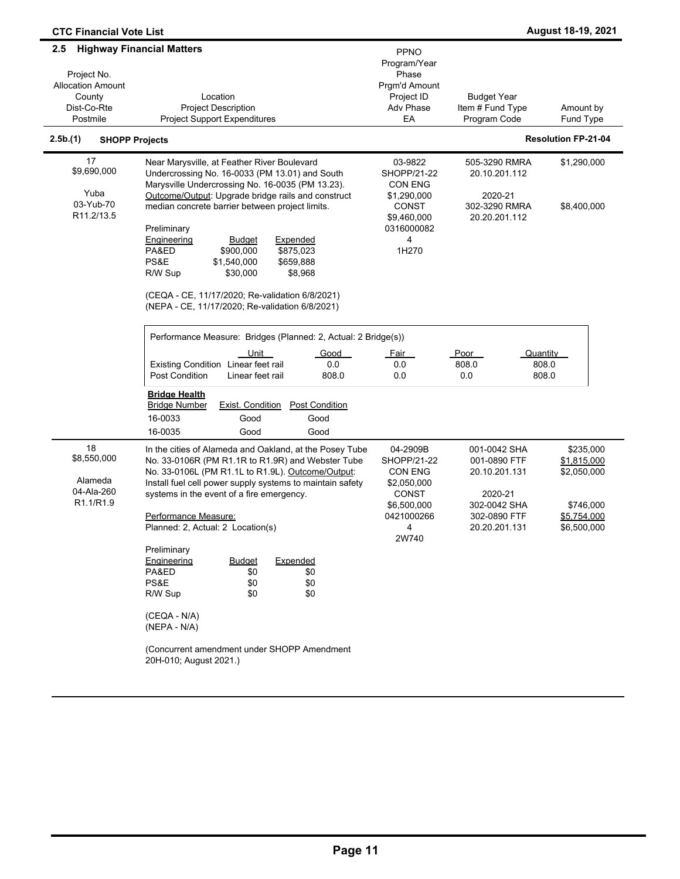## 2.5 Highway Financial Matters

| Project No.<br>Allocation Amount<br>County<br>Dist-Co-Rte<br>Postmile | Location<br>Project Description<br>Project Support Expenditures | PPNO<br>Program/Year<br>Phase<br>Prgm'd Amount<br>Project ID<br>Adv Phase<br>EA | Budget Year<br>Item # Fund Type<br>Program Code | Amount by<br>Fund Type |
|---|---|---|---|---|

### 2.5b.(1) SHOPP Projects

**Resolution FP-21-04**

| Project No.<br>Allocation Amount<br>County<br>Dist-Co-Rte<br>Postmile | Location<br>Project Description<br>Project Support Expenditures | PPNO<br>Program/Year<br>Phase<br>Prgm'd Amount<br>Project ID<br>Adv Phase<br>EA | Budget Year<br>Item # Fund Type<br>Program Code | Amount by<br>Fund Type |
|---|---|---|---|---|
| 17<br>$9,690,000<br><br>Yuba<br>03-Yub-70<br>R11.2/13.5 | Near Marysville, at Feather River Boulevard Undercrossing No. 16-0033 (PM 13.01) and South Marysville Undercrossing No. 16-0035 (PM 13.23). Outcome/Output: Upgrade bridge rails and construct median concrete barrier between project limits. | 03-9822<br>SHOPP/21-22<br>CON ENG<br>$1,290,000<br>CONST<br>$9,460,000<br>0316000082<br>4<br>1H270 | 505-3290 RMRA<br>20.10.201.112<br><br>2020-21<br>302-3290 RMRA<br>20.20.201.112 | $1,290,000<br><br><br><br>$8,400,000 |

Preliminary

| Engineering | Budget | Expended |
|---|---|---|
| PA&ED | $900,000 | $875,023 |
| PS&E | $1,540,000 | $659,888 |
| R/W Sup | $30,000 | $8,968 |

(CEQA - CE, 11/17/2020; Re-validation 6/8/2021)
(NEPA - CE, 11/17/2020; Re-validation 6/8/2021)

Performance Measure: Bridges (Planned: 2, Actual: 2 Bridge(s))

| | Unit | Good | Fair | Poor | Quantity |
|---|---|---|---|---|---|
| Existing Condition | Linear feet rail | 0.0 | 0.0 | 808.0 | 808.0 |
| Post Condition | Linear feet rail | 808.0 | 0.0 | 0.0 | 808.0 |

**Bridge Health**

| Bridge Number | Exist. Condition | Post Condition |
|---|---|---|
| 16-0033 | Good | Good |
| 16-0035 | Good | Good |

| Project No.<br>Allocation Amount<br>County<br>Dist-Co-Rte<br>Postmile | Location<br>Project Description<br>Project Support Expenditures | PPNO<br>Program/Year<br>Phase<br>Prgm'd Amount<br>Project ID<br>Adv Phase<br>EA | Budget Year<br>Item # Fund Type<br>Program Code | Amount by<br>Fund Type |
|---|---|---|---|---|
| 18<br>$8,550,000<br><br>Alameda<br>04-Ala-260<br>R1.1/R1.9 | In the cities of Alameda and Oakland, at the Posey Tube No. 33-0106R (PM R1.1R to R1.9R) and Webster Tube No. 33-0106L (PM R1.1L to R1.9L). Outcome/Output: Install fuel cell power supply systems to maintain safety systems in the event of a fire emergency.<br><br>Performance Measure:<br>Planned: 2, Actual: 2 Location(s) | 04-2909B<br>SHOPP/21-22<br>CON ENG<br>$2,050,000<br>CONST<br>$6,500,000<br>0421000266<br>4<br>2W740 | 001-0042 SHA<br>001-0890 FTF<br>20.10.201.131<br><br>2020-21<br>302-0042 SHA<br>302-0890 FTF<br>20.20.201.131 | $235,000<br>$1,815,000<br>$2,050,000<br><br><br>$746,000<br>$5,754,000<br>$6,500,000 |

Preliminary

| Engineering | Budget | Expended |
|---|---|---|
| PA&ED | $0 | $0 |
| PS&E | $0 | $0 |
| R/W Sup | $0 | $0 |

(CEQA - N/A)
(NEPA - N/A)

(Concurrent amendment under SHOPP Amendment 20H-010; August 2021.)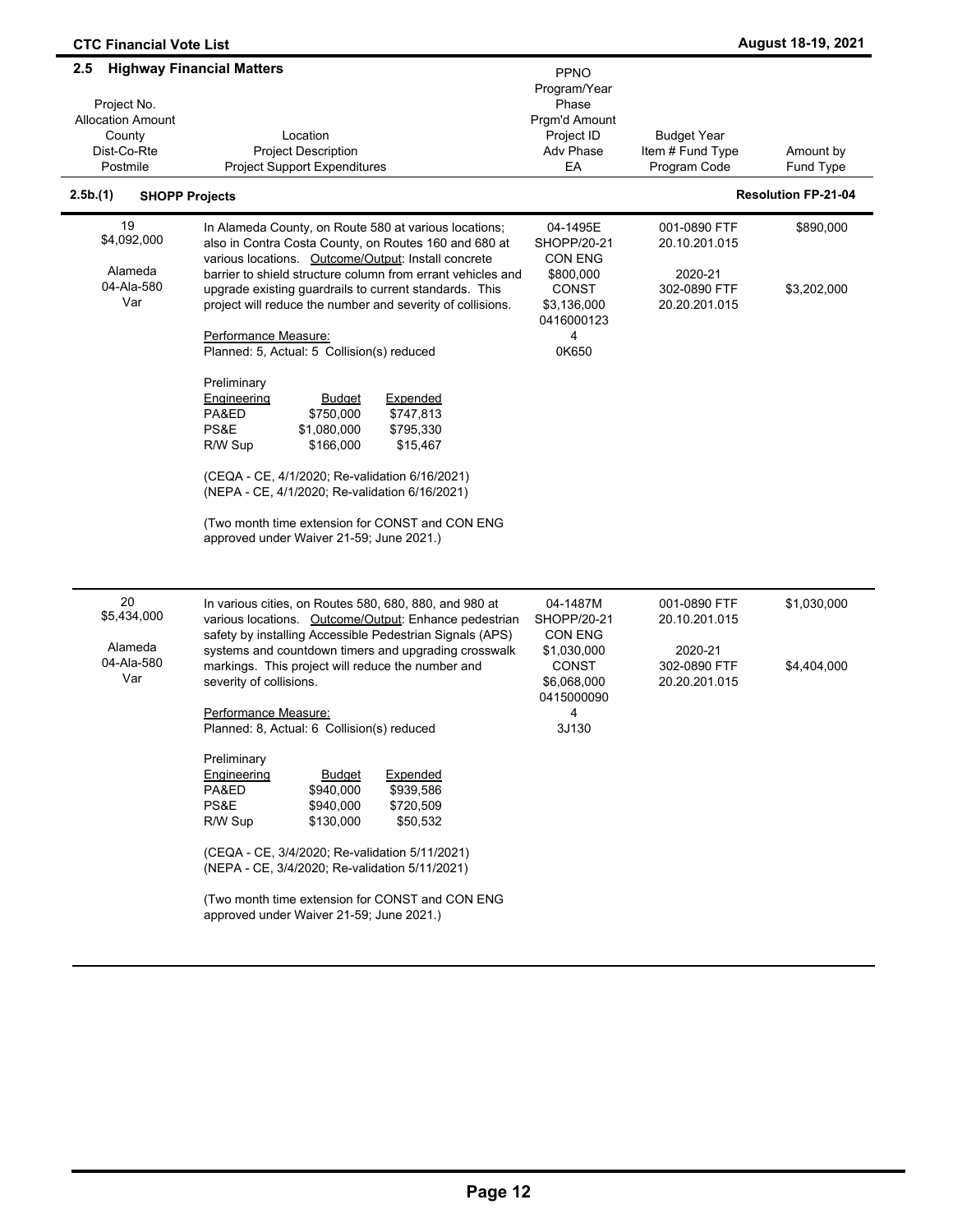## 2.5 Highway Financial Matters

| Project No.<br>Allocation Amount<br>County<br>Dist-Co-Rte<br>Postmile | Location<br>Project Description<br>Project Support Expenditures | PPNO<br>Program/Year<br>Phase<br>Prgm'd Amount<br>Project ID<br>Adv Phase<br>EA | Budget Year<br>Item # Fund Type<br>Program Code | Amount by<br>Fund Type |
|---|---|---|---|---|

### 2.5b.(1) SHOPP Projects — Resolution FP-21-04

| Project No.<br>Allocation Amount<br>County<br>Dist-Co-Rte<br>Postmile | Location<br>Project Description<br>Project Support Expenditures | PPNO<br>Program/Year<br>Phase<br>Prgm'd Amount<br>Project ID<br>Adv Phase<br>EA | Budget Year<br>Item # Fund Type<br>Program Code | Amount by<br>Fund Type |
|---|---|---|---|---|
| 19<br>$4,092,000<br><br>Alameda<br>04-Ala-580<br>Var | In Alameda County, on Route 580 at various locations; also in Contra Costa County, on Routes 160 and 680 at various locations. Outcome/Output: Install concrete barrier to shield structure column from errant vehicles and upgrade existing guardrails to current standards. This project will reduce the number and severity of collisions.<br><br>Performance Measure:<br>Planned: 5, Actual: 5 Collision(s) reduced<br><br>Preliminary Engineering — Budget / Expended<br>PA&ED $750,000 / $747,813<br>PS&E $1,080,000 / $795,330<br>R/W Sup $166,000 / $15,467<br><br>(CEQA - CE, 4/1/2020; Re-validation 6/16/2021)<br>(NEPA - CE, 4/1/2020; Re-validation 6/16/2021)<br><br>(Two month time extension for CONST and CON ENG approved under Waiver 21-59; June 2021.) | 04-1495E<br>SHOPP/20-21<br>CON ENG<br>$800,000<br>CONST<br>$3,136,000<br>0416000123<br>4<br>0K650 | 001-0890 FTF<br>20.10.201.015<br><br>2020-21<br>302-0890 FTF<br>20.20.201.015 | $890,000<br><br><br><br>$3,202,000 |
| 20<br>$5,434,000<br><br>Alameda<br>04-Ala-580<br>Var | In various cities, on Routes 580, 680, 880, and 980 at various locations. Outcome/Output: Enhance pedestrian safety by installing Accessible Pedestrian Signals (APS) systems and countdown timers and upgrading crosswalk markings. This project will reduce the number and severity of collisions.<br><br>Performance Measure:<br>Planned: 8, Actual: 6 Collision(s) reduced<br><br>Preliminary Engineering — Budget / Expended<br>PA&ED $940,000 / $939,586<br>PS&E $940,000 / $720,509<br>R/W Sup $130,000 / $50,532<br><br>(CEQA - CE, 3/4/2020; Re-validation 5/11/2021)<br>(NEPA - CE, 3/4/2020; Re-validation 5/11/2021)<br><br>(Two month time extension for CONST and CON ENG approved under Waiver 21-59; June 2021.) | 04-1487M<br>SHOPP/20-21<br>CON ENG<br>$1,030,000<br>CONST<br>$6,068,000<br>0415000090<br>4<br>3J130 | 001-0890 FTF<br>20.10.201.015<br><br>2020-21<br>302-0890 FTF<br>20.20.201.015 | $1,030,000<br><br><br><br>$4,404,000 |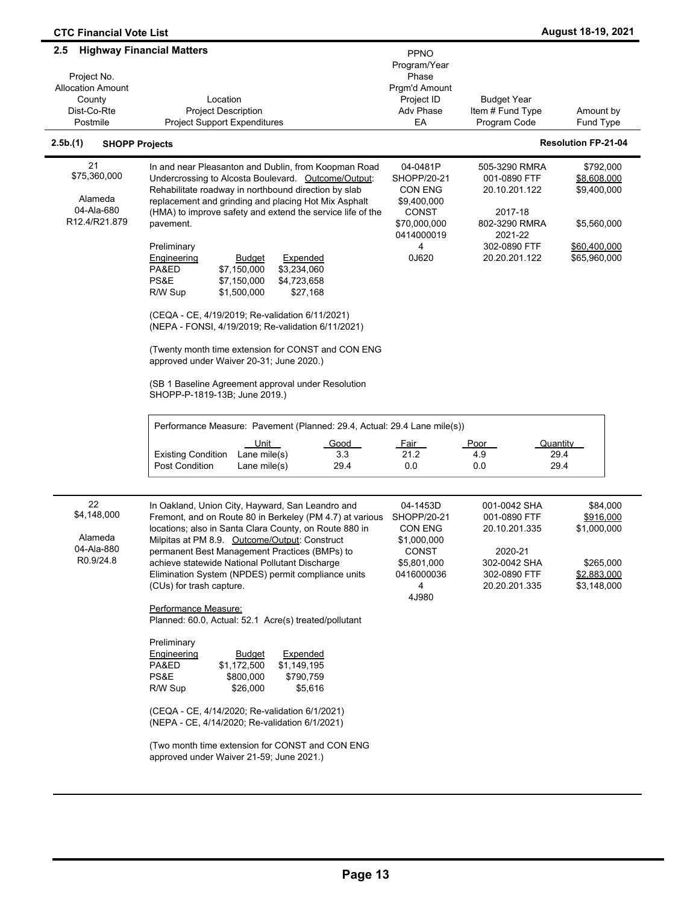## 2.5 Highway Financial Matters

| Project No.<br>Allocation Amount<br>County<br>Dist-Co-Rte<br>Postmile | Location<br>Project Description<br>Project Support Expenditures | PPNO<br>Program/Year<br>Phase<br>Prgm'd Amount<br>Project ID<br>Adv Phase<br>EA | Budget Year<br>Item # Fund Type<br>Program Code | Amount by<br>Fund Type |
|---|---|---|---|---|

### 2.5b.(1) SHOPP Projects — Resolution FP-21-04

| Project No. / Allocation Amount / County / Dist-Co-Rte / Postmile | Location / Project Description / Project Support Expenditures | PPNO / Program/Year / Phase / Prgm'd Amount / Project ID / Adv Phase / EA | Budget Year / Item # Fund Type / Program Code | Amount by Fund Type |
|---|---|---|---|---|
| 21<br>$75,360,000<br><br>Alameda<br>04-Ala-680<br>R12.4/R21.879 | In and near Pleasanton and Dublin, from Koopman Road Undercrossing to Alcosta Boulevard. Outcome/Output: Rehabilitate roadway in northbound direction by slab replacement and grinding and placing Hot Mix Asphalt (HMA) to improve safety and extend the service life of the pavement. | 04-0481P<br>SHOPP/20-21<br>CON ENG<br>$9,400,000<br>CONST<br>$70,000,000<br>0414000019<br>4<br>0J620 | 505-3290 RMRA<br>001-0890 FTF<br>20.10.201.122<br><br>2017-18<br>802-3290 RMRA<br>2021-22<br>302-0890 FTF<br>20.20.201.122 | $792,000<br>$8,608,000<br>$9,400,000<br><br><br>$5,560,000<br><br>$60,400,000<br>$65,960,000 |

Preliminary

| Engineering | Budget | Expended |
|---|---|---|
| PA&ED | $7,150,000 | $3,234,060 |
| PS&E | $7,150,000 | $4,723,658 |
| R/W Sup | $1,500,000 | $27,168 |

(CEQA - CE, 4/19/2019; Re-validation 6/11/2021)
(NEPA - FONSI, 4/19/2019; Re-validation 6/11/2021)

(Twenty month time extension for CONST and CON ENG approved under Waiver 20-31; June 2020.)

(SB 1 Baseline Agreement approval under Resolution SHOPP-P-1819-13B; June 2019.)

Performance Measure: Pavement (Planned: 29.4, Actual: 29.4 Lane mile(s))

| | Unit | Good | Fair | Poor | Quantity |
|---|---|---|---|---|---|
| Existing Condition | Lane mile(s) | 3.3 | 21.2 | 4.9 | 29.4 |
| Post Condition | Lane mile(s) | 29.4 | 0.0 | 0.0 | 29.4 |

| Project No. / Allocation Amount / County / Dist-Co-Rte / Postmile | Location / Project Description / Project Support Expenditures | PPNO / Program/Year / Phase / Prgm'd Amount / Project ID / Adv Phase / EA | Budget Year / Item # Fund Type / Program Code | Amount by Fund Type |
|---|---|---|---|---|
| 22<br>$4,148,000<br><br>Alameda<br>04-Ala-880<br>R0.9/24.8 | In Oakland, Union City, Hayward, San Leandro and Fremont, and on Route 80 in Berkeley (PM 4.7) at various locations; also in Santa Clara County, on Route 880 in Milpitas at PM 8.9. Outcome/Output: Construct permanent Best Management Practices (BMPs) to achieve statewide National Pollutant Discharge Elimination System (NPDES) permit compliance units (CUs) for trash capture. | 04-1453D<br>SHOPP/20-21<br>CON ENG<br>$1,000,000<br>CONST<br>$5,801,000<br>0416000036<br>4<br>4J980 | 001-0042 SHA<br>001-0890 FTF<br>20.10.201.335<br><br>2020-21<br>302-0042 SHA<br>302-0890 FTF<br>20.20.201.335 | $84,000<br>$916,000<br>$1,000,000<br><br><br>$265,000<br>$2,883,000<br>$3,148,000 |

Performance Measure:
Planned: 60.0, Actual: 52.1 Acre(s) treated/pollutant

Preliminary

| Engineering | Budget | Expended |
|---|---|---|
| PA&ED | $1,172,500 | $1,149,195 |
| PS&E | $800,000 | $790,759 |
| R/W Sup | $26,000 | $5,616 |

(CEQA - CE, 4/14/2020; Re-validation 6/1/2021)
(NEPA - CE, 4/14/2020; Re-validation 6/1/2021)

(Two month time extension for CONST and CON ENG approved under Waiver 21-59; June 2021.)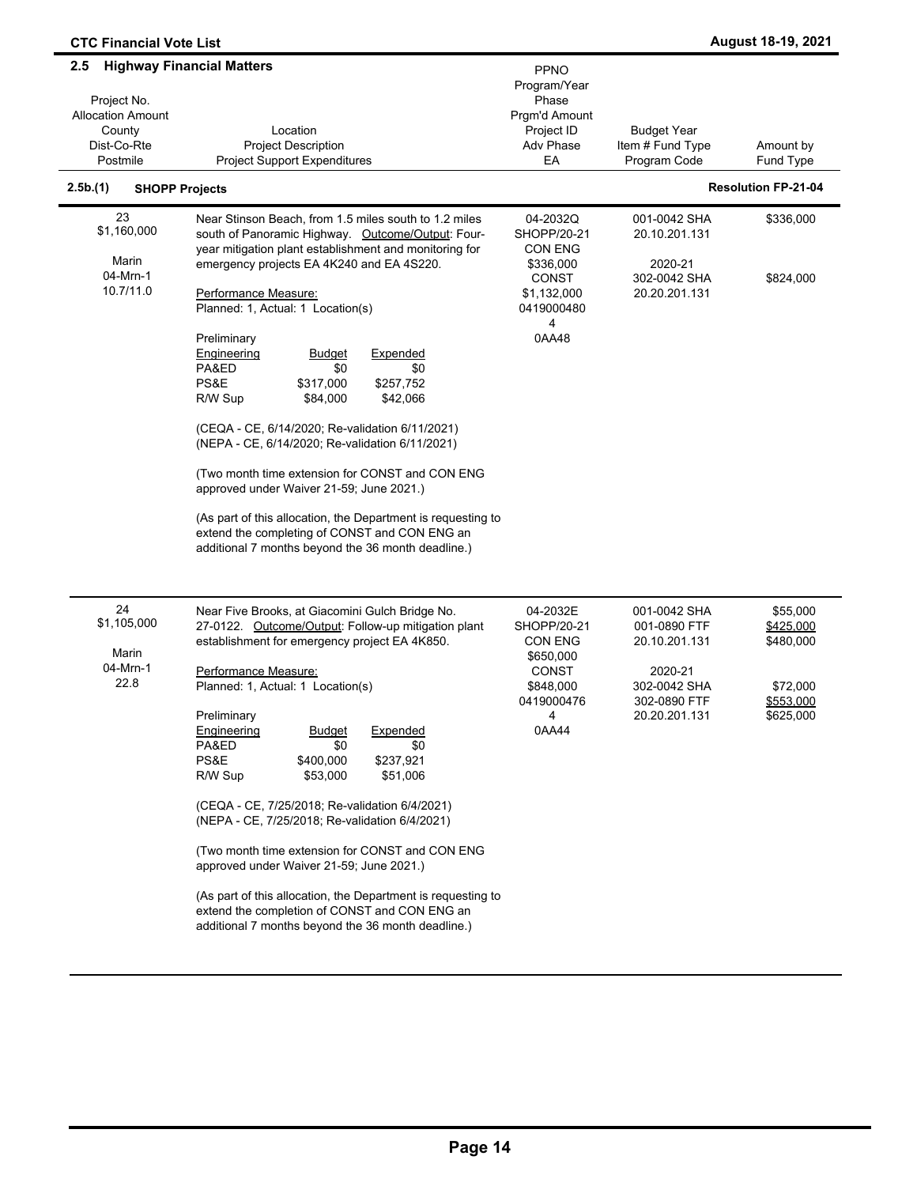## 2.5 Highway Financial Matters

| Project No.<br>Allocation Amount<br>County<br>Dist-Co-Rte<br>Postmile | Location<br>Project Description<br>Project Support Expenditures | PPNO<br>Program/Year<br>Phase<br>Prgm'd Amount<br>Project ID<br>Adv Phase<br>EA | Budget Year<br>Item # Fund Type<br>Program Code | Amount by<br>Fund Type |
|---|---|---|---|---|

### 2.5b.(1) SHOPP Projects — Resolution FP-21-04

| Project No.<br>Allocation Amount<br>County<br>Dist-Co-Rte<br>Postmile | Location<br>Project Description<br>Project Support Expenditures | PPNO<br>Program/Year<br>Phase<br>Prgm'd Amount<br>Project ID<br>Adv Phase<br>EA | Budget Year<br>Item # Fund Type<br>Program Code | Amount by<br>Fund Type |
|---|---|---|---|---|
| 23<br>$1,160,000<br><br>Marin<br>04-Mrn-1<br>10.7/11.0 | Near Stinson Beach, from 1.5 miles south to 1.2 miles south of Panoramic Highway. Outcome/Output: Four-year mitigation plant establishment and monitoring for emergency projects EA 4K240 and EA 4S220.<br><br>Performance Measure:<br>Planned: 1, Actual: 1 Location(s)<br><br>Preliminary Engineering — Budget / Expended<br>PA&ED — $0 / $0<br>PS&E — $317,000 / $257,752<br>R/W Sup — $84,000 / $42,066<br><br>(CEQA - CE, 6/14/2020; Re-validation 6/11/2021)<br>(NEPA - CE, 6/14/2020; Re-validation 6/11/2021)<br><br>(Two month time extension for CONST and CON ENG approved under Waiver 21-59; June 2021.)<br><br>(As part of this allocation, the Department is requesting to extend the completing of CONST and CON ENG an additional 7 months beyond the 36 month deadline.) | 04-2032Q<br>SHOPP/20-21<br>CON ENG<br>$336,000<br>CONST<br>$1,132,000<br>0419000480<br>4<br>0AA48 | 001-0042 SHA<br>20.10.201.131<br><br>2020-21<br>302-0042 SHA<br>20.20.201.131 | $336,000<br><br><br><br>$824,000 |
| 24<br>$1,105,000<br><br>Marin<br>04-Mrn-1<br>22.8 | Near Five Brooks, at Giacomini Gulch Bridge No. 27-0122. Outcome/Output: Follow-up mitigation plant establishment for emergency project EA 4K850.<br><br>Performance Measure:<br>Planned: 1, Actual: 1 Location(s)<br><br>Preliminary Engineering — Budget / Expended<br>PA&ED — $0 / $0<br>PS&E — $400,000 / $237,921<br>R/W Sup — $53,000 / $51,006<br><br>(CEQA - CE, 7/25/2018; Re-validation 6/4/2021)<br>(NEPA - CE, 7/25/2018; Re-validation 6/4/2021)<br><br>(Two month time extension for CONST and CON ENG approved under Waiver 21-59; June 2021.)<br><br>(As part of this allocation, the Department is requesting to extend the completion of CONST and CON ENG an additional 7 months beyond the 36 month deadline.) | 04-2032E<br>SHOPP/20-21<br>CON ENG<br>$650,000<br>CONST<br>$848,000<br>0419000476<br>4<br>0AA44 | 001-0042 SHA<br>001-0890 FTF<br>20.10.201.131<br><br>2020-21<br>302-0042 SHA<br>302-0890 FTF<br>20.20.201.131 | $55,000<br>$425,000<br>$480,000<br><br><br>$72,000<br>$553,000<br>$625,000 |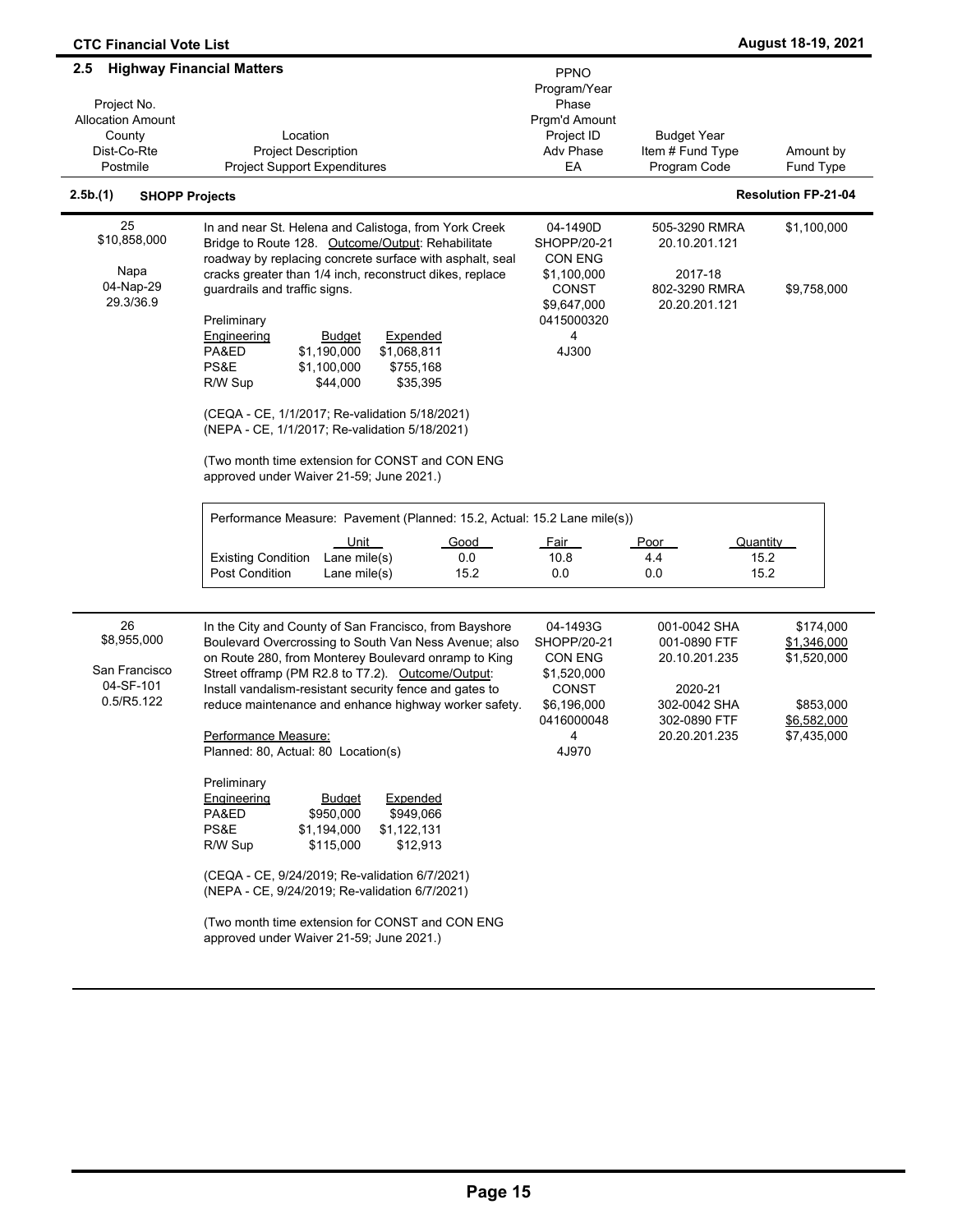## 2.5 Highway Financial Matters

| Project No. / Allocation Amount / County / Dist-Co-Rte / Postmile | Location / Project Description / Project Support Expenditures | PPNO / Program/Year / Phase / Prgm'd Amount / Project ID / Adv Phase / EA | Budget Year / Item # Fund Type / Program Code | Amount by Fund Type |
|---|---|---|---|---|

### 2.5b.(1) SHOPP Projects — Resolution FP-21-04

**25**
$10,858,000

Napa
04-Nap-29
29.3/36.9

In and near St. Helena and Calistoga, from York Creek Bridge to Route 128. Outcome/Output: Rehabilitate roadway by replacing concrete surface with asphalt, seal cracks greater than 1/4 inch, reconstruct dikes, replace guardrails and traffic signs.

04-1490D
SHOPP/20-21
CON ENG
$1,100,000
CONST
$9,647,000
0415000320
4
4J300

| Budget Year | Item # Fund Type / Program Code | Amount by Fund Type |
|---|---|---|
| 2017-18 | 505-3290 RMRA / 20.10.201.121 | $1,100,000 |
| | 802-3290 RMRA / 20.20.201.121 | $9,758,000 |

Preliminary

| Engineering | Budget | Expended |
|---|---|---|
| PA&ED | $1,190,000 | $1,068,811 |
| PS&E | $1,100,000 | $755,168 |
| R/W Sup | $44,000 | $35,395 |

(CEQA - CE, 1/1/2017; Re-validation 5/18/2021)
(NEPA - CE, 1/1/2017; Re-validation 5/18/2021)

(Two month time extension for CONST and CON ENG approved under Waiver 21-59; June 2021.)

Performance Measure: Pavement (Planned: 15.2, Actual: 15.2 Lane mile(s))

| | Unit | Good | Fair | Poor | Quantity |
|---|---|---|---|---|---|
| Existing Condition | Lane mile(s) | 0.0 | 10.8 | 4.4 | 15.2 |
| Post Condition | Lane mile(s) | 15.2 | 0.0 | 0.0 | 15.2 |

---

**26**
$8,955,000

San Francisco
04-SF-101
0.5/R5.122

In the City and County of San Francisco, from Bayshore Boulevard Overcrossing to South Van Ness Avenue; also on Route 280, from Monterey Boulevard onramp to King Street offramp (PM R2.8 to T7.2). Outcome/Output: Install vandalism-resistant security fence and gates to reduce maintenance and enhance highway worker safety.

04-1493G
SHOPP/20-21
CON ENG
$1,520,000
CONST
$6,196,000
0416000048
4
4J970

| Budget Year | Item # Fund Type / Program Code | Amount by Fund Type |
|---|---|---|
| | 001-0042 SHA | $174,000 |
| | 001-0890 FTF | $1,346,000 |
| | 20.10.201.235 | $1,520,000 |
| 2020-21 | 302-0042 SHA | $853,000 |
| | 302-0890 FTF | $6,582,000 |
| | 20.20.201.235 | $7,435,000 |

Performance Measure:
Planned: 80, Actual: 80 Location(s)

Preliminary

| Engineering | Budget | Expended |
|---|---|---|
| PA&ED | $950,000 | $949,066 |
| PS&E | $1,194,000 | $1,122,131 |
| R/W Sup | $115,000 | $12,913 |

(CEQA - CE, 9/24/2019; Re-validation 6/7/2021)
(NEPA - CE, 9/24/2019; Re-validation 6/7/2021)

(Two month time extension for CONST and CON ENG approved under Waiver 21-59; June 2021.)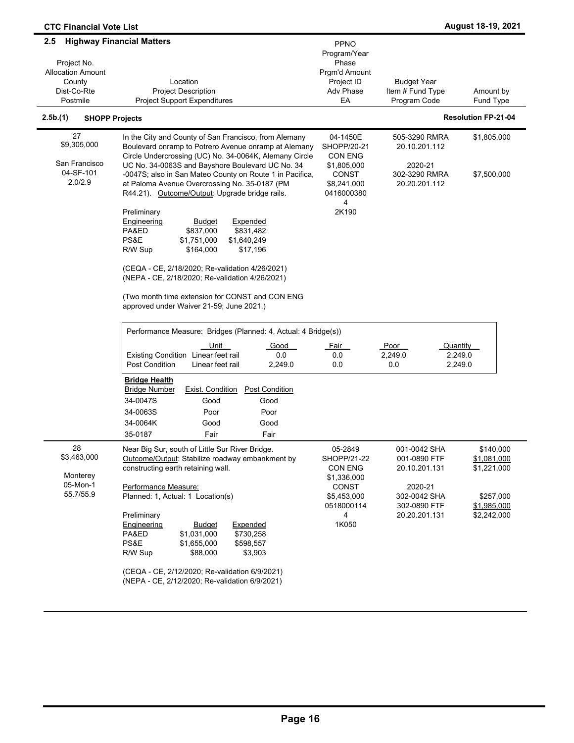## 2.5 Highway Financial Matters

| Project No. / Allocation Amount / County / Dist-Co-Rte / Postmile | Location / Project Description / Project Support Expenditures | PPNO / Program/Year / Phase / Prgm'd Amount / Project ID / Adv Phase / EA | Budget Year / Item # Fund Type / Program Code | Amount by Fund Type |
|---|---|---|---|---|

### 2.5b.(1) SHOPP Projects

**Resolution FP-21-04**

| Project No. / Allocation Amount / County / Dist-Co-Rte / Postmile | Location / Project Description / Project Support Expenditures | PPNO / Program/Year / Phase / Prgm'd Amount / Project ID / Adv Phase / EA | Budget Year / Item # Fund Type / Program Code | Amount by Fund Type |
|---|---|---|---|---|
| 27<br>$9,305,000<br><br>San Francisco<br>04-SF-101<br>2.0/2.9 | In the City and County of San Francisco, from Alemany Boulevard onramp to Potrero Avenue onramp at Alemany Circle Undercrossing (UC) No. 34-0064K, Alemany Circle UC No. 34-0063S and Bayshore Boulevard UC No. 34-0047S; also in San Mateo County on Route 1 in Pacifica, at Paloma Avenue Overcrossing No. 35-0187 (PM R44.21). Outcome/Output: Upgrade bridge rails.<br><br>Preliminary Engineering — Budget / Expended<br>PA&ED $837,000 / $831,482<br>PS&E $1,751,000 / $1,640,249<br>R/W Sup $164,000 / $17,196<br><br>(CEQA - CE, 2/18/2020; Re-validation 4/26/2021)<br>(NEPA - CE, 2/18/2020; Re-validation 4/26/2021)<br><br>(Two month time extension for CONST and CON ENG approved under Waiver 21-59; June 2021.) | 04-1450E<br>SHOPP/20-21<br>CON ENG<br>$1,805,000<br>CONST<br>$8,241,000<br>0416000380<br>4<br>2K190 | 505-3290 RMRA<br>20.10.201.112<br><br>2020-21<br>302-3290 RMRA<br>20.20.201.112 | $1,805,000<br><br><br><br>$7,500,000 |

Performance Measure: Bridges (Planned: 4, Actual: 4 Bridge(s))

| | Unit | Good | Fair | Poor | Quantity |
|---|---|---|---|---|---|
| Existing Condition | Linear feet rail | 0.0 | 0.0 | 2,249.0 | 2,249.0 |
| Post Condition | Linear feet rail | 2,249.0 | 0.0 | 0.0 | 2,249.0 |

**Bridge Health**

| Bridge Number | Exist. Condition | Post Condition |
|---|---|---|
| 34-0047S | Good | Good |
| 34-0063S | Poor | Poor |
| 34-0064K | Good | Good |
| 35-0187 | Fair | Fair |

| Project No. / Allocation Amount / County / Dist-Co-Rte / Postmile | Location / Project Description / Project Support Expenditures | PPNO / Program/Year / Phase / Prgm'd Amount / Project ID / Adv Phase / EA | Budget Year / Item # Fund Type / Program Code | Amount by Fund Type |
|---|---|---|---|---|
| 28<br>$3,463,000<br><br>Monterey<br>05-Mon-1<br>55.7/55.9 | Near Big Sur, south of Little Sur River Bridge.<br>Outcome/Output: Stabilize roadway embankment by constructing earth retaining wall.<br><br>Performance Measure:<br>Planned: 1, Actual: 1 Location(s)<br><br>Preliminary Engineering — Budget / Expended<br>PA&ED $1,031,000 / $730,258<br>PS&E $1,655,000 / $598,557<br>R/W Sup $88,000 / $3,903<br><br>(CEQA - CE, 2/12/2020; Re-validation 6/9/2021)<br>(NEPA - CE, 2/12/2020; Re-validation 6/9/2021) | 05-2849<br>SHOPP/21-22<br>CON ENG<br>$1,336,000<br>CONST<br>$5,453,000<br>0518000114<br>4<br>1K050 | 001-0042 SHA<br>001-0890 FTF<br>20.10.201.131<br><br>2020-21<br>302-0042 SHA<br>302-0890 FTF<br>20.20.201.131 | $140,000<br>$1,081,000<br>$1,221,000<br><br><br>$257,000<br>$1,985,000<br>$2,242,000 |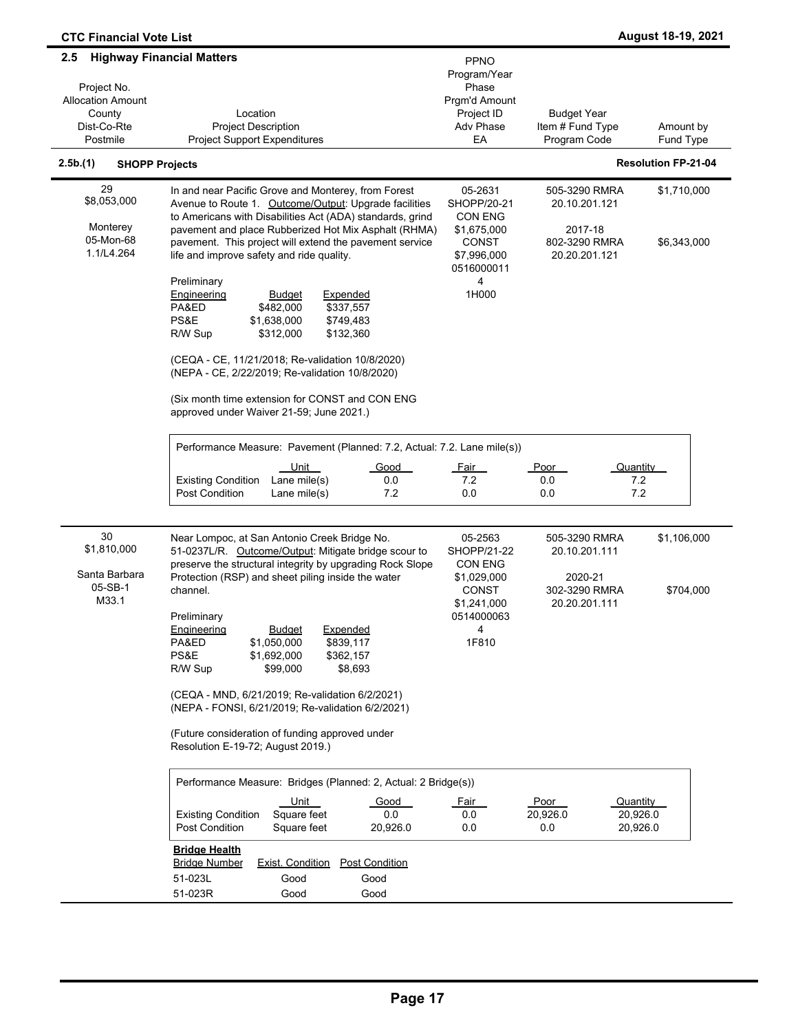## 2.5 Highway Financial Matters

| Project No. / Allocation Amount / County / Dist-Co-Rte / Postmile | Location / Project Description / Project Support Expenditures | PPNO / Program/Year / Phase / Prgm'd Amount / Project ID / Adv Phase / EA | Budget Year / Item # Fund Type / Program Code | Amount by Fund Type |
|---|---|---|---|---|

### 2.5b.(1) SHOPP Projects — Resolution FP-21-04

| Project No. / Allocation Amount / County / Dist-Co-Rte / Postmile | Location / Project Description | PPNO / Program/Year / Phase / Prgm'd Amount / Project ID / Adv Phase / EA | Budget Year / Item # Fund Type / Program Code | Amount by Fund Type |
|---|---|---|---|---|
| 29<br>$8,053,000<br><br>Monterey<br>05-Mon-68<br>1.1/L4.264 | In and near Pacific Grove and Monterey, from Forest Avenue to Route 1. Outcome/Output: Upgrade facilities to Americans with Disabilities Act (ADA) standards, grind pavement and place Rubberized Hot Mix Asphalt (RHMA) pavement. This project will extend the pavement service life and improve safety and ride quality. | 05-2631<br>SHOPP/20-21<br>CON ENG<br>$1,675,000<br>CONST<br>$7,996,000<br>0516000011<br>4<br>1H000 | 505-3290 RMRA<br>20.10.201.121<br><br>2017-18<br>802-3290 RMRA<br>20.20.201.121 | $1,710,000<br><br><br><br>$6,343,000 |

| Preliminary Engineering | Budget | Expended |
|---|---|---|
| PA&ED | $482,000 | $337,557 |
| PS&E | $1,638,000 | $749,483 |
| R/W Sup | $312,000 | $132,360 |

(CEQA - CE, 11/21/2018; Re-validation 10/8/2020)
(NEPA - CE, 2/22/2019; Re-validation 10/8/2020)

(Six month time extension for CONST and CON ENG approved under Waiver 21-59; June 2021.)

Performance Measure: Pavement (Planned: 7.2, Actual: 7.2. Lane mile(s))

| | Unit | Good | Fair | Poor | Quantity |
|---|---|---|---|---|---|
| Existing Condition | Lane mile(s) | 0.0 | 7.2 | 0.0 | 7.2 |
| Post Condition | Lane mile(s) | 7.2 | 0.0 | 0.0 | 7.2 |

| Project No. / Allocation Amount / County / Dist-Co-Rte / Postmile | Location / Project Description | PPNO / Program/Year / Phase / Prgm'd Amount / Project ID / Adv Phase / EA | Budget Year / Item # Fund Type / Program Code | Amount by Fund Type |
|---|---|---|---|---|
| 30<br>$1,810,000<br><br>Santa Barbara<br>05-SB-1<br>M33.1 | Near Lompoc, at San Antonio Creek Bridge No. 51-0237L/R. Outcome/Output: Mitigate bridge scour to preserve the structural integrity by upgrading Rock Slope Protection (RSP) and sheet piling inside the water channel. | 05-2563<br>SHOPP/21-22<br>CON ENG<br>$1,029,000<br>CONST<br>$1,241,000<br>0514000063<br>4<br>1F810 | 505-3290 RMRA<br>20.10.201.111<br><br>2020-21<br>302-3290 RMRA<br>20.20.201.111 | $1,106,000<br><br><br><br>$704,000 |

| Preliminary Engineering | Budget | Expended |
|---|---|---|
| PA&ED | $1,050,000 | $839,117 |
| PS&E | $1,692,000 | $362,157 |
| R/W Sup | $99,000 | $8,693 |

(CEQA - MND, 6/21/2019; Re-validation 6/2/2021)
(NEPA - FONSI, 6/21/2019; Re-validation 6/2/2021)

(Future consideration of funding approved under Resolution E-19-72; August 2019.)

Performance Measure: Bridges (Planned: 2, Actual: 2 Bridge(s))

| | Unit | Good | Fair | Poor | Quantity |
|---|---|---|---|---|---|
| Existing Condition | Square feet | 0.0 | 0.0 | 20,926.0 | 20,926.0 |
| Post Condition | Square feet | 20,926.0 | 0.0 | 0.0 | 20,926.0 |

**Bridge Health**

| Bridge Number | Exist. Condition | Post Condition |
|---|---|---|
| 51-023L | Good | Good |
| 51-023R | Good | Good |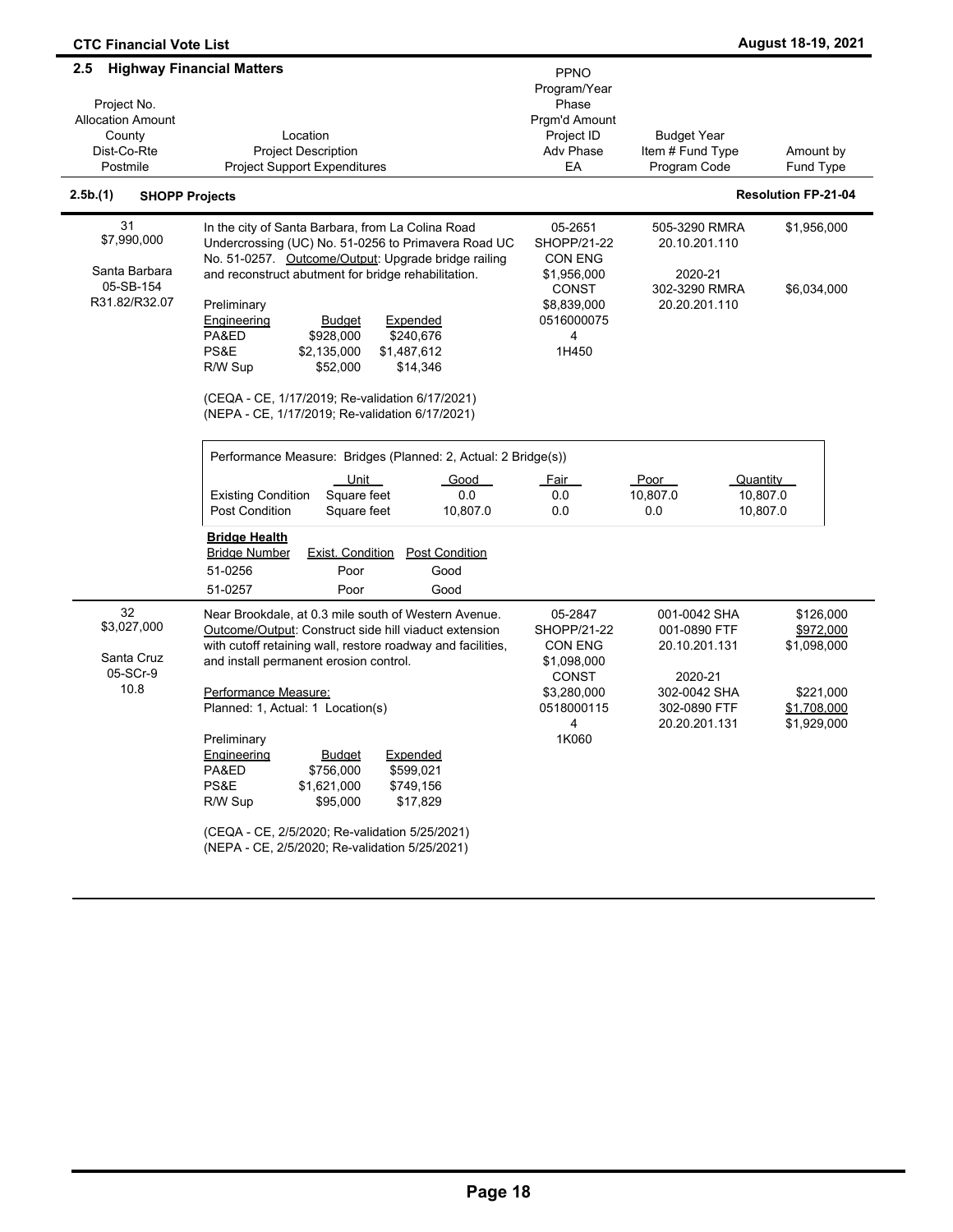## 2.5 Highway Financial Matters

| Project No.<br>Allocation Amount<br>County<br>Dist-Co-Rte<br>Postmile | Location<br>Project Description<br>Project Support Expenditures | PPNO<br>Program/Year<br>Phase<br>Prgm'd Amount<br>Project ID<br>Adv Phase<br>EA | Budget Year<br>Item # Fund Type<br>Program Code | Amount by<br>Fund Type |
|---|---|---|---|---|

### 2.5b.(1) SHOPP Projects — Resolution FP-21-04

| Project No.<br>Allocation Amount<br>County<br>Dist-Co-Rte<br>Postmile | Location<br>Project Description<br>Project Support Expenditures | PPNO<br>Program/Year<br>Phase<br>Prgm'd Amount<br>Project ID<br>Adv Phase<br>EA | Budget Year<br>Item # Fund Type<br>Program Code | Amount by<br>Fund Type |
|---|---|---|---|---|
| 31<br>$7,990,000<br><br>Santa Barbara<br>05-SB-154<br>R31.82/R32.07 | In the city of Santa Barbara, from La Colina Road Undercrossing (UC) No. 51-0256 to Primavera Road UC No. 51-0257. Outcome/Output: Upgrade bridge railing and reconstruct abutment for bridge rehabilitation. | 05-2651<br>SHOPP/21-22<br>CON ENG<br>$1,956,000<br>CONST<br>$8,839,000<br>0516000075<br>4<br>1H450 | 505-3290 RMRA<br>20.10.201.110<br><br>2020-21<br>302-3290 RMRA<br>20.20.201.110 | $1,956,000<br><br><br><br>$6,034,000 |

Preliminary

| Engineering | Budget | Expended |
|---|---|---|
| PA&ED | $928,000 | $240,676 |
| PS&E | $2,135,000 | $1,487,612 |
| R/W Sup | $52,000 | $14,346 |

(CEQA - CE, 1/17/2019; Re-validation 6/17/2021)
(NEPA - CE, 1/17/2019; Re-validation 6/17/2021)

Performance Measure: Bridges (Planned: 2, Actual: 2 Bridge(s))

| | Unit | Good | Fair | Poor | Quantity |
|---|---|---|---|---|---|
| Existing Condition | Square feet | 0.0 | 0.0 | 10,807.0 | 10,807.0 |
| Post Condition | Square feet | 10,807.0 | 0.0 | 0.0 | 10,807.0 |

**Bridge Health**

| Bridge Number | Exist. Condition | Post Condition |
|---|---|---|
| 51-0256 | Poor | Good |
| 51-0257 | Poor | Good |

| Project No.<br>Allocation Amount<br>County<br>Dist-Co-Rte<br>Postmile | Location<br>Project Description<br>Project Support Expenditures | PPNO<br>Program/Year<br>Phase<br>Prgm'd Amount<br>Project ID<br>Adv Phase<br>EA | Budget Year<br>Item # Fund Type<br>Program Code | Amount by<br>Fund Type |
|---|---|---|---|---|
| 32<br>$3,027,000<br><br>Santa Cruz<br>05-SCr-9<br>10.8 | Near Brookdale, at 0.3 mile south of Western Avenue. Outcome/Output: Construct side hill viaduct extension with cutoff retaining wall, restore roadway and facilities, and install permanent erosion control.<br><br>Performance Measure:<br>Planned: 1, Actual: 1 Location(s) | 05-2847<br>SHOPP/21-22<br>CON ENG<br>$1,098,000<br>CONST<br>$3,280,000<br>0518000115<br>4<br>1K060 | 001-0042 SHA<br>001-0890 FTF<br>20.10.201.131<br><br>2020-21<br>302-0042 SHA<br>302-0890 FTF<br>20.20.201.131 | $126,000<br>$972,000<br>$1,098,000<br><br><br>$221,000<br>$1,708,000<br>$1,929,000 |

Preliminary

| Engineering | Budget | Expended |
|---|---|---|
| PA&ED | $756,000 | $599,021 |
| PS&E | $1,621,000 | $749,156 |
| R/W Sup | $95,000 | $17,829 |

(CEQA - CE, 2/5/2020; Re-validation 5/25/2021)
(NEPA - CE, 2/5/2020; Re-validation 5/25/2021)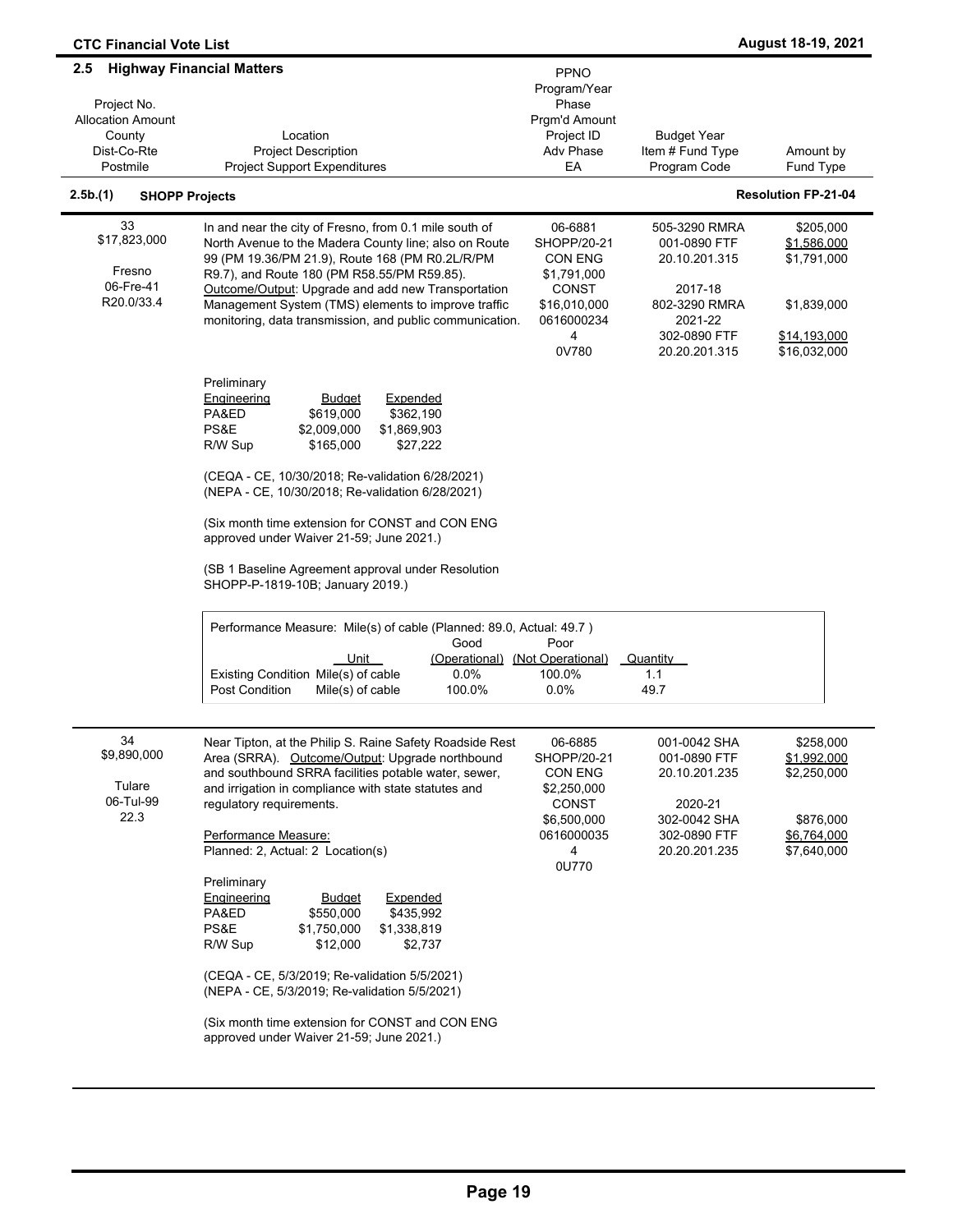## 2.5 Highway Financial Matters

| Project No.<br>Allocation Amount<br>County<br>Dist-Co-Rte<br>Postmile | Location<br>Project Description<br>Project Support Expenditures | PPNO<br>Program/Year<br>Phase<br>Prgm'd Amount<br>Project ID<br>Adv Phase<br>EA | Budget Year<br>Item # Fund Type<br>Program Code | Amount by<br>Fund Type |
|---|---|---|---|---|

### 2.5b.(1) SHOPP Projects — Resolution FP-21-04

| Project No.<br>Allocation Amount<br>County<br>Dist-Co-Rte<br>Postmile | Location<br>Project Description<br>Project Support Expenditures | PPNO<br>Program/Year<br>Phase<br>Prgm'd Amount<br>Project ID<br>Adv Phase<br>EA | Budget Year<br>Item # Fund Type<br>Program Code | Amount by<br>Fund Type |
|---|---|---|---|---|
| 33<br>$17,823,000<br><br>Fresno<br>06-Fre-41<br>R20.0/33.4 | In and near the city of Fresno, from 0.1 mile south of North Avenue to the Madera County line; also on Route 99 (PM 19.36/PM 21.9), Route 168 (PM R0.2L/R/PM R9.7), and Route 180 (PM R58.55/PM R59.85). Outcome/Output: Upgrade and add new Transportation Management System (TMS) elements to improve traffic monitoring, data transmission, and public communication. | 06-6881<br>SHOPP/20-21<br>CON ENG<br>$1,791,000<br>CONST<br>$16,010,000<br>0616000234<br>4<br>0V780 | 505-3290 RMRA<br>001-0890 FTF<br>20.10.201.315<br><br>2017-18<br>802-3290 RMRA<br>2021-22<br>302-0890 FTF<br>20.20.201.315 | $205,000<br>$1,586,000<br>$1,791,000<br><br><br>$1,839,000<br><br>$14,193,000<br>$16,032,000 |

| Preliminary Engineering | Budget | Expended |
|---|---|---|
| PA&ED | $619,000 | $362,190 |
| PS&E | $2,009,000 | $1,869,903 |
| R/W Sup | $165,000 | $27,222 |

(CEQA - CE, 10/30/2018; Re-validation 6/28/2021)
(NEPA - CE, 10/30/2018; Re-validation 6/28/2021)

(Six month time extension for CONST and CON ENG approved under Waiver 21-59; June 2021.)

(SB 1 Baseline Agreement approval under Resolution SHOPP-P-1819-10B; January 2019.)

Performance Measure: Mile(s) of cable (Planned: 89.0, Actual: 49.7 )

| | Unit | Good (Operational) | Poor (Not Operational) | Quantity |
|---|---|---|---|---|
| Existing Condition | Mile(s) of cable | 0.0% | 100.0% | 1.1 |
| Post Condition | Mile(s) of cable | 100.0% | 0.0% | 49.7 |

| Project No.<br>Allocation Amount<br>County<br>Dist-Co-Rte<br>Postmile | Location<br>Project Description<br>Project Support Expenditures | PPNO<br>Program/Year<br>Phase<br>Prgm'd Amount<br>Project ID<br>Adv Phase<br>EA | Budget Year<br>Item # Fund Type<br>Program Code | Amount by<br>Fund Type |
|---|---|---|---|---|
| 34<br>$9,890,000<br><br>Tulare<br>06-Tul-99<br>22.3 | Near Tipton, at the Philip S. Raine Safety Roadside Rest Area (SRRA). Outcome/Output: Upgrade northbound and southbound SRRA facilities potable water, sewer, and irrigation in compliance with state statutes and regulatory requirements.<br><br>Performance Measure:<br>Planned: 2, Actual: 2 Location(s) | 06-6885<br>SHOPP/20-21<br>CON ENG<br>$2,250,000<br>CONST<br>$6,500,000<br>0616000035<br>4<br>0U770 | 001-0042 SHA<br>001-0890 FTF<br>20.10.201.235<br><br>2020-21<br>302-0042 SHA<br>302-0890 FTF<br>20.20.201.235 | $258,000<br>$1,992,000<br>$2,250,000<br><br><br>$876,000<br>$6,764,000<br>$7,640,000 |

| Preliminary Engineering | Budget | Expended |
|---|---|---|
| PA&ED | $550,000 | $435,992 |
| PS&E | $1,750,000 | $1,338,819 |
| R/W Sup | $12,000 | $2,737 |

(CEQA - CE, 5/3/2019; Re-validation 5/5/2021)
(NEPA - CE, 5/3/2019; Re-validation 5/5/2021)

(Six month time extension for CONST and CON ENG approved under Waiver 21-59; June 2021.)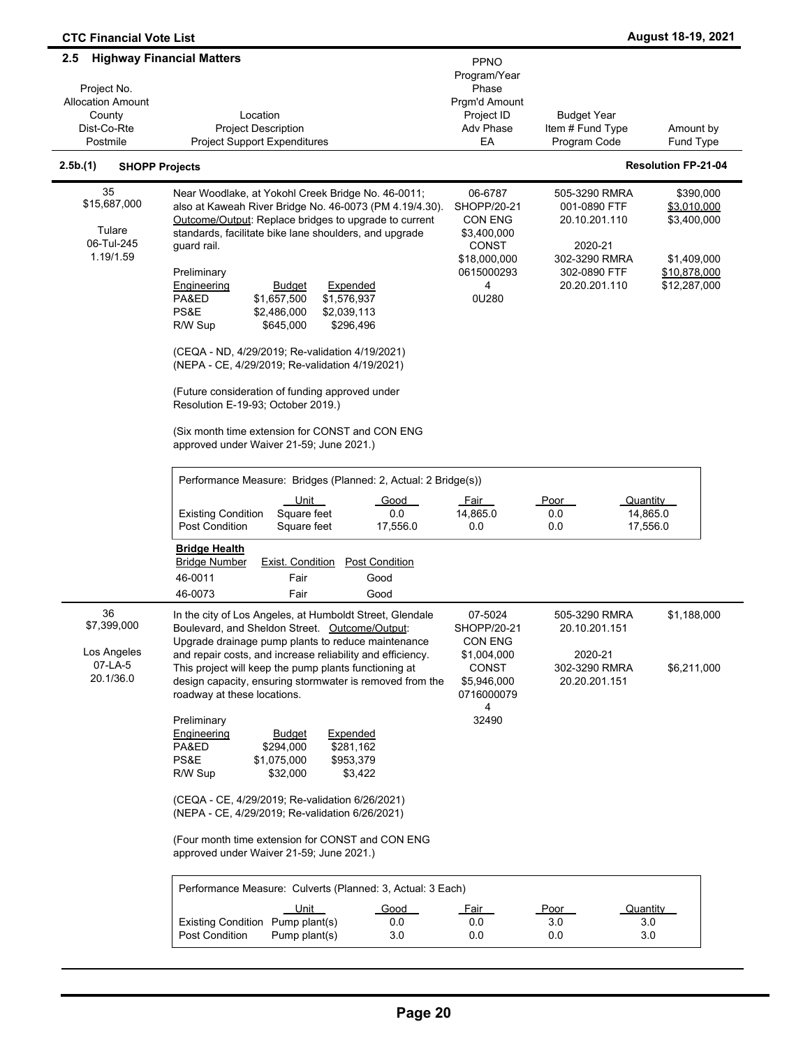## 2.5 Highway Financial Matters

| Project No.<br>Allocation Amount<br>County<br>Dist-Co-Rte<br>Postmile | Location<br>Project Description<br>Project Support Expenditures | PPNO<br>Program/Year<br>Phase<br>Prgm'd Amount<br>Project ID<br>Adv Phase<br>EA | Budget Year<br>Item # Fund Type<br>Program Code | Amount by<br>Fund Type |
|---|---|---|---|---|

### 2.5b.(1) SHOPP Projects — Resolution FP-21-04

| Project No. / Allocation / County / Dist-Co-Rte / Postmile | Location / Description | PPNO / Program / Phase / Amount / Project ID / Adv Phase / EA | Budget Year / Item # Fund Type / Program Code | Amount by Fund Type |
|---|---|---|---|---|
| 35<br>$15,687,000<br><br>Tulare<br>06-Tul-245<br>1.19/1.59 | Near Woodlake, at Yokohl Creek Bridge No. 46-0011; also at Kaweah River Bridge No. 46-0073 (PM 4.19/4.30). Outcome/Output: Replace bridges to upgrade to current standards, facilitate bike lane shoulders, and upgrade guard rail. | 06-6787<br>SHOPP/20-21<br>CON ENG<br>$3,400,000<br>CONST<br>$18,000,000<br>0615000293<br>4<br>0U280 | 505-3290 RMRA<br>001-0890 FTF<br>20.10.201.110<br><br>2020-21<br>302-3290 RMRA<br>302-0890 FTF<br>20.20.201.110 | $390,000<br>$3,010,000<br>$3,400,000<br><br>$1,409,000<br>$10,878,000<br>$12,287,000 |

Preliminary

| Engineering | Budget | Expended |
|---|---|---|
| PA&ED | $1,657,500 | $1,576,937 |
| PS&E | $2,486,000 | $2,039,113 |
| R/W Sup | $645,000 | $296,496 |

(CEQA - ND, 4/29/2019; Re-validation 4/19/2021)
(NEPA - CE, 4/29/2019; Re-validation 4/19/2021)

(Future consideration of funding approved under Resolution E-19-93; October 2019.)

(Six month time extension for CONST and CON ENG approved under Waiver 21-59; June 2021.)

Performance Measure: Bridges (Planned: 2, Actual: 2 Bridge(s))

| | Unit | Good | Fair | Poor | Quantity |
|---|---|---|---|---|---|
| Existing Condition | Square feet | 0.0 | 14,865.0 | 0.0 | 14,865.0 |
| Post Condition | Square feet | 17,556.0 | 0.0 | 0.0 | 17,556.0 |

**Bridge Health**

| Bridge Number | Exist. Condition | Post Condition |
|---|---|---|
| 46-0011 | Fair | Good |
| 46-0073 | Fair | Good |

| Project No. / Allocation / County / Dist-Co-Rte / Postmile | Location / Description | PPNO / Program / Phase / Amount / Project ID / Adv Phase / EA | Budget Year / Item # Fund Type / Program Code | Amount by Fund Type |
|---|---|---|---|---|
| 36<br>$7,399,000<br><br>Los Angeles<br>07-LA-5<br>20.1/36.0 | In the city of Los Angeles, at Humboldt Street, Glendale Boulevard, and Sheldon Street. Outcome/Output: Upgrade drainage pump plants to reduce maintenance and repair costs, and increase reliability and efficiency. This project will keep the pump plants functioning at design capacity, ensuring stormwater is removed from the roadway at these locations. | 07-5024<br>SHOPP/20-21<br>CON ENG<br>$1,004,000<br>CONST<br>$5,946,000<br>0716000079<br>4<br>32490 | 505-3290 RMRA<br>20.10.201.151<br><br>2020-21<br>302-3290 RMRA<br>20.20.201.151 | $1,188,000<br><br><br><br>$6,211,000 |

Preliminary

| Engineering | Budget | Expended |
|---|---|---|
| PA&ED | $294,000 | $281,162 |
| PS&E | $1,075,000 | $953,379 |
| R/W Sup | $32,000 | $3,422 |

(CEQA - CE, 4/29/2019; Re-validation 6/26/2021)
(NEPA - CE, 4/29/2019; Re-validation 6/26/2021)

(Four month time extension for CONST and CON ENG approved under Waiver 21-59; June 2021.)

Performance Measure: Culverts (Planned: 3, Actual: 3 Each)

| | Unit | Good | Fair | Poor | Quantity |
|---|---|---|---|---|---|
| Existing Condition | Pump plant(s) | 0.0 | 0.0 | 3.0 | 3.0 |
| Post Condition | Pump plant(s) | 3.0 | 0.0 | 0.0 | 3.0 |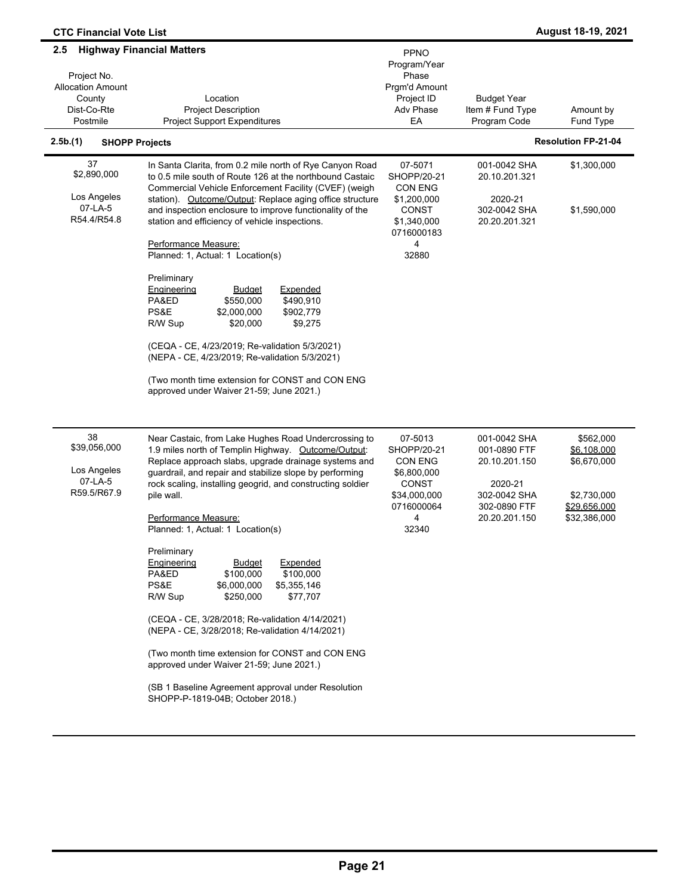## 2.5 Highway Financial Matters

| Project No.<br>Allocation Amount<br>County<br>Dist-Co-Rte<br>Postmile | Location<br>Project Description<br>Project Support Expenditures | PPNO<br>Program/Year<br>Phase<br>Prgm'd Amount<br>Project ID<br>Adv Phase<br>EA | Budget Year<br>Item # Fund Type<br>Program Code | Amount by<br>Fund Type |
|---|---|---|---|---|

### 2.5b.(1) SHOPP Projects — Resolution FP-21-04

| Project No.<br>Allocation Amount<br>County<br>Dist-Co-Rte<br>Postmile | Location<br>Project Description<br>Project Support Expenditures | PPNO<br>Program/Year<br>Phase<br>Prgm'd Amount<br>Project ID<br>Adv Phase<br>EA | Budget Year<br>Item # Fund Type<br>Program Code | Amount by<br>Fund Type |
|---|---|---|---|---|
| 37<br>$2,890,000<br><br>Los Angeles<br>07-LA-5<br>R54.4/R54.8 | In Santa Clarita, from 0.2 mile north of Rye Canyon Road to 0.5 mile south of Route 126 at the northbound Castaic Commercial Vehicle Enforcement Facility (CVEF) (weigh station). Outcome/Output: Replace aging office structure and inspection enclosure to improve functionality of the station and efficiency of vehicle inspections.<br><br>Performance Measure:<br>Planned: 1, Actual: 1 Location(s)<br><br>Preliminary Engineering — Budget / Expended<br>PA&ED: $550,000 / $490,910<br>PS&E: $2,000,000 / $902,779<br>R/W Sup: $20,000 / $9,275<br><br>(CEQA - CE, 4/23/2019; Re-validation 5/3/2021)<br>(NEPA - CE, 4/23/2019; Re-validation 5/3/2021)<br><br>(Two month time extension for CONST and CON ENG approved under Waiver 21-59; June 2021.) | 07-5071<br>SHOPP/20-21<br>CON ENG<br>$1,200,000<br>CONST<br>$1,340,000<br>0716000183<br>4<br>32880 | 001-0042 SHA<br>20.10.201.321<br><br>2020-21<br>302-0042 SHA<br>20.20.201.321 | $1,300,000<br><br><br><br>$1,590,000 |
| 38<br>$39,056,000<br><br>Los Angeles<br>07-LA-5<br>R59.5/R67.9 | Near Castaic, from Lake Hughes Road Undercrossing to 1.9 miles north of Templin Highway. Outcome/Output: Replace approach slabs, upgrade drainage systems and guardrail, and repair and stabilize slope by performing rock scaling, installing geogrid, and constructing soldier pile wall.<br><br>Performance Measure:<br>Planned: 1, Actual: 1 Location(s)<br><br>Preliminary Engineering — Budget / Expended<br>PA&ED: $100,000 / $100,000<br>PS&E: $6,000,000 / $5,355,146<br>R/W Sup: $250,000 / $77,707<br><br>(CEQA - CE, 3/28/2018; Re-validation 4/14/2021)<br>(NEPA - CE, 3/28/2018; Re-validation 4/14/2021)<br><br>(Two month time extension for CONST and CON ENG approved under Waiver 21-59; June 2021.)<br><br>(SB 1 Baseline Agreement approval under Resolution SHOPP-P-1819-04B; October 2018.) | 07-5013<br>SHOPP/20-21<br>CON ENG<br>$6,800,000<br>CONST<br>$34,000,000<br>0716000064<br>4<br>32340 | 001-0042 SHA<br>001-0890 FTF<br>20.10.201.150<br><br>2020-21<br>302-0042 SHA<br>302-0890 FTF<br>20.20.201.150 | $562,000<br>$6,108,000<br>$6,670,000<br><br><br>$2,730,000<br>$29,656,000<br>$32,386,000 |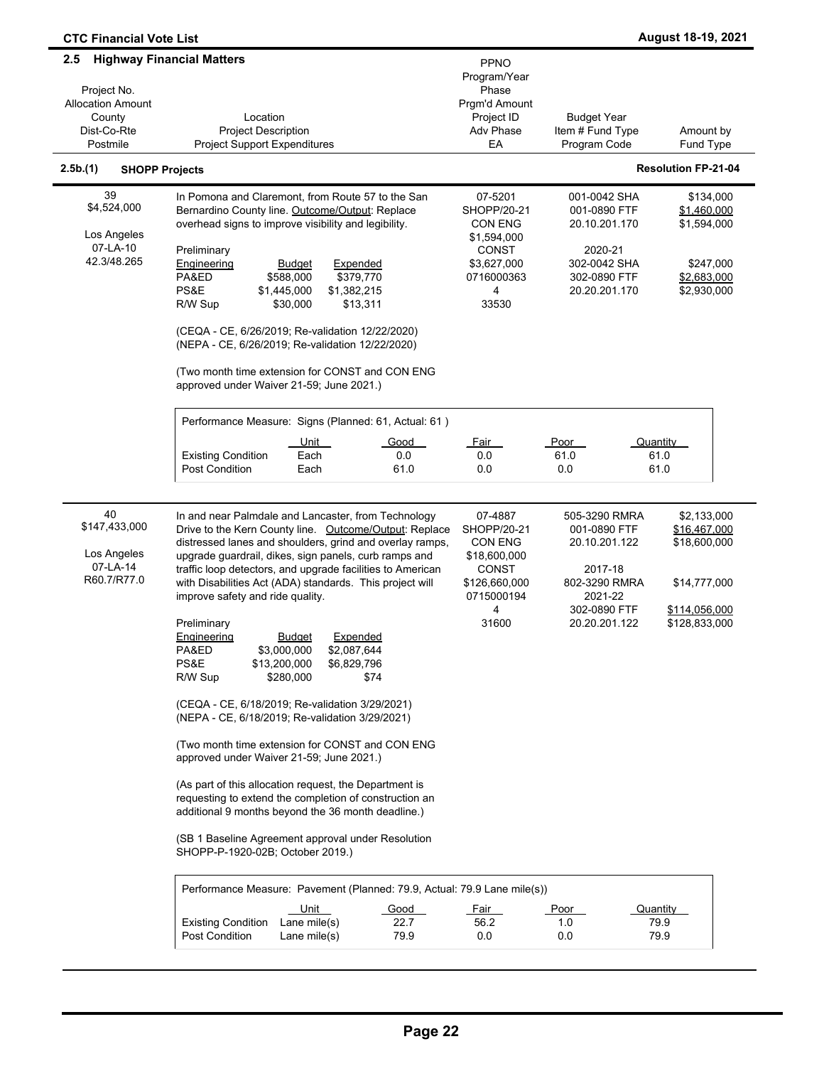## 2.5 Highway Financial Matters

| Project No. / Allocation Amount / County / Dist-Co-Rte / Postmile | Location / Project Description / Project Support Expenditures | PPNO / Program/Year / Phase / Prgm'd Amount / Project ID / Adv Phase / EA | Budget Year / Item # Fund Type / Program Code | Amount by Fund Type |
|---|---|---|---|---|

### 2.5b.(1) SHOPP Projects — Resolution FP-21-04

**39**
$4,524,000
Los Angeles
07-LA-10
42.3/48.265

In Pomona and Claremont, from Route 57 to the San Bernardino County line. Outcome/Output: Replace overhead signs to improve visibility and legibility.

| PPNO / Program / Phase | Budget Year / Item # Fund Type / Program Code | Amount by Fund Type |
|---|---|---|
| 07-5201 | 001-0042 SHA | $134,000 |
| SHOPP/20-21 | 001-0890 FTF | $1,460,000 |
| CON ENG | 20.10.201.170 | $1,594,000 |
| $1,594,000 | | |
| CONST | 2020-21 | |
| $3,627,000 | 302-0042 SHA | $247,000 |
| 0716000363 | 302-0890 FTF | $2,683,000 |
| 4 | 20.20.201.170 | $2,930,000 |
| 33530 | | |

| Preliminary Engineering | Budget | Expended |
|---|---|---|
| PA&ED | $588,000 | $379,770 |
| PS&E | $1,445,000 | $1,382,215 |
| R/W Sup | $30,000 | $13,311 |

(CEQA - CE, 6/26/2019; Re-validation 12/22/2020)
(NEPA - CE, 6/26/2019; Re-validation 12/22/2020)

(Two month time extension for CONST and CON ENG approved under Waiver 21-59; June 2021.)

Performance Measure: Signs (Planned: 61, Actual: 61 )

| | Unit | Good | Fair | Poor | Quantity |
|---|---|---|---|---|---|
| Existing Condition | Each | 0.0 | 0.0 | 61.0 | 61.0 |
| Post Condition | Each | 61.0 | 0.0 | 0.0 | 61.0 |

---

**40**
$147,433,000
Los Angeles
07-LA-14
R60.7/R77.0

In and near Palmdale and Lancaster, from Technology Drive to the Kern County line. Outcome/Output: Replace distressed lanes and shoulders, grind and overlay ramps, upgrade guardrail, dikes, sign panels, curb ramps and traffic loop detectors, and upgrade facilities to American with Disabilities Act (ADA) standards. This project will improve safety and ride quality.

| PPNO / Program / Phase | Budget Year / Item # Fund Type / Program Code | Amount by Fund Type |
|---|---|---|
| 07-4887 | 505-3290 RMRA | $2,133,000 |
| SHOPP/20-21 | 001-0890 FTF | $16,467,000 |
| CON ENG | 20.10.201.122 | $18,600,000 |
| $18,600,000 | | |
| CONST | 2017-18 | |
| $126,660,000 | 802-3290 RMRA | $14,777,000 |
| 0715000194 | 2021-22 | |
| 4 | 302-0890 FTF | $114,056,000 |
| 31600 | 20.20.201.122 | $128,833,000 |

| Preliminary Engineering | Budget | Expended |
|---|---|---|
| PA&ED | $3,000,000 | $2,087,644 |
| PS&E | $13,200,000 | $6,829,796 |
| R/W Sup | $280,000 | $74 |

(CEQA - CE, 6/18/2019; Re-validation 3/29/2021)
(NEPA - CE, 6/18/2019; Re-validation 3/29/2021)

(Two month time extension for CONST and CON ENG approved under Waiver 21-59; June 2021.)

(As part of this allocation request, the Department is requesting to extend the completion of construction an additional 9 months beyond the 36 month deadline.)

(SB 1 Baseline Agreement approval under Resolution SHOPP-P-1920-02B; October 2019.)

Performance Measure: Pavement (Planned: 79.9, Actual: 79.9 Lane mile(s))

| | Unit | Good | Fair | Poor | Quantity |
|---|---|---|---|---|---|
| Existing Condition | Lane mile(s) | 22.7 | 56.2 | 1.0 | 79.9 |
| Post Condition | Lane mile(s) | 79.9 | 0.0 | 0.0 | 79.9 |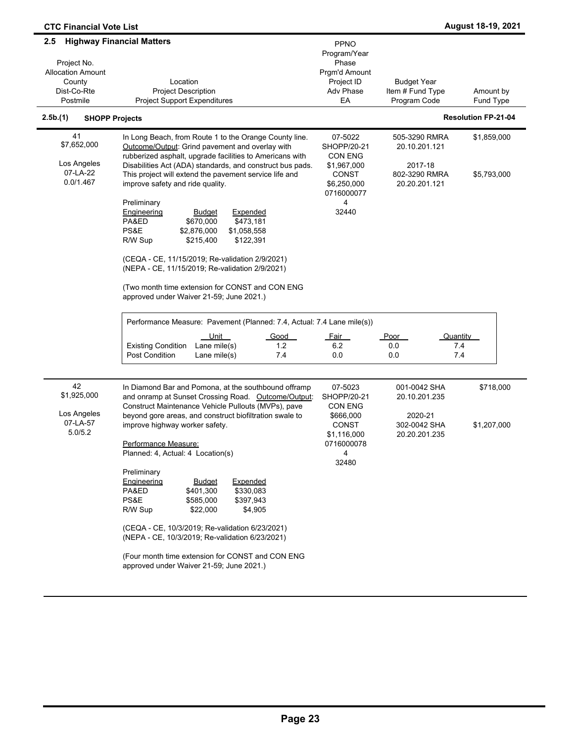## 2.5 Highway Financial Matters

| Project No. / Allocation Amount / County / Dist-Co-Rte / Postmile | Location / Project Description / Project Support Expenditures | PPNO / Program/Year / Phase / Prgm'd Amount / Project ID / Adv Phase / EA | Budget Year / Item # Fund Type / Program Code | Amount by Fund Type |
|---|---|---|---|---|

### 2.5b.(1) SHOPP Projects — Resolution FP-21-04

| Project No. / Allocation Amount / County / Dist-Co-Rte / Postmile | Location / Project Description / Project Support Expenditures | PPNO / Program/Year / Phase / Prgm'd Amount / Project ID / Adv Phase / EA | Budget Year / Item # Fund Type / Program Code | Amount by Fund Type |
|---|---|---|---|---|
| 41<br>$7,652,000<br><br>Los Angeles<br>07-LA-22<br>0.0/1.467 | In Long Beach, from Route 1 to the Orange County line. Outcome/Output: Grind pavement and overlay with rubberized asphalt, upgrade facilities to Americans with Disabilities Act (ADA) standards, and construct bus pads. This project will extend the pavement service life and improve safety and ride quality.<br><br>Preliminary Engineering — Budget / Expended<br>PA&ED $670,000 / $473,181<br>PS&E $2,876,000 / $1,058,558<br>R/W Sup $215,400 / $122,391<br><br>(CEQA - CE, 11/15/2019; Re-validation 2/9/2021)<br>(NEPA - CE, 11/15/2019; Re-validation 2/9/2021)<br><br>(Two month time extension for CONST and CON ENG approved under Waiver 21-59; June 2021.) | 07-5022<br>SHOPP/20-21<br>CON ENG<br>$1,967,000<br>CONST<br>$6,250,000<br>0716000077<br>4<br>32440 | 505-3290 RMRA<br>20.10.201.121<br><br>2017-18<br>802-3290 RMRA<br>20.20.201.121 | $1,859,000<br><br><br><br>$5,793,000 |

Performance Measure: Pavement (Planned: 7.4, Actual: 7.4 Lane mile(s))

| | Unit | Good | Fair | Poor | Quantity |
|---|---|---|---|---|---|
| Existing Condition | Lane mile(s) | 1.2 | 6.2 | 0.0 | 7.4 |
| Post Condition | Lane mile(s) | 7.4 | 0.0 | 0.0 | 7.4 |

| Project No. / Allocation Amount / County / Dist-Co-Rte / Postmile | Location / Project Description / Project Support Expenditures | PPNO / Program/Year / Phase / Prgm'd Amount / Project ID / Adv Phase / EA | Budget Year / Item # Fund Type / Program Code | Amount by Fund Type |
|---|---|---|---|---|
| 42<br>$1,925,000<br><br>Los Angeles<br>07-LA-57<br>5.0/5.2 | In Diamond Bar and Pomona, at the southbound offramp and onramp at Sunset Crossing Road. Outcome/Output: Construct Maintenance Vehicle Pullouts (MVPs), pave beyond gore areas, and construct biofiltration swale to improve highway worker safety.<br><br>Performance Measure:<br>Planned: 4, Actual: 4 Location(s)<br><br>Preliminary Engineering — Budget / Expended<br>PA&ED $401,300 / $330,083<br>PS&E $585,000 / $397,943<br>R/W Sup $22,000 / $4,905<br><br>(CEQA - CE, 10/3/2019; Re-validation 6/23/2021)<br>(NEPA - CE, 10/3/2019; Re-validation 6/23/2021)<br><br>(Four month time extension for CONST and CON ENG approved under Waiver 21-59; June 2021.) | 07-5023<br>SHOPP/20-21<br>CON ENG<br>$666,000<br>CONST<br>$1,116,000<br>0716000078<br>4<br>32480 | 001-0042 SHA<br>20.10.201.235<br><br>2020-21<br>302-0042 SHA<br>20.20.201.235 | $718,000<br><br><br><br>$1,207,000 |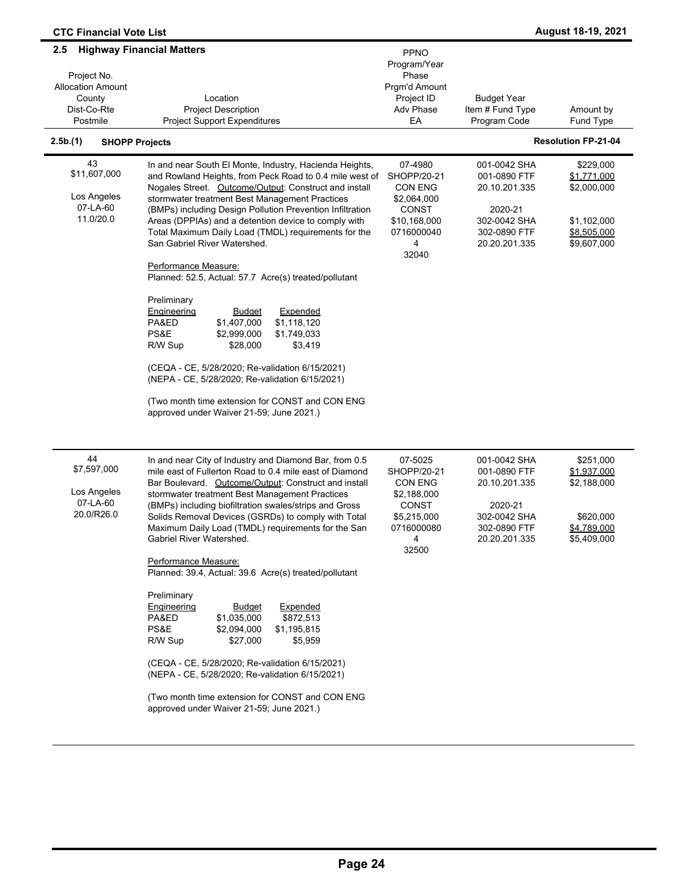## 2.5 Highway Financial Matters

| Project No.<br>Allocation Amount<br>County<br>Dist-Co-Rte<br>Postmile | Location<br>Project Description<br>Project Support Expenditures | PPNO<br>Program/Year<br>Phase<br>Prgm'd Amount<br>Project ID<br>Adv Phase<br>EA | Budget Year<br>Item # Fund Type<br>Program Code | Amount by<br>Fund Type |
|---|---|---|---|---|
| **2.5b.(1) SHOPP Projects** | | | | **Resolution FP-21-04** |
| 43<br>$11,607,000<br><br>Los Angeles<br>07-LA-60<br>11.0/20.0 | In and near South El Monte, Industry, Hacienda Heights, and Rowland Heights, from Peck Road to 0.4 mile west of Nogales Street. Outcome/Output: Construct and install stormwater treatment Best Management Practices (BMPs) including Design Pollution Prevention Infiltration Areas (DPPIAs) and a detention device to comply with Total Maximum Daily Load (TMDL) requirements for the San Gabriel River Watershed.<br><br>Performance Measure:<br>Planned: 52.5, Actual: 57.7 Acre(s) treated/pollutant<br><br>Preliminary Engineering — Budget / Expended<br>PA&ED $1,407,000 / $1,118,120<br>PS&E $2,999,000 / $1,749,033<br>R/W Sup $28,000 / $3,419<br><br>(CEQA - CE, 5/28/2020; Re-validation 6/15/2021)<br>(NEPA - CE, 5/28/2020; Re-validation 6/15/2021)<br><br>(Two month time extension for CONST and CON ENG approved under Waiver 21-59; June 2021.) | 07-4980<br>SHOPP/20-21<br>CON ENG<br>$2,064,000<br>CONST<br>$10,168,000<br>0716000040<br>4<br>32040 | 001-0042 SHA<br>001-0890 FTF<br>20.10.201.335<br><br>2020-21<br>302-0042 SHA<br>302-0890 FTF<br>20.20.201.335 | $229,000<br>$1,771,000<br>$2,000,000<br><br><br>$1,102,000<br>$8,505,000<br>$9,607,000 |
| 44<br>$7,597,000<br><br>Los Angeles<br>07-LA-60<br>20.0/R26.0 | In and near City of Industry and Diamond Bar, from 0.5 mile east of Fullerton Road to 0.4 mile east of Diamond Bar Boulevard. Outcome/Output: Construct and install stormwater treatment Best Management Practices (BMPs) including biofiltration swales/strips and Gross Solids Removal Devices (GSRDs) to comply with Total Maximum Daily Load (TMDL) requirements for the San Gabriel River Watershed.<br><br>Performance Measure:<br>Planned: 39.4, Actual: 39.6 Acre(s) treated/pollutant<br><br>Preliminary Engineering — Budget / Expended<br>PA&ED $1,035,000 / $872,513<br>PS&E $2,094,000 / $1,195,815<br>R/W Sup $27,000 / $5,959<br><br>(CEQA - CE, 5/28/2020; Re-validation 6/15/2021)<br>(NEPA - CE, 5/28/2020; Re-validation 6/15/2021)<br><br>(Two month time extension for CONST and CON ENG approved under Waiver 21-59; June 2021.) | 07-5025<br>SHOPP/20-21<br>CON ENG<br>$2,188,000<br>CONST<br>$5,215,000<br>0716000080<br>4<br>32500 | 001-0042 SHA<br>001-0890 FTF<br>20.10.201.335<br><br>2020-21<br>302-0042 SHA<br>302-0890 FTF<br>20.20.201.335 | $251,000<br>$1,937,000<br>$2,188,000<br><br><br>$620,000<br>$4,789,000<br>$5,409,000 |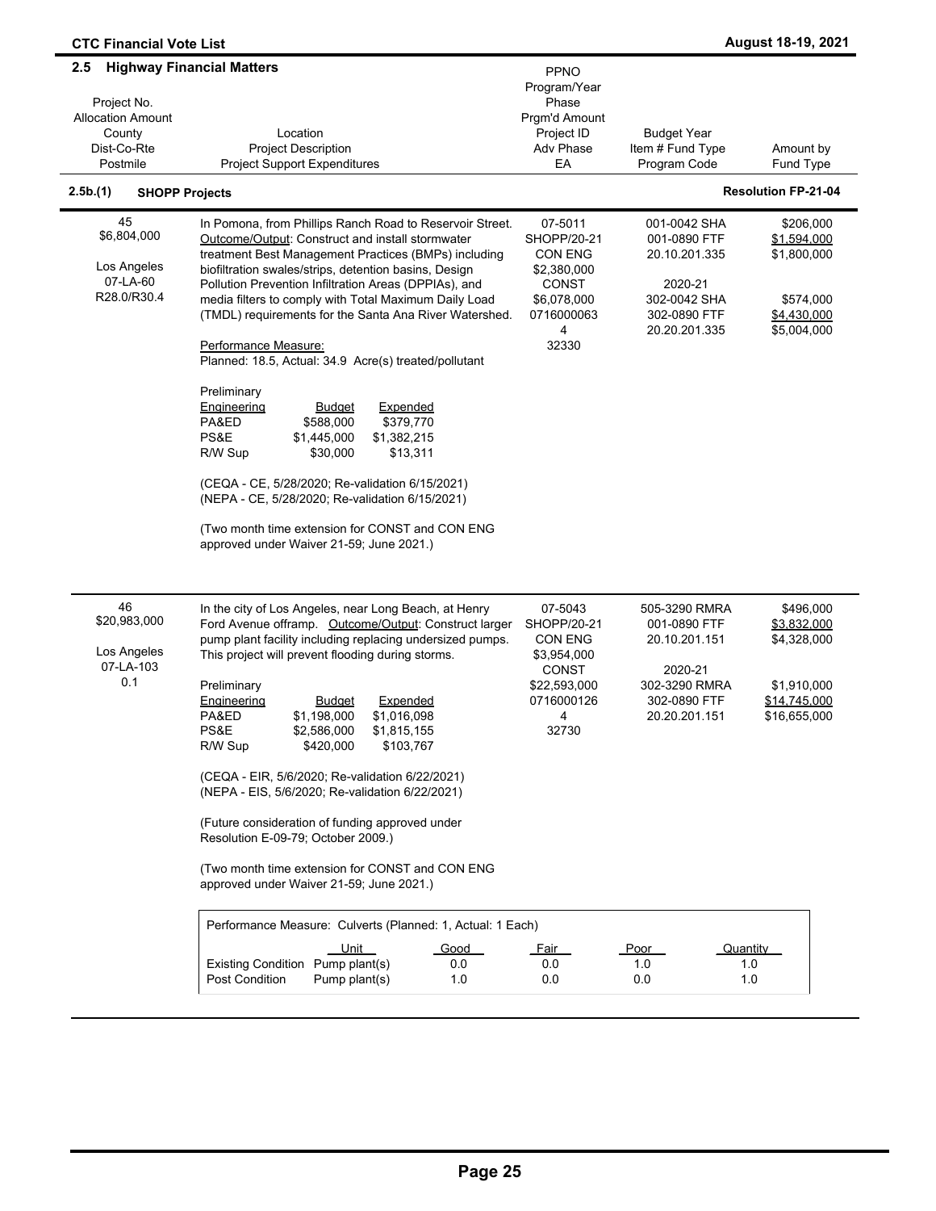## 2.5 Highway Financial Matters

| Project No.<br>Allocation Amount<br>County<br>Dist-Co-Rte<br>Postmile | Location<br>Project Description<br>Project Support Expenditures | PPNO<br>Program/Year<br>Phase<br>Prgm'd Amount<br>Project ID<br>Adv Phase<br>EA | Budget Year<br>Item # Fund Type<br>Program Code | Amount by<br>Fund Type |
|---|---|---|---|---|

### 2.5b.(1) SHOPP Projects — Resolution FP-21-04

| Project No.<br>Allocation Amount<br>County<br>Dist-Co-Rte<br>Postmile | Location / Project Description / Project Support Expenditures | PPNO<br>Program/Year<br>Phase<br>Prgm'd Amount<br>Project ID<br>Adv Phase<br>EA | Budget Year<br>Item # Fund Type<br>Program Code | Amount by<br>Fund Type |
|---|---|---|---|---|
| 45<br>$6,804,000<br><br>Los Angeles<br>07-LA-60<br>R28.0/R30.4 | In Pomona, from Phillips Ranch Road to Reservoir Street. Outcome/Output: Construct and install stormwater treatment Best Management Practices (BMPs) including biofiltration swales/strips, detention basins, Design Pollution Prevention Infiltration Areas (DPPIAs), and media filters to comply with Total Maximum Daily Load (TMDL) requirements for the Santa Ana River Watershed.<br><br>Performance Measure:<br>Planned: 18.5, Actual: 34.9 Acre(s) treated/pollutant<br><br>Preliminary Engineering — Budget / Expended<br>PA&ED: $588,000 / $379,770<br>PS&E: $1,445,000 / $1,382,215<br>R/W Sup: $30,000 / $13,311<br><br>(CEQA - CE, 5/28/2020; Re-validation 6/15/2021)<br>(NEPA - CE, 5/28/2020; Re-validation 6/15/2021)<br><br>(Two month time extension for CONST and CON ENG approved under Waiver 21-59; June 2021.) | 07-5011<br>SHOPP/20-21<br>CON ENG<br>$2,380,000<br>CONST<br>$6,078,000<br>0716000063<br>4<br>32330 | 001-0042 SHA<br>001-0890 FTF<br>20.10.201.335<br><br>2020-21<br>302-0042 SHA<br>302-0890 FTF<br>20.20.201.335 | $206,000<br>$1,594,000<br>$1,800,000<br><br><br>$574,000<br>$4,430,000<br>$5,004,000 |
| 46<br>$20,983,000<br><br>Los Angeles<br>07-LA-103<br>0.1 | In the city of Los Angeles, near Long Beach, at Henry Ford Avenue offramp. Outcome/Output: Construct larger pump plant facility including replacing undersized pumps. This project will prevent flooding during storms.<br><br>Preliminary Engineering — Budget / Expended<br>PA&ED: $1,198,000 / $1,016,098<br>PS&E: $2,586,000 / $1,815,155<br>R/W Sup: $420,000 / $103,767<br><br>(CEQA - EIR, 5/6/2020; Re-validation 6/22/2021)<br>(NEPA - EIS, 5/6/2020; Re-validation 6/22/2021)<br><br>(Future consideration of funding approved under Resolution E-09-79; October 2009.)<br><br>(Two month time extension for CONST and CON ENG approved under Waiver 21-59; June 2021.) | 07-5043<br>SHOPP/20-21<br>CON ENG<br>$3,954,000<br>CONST<br>$22,593,000<br>0716000126<br>4<br>32730 | 505-3290 RMRA<br>001-0890 FTF<br>20.10.201.151<br><br>2020-21<br>302-3290 RMRA<br>302-0890 FTF<br>20.20.201.151 | $496,000<br>$3,832,000<br>$4,328,000<br><br><br>$1,910,000<br>$14,745,000<br>$16,655,000 |

Performance Measure: Culverts (Planned: 1, Actual: 1 Each)

| | Unit | Good | Fair | Poor | Quantity |
|---|---|---|---|---|---|
| Existing Condition | Pump plant(s) | 0.0 | 0.0 | 1.0 | 1.0 |
| Post Condition | Pump plant(s) | 1.0 | 0.0 | 0.0 | 1.0 |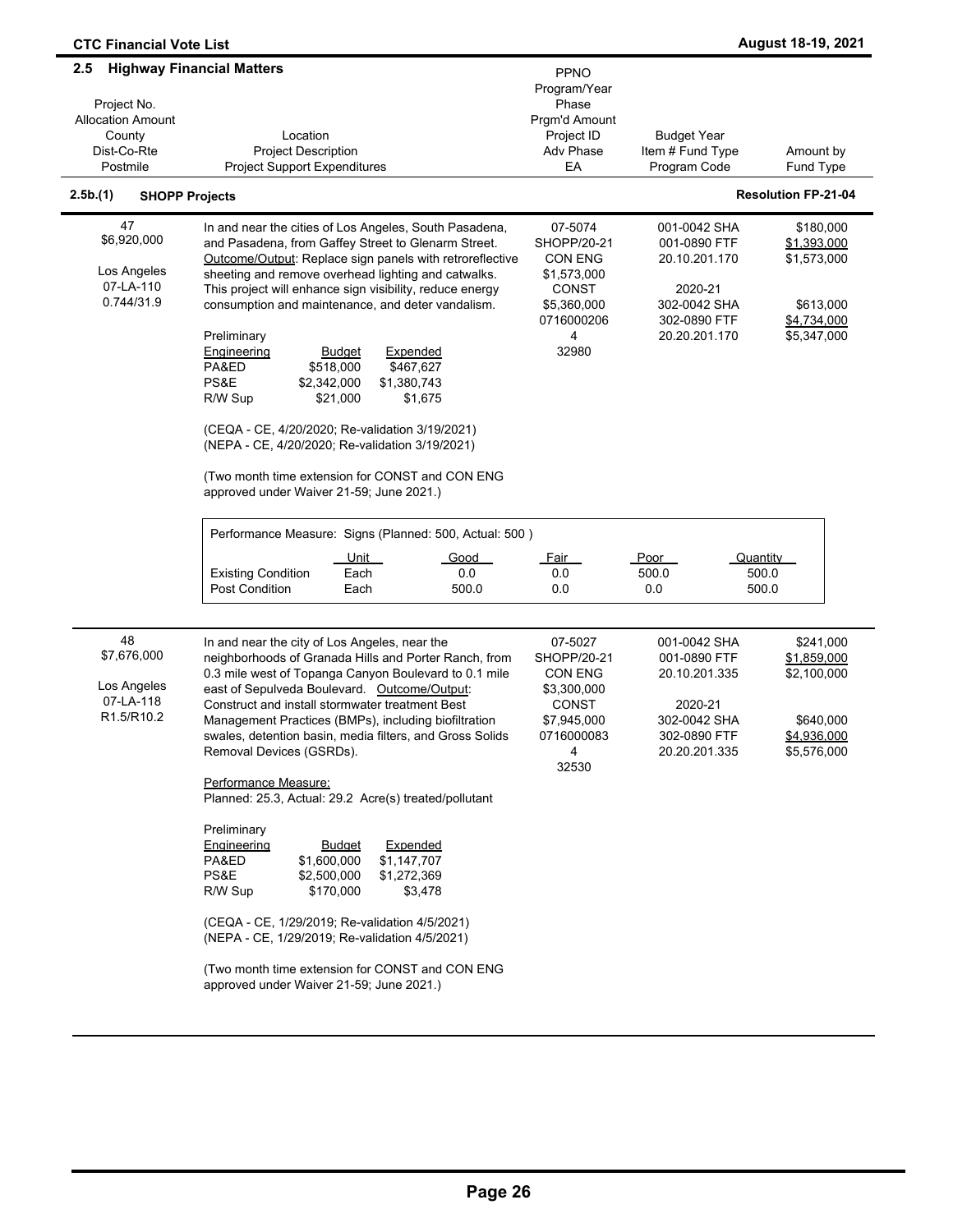## 2.5 Highway Financial Matters

| Project No.<br>Allocation Amount<br>County<br>Dist-Co-Rte<br>Postmile | Location<br>Project Description<br>Project Support Expenditures | PPNO<br>Program/Year<br>Phase<br>Prgm'd Amount<br>Project ID<br>Adv Phase<br>EA | Budget Year<br>Item # Fund Type<br>Program Code | Amount by<br>Fund Type |
|---|---|---|---|---|

### 2.5b.(1) SHOPP Projects — Resolution FP-21-04

| Project No. / Allocation Amount / County / Dist-Co-Rte / Postmile | Location / Project Description / Project Support Expenditures | PPNO / Program/Year / Phase / Prgm'd Amount / Project ID / Adv Phase / EA | Budget Year / Item # Fund Type / Program Code | Amount by Fund Type |
|---|---|---|---|---|
| 47<br>$6,920,000<br><br>Los Angeles<br>07-LA-110<br>0.744/31.9 | In and near the cities of Los Angeles, South Pasadena, and Pasadena, from Gaffey Street to Glenarm Street. Outcome/Output: Replace sign panels with retroreflective sheeting and remove overhead lighting and catwalks. This project will enhance sign visibility, reduce energy consumption and maintenance, and deter vandalism. | 07-5074<br>SHOPP/20-21<br>CON ENG<br>$1,573,000<br>CONST<br>$5,360,000<br>0716000206<br>4<br>32980 | 001-0042 SHA<br>001-0890 FTF<br>20.10.201.170<br><br>2020-21<br>302-0042 SHA<br>302-0890 FTF<br>20.20.201.170 | $180,000<br>$1,393,000<br>$1,573,000<br><br><br>$613,000<br>$4,734,000<br>$5,347,000 |

Preliminary Engineering

| | Budget | Expended |
|---|---|---|
| PA&ED | $518,000 | $467,627 |
| PS&E | $2,342,000 | $1,380,743 |
| R/W Sup | $21,000 | $1,675 |

(CEQA - CE, 4/20/2020; Re-validation 3/19/2021)
(NEPA - CE, 4/20/2020; Re-validation 3/19/2021)

(Two month time extension for CONST and CON ENG approved under Waiver 21-59; June 2021.)

Performance Measure: Signs (Planned: 500, Actual: 500 )

| | Unit | Good | Fair | Poor | Quantity |
|---|---|---|---|---|---|
| Existing Condition | Each | 0.0 | 0.0 | 500.0 | 500.0 |
| Post Condition | Each | 500.0 | 0.0 | 0.0 | 500.0 |

| Project No. / Allocation Amount / County / Dist-Co-Rte / Postmile | Location / Project Description / Project Support Expenditures | PPNO / Program/Year / Phase / Prgm'd Amount / Project ID / Adv Phase / EA | Budget Year / Item # Fund Type / Program Code | Amount by Fund Type |
|---|---|---|---|---|
| 48<br>$7,676,000<br><br>Los Angeles<br>07-LA-118<br>R1.5/R10.2 | In and near the city of Los Angeles, near the neighborhoods of Granada Hills and Porter Ranch, from 0.3 mile west of Topanga Canyon Boulevard to 0.1 mile east of Sepulveda Boulevard. Outcome/Output: Construct and install stormwater treatment Best Management Practices (BMPs), including biofiltration swales, detention basin, media filters, and Gross Solids Removal Devices (GSRDs). | 07-5027<br>SHOPP/20-21<br>CON ENG<br>$3,300,000<br>CONST<br>$7,945,000<br>0716000083<br>4<br>32530 | 001-0042 SHA<br>001-0890 FTF<br>20.10.201.335<br><br>2020-21<br>302-0042 SHA<br>302-0890 FTF<br>20.20.201.335 | $241,000<br>$1,859,000<br>$2,100,000<br><br><br>$640,000<br>$4,936,000<br>$5,576,000 |

Performance Measure:
Planned: 25.3, Actual: 29.2 Acre(s) treated/pollutant

Preliminary Engineering

| | Budget | Expended |
|---|---|---|
| PA&ED | $1,600,000 | $1,147,707 |
| PS&E | $2,500,000 | $1,272,369 |
| R/W Sup | $170,000 | $3,478 |

(CEQA - CE, 1/29/2019; Re-validation 4/5/2021)
(NEPA - CE, 1/29/2019; Re-validation 4/5/2021)

(Two month time extension for CONST and CON ENG approved under Waiver 21-59; June 2021.)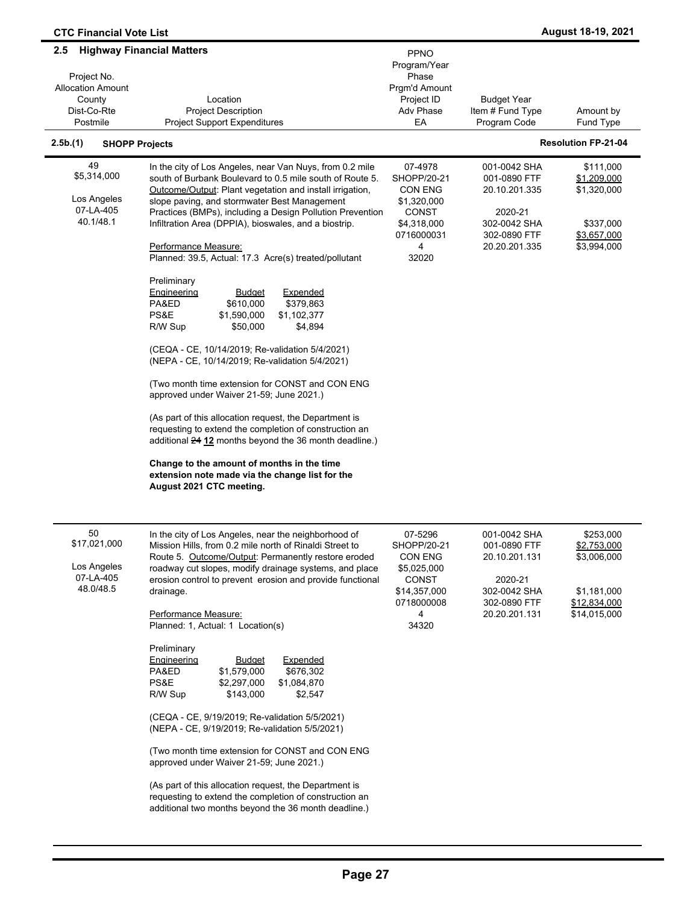## 2.5 Highway Financial Matters

| Project No.<br>Allocation Amount<br>County<br>Dist-Co-Rte<br>Postmile | Location<br>Project Description<br>Project Support Expenditures | PPNO<br>Program/Year<br>Phase<br>Prgm'd Amount<br>Project ID<br>Adv Phase<br>EA | Budget Year<br>Item # Fund Type<br>Program Code | Amount by<br>Fund Type |
|---|---|---|---|---|

### 2.5b.(1) SHOPP Projects — Resolution FP-21-04

| Project No.<br>Allocation Amount<br>County<br>Dist-Co-Rte<br>Postmile | Location<br>Project Description<br>Project Support Expenditures | PPNO<br>Program/Year<br>Phase<br>Prgm'd Amount<br>Project ID<br>Adv Phase<br>EA | Budget Year<br>Item # Fund Type<br>Program Code | Amount by<br>Fund Type |
|---|---|---|---|---|
| 49<br>$5,314,000<br><br>Los Angeles<br>07-LA-405<br>40.1/48.1 | In the city of Los Angeles, near Van Nuys, from 0.2 mile south of Burbank Boulevard to 0.5 mile south of Route 5. Outcome/Output: Plant vegetation and install irrigation, slope paving, and stormwater Best Management Practices (BMPs), including a Design Pollution Prevention Infiltration Area (DPPIA), bioswales, and a biostrip.<br><br>Performance Measure:<br>Planned: 39.5, Actual: 17.3 Acre(s) treated/pollutant<br><br>Preliminary Engineering — Budget / Expended<br>PA&ED $610,000 / $379,863<br>PS&E $1,590,000 / $1,102,377<br>R/W Sup $50,000 / $4,894<br><br>(CEQA - CE, 10/14/2019; Re-validation 5/4/2021)<br>(NEPA - CE, 10/14/2019; Re-validation 5/4/2021)<br><br>(Two month time extension for CONST and CON ENG approved under Waiver 21-59; June 2021.)<br><br>(As part of this allocation request, the Department is requesting to extend the completion of construction an additional ~~24~~ **12** months beyond the 36 month deadline.)<br><br>**Change to the amount of months in the time extension note made via the change list for the August 2021 CTC meeting.** | 07-4978<br>SHOPP/20-21<br>CON ENG<br>$1,320,000<br>CONST<br>$4,318,000<br>0716000031<br>4<br>32020 | 001-0042 SHA<br>001-0890 FTF<br>20.10.201.335<br><br>2020-21<br>302-0042 SHA<br>302-0890 FTF<br>20.20.201.335 | $111,000<br>$1,209,000<br>$1,320,000<br><br><br>$337,000<br>$3,657,000<br>$3,994,000 |
| 50<br>$17,021,000<br><br>Los Angeles<br>07-LA-405<br>48.0/48.5 | In the city of Los Angeles, near the neighborhood of Mission Hills, from 0.2 mile north of Rinaldi Street to Route 5. Outcome/Output: Permanently restore eroded roadway cut slopes, modify drainage systems, and place erosion control to prevent erosion and provide functional drainage.<br><br>Performance Measure:<br>Planned: 1, Actual: 1 Location(s)<br><br>Preliminary Engineering — Budget / Expended<br>PA&ED $1,579,000 / $676,302<br>PS&E $2,297,000 / $1,084,870<br>R/W Sup $143,000 / $2,547<br><br>(CEQA - CE, 9/19/2019; Re-validation 5/5/2021)<br>(NEPA - CE, 9/19/2019; Re-validation 5/5/2021)<br><br>(Two month time extension for CONST and CON ENG approved under Waiver 21-59; June 2021.)<br><br>(As part of this allocation request, the Department is requesting to extend the completion of construction an additional two months beyond the 36 month deadline.) | 07-5296<br>SHOPP/20-21<br>CON ENG<br>$5,025,000<br>CONST<br>$14,357,000<br>0718000008<br>4<br>34320 | 001-0042 SHA<br>001-0890 FTF<br>20.10.201.131<br><br>2020-21<br>302-0042 SHA<br>302-0890 FTF<br>20.20.201.131 | $253,000<br>$2,753,000<br>$3,006,000<br><br><br>$1,181,000<br>$12,834,000<br>$14,015,000 |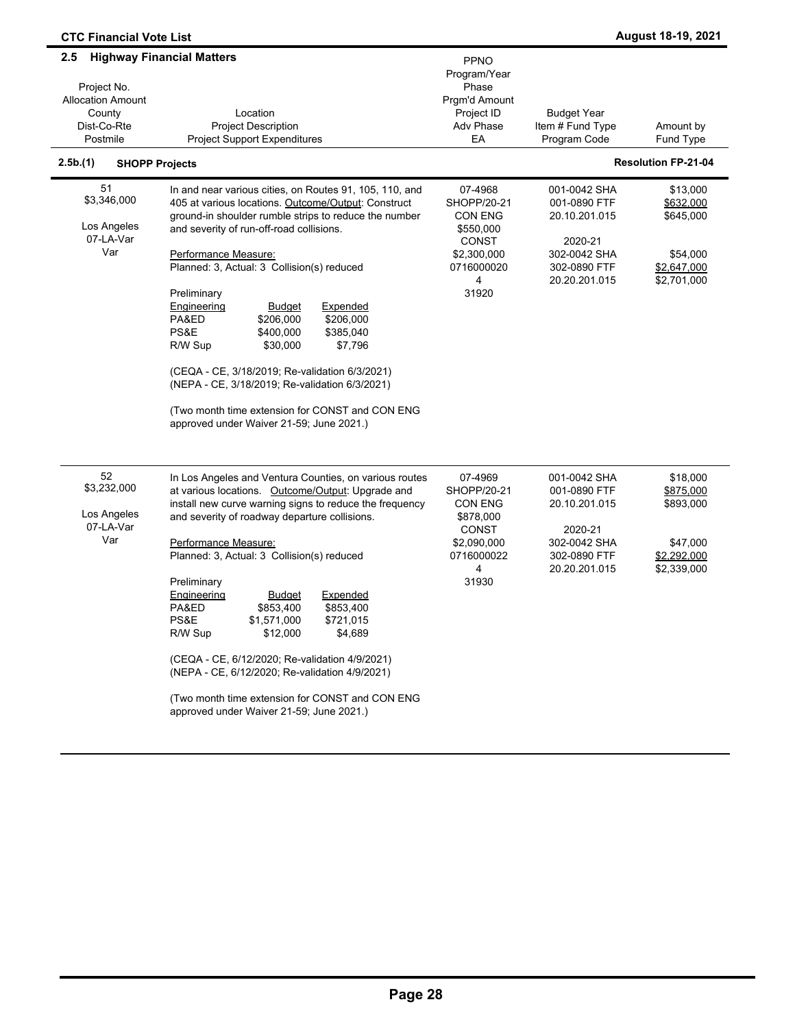## 2.5 Highway Financial Matters

| Project No.<br>Allocation Amount<br>County<br>Dist-Co-Rte<br>Postmile | Location<br>Project Description<br>Project Support Expenditures | PPNO<br>Program/Year<br>Phase<br>Prgm'd Amount<br>Project ID<br>Adv Phase<br>EA | Budget Year<br>Item # Fund Type<br>Program Code | Amount by<br>Fund Type |
|---|---|---|---|---|

### 2.5b.(1) SHOPP Projects

**Resolution FP-21-04**

| Project No.<br>Allocation Amount<br>County<br>Dist-Co-Rte<br>Postmile | Location<br>Project Description<br>Project Support Expenditures | PPNO<br>Program/Year<br>Phase<br>Prgm'd Amount<br>Project ID<br>Adv Phase<br>EA | Budget Year<br>Item # Fund Type<br>Program Code | Amount by<br>Fund Type |
|---|---|---|---|---|
| 51<br>$3,346,000<br><br>Los Angeles<br>07-LA-Var<br>Var | In and near various cities, on Routes 91, 105, 110, and 405 at various locations. Outcome/Output: Construct ground-in shoulder rumble strips to reduce the number and severity of run-off-road collisions.<br><br>Performance Measure:<br>Planned: 3, Actual: 3 Collision(s) reduced<br><br>Preliminary Engineering — Budget / Expended<br>PA&ED $206,000 / $206,000<br>PS&E $400,000 / $385,040<br>R/W Sup $30,000 / $7,796<br><br>(CEQA - CE, 3/18/2019; Re-validation 6/3/2021)<br>(NEPA - CE, 3/18/2019; Re-validation 6/3/2021)<br><br>(Two month time extension for CONST and CON ENG approved under Waiver 21-59; June 2021.) | 07-4968<br>SHOPP/20-21<br>CON ENG<br>$550,000<br>CONST<br>$2,300,000<br>0716000020<br>4<br>31920 | 001-0042 SHA<br>001-0890 FTF<br>20.10.201.015<br><br>2020-21<br>302-0042 SHA<br>302-0890 FTF<br>20.20.201.015 | $13,000<br>$632,000<br>$645,000<br><br><br>$54,000<br>$2,647,000<br>$2,701,000 |
| 52<br>$3,232,000<br><br>Los Angeles<br>07-LA-Var<br>Var | In Los Angeles and Ventura Counties, on various routes at various locations. Outcome/Output: Upgrade and install new curve warning signs to reduce the frequency and severity of roadway departure collisions.<br><br>Performance Measure:<br>Planned: 3, Actual: 3 Collision(s) reduced<br><br>Preliminary Engineering — Budget / Expended<br>PA&ED $853,400 / $853,400<br>PS&E $1,571,000 / $721,015<br>R/W Sup $12,000 / $4,689<br><br>(CEQA - CE, 6/12/2020; Re-validation 4/9/2021)<br>(NEPA - CE, 6/12/2020; Re-validation 4/9/2021)<br><br>(Two month time extension for CONST and CON ENG approved under Waiver 21-59; June 2021.) | 07-4969<br>SHOPP/20-21<br>CON ENG<br>$878,000<br>CONST<br>$2,090,000<br>0716000022<br>4<br>31930 | 001-0042 SHA<br>001-0890 FTF<br>20.10.201.015<br><br>2020-21<br>302-0042 SHA<br>302-0890 FTF<br>20.20.201.015 | $18,000<br>$875,000<br>$893,000<br><br><br>$47,000<br>$2,292,000<br>$2,339,000 |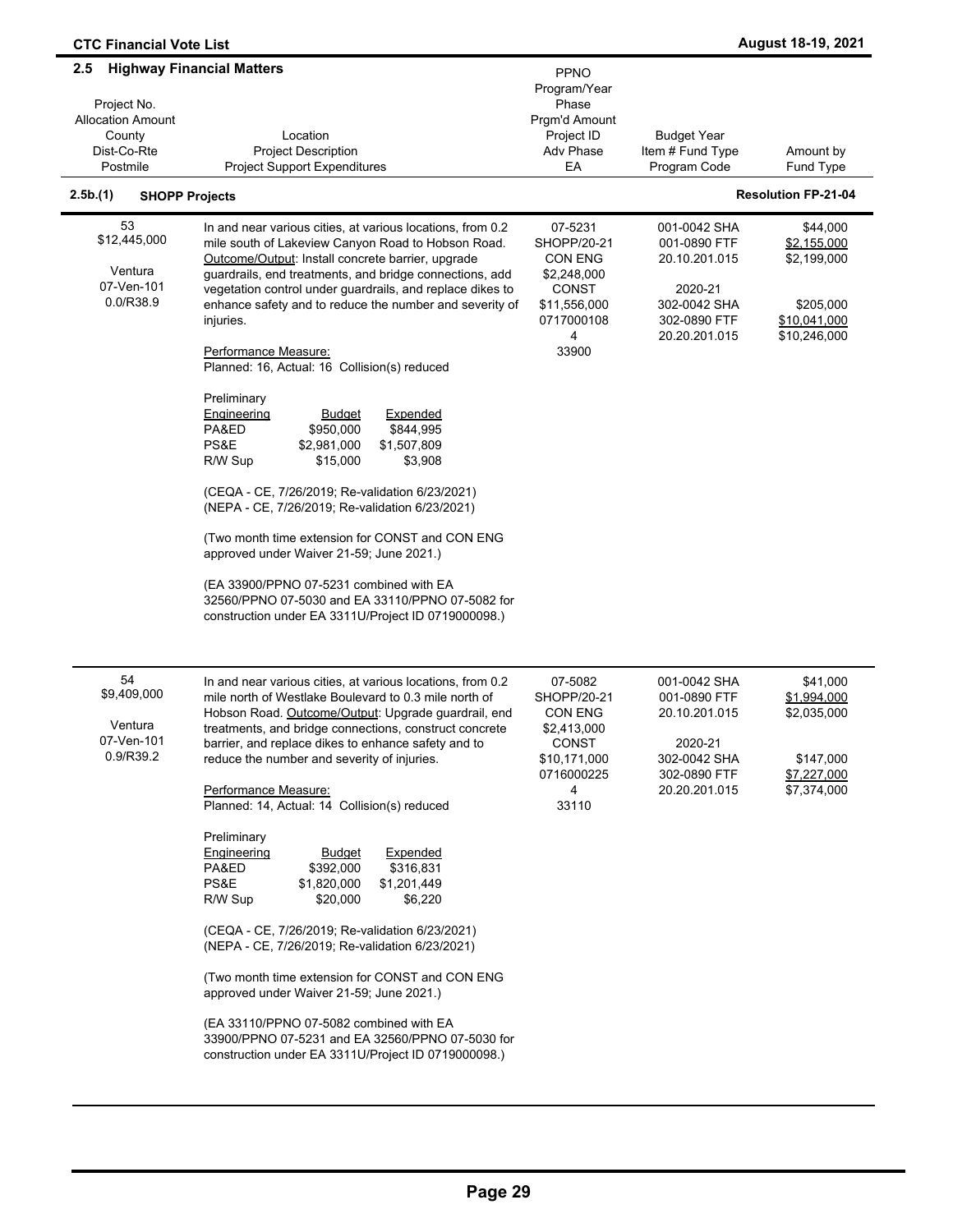## 2.5 Highway Financial Matters

| Project No. / Allocation Amount / County / Dist-Co-Rte / Postmile | Location / Project Description / Project Support Expenditures | PPNO / Program/Year / Phase / Prgm'd Amount / Project ID / Adv Phase / EA | Budget Year / Item # Fund Type / Program Code | Amount by Fund Type |
|---|---|---|---|---|

### 2.5b.(1) SHOPP Projects — Resolution FP-21-04

| Project No. / Allocation Amount / County / Dist-Co-Rte / Postmile | Location / Project Description / Project Support Expenditures | PPNO / Program/Year / Phase / Prgm'd Amount / Project ID / Adv Phase / EA | Budget Year / Item # Fund Type / Program Code | Amount by Fund Type |
|---|---|---|---|---|
| 53<br>$12,445,000<br><br>Ventura<br>07-Ven-101<br>0.0/R38.9 | In and near various cities, at various locations, from 0.2 mile south of Lakeview Canyon Road to Hobson Road. Outcome/Output: Install concrete barrier, upgrade guardrails, end treatments, and bridge connections, add vegetation control under guardrails, and replace dikes to enhance safety and to reduce the number and severity of injuries.<br><br>Performance Measure:<br>Planned: 16, Actual: 16 Collision(s) reduced<br><br>Preliminary Engineering — Budget / Expended<br>PA&ED $950,000 / $844,995<br>PS&E $2,981,000 / $1,507,809<br>R/W Sup $15,000 / $3,908<br><br>(CEQA - CE, 7/26/2019; Re-validation 6/23/2021)<br>(NEPA - CE, 7/26/2019; Re-validation 6/23/2021)<br><br>(Two month time extension for CONST and CON ENG approved under Waiver 21-59; June 2021.)<br><br>(EA 33900/PPNO 07-5231 combined with EA 32560/PPNO 07-5030 and EA 33110/PPNO 07-5082 for construction under EA 3311U/Project ID 0719000098.) | 07-5231<br>SHOPP/20-21<br>CON ENG<br>$2,248,000<br>CONST<br>$11,556,000<br>0717000108<br>4<br>33900 | 001-0042 SHA<br>001-0890 FTF<br>20.10.201.015<br><br>2020-21<br>302-0042 SHA<br>302-0890 FTF<br>20.20.201.015 | $44,000<br>$2,155,000<br>$2,199,000<br><br><br>$205,000<br>$10,041,000<br>$10,246,000 |
| 54<br>$9,409,000<br><br>Ventura<br>07-Ven-101<br>0.9/R39.2 | In and near various cities, at various locations, from 0.2 mile north of Westlake Boulevard to 0.3 mile north of Hobson Road. Outcome/Output: Upgrade guardrail, end treatments, and bridge connections, construct concrete barrier, and replace dikes to enhance safety and to reduce the number and severity of injuries.<br><br>Performance Measure:<br>Planned: 14, Actual: 14 Collision(s) reduced<br><br>Preliminary Engineering — Budget / Expended<br>PA&ED $392,000 / $316,831<br>PS&E $1,820,000 / $1,201,449<br>R/W Sup $20,000 / $6,220<br><br>(CEQA - CE, 7/26/2019; Re-validation 6/23/2021)<br>(NEPA - CE, 7/26/2019; Re-validation 6/23/2021)<br><br>(Two month time extension for CONST and CON ENG approved under Waiver 21-59; June 2021.)<br><br>(EA 33110/PPNO 07-5082 combined with EA 33900/PPNO 07-5231 and EA 32560/PPNO 07-5030 for construction under EA 3311U/Project ID 0719000098.) | 07-5082<br>SHOPP/20-21<br>CON ENG<br>$2,413,000<br>CONST<br>$10,171,000<br>0716000225<br>4<br>33110 | 001-0042 SHA<br>001-0890 FTF<br>20.10.201.015<br><br>2020-21<br>302-0042 SHA<br>302-0890 FTF<br>20.20.201.015 | $41,000<br>$1,994,000<br>$2,035,000<br><br><br>$147,000<br>$7,227,000<br>$7,374,000 |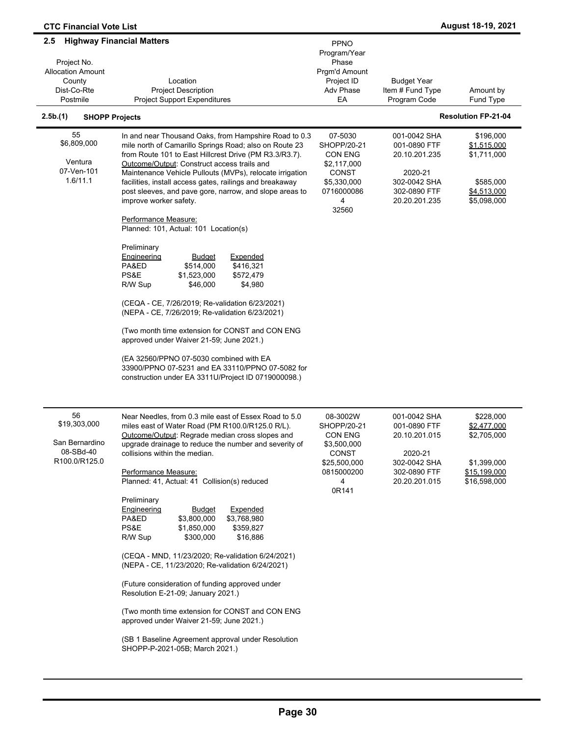## 2.5 Highway Financial Matters

| Project No.<br>Allocation Amount<br>County<br>Dist-Co-Rte<br>Postmile | Location<br>Project Description<br>Project Support Expenditures | PPNO<br>Program/Year<br>Phase<br>Prgm'd Amount<br>Project ID<br>Adv Phase<br>EA | Budget Year<br>Item # Fund Type<br>Program Code | Amount by<br>Fund Type |
|---|---|---|---|---|

### 2.5b.(1) SHOPP Projects — Resolution FP-21-04

| Project No.<br>Allocation Amount<br>County<br>Dist-Co-Rte<br>Postmile | Location<br>Project Description<br>Project Support Expenditures | PPNO<br>Program/Year<br>Phase<br>Prgm'd Amount<br>Project ID<br>Adv Phase<br>EA | Budget Year<br>Item # Fund Type<br>Program Code | Amount by<br>Fund Type |
|---|---|---|---|---|
| 55<br>$6,809,000<br><br>Ventura<br>07-Ven-101<br>1.6/11.1 | In and near Thousand Oaks, from Hampshire Road to 0.3 mile north of Camarillo Springs Road; also on Route 23 from Route 101 to East Hillcrest Drive (PM R3.3/R3.7). Outcome/Output: Construct access trails and Maintenance Vehicle Pullouts (MVPs), relocate irrigation facilities, install access gates, railings and breakaway post sleeves, and pave gore, narrow, and slope areas to improve worker safety.<br><br>Performance Measure:<br>Planned: 101, Actual: 101 Location(s)<br><br>Preliminary Engineering — Budget / Expended<br>PA&ED $514,000 / $416,321<br>PS&E $1,523,000 / $572,479<br>R/W Sup $46,000 / $4,980<br><br>(CEQA - CE, 7/26/2019; Re-validation 6/23/2021)<br>(NEPA - CE, 7/26/2019; Re-validation 6/23/2021)<br><br>(Two month time extension for CONST and CON ENG approved under Waiver 21-59; June 2021.)<br><br>(EA 32560/PPNO 07-5030 combined with EA 33900/PPNO 07-5231 and EA 33110/PPNO 07-5082 for construction under EA 3311U/Project ID 0719000098.) | 07-5030<br>SHOPP/20-21<br>CON ENG<br>$2,117,000<br>CONST<br>$5,330,000<br>0716000086<br>4<br>32560 | 001-0042 SHA<br>001-0890 FTF<br>20.10.201.235<br><br>2020-21<br>302-0042 SHA<br>302-0890 FTF<br>20.20.201.235 | $196,000<br>$1,515,000<br>$1,711,000<br><br>$585,000<br>$4,513,000<br>$5,098,000 |
| 56<br>$19,303,000<br><br>San Bernardino<br>08-SBd-40<br>R100.0/R125.0 | Near Needles, from 0.3 mile east of Essex Road to 5.0 miles east of Water Road (PM R100.0/R125.0 R/L). Outcome/Output: Regrade median cross slopes and upgrade drainage to reduce the number and severity of collisions within the median.<br><br>Performance Measure:<br>Planned: 41, Actual: 41 Collision(s) reduced<br><br>Preliminary Engineering — Budget / Expended<br>PA&ED $3,800,000 / $3,768,980<br>PS&E $1,850,000 / $359,827<br>R/W Sup $300,000 / $16,886<br><br>(CEQA - MND, 11/23/2020; Re-validation 6/24/2021)<br>(NEPA - CE, 11/23/2020; Re-validation 6/24/2021)<br><br>(Future consideration of funding approved under Resolution E-21-09; January 2021.)<br><br>(Two month time extension for CONST and CON ENG approved under Waiver 21-59; June 2021.)<br><br>(SB 1 Baseline Agreement approval under Resolution SHOPP-P-2021-05B; March 2021.) | 08-3002W<br>SHOPP/20-21<br>CON ENG<br>$3,500,000<br>CONST<br>$25,500,000<br>0815000200<br>4<br>0R141 | 001-0042 SHA<br>001-0890 FTF<br>20.10.201.015<br><br>2020-21<br>302-0042 SHA<br>302-0890 FTF<br>20.20.201.015 | $228,000<br>$2,477,000<br>$2,705,000<br><br>$1,399,000<br>$15,199,000<br>$16,598,000 |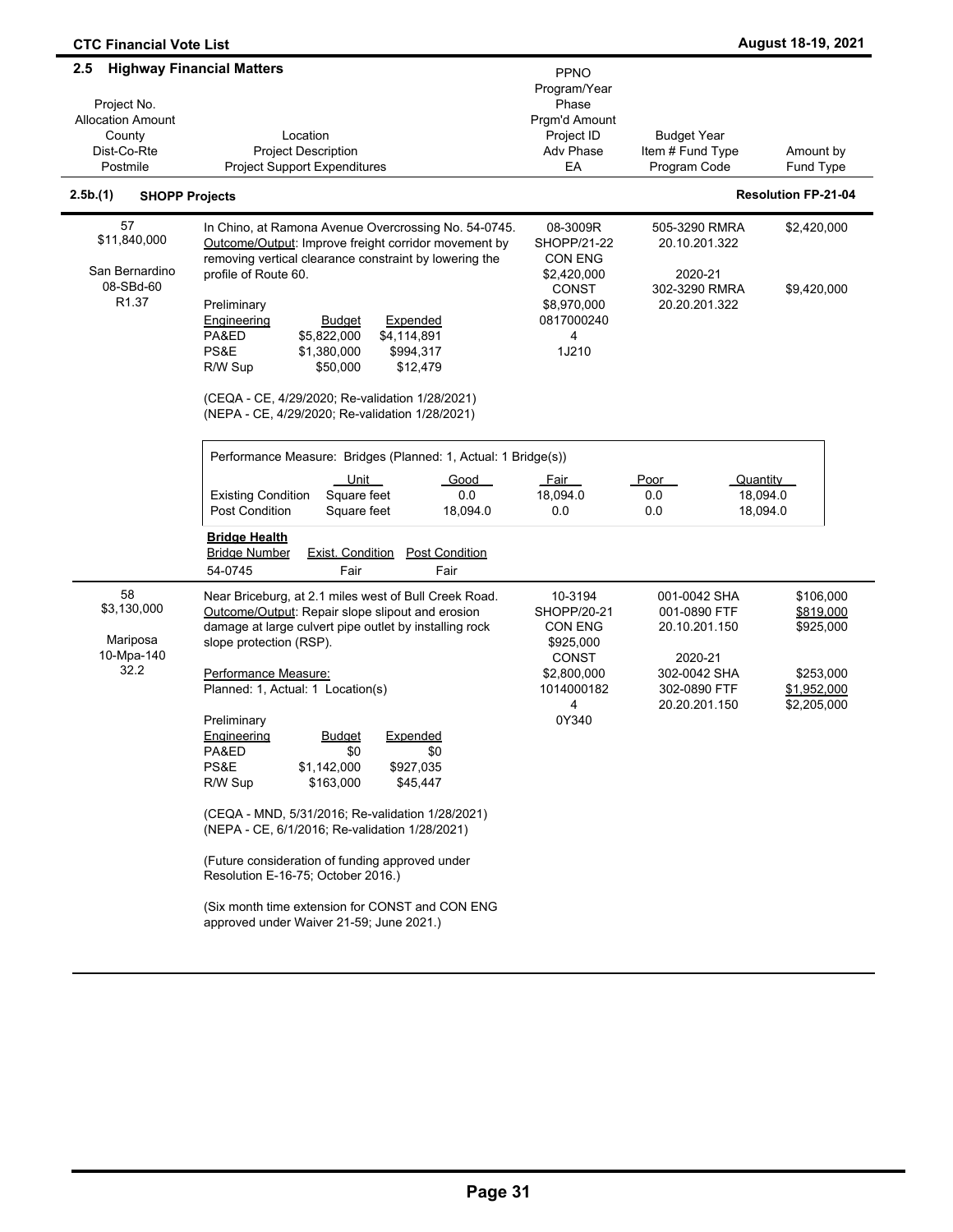## 2.5 Highway Financial Matters

| Project No.<br>Allocation Amount<br>County<br>Dist-Co-Rte<br>Postmile | Location<br>Project Description<br>Project Support Expenditures | PPNO<br>Program/Year<br>Phase<br>Prgm'd Amount<br>Project ID<br>Adv Phase<br>EA | Budget Year<br>Item # Fund Type<br>Program Code | Amount by<br>Fund Type |
|---|---|---|---|---|

### 2.5b.(1) SHOPP Projects — Resolution FP-21-04

| Project No.<br>Allocation Amount<br>County<br>Dist-Co-Rte<br>Postmile | Location<br>Project Description<br>Project Support Expenditures | PPNO<br>Program/Year<br>Phase<br>Prgm'd Amount<br>Project ID<br>Adv Phase<br>EA | Budget Year<br>Item # Fund Type<br>Program Code | Amount by<br>Fund Type |
|---|---|---|---|---|
| 57<br>$11,840,000<br><br>San Bernardino<br>08-SBd-60<br>R1.37 | In Chino, at Ramona Avenue Overcrossing No. 54-0745. Outcome/Output: Improve freight corridor movement by removing vertical clearance constraint by lowering the profile of Route 60.<br><br>Preliminary Engineering — Budget / Expended<br>PA&ED $5,822,000 / $4,114,891<br>PS&E $1,380,000 / $994,317<br>R/W Sup $50,000 / $12,479<br><br>(CEQA - CE, 4/29/2020; Re-validation 1/28/2021)<br>(NEPA - CE, 4/29/2020; Re-validation 1/28/2021) | 08-3009R<br>SHOPP/21-22<br>CON ENG<br>$2,420,000<br>CONST<br>$8,970,000<br>0817000240<br>4<br>1J210 | 505-3290 RMRA<br>20.10.201.322<br><br>2020-21<br>302-3290 RMRA<br>20.20.201.322 | $2,420,000<br><br><br><br>$9,420,000 |
| 58<br>$3,130,000<br><br>Mariposa<br>10-Mpa-140<br>32.2 | Near Briceburg, at 2.1 miles west of Bull Creek Road. Outcome/Output: Repair slope slipout and erosion damage at large culvert pipe outlet by installing rock slope protection (RSP).<br><br>Performance Measure:<br>Planned: 1, Actual: 1 Location(s)<br><br>Preliminary Engineering — Budget / Expended<br>PA&ED $0 / $0<br>PS&E $1,142,000 / $927,035<br>R/W Sup $163,000 / $45,447<br><br>(CEQA - MND, 5/31/2016; Re-validation 1/28/2021)<br>(NEPA - CE, 6/1/2016; Re-validation 1/28/2021)<br><br>(Future consideration of funding approved under Resolution E-16-75; October 2016.)<br><br>(Six month time extension for CONST and CON ENG approved under Waiver 21-59; June 2021.) | 10-3194<br>SHOPP/20-21<br>CON ENG<br>$925,000<br>CONST<br>$2,800,000<br>1014000182<br>4<br>0Y340 | 001-0042 SHA<br>001-0890 FTF<br>20.10.201.150<br><br>2020-21<br>302-0042 SHA<br>302-0890 FTF<br>20.20.201.150 | $106,000<br>$819,000<br>$925,000<br><br><br>$253,000<br>$1,952,000<br>$2,205,000 |

Performance Measure: Bridges (Planned: 1, Actual: 1 Bridge(s)) — Project 57

| | Unit | Good | Fair | Poor | Quantity |
|---|---|---|---|---|---|
| Existing Condition | Square feet | 0.0 | 18,094.0 | 0.0 | 18,094.0 |
| Post Condition | Square feet | 18,094.0 | 0.0 | 0.0 | 18,094.0 |

**Bridge Health**

| Bridge Number | Exist. Condition | Post Condition |
|---|---|---|
| 54-0745 | Fair | Fair |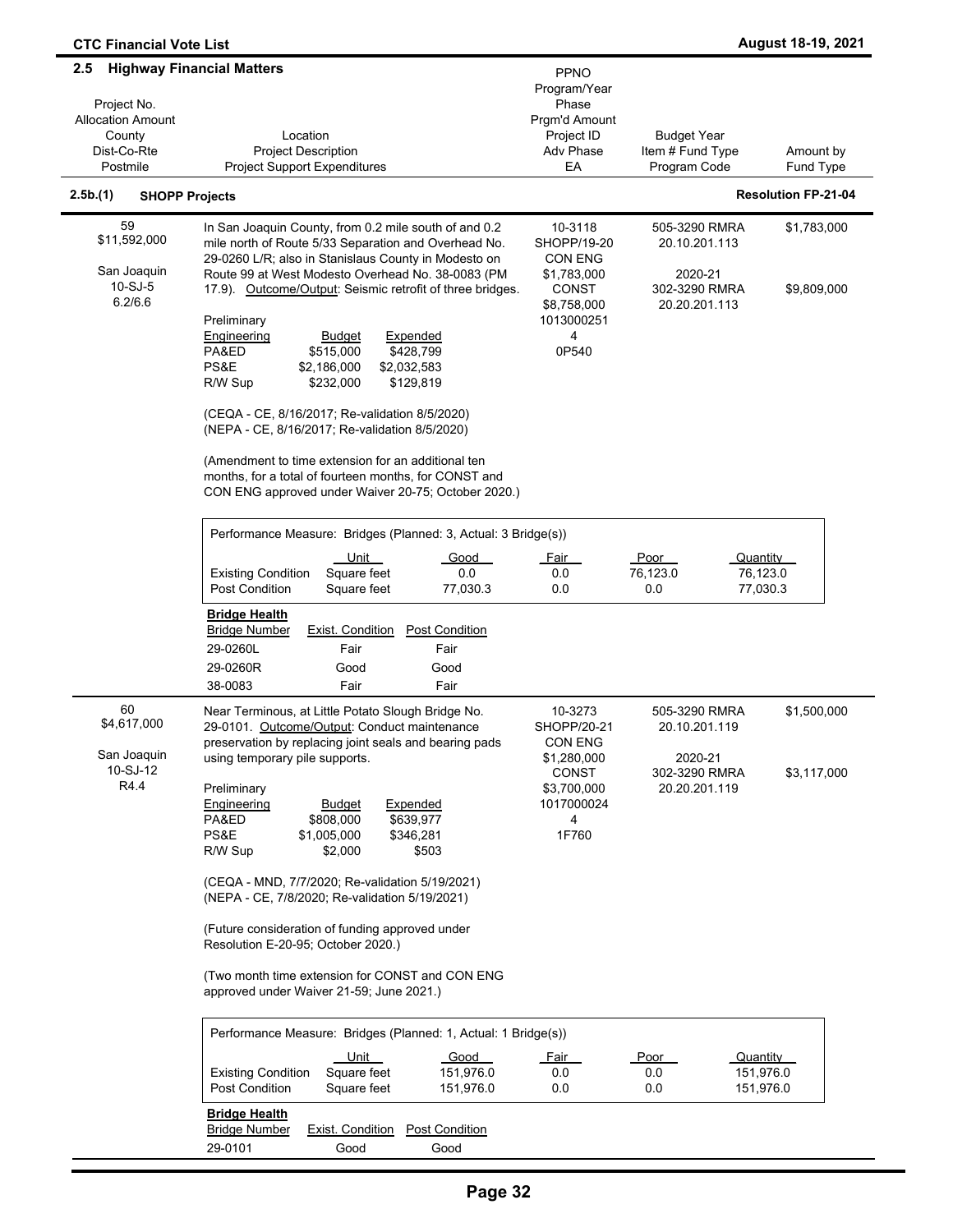## 2.5 Highway Financial Matters

| Project No.<br>Allocation Amount<br>County<br>Dist-Co-Rte<br>Postmile | Location<br>Project Description<br>Project Support Expenditures | PPNO<br>Program/Year<br>Phase<br>Prgm'd Amount<br>Project ID<br>Adv Phase<br>EA | Budget Year<br>Item # Fund Type<br>Program Code | Amount by<br>Fund Type |
|---|---|---|---|---|

### 2.5b.(1) SHOPP Projects — Resolution FP-21-04

| Project No.<br>Allocation Amount<br>County<br>Dist-Co-Rte<br>Postmile | Location<br>Project Description<br>Project Support Expenditures | PPNO<br>Program/Year<br>Phase<br>Prgm'd Amount<br>Project ID<br>Adv Phase<br>EA | Budget Year<br>Item # Fund Type<br>Program Code | Amount by<br>Fund Type |
|---|---|---|---|---|
| 59<br>$11,592,000<br><br>San Joaquin<br>10-SJ-5<br>6.2/6.6 | In San Joaquin County, from 0.2 mile south of and 0.2 mile north of Route 5/33 Separation and Overhead No. 29-0260 L/R; also in Stanislaus County in Modesto on Route 99 at West Modesto Overhead No. 38-0083 (PM 17.9). Outcome/Output: Seismic retrofit of three bridges. | 10-3118<br>SHOPP/19-20<br>CON ENG<br>$1,783,000<br>CONST<br>$8,758,000<br>1013000251<br>4<br>0P540 | 505-3290 RMRA<br>20.10.201.113<br><br>2020-21<br>302-3290 RMRA<br>20.20.201.113 | $1,783,000<br><br><br><br>$9,809,000 |

Preliminary

| Engineering | Budget | Expended |
|---|---|---|
| PA&ED | $515,000 | $428,799 |
| PS&E | $2,186,000 | $2,032,583 |
| R/W Sup | $232,000 | $129,819 |

(CEQA - CE, 8/16/2017; Re-validation 8/5/2020)
(NEPA - CE, 8/16/2017; Re-validation 8/5/2020)

(Amendment to time extension for an additional ten months, for a total of fourteen months, for CONST and CON ENG approved under Waiver 20-75; October 2020.)

Performance Measure: Bridges (Planned: 3, Actual: 3 Bridge(s))

| | Unit | Good | Fair | Poor | Quantity |
|---|---|---|---|---|---|
| Existing Condition | Square feet | 0.0 | 0.0 | 76,123.0 | 76,123.0 |
| Post Condition | Square feet | 77,030.3 | 0.0 | 0.0 | 77,030.3 |

**Bridge Health**

| Bridge Number | Exist. Condition | Post Condition |
|---|---|---|
| 29-0260L | Fair | Fair |
| 29-0260R | Good | Good |
| 38-0083 | Fair | Fair |

| Project No.<br>Allocation Amount<br>County<br>Dist-Co-Rte<br>Postmile | Location<br>Project Description<br>Project Support Expenditures | PPNO<br>Program/Year<br>Phase<br>Prgm'd Amount<br>Project ID<br>Adv Phase<br>EA | Budget Year<br>Item # Fund Type<br>Program Code | Amount by<br>Fund Type |
|---|---|---|---|---|
| 60<br>$4,617,000<br><br>San Joaquin<br>10-SJ-12<br>R4.4 | Near Terminous, at Little Potato Slough Bridge No. 29-0101. Outcome/Output: Conduct maintenance preservation by replacing joint seals and bearing pads using temporary pile supports. | 10-3273<br>SHOPP/20-21<br>CON ENG<br>$1,280,000<br>CONST<br>$3,700,000<br>1017000024<br>4<br>1F760 | 505-3290 RMRA<br>20.10.201.119<br><br>2020-21<br>302-3290 RMRA<br>20.20.201.119 | $1,500,000<br><br><br><br>$3,117,000 |

Preliminary

| Engineering | Budget | Expended |
|---|---|---|
| PA&ED | $808,000 | $639,977 |
| PS&E | $1,005,000 | $346,281 |
| R/W Sup | $2,000 | $503 |

(CEQA - MND, 7/7/2020; Re-validation 5/19/2021)
(NEPA - CE, 7/8/2020; Re-validation 5/19/2021)

(Future consideration of funding approved under Resolution E-20-95; October 2020.)

(Two month time extension for CONST and CON ENG approved under Waiver 21-59; June 2021.)

Performance Measure: Bridges (Planned: 1, Actual: 1 Bridge(s))

| | Unit | Good | Fair | Poor | Quantity |
|---|---|---|---|---|---|
| Existing Condition | Square feet | 151,976.0 | 0.0 | 0.0 | 151,976.0 |
| Post Condition | Square feet | 151,976.0 | 0.0 | 0.0 | 151,976.0 |

**Bridge Health**

| Bridge Number | Exist. Condition | Post Condition |
|---|---|---|
| 29-0101 | Good | Good |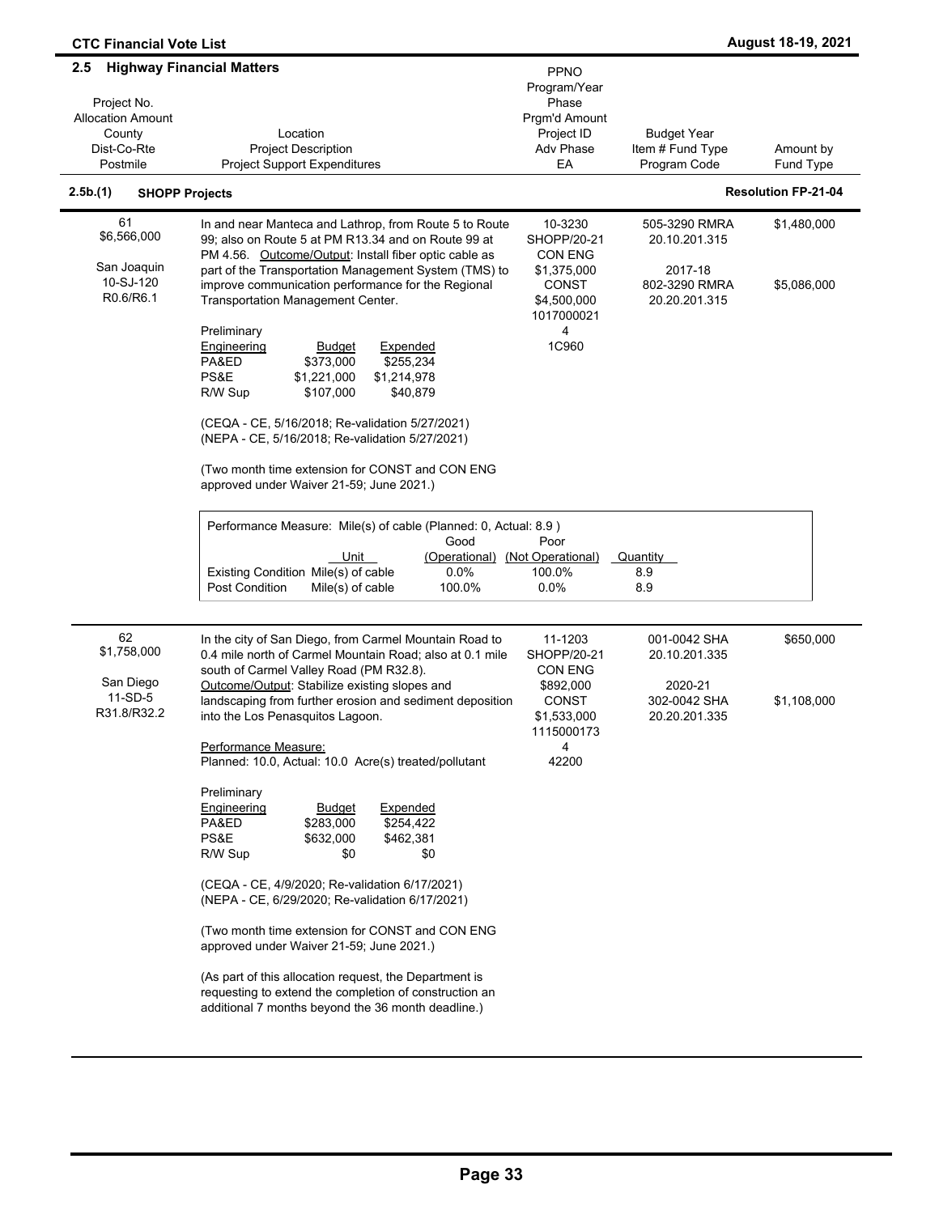## 2.5 Highway Financial Matters

| Project No.<br>Allocation Amount<br>County<br>Dist-Co-Rte<br>Postmile | Location<br>Project Description<br>Project Support Expenditures | PPNO<br>Program/Year<br>Phase<br>Prgm'd Amount<br>Project ID<br>Adv Phase<br>EA | Budget Year<br>Item # Fund Type<br>Program Code | Amount by<br>Fund Type |
|---|---|---|---|---|

### 2.5b.(1) SHOPP Projects — Resolution FP-21-04

| Project No. / Allocation / County / Dist-Co-Rte / Postmile | Location / Description | PPNO / Program/Year / Phase / Prgm'd Amount / Project ID / Adv Phase / EA | Budget Year / Item # Fund Type / Program Code | Amount by Fund Type |
|---|---|---|---|---|
| 61<br>$6,566,000<br><br>San Joaquin<br>10-SJ-120<br>R0.6/R6.1 | In and near Manteca and Lathrop, from Route 5 to Route 99; also on Route 5 at PM R13.34 and on Route 99 at PM 4.56. Outcome/Output: Install fiber optic cable as part of the Transportation Management System (TMS) to improve communication performance for the Regional Transportation Management Center. | 10-3230<br>SHOPP/20-21<br>CON ENG<br>$1,375,000<br>CONST<br>$4,500,000<br>1017000021<br>4<br>1C960 | 505-3290 RMRA<br>20.10.201.315<br><br>2017-18<br>802-3290 RMRA<br>20.20.201.315 | $1,480,000<br><br><br><br>$5,086,000 |

Preliminary

| Engineering | Budget | Expended |
|---|---|---|
| PA&ED | $373,000 | $255,234 |
| PS&E | $1,221,000 | $1,214,978 |
| R/W Sup | $107,000 | $40,879 |

(CEQA - CE, 5/16/2018; Re-validation 5/27/2021)
(NEPA - CE, 5/16/2018; Re-validation 5/27/2021)

(Two month time extension for CONST and CON ENG approved under Waiver 21-59; June 2021.)

Performance Measure: Mile(s) of cable (Planned: 0, Actual: 8.9 )

| | Unit | Good (Operational) | Poor (Not Operational) | Quantity |
|---|---|---|---|---|
| Existing Condition | Mile(s) of cable | 0.0% | 100.0% | 8.9 |
| Post Condition | Mile(s) of cable | 100.0% | 0.0% | 8.9 |

| Project No. / Allocation / County / Dist-Co-Rte / Postmile | Location / Description | PPNO / Program/Year / Phase / Prgm'd Amount / Project ID / Adv Phase / EA | Budget Year / Item # Fund Type / Program Code | Amount by Fund Type |
|---|---|---|---|---|
| 62<br>$1,758,000<br><br>San Diego<br>11-SD-5<br>R31.8/R32.2 | In the city of San Diego, from Carmel Mountain Road to 0.4 mile north of Carmel Mountain Road; also at 0.1 mile south of Carmel Valley Road (PM R32.8). Outcome/Output: Stabilize existing slopes and landscaping from further erosion and sediment deposition into the Los Penasquitos Lagoon. | 11-1203<br>SHOPP/20-21<br>CON ENG<br>$892,000<br>CONST<br>$1,533,000<br>1115000173<br>4<br>42200 | 001-0042 SHA<br>20.10.201.335<br><br>2020-21<br>302-0042 SHA<br>20.20.201.335 | $650,000<br><br><br><br>$1,108,000 |

Performance Measure:
Planned: 10.0, Actual: 10.0 Acre(s) treated/pollutant

Preliminary

| Engineering | Budget | Expended |
|---|---|---|
| PA&ED | $283,000 | $254,422 |
| PS&E | $632,000 | $462,381 |
| R/W Sup | $0 | $0 |

(CEQA - CE, 4/9/2020; Re-validation 6/17/2021)
(NEPA - CE, 6/29/2020; Re-validation 6/17/2021)

(Two month time extension for CONST and CON ENG approved under Waiver 21-59; June 2021.)

(As part of this allocation request, the Department is requesting to extend the completion of construction an additional 7 months beyond the 36 month deadline.)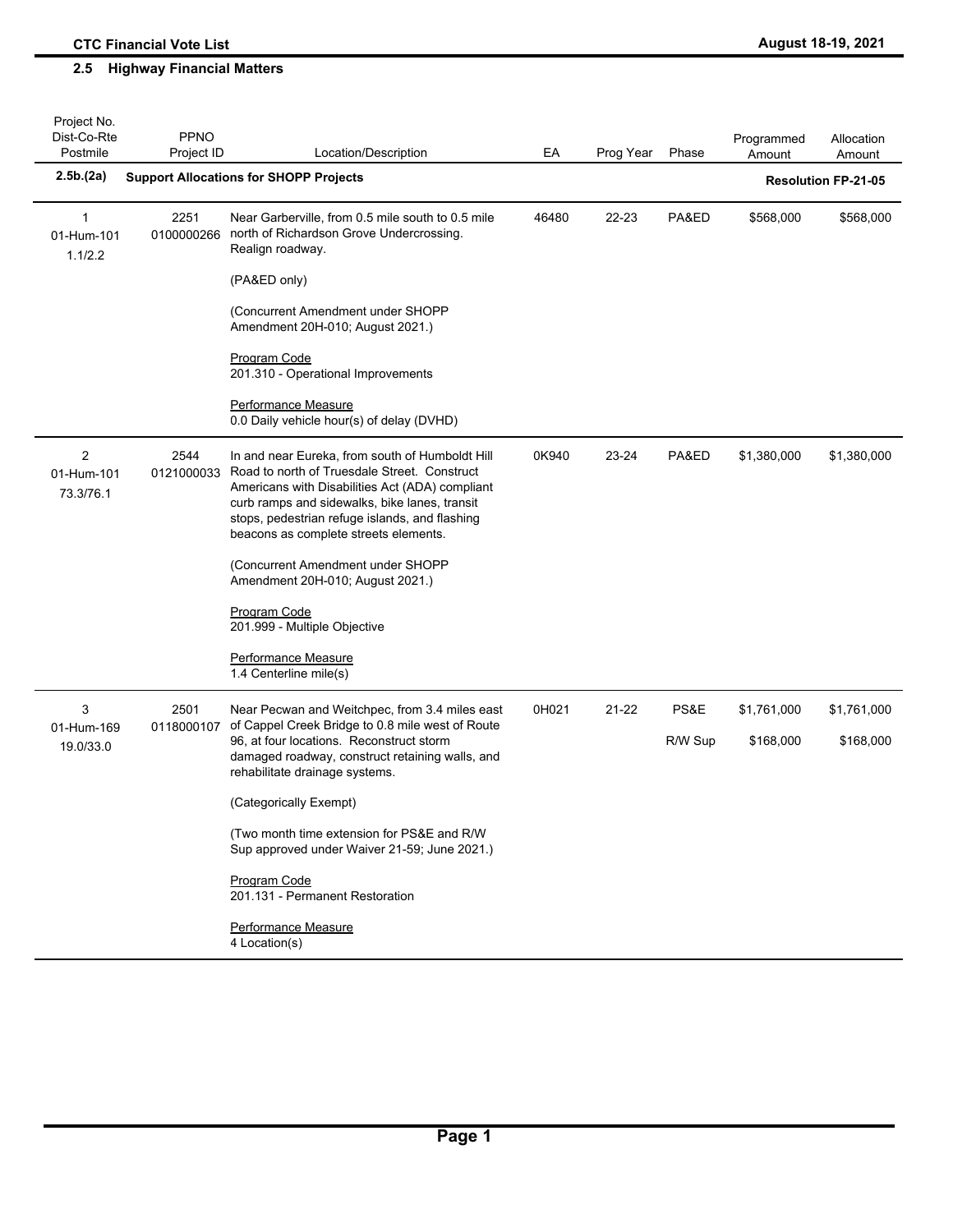**CTC Financial Vote List** | **August 18-19, 2021**

## 2.5 Highway Financial Matters

| Project No. Dist-Co-Rte Postmile | PPNO Project ID | Location/Description | EA | Prog Year | Phase | Programmed Amount | Allocation Amount |
|---|---|---|---|---|---|---|---|
| **2.5b.(2a)** | **Support Allocations for SHOPP Projects** | | | | | | **Resolution FP-21-05** |
| 1<br>01-Hum-101<br>1.1/2.2 | 2251<br>0100000266 | Near Garberville, from 0.5 mile south to 0.5 mile north of Richardson Grove Undercrossing. Realign roadway.<br><br>(PA&ED only)<br><br>(Concurrent Amendment under SHOPP Amendment 20H-010; August 2021.)<br><br>Program Code<br>201.310 - Operational Improvements<br><br>Performance Measure<br>0.0 Daily vehicle hour(s) of delay (DVHD) | 46480 | 22-23 | PA&ED | $568,000 | $568,000 |
| 2<br>01-Hum-101<br>73.3/76.1 | 2544<br>0121000033 | In and near Eureka, from south of Humboldt Hill Road to north of Truesdale Street. Construct Americans with Disabilities Act (ADA) compliant curb ramps and sidewalks, bike lanes, transit stops, pedestrian refuge islands, and flashing beacons as complete streets elements.<br><br>(Concurrent Amendment under SHOPP Amendment 20H-010; August 2021.)<br><br>Program Code<br>201.999 - Multiple Objective<br><br>Performance Measure<br>1.4 Centerline mile(s) | 0K940 | 23-24 | PA&ED | $1,380,000 | $1,380,000 |
| 3<br>01-Hum-169<br>19.0/33.0 | 2501<br>0118000107 | Near Pecwan and Weitchpec, from 3.4 miles east of Cappel Creek Bridge to 0.8 mile west of Route 96, at four locations. Reconstruct storm damaged roadway, construct retaining walls, and rehabilitate drainage systems.<br><br>(Categorically Exempt)<br><br>(Two month time extension for PS&E and R/W Sup approved under Waiver 21-59; June 2021.)<br><br>Program Code<br>201.131 - Permanent Restoration<br><br>Performance Measure<br>4 Location(s) | 0H021 | 21-22 | PS&E<br><br>R/W Sup | $1,761,000<br><br>$168,000 | $1,761,000<br><br>$168,000 |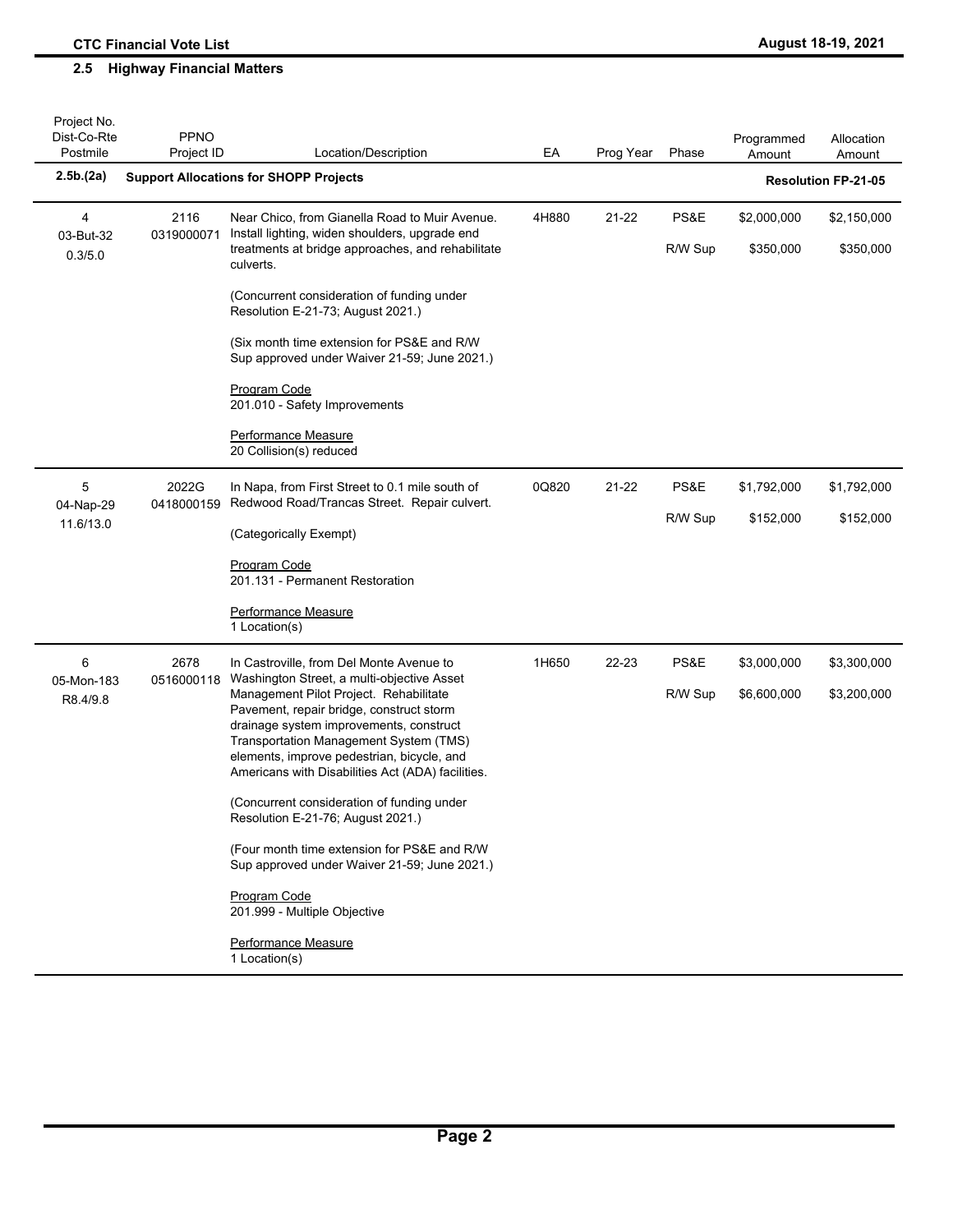## 2.5 Highway Financial Matters

| Project No. Dist-Co-Rte Postmile | PPNO Project ID | Location/Description | EA | Prog Year | Phase | Programmed Amount | Allocation Amount |
|---|---|---|---|---|---|---|---|
| **2.5b.(2a)** | | **Support Allocations for SHOPP Projects** | | | | | **Resolution FP-21-05** |
| 4<br>03-But-32<br>0.3/5.0 | 2116<br>0319000071 | Near Chico, from Gianella Road to Muir Avenue. Install lighting, widen shoulders, upgrade end treatments at bridge approaches, and rehabilitate culverts.<br><br>(Concurrent consideration of funding under Resolution E-21-73; August 2021.)<br><br>(Six month time extension for PS&E and R/W Sup approved under Waiver 21-59; June 2021.)<br><br>Program Code<br>201.010 - Safety Improvements<br><br>Performance Measure<br>20 Collision(s) reduced | 4H880 | 21-22 | PS&E<br><br>R/W Sup | $2,000,000<br><br>$350,000 | $2,150,000<br><br>$350,000 |
| 5<br>04-Nap-29<br>11.6/13.0 | 2022G<br>0418000159 | In Napa, from First Street to 0.1 mile south of Redwood Road/Trancas Street. Repair culvert.<br><br>(Categorically Exempt)<br><br>Program Code<br>201.131 - Permanent Restoration<br><br>Performance Measure<br>1 Location(s) | 0Q820 | 21-22 | PS&E<br><br>R/W Sup | $1,792,000<br><br>$152,000 | $1,792,000<br><br>$152,000 |
| 6<br>05-Mon-183<br>R8.4/9.8 | 2678<br>0516000118 | In Castroville, from Del Monte Avenue to Washington Street, a multi-objective Asset Management Pilot Project. Rehabilitate Pavement, repair bridge, construct storm drainage system improvements, construct Transportation Management System (TMS) elements, improve pedestrian, bicycle, and Americans with Disabilities Act (ADA) facilities.<br><br>(Concurrent consideration of funding under Resolution E-21-76; August 2021.)<br><br>(Four month time extension for PS&E and R/W Sup approved under Waiver 21-59; June 2021.)<br><br>Program Code<br>201.999 - Multiple Objective<br><br>Performance Measure<br>1 Location(s) | 1H650 | 22-23 | PS&E<br><br>R/W Sup | $3,000,000<br><br>$6,600,000 | $3,300,000<br><br>$3,200,000 |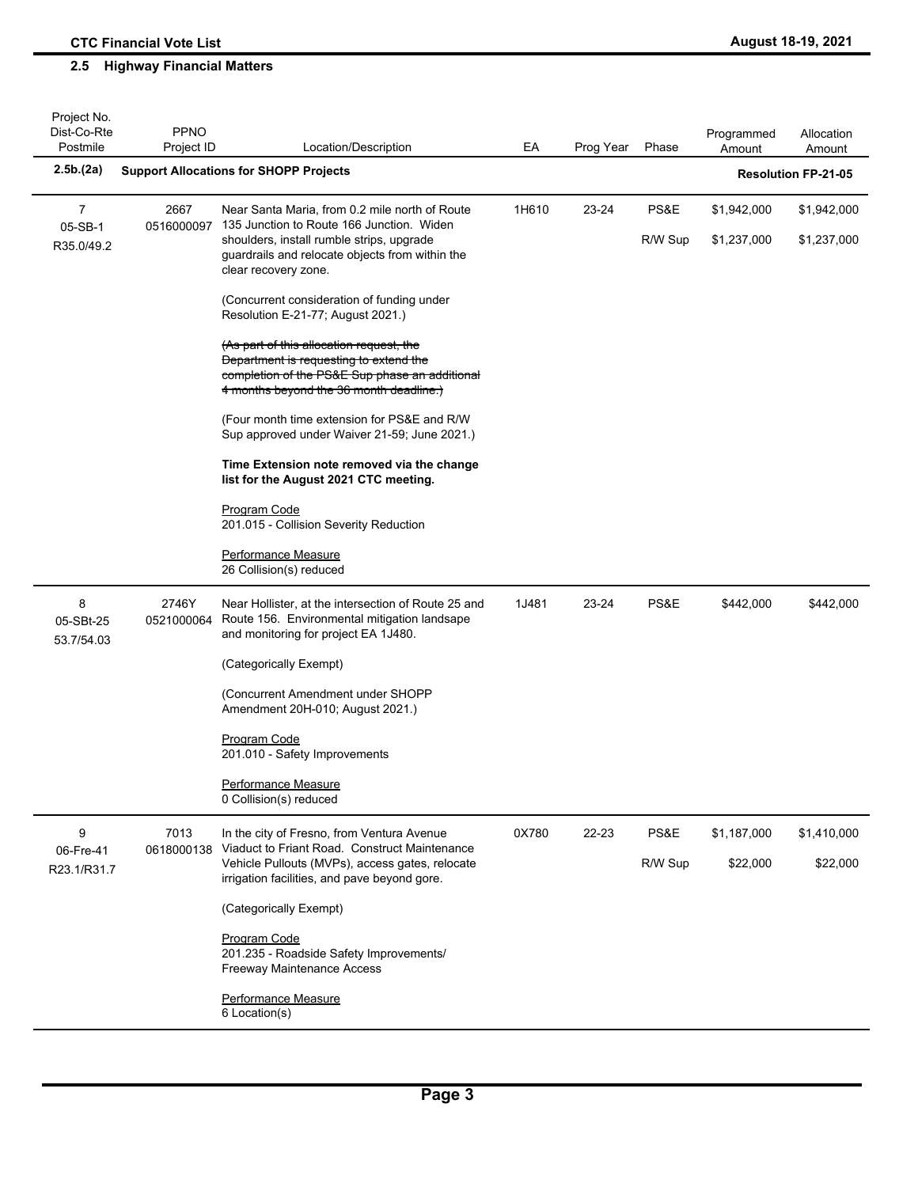## 2.5 Highway Financial Matters

| Project No. Dist-Co-Rte Postmile | PPNO Project ID | Location/Description | EA | Prog Year | Phase | Programmed Amount | Allocation Amount |
|---|---|---|---|---|---|---|---|
| **2.5b.(2a)** | | **Support Allocations for SHOPP Projects** | | | | | **Resolution FP-21-05** |
| 7<br>05-SB-1<br>R35.0/49.2 | 2667<br>0516000097 | Near Santa Maria, from 0.2 mile north of Route 135 Junction to Route 166 Junction. Widen shoulders, install rumble strips, upgrade guardrails and relocate objects from within the clear recovery zone.<br><br>(Concurrent consideration of funding under Resolution E-21-77; August 2021.)<br><br>~~(As part of this allocation request, the Department is requesting to extend the completion of the PS&E Sup phase an additional 4 months beyond the 36 month deadline.)~~<br><br>(Four month time extension for PS&E and R/W Sup approved under Waiver 21-59; June 2021.)<br><br>**Time Extension note removed via the change list for the August 2021 CTC meeting.**<br><br>Program Code<br>201.015 - Collision Severity Reduction<br><br>Performance Measure<br>26 Collision(s) reduced | 1H610 | 23-24 | PS&E<br><br>R/W Sup | $1,942,000<br><br>$1,237,000 | $1,942,000<br><br>$1,237,000 |
| 8<br>05-SBt-25<br>53.7/54.03 | 2746Y<br>0521000064 | Near Hollister, at the intersection of Route 25 and Route 156. Environmental mitigation landsape and monitoring for project EA 1J480.<br><br>(Categorically Exempt)<br><br>(Concurrent Amendment under SHOPP Amendment 20H-010; August 2021.)<br><br>Program Code<br>201.010 - Safety Improvements<br><br>Performance Measure<br>0 Collision(s) reduced | 1J481 | 23-24 | PS&E | $442,000 | $442,000 |
| 9<br>06-Fre-41<br>R23.1/R31.7 | 7013<br>0618000138 | In the city of Fresno, from Ventura Avenue Viaduct to Friant Road. Construct Maintenance Vehicle Pullouts (MVPs), access gates, relocate irrigation facilities, and pave beyond gore.<br><br>(Categorically Exempt)<br><br>Program Code<br>201.235 - Roadside Safety Improvements/ Freeway Maintenance Access<br><br>Performance Measure<br>6 Location(s) | 0X780 | 22-23 | PS&E<br><br>R/W Sup | $1,187,000<br><br>$22,000 | $1,410,000<br><br>$22,000 |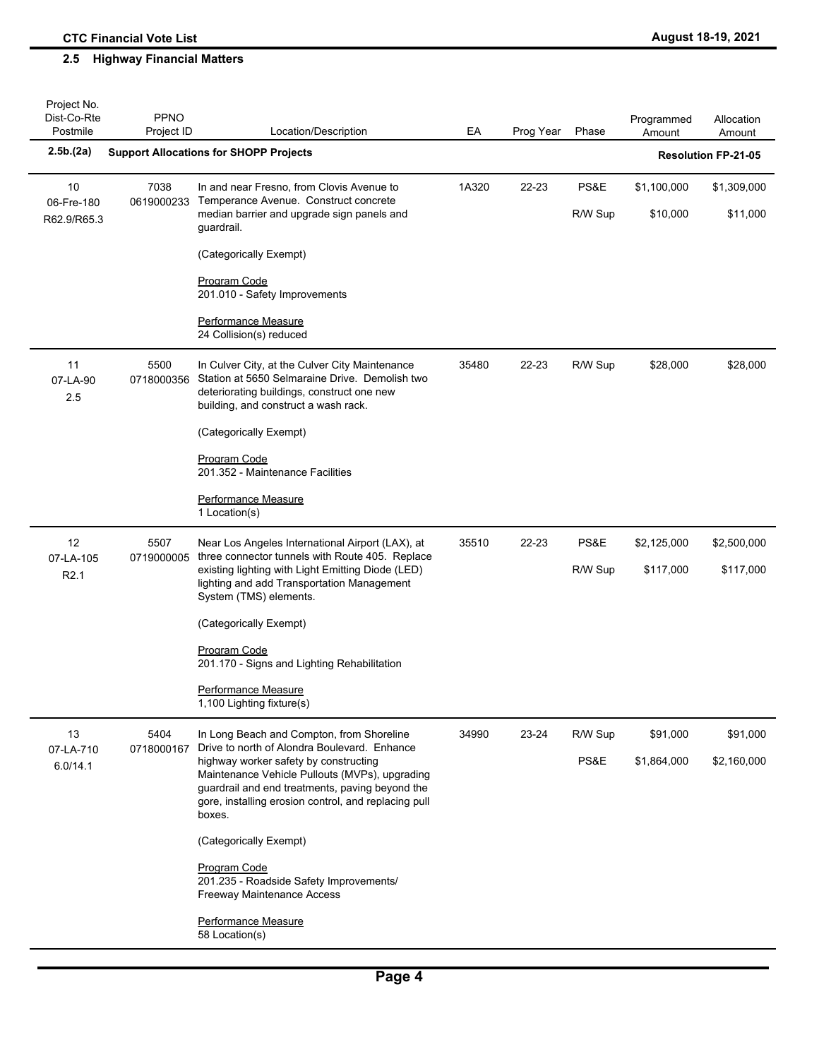## 2.5 Highway Financial Matters

| Project No.<br>Dist-Co-Rte<br>Postmile | PPNO<br>Project ID | Location/Description | EA | Prog Year | Phase | Programmed Amount | Allocation Amount |
|---|---|---|---|---|---|---|---|
| **2.5b.(2a)** | | **Support Allocations for SHOPP Projects** | | | | | **Resolution FP-21-05** |
| 10<br>06-Fre-180<br>R62.9/R65.3 | 7038<br>0619000233 | In and near Fresno, from Clovis Avenue to Temperance Avenue. Construct concrete median barrier and upgrade sign panels and guardrail.<br><br>(Categorically Exempt)<br><br>Program Code<br>201.010 - Safety Improvements<br><br>Performance Measure<br>24 Collision(s) reduced | 1A320 | 22-23 | PS&E<br><br>R/W Sup | $1,100,000<br><br>$10,000 | $1,309,000<br><br>$11,000 |
| 11<br>07-LA-90<br>2.5 | 5500<br>0718000356 | In Culver City, at the Culver City Maintenance Station at 5650 Selmaraine Drive. Demolish two deteriorating buildings, construct one new building, and construct a wash rack.<br><br>(Categorically Exempt)<br><br>Program Code<br>201.352 - Maintenance Facilities<br><br>Performance Measure<br>1 Location(s) | 35480 | 22-23 | R/W Sup | $28,000 | $28,000 |
| 12<br>07-LA-105<br>R2.1 | 5507<br>0719000005 | Near Los Angeles International Airport (LAX), at three connector tunnels with Route 405. Replace existing lighting with Light Emitting Diode (LED) lighting and add Transportation Management System (TMS) elements.<br><br>(Categorically Exempt)<br><br>Program Code<br>201.170 - Signs and Lighting Rehabilitation<br><br>Performance Measure<br>1,100 Lighting fixture(s) | 35510 | 22-23 | PS&E<br><br>R/W Sup | $2,125,000<br><br>$117,000 | $2,500,000<br><br>$117,000 |
| 13<br>07-LA-710<br>6.0/14.1 | 5404<br>0718000167 | In Long Beach and Compton, from Shoreline Drive to north of Alondra Boulevard. Enhance highway worker safety by constructing Maintenance Vehicle Pullouts (MVPs), upgrading guardrail and end treatments, paving beyond the gore, installing erosion control, and replacing pull boxes.<br><br>(Categorically Exempt)<br><br>Program Code<br>201.235 - Roadside Safety Improvements/ Freeway Maintenance Access<br><br>Performance Measure<br>58 Location(s) | 34990 | 23-24 | R/W Sup<br><br>PS&E | $91,000<br><br>$1,864,000 | $91,000<br><br>$2,160,000 |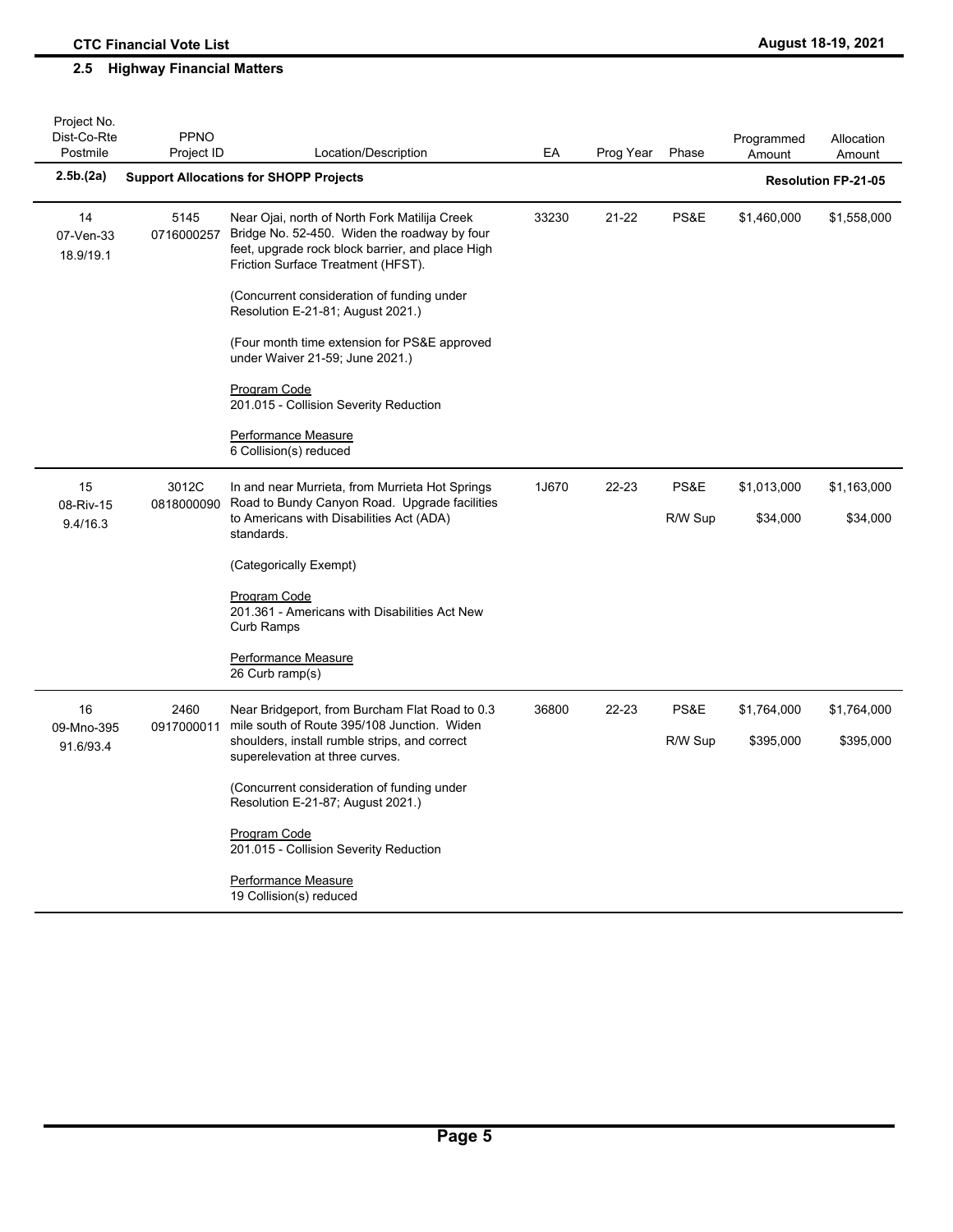## 2.5 Highway Financial Matters

| Project No.<br>Dist-Co-Rte<br>Postmile | PPNO<br>Project ID | Location/Description | EA | Prog Year | Phase | Programmed Amount | Allocation Amount |
|---|---|---|---|---|---|---|---|
| **2.5b.(2a)** | | **Support Allocations for SHOPP Projects** | | | | | **Resolution FP-21-05** |
| 14<br>07-Ven-33<br>18.9/19.1 | 5145<br>0716000257 | Near Ojai, north of North Fork Matilija Creek Bridge No. 52-450. Widen the roadway by four feet, upgrade rock block barrier, and place High Friction Surface Treatment (HFST).<br><br>(Concurrent consideration of funding under Resolution E-21-81; August 2021.)<br><br>(Four month time extension for PS&E approved under Waiver 21-59; June 2021.)<br><br>Program Code<br>201.015 - Collision Severity Reduction<br><br>Performance Measure<br>6 Collision(s) reduced | 33230 | 21-22 | PS&E | $1,460,000 | $1,558,000 |
| 15<br>08-Riv-15<br>9.4/16.3 | 3012C<br>0818000090 | In and near Murrieta, from Murrieta Hot Springs Road to Bundy Canyon Road. Upgrade facilities to Americans with Disabilities Act (ADA) standards.<br><br>(Categorically Exempt)<br><br>Program Code<br>201.361 - Americans with Disabilities Act New Curb Ramps<br><br>Performance Measure<br>26 Curb ramp(s) | 1J670 | 22-23 | PS&E<br><br>R/W Sup | $1,013,000<br><br>$34,000 | $1,163,000<br><br>$34,000 |
| 16<br>09-Mno-395<br>91.6/93.4 | 2460<br>0917000011 | Near Bridgeport, from Burcham Flat Road to 0.3 mile south of Route 395/108 Junction. Widen shoulders, install rumble strips, and correct superelevation at three curves.<br><br>(Concurrent consideration of funding under Resolution E-21-87; August 2021.)<br><br>Program Code<br>201.015 - Collision Severity Reduction<br><br>Performance Measure<br>19 Collision(s) reduced | 36800 | 22-23 | PS&E<br><br>R/W Sup | $1,764,000<br><br>$395,000 | $1,764,000<br><br>$395,000 |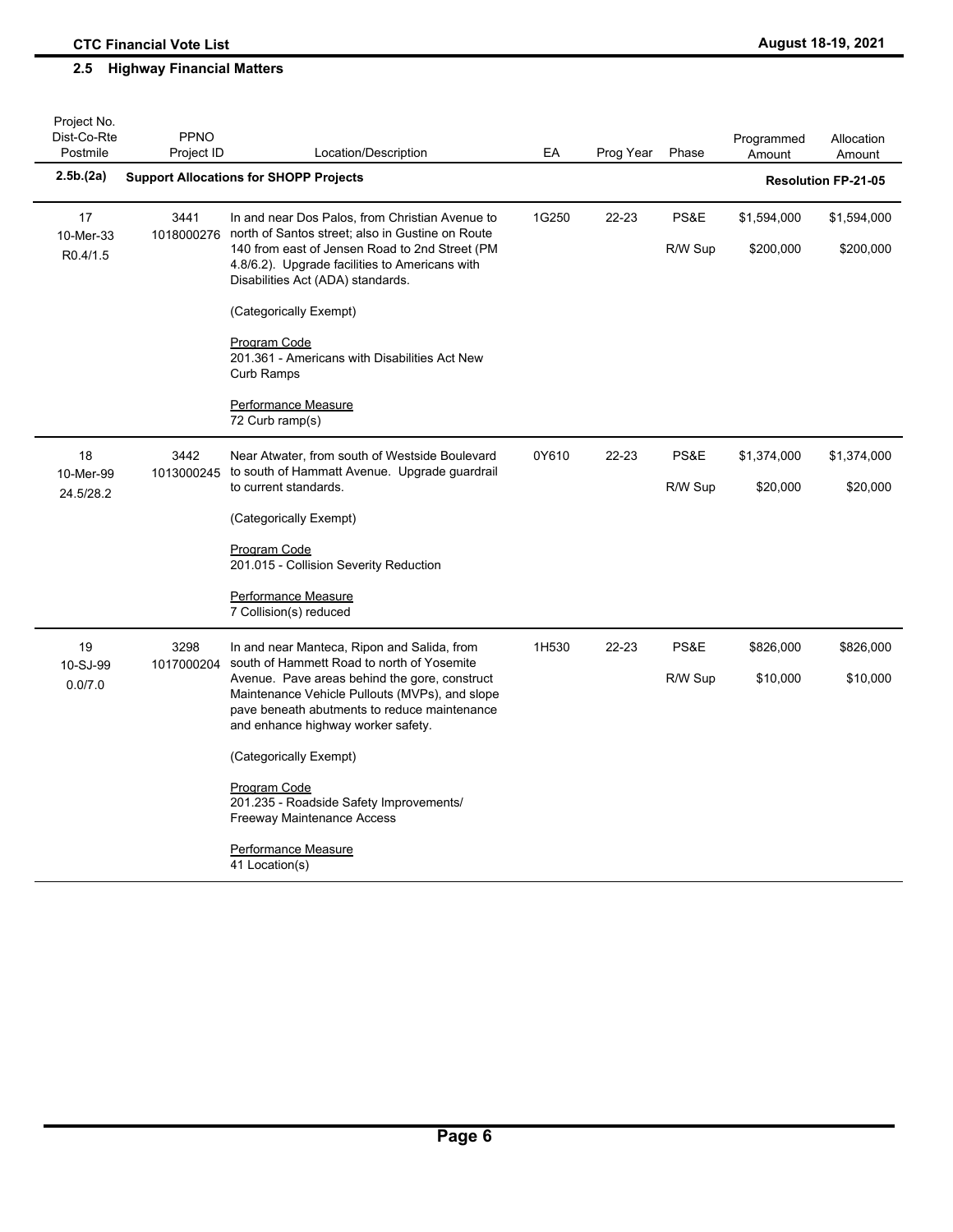## 2.5 Highway Financial Matters

| Project No.<br>Dist-Co-Rte<br>Postmile | PPNO<br>Project ID | Location/Description | EA | Prog Year | Phase | Programmed Amount | Allocation Amount |
|---|---|---|---|---|---|---|---|
| **2.5b.(2a)** | **Support Allocations for SHOPP Projects** | | | | | | **Resolution FP-21-05** |
| 17<br>10-Mer-33<br>R0.4/1.5 | 3441<br>1018000276 | In and near Dos Palos, from Christian Avenue to north of Santos street; also in Gustine on Route 140 from east of Jensen Road to 2nd Street (PM 4.8/6.2). Upgrade facilities to Americans with Disabilities Act (ADA) standards.<br><br>(Categorically Exempt)<br><br>Program Code<br>201.361 - Americans with Disabilities Act New Curb Ramps<br><br>Performance Measure<br>72 Curb ramp(s) | 1G250 | 22-23 | PS&E<br><br>R/W Sup | $1,594,000<br><br>$200,000 | $1,594,000<br><br>$200,000 |
| 18<br>10-Mer-99<br>24.5/28.2 | 3442<br>1013000245 | Near Atwater, from south of Westside Boulevard to south of Hammatt Avenue. Upgrade guardrail to current standards.<br><br>(Categorically Exempt)<br><br>Program Code<br>201.015 - Collision Severity Reduction<br><br>Performance Measure<br>7 Collision(s) reduced | 0Y610 | 22-23 | PS&E<br><br>R/W Sup | $1,374,000<br><br>$20,000 | $1,374,000<br><br>$20,000 |
| 19<br>10-SJ-99<br>0.0/7.0 | 3298<br>1017000204 | In and near Manteca, Ripon and Salida, from south of Hammett Road to north of Yosemite Avenue. Pave areas behind the gore, construct Maintenance Vehicle Pullouts (MVPs), and slope pave beneath abutments to reduce maintenance and enhance highway worker safety.<br><br>(Categorically Exempt)<br><br>Program Code<br>201.235 - Roadside Safety Improvements/ Freeway Maintenance Access<br><br>Performance Measure<br>41 Location(s) | 1H530 | 22-23 | PS&E<br><br>R/W Sup | $826,000<br><br>$10,000 | $826,000<br><br>$10,000 |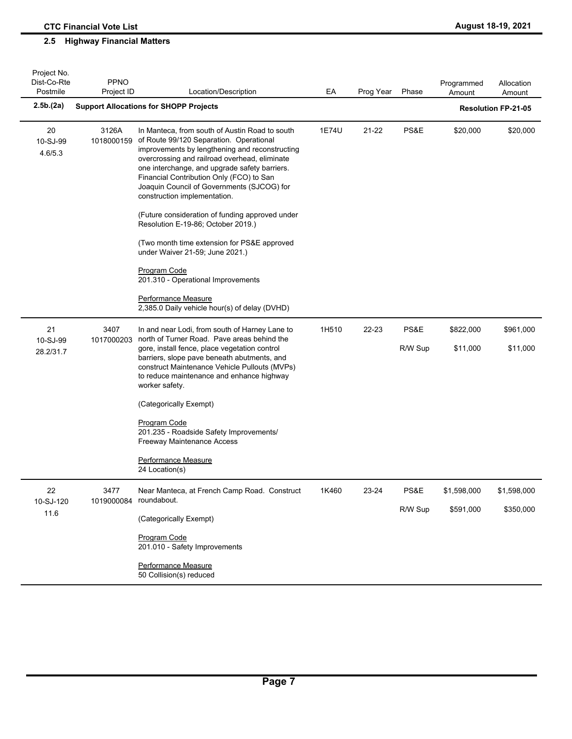## 2.5 Highway Financial Matters

| Project No.<br>Dist-Co-Rte<br>Postmile | PPNO<br>Project ID | Location/Description | EA | Prog Year | Phase | Programmed Amount | Allocation Amount |
|---|---|---|---|---|---|---|---|
| **2.5b.(2a)** | | **Support Allocations for SHOPP Projects** | | | | | **Resolution FP-21-05** |
| 20<br>10-SJ-99<br>4.6/5.3 | 3126A<br>1018000159 | In Manteca, from south of Austin Road to south of Route 99/120 Separation. Operational improvements by lengthening and reconstructing overcrossing and railroad overhead, eliminate one interchange, and upgrade safety barriers. Financial Contribution Only (FCO) to San Joaquin Council of Governments (SJCOG) for construction implementation.<br><br>(Future consideration of funding approved under Resolution E-19-86; October 2019.)<br><br>(Two month time extension for PS&E approved under Waiver 21-59; June 2021.)<br><br>Program Code<br>201.310 - Operational Improvements<br><br>Performance Measure<br>2,385.0 Daily vehicle hour(s) of delay (DVHD) | 1E74U | 21-22 | PS&E | $20,000 | $20,000 |
| 21<br>10-SJ-99<br>28.2/31.7 | 3407<br>1017000203 | In and near Lodi, from south of Harney Lane to north of Turner Road. Pave areas behind the gore, install fence, place vegetation control barriers, slope pave beneath abutments, and construct Maintenance Vehicle Pullouts (MVPs) to reduce maintenance and enhance highway worker safety.<br><br>(Categorically Exempt)<br><br>Program Code<br>201.235 - Roadside Safety Improvements/ Freeway Maintenance Access<br><br>Performance Measure<br>24 Location(s) | 1H510 | 22-23 | PS&E<br><br>R/W Sup | $822,000<br><br>$11,000 | $961,000<br><br>$11,000 |
| 22<br>10-SJ-120<br>11.6 | 3477<br>1019000084 | Near Manteca, at French Camp Road. Construct roundabout.<br><br>(Categorically Exempt)<br><br>Program Code<br>201.010 - Safety Improvements<br><br>Performance Measure<br>50 Collision(s) reduced | 1K460 | 23-24 | PS&E<br><br>R/W Sup | $1,598,000<br><br>$591,000 | $1,598,000<br><br>$350,000 |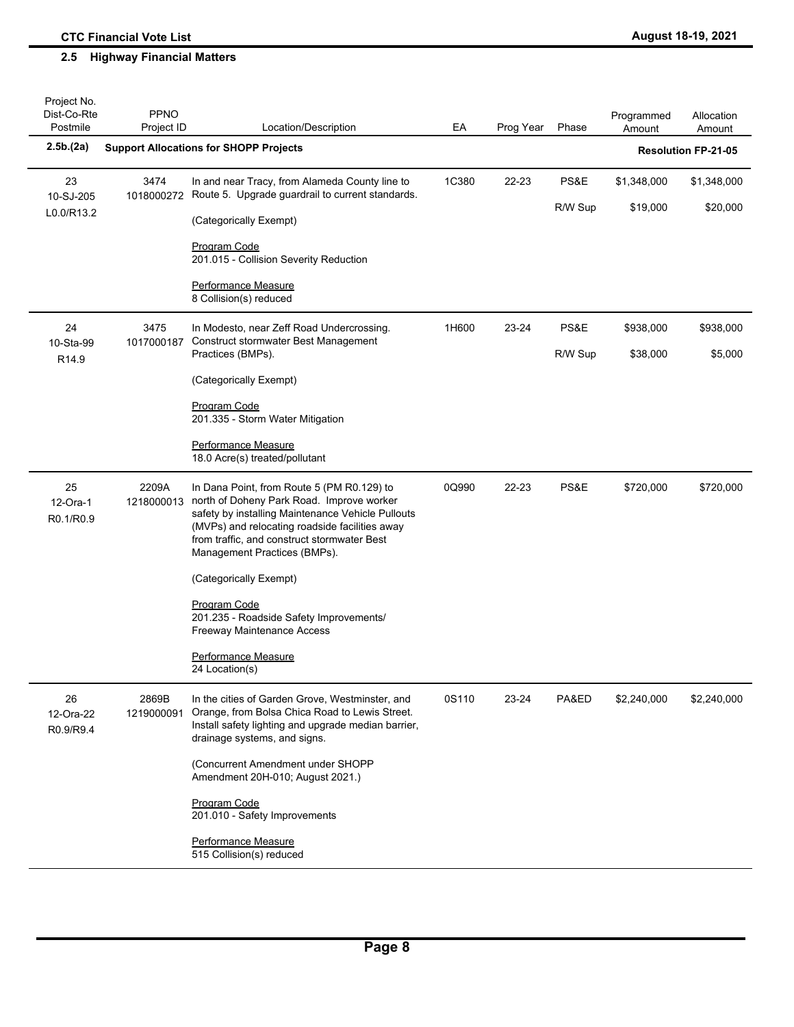## 2.5 Highway Financial Matters

| Project No.<br>Dist-Co-Rte<br>Postmile | PPNO<br>Project ID | Location/Description | EA | Prog Year | Phase | Programmed Amount | Allocation Amount |
|---|---|---|---|---|---|---|---|
| **2.5b.(2a)** | | **Support Allocations for SHOPP Projects** | | | | | **Resolution FP-21-05** |
| 23<br>10-SJ-205<br>L0.0/R13.2 | 3474<br>1018000272 | In and near Tracy, from Alameda County line to Route 5. Upgrade guardrail to current standards.<br><br>(Categorically Exempt)<br><br>Program Code<br>201.015 - Collision Severity Reduction<br><br>Performance Measure<br>8 Collision(s) reduced | 1C380 | 22-23 | PS&E<br><br>R/W Sup | $1,348,000<br><br>$19,000 | $1,348,000<br><br>$20,000 |
| 24<br>10-Sta-99<br>R14.9 | 3475<br>1017000187 | In Modesto, near Zeff Road Undercrossing. Construct stormwater Best Management Practices (BMPs).<br><br>(Categorically Exempt)<br><br>Program Code<br>201.335 - Storm Water Mitigation<br><br>Performance Measure<br>18.0 Acre(s) treated/pollutant | 1H600 | 23-24 | PS&E<br><br>R/W Sup | $938,000<br><br>$38,000 | $938,000<br><br>$5,000 |
| 25<br>12-Ora-1<br>R0.1/R0.9 | 2209A<br>1218000013 | In Dana Point, from Route 5 (PM R0.129) to north of Doheny Park Road. Improve worker safety by installing Maintenance Vehicle Pullouts (MVPs) and relocating roadside facilities away from traffic, and construct stormwater Best Management Practices (BMPs).<br><br>(Categorically Exempt)<br><br>Program Code<br>201.235 - Roadside Safety Improvements/ Freeway Maintenance Access<br><br>Performance Measure<br>24 Location(s) | 0Q990 | 22-23 | PS&E | $720,000 | $720,000 |
| 26<br>12-Ora-22<br>R0.9/R9.4 | 2869B<br>1219000091 | In the cities of Garden Grove, Westminster, and Orange, from Bolsa Chica Road to Lewis Street. Install safety lighting and upgrade median barrier, drainage systems, and signs.<br><br>(Concurrent Amendment under SHOPP Amendment 20H-010; August 2021.)<br><br>Program Code<br>201.010 - Safety Improvements<br><br>Performance Measure<br>515 Collision(s) reduced | 0S110 | 23-24 | PA&ED | $2,240,000 | $2,240,000 |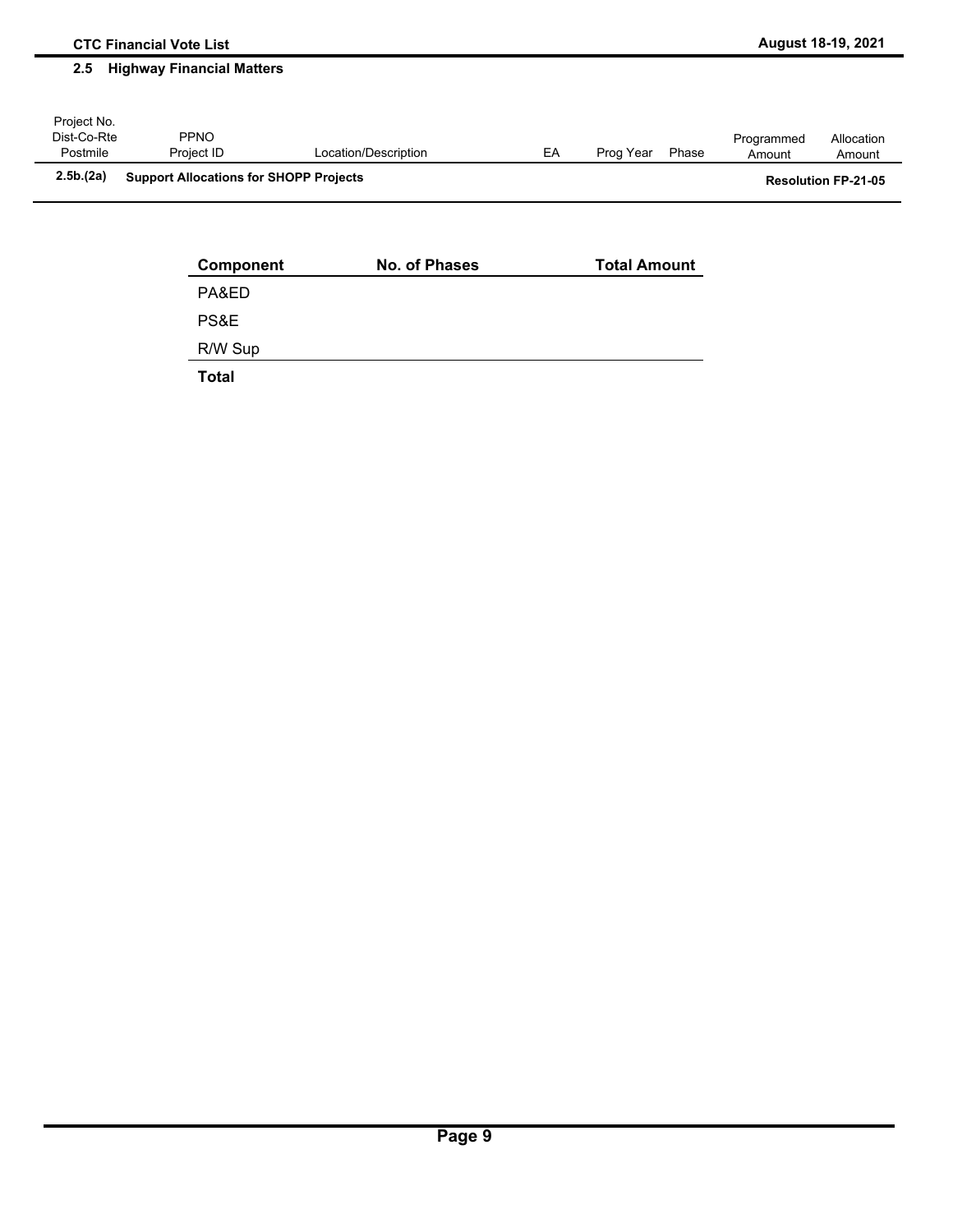## 2.5 Highway Financial Matters

| Project No. Dist-Co-Rte Postmile | PPNO Project ID | Location/Description | EA | Prog Year | Phase | Programmed Amount | Allocation Amount |
|---|---|---|---|---|---|---|---|
| **2.5b.(2a)** | **Support Allocations for SHOPP Projects** | | | | | | **Resolution FP-21-05** |

| Component | No. of Phases | Total Amount |
|---|---|---|
| PA&ED | | |
| PS&E | | |
| R/W Sup | | |
| **Total** | | |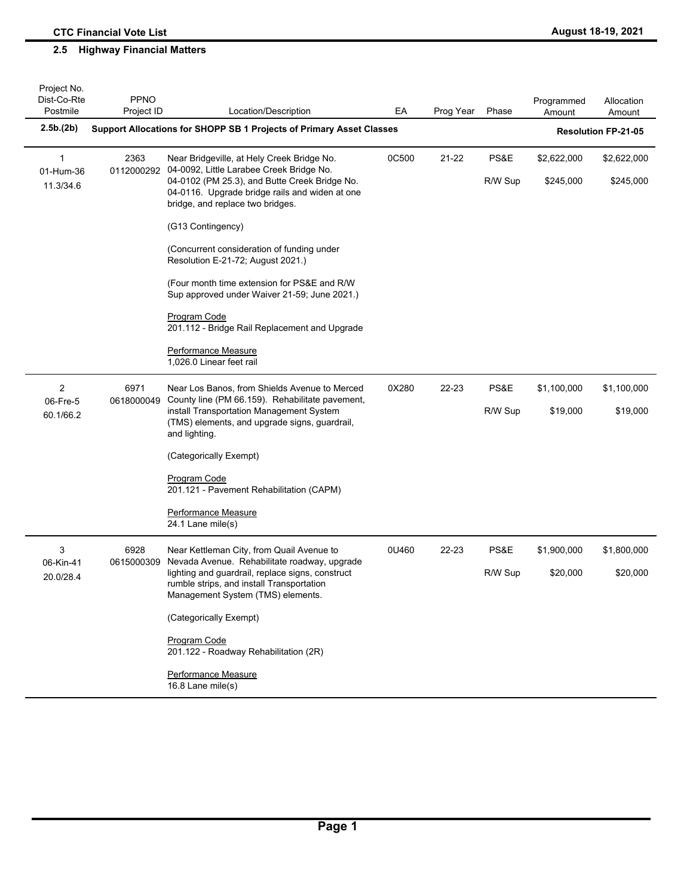## 2.5 Highway Financial Matters

| Project No. Dist-Co-Rte Postmile | PPNO Project ID | Location/Description | EA | Prog Year | Phase | Programmed Amount | Allocation Amount |
|---|---|---|---|---|---|---|---|
| **2.5b.(2b)** | | **Support Allocations for SHOPP SB 1 Projects of Primary Asset Classes** | | | | | **Resolution FP-21-05** |
| 1<br>01-Hum-36<br>11.3/34.6 | 2363<br>0112000292 | Near Bridgeville, at Hely Creek Bridge No. 04-0092, Little Larabee Creek Bridge No. 04-0102 (PM 25.3), and Butte Creek Bridge No. 04-0116. Upgrade bridge rails and widen at one bridge, and replace two bridges.<br><br>(G13 Contingency)<br><br>(Concurrent consideration of funding under Resolution E-21-72; August 2021.)<br><br>(Four month time extension for PS&E and R/W Sup approved under Waiver 21-59; June 2021.)<br><br>Program Code<br>201.112 - Bridge Rail Replacement and Upgrade<br><br>Performance Measure<br>1,026.0 Linear feet rail | 0C500 | 21-22 | PS&E<br>R/W Sup | $2,622,000<br>$245,000 | $2,622,000<br>$245,000 |
| 2<br>06-Fre-5<br>60.1/66.2 | 6971<br>0618000049 | Near Los Banos, from Shields Avenue to Merced County line (PM 66.159). Rehabilitate pavement, install Transportation Management System (TMS) elements, and upgrade signs, guardrail, and lighting.<br><br>(Categorically Exempt)<br><br>Program Code<br>201.121 - Pavement Rehabilitation (CAPM)<br><br>Performance Measure<br>24.1 Lane mile(s) | 0X280 | 22-23 | PS&E<br>R/W Sup | $1,100,000<br>$19,000 | $1,100,000<br>$19,000 |
| 3<br>06-Kin-41<br>20.0/28.4 | 6928<br>0615000309 | Near Kettleman City, from Quail Avenue to Nevada Avenue. Rehabilitate roadway, upgrade lighting and guardrail, replace signs, construct rumble strips, and install Transportation Management System (TMS) elements.<br><br>(Categorically Exempt)<br><br>Program Code<br>201.122 - Roadway Rehabilitation (2R)<br><br>Performance Measure<br>16.8 Lane mile(s) | 0U460 | 22-23 | PS&E<br>R/W Sup | $1,900,000<br>$20,000 | $1,800,000<br>$20,000 |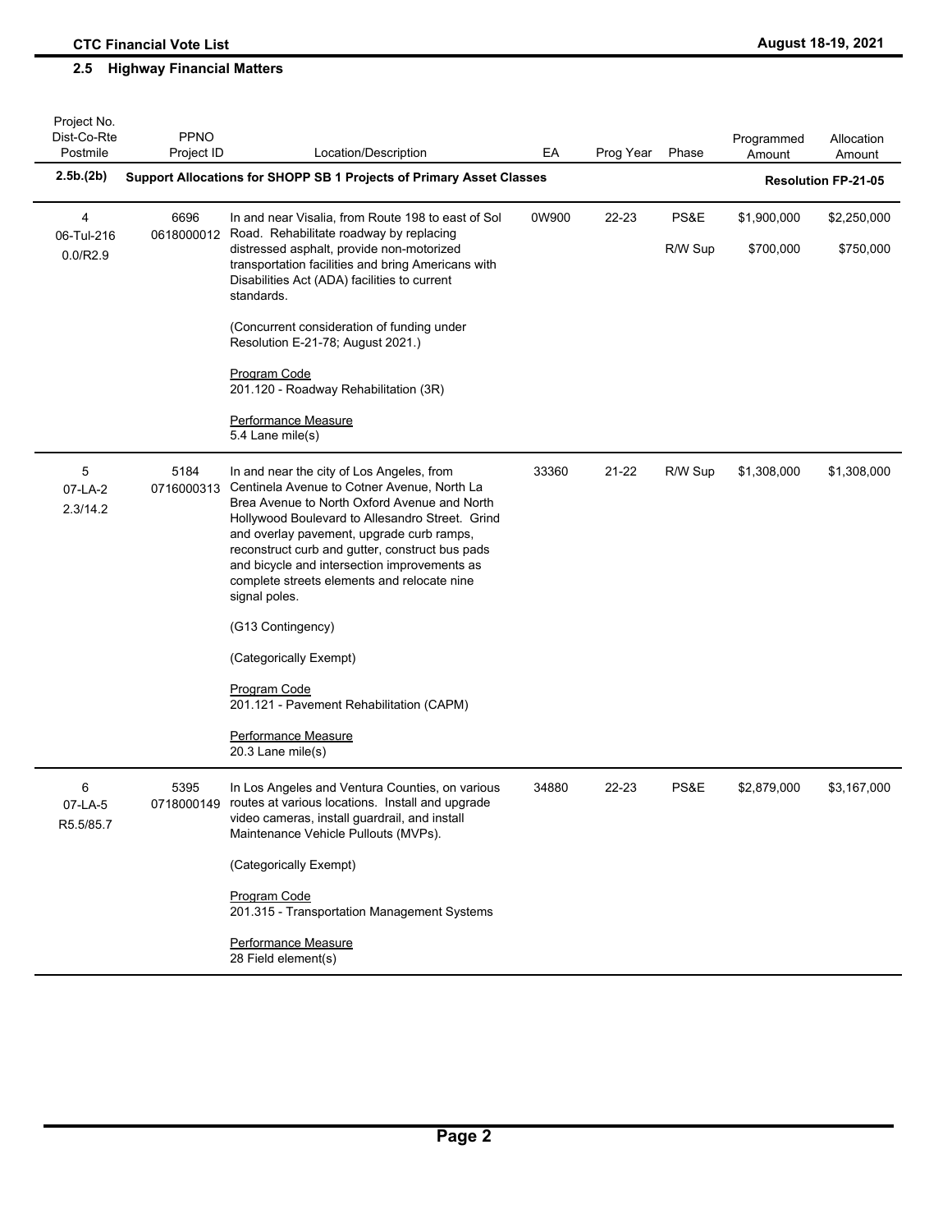## 2.5 Highway Financial Matters

| Project No.<br>Dist-Co-Rte<br>Postmile | PPNO<br>Project ID | Location/Description | EA | Prog Year | Phase | Programmed Amount | Allocation Amount |
|---|---|---|---|---|---|---|---|
| **2.5b.(2b)** | | **Support Allocations for SHOPP SB 1 Projects of Primary Asset Classes** | | | | | **Resolution FP-21-05** |
| 4<br>06-Tul-216<br>0.0/R2.9 | 6696<br>0618000012 | In and near Visalia, from Route 198 to east of Sol Road. Rehabilitate roadway by replacing distressed asphalt, provide non-motorized transportation facilities and bring Americans with Disabilities Act (ADA) facilities to current standards.<br><br>(Concurrent consideration of funding under Resolution E-21-78; August 2021.)<br><br>Program Code<br>201.120 - Roadway Rehabilitation (3R)<br><br>Performance Measure<br>5.4 Lane mile(s) | 0W900 | 22-23 | PS&E<br><br>R/W Sup | $1,900,000<br><br>$700,000 | $2,250,000<br><br>$750,000 |
| 5<br>07-LA-2<br>2.3/14.2 | 5184<br>0716000313 | In and near the city of Los Angeles, from Centinela Avenue to Cotner Avenue, North La Brea Avenue to North Oxford Avenue and North Hollywood Boulevard to Allesandro Street. Grind and overlay pavement, upgrade curb ramps, reconstruct curb and gutter, construct bus pads and bicycle and intersection improvements as complete streets elements and relocate nine signal poles.<br><br>(G13 Contingency)<br><br>(Categorically Exempt)<br><br>Program Code<br>201.121 - Pavement Rehabilitation (CAPM)<br><br>Performance Measure<br>20.3 Lane mile(s) | 33360 | 21-22 | R/W Sup | $1,308,000 | $1,308,000 |
| 6<br>07-LA-5<br>R5.5/85.7 | 5395<br>0718000149 | In Los Angeles and Ventura Counties, on various routes at various locations. Install and upgrade video cameras, install guardrail, and install Maintenance Vehicle Pullouts (MVPs).<br><br>(Categorically Exempt)<br><br>Program Code<br>201.315 - Transportation Management Systems<br><br>Performance Measure<br>28 Field element(s) | 34880 | 22-23 | PS&E | $2,879,000 | $3,167,000 |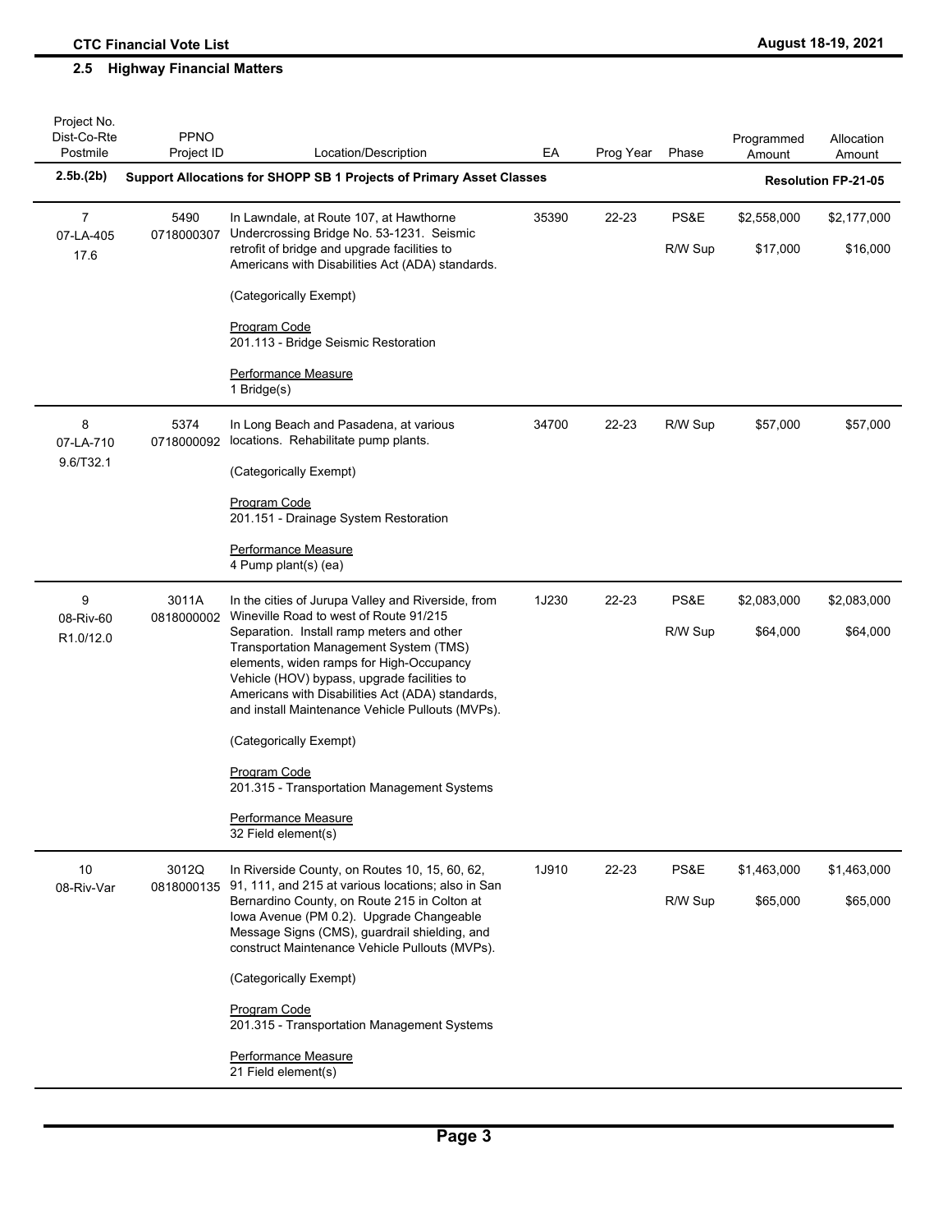## 2.5 Highway Financial Matters

| Project No.<br>Dist-Co-Rte<br>Postmile | PPNO<br>Project ID | Location/Description | EA | Prog Year | Phase | Programmed Amount | Allocation Amount |
|---|---|---|---|---|---|---|---|
| **2.5b.(2b)** | | **Support Allocations for SHOPP SB 1 Projects of Primary Asset Classes** | | | | | **Resolution FP-21-05** |
| 7<br>07-LA-405<br>17.6 | 5490<br>0718000307 | In Lawndale, at Route 107, at Hawthorne Undercrossing Bridge No. 53-1231. Seismic retrofit of bridge and upgrade facilities to Americans with Disabilities Act (ADA) standards.<br><br>(Categorically Exempt)<br><br>Program Code<br>201.113 - Bridge Seismic Restoration<br><br>Performance Measure<br>1 Bridge(s) | 35390 | 22-23 | PS&E<br><br>R/W Sup | $2,558,000<br><br>$17,000 | $2,177,000<br><br>$16,000 |
| 8<br>07-LA-710<br>9.6/T32.1 | 5374<br>0718000092 | In Long Beach and Pasadena, at various locations. Rehabilitate pump plants.<br><br>(Categorically Exempt)<br><br>Program Code<br>201.151 - Drainage System Restoration<br><br>Performance Measure<br>4 Pump plant(s) (ea) | 34700 | 22-23 | R/W Sup | $57,000 | $57,000 |
| 9<br>08-Riv-60<br>R1.0/12.0 | 3011A<br>0818000002 | In the cities of Jurupa Valley and Riverside, from Wineville Road to west of Route 91/215 Separation. Install ramp meters and other Transportation Management System (TMS) elements, widen ramps for High-Occupancy Vehicle (HOV) bypass, upgrade facilities to Americans with Disabilities Act (ADA) standards, and install Maintenance Vehicle Pullouts (MVPs).<br><br>(Categorically Exempt)<br><br>Program Code<br>201.315 - Transportation Management Systems<br><br>Performance Measure<br>32 Field element(s) | 1J230 | 22-23 | PS&E<br><br>R/W Sup | $2,083,000<br><br>$64,000 | $2,083,000<br><br>$64,000 |
| 10<br>08-Riv-Var | 3012Q<br>0818000135 | In Riverside County, on Routes 10, 15, 60, 62, 91, 111, and 215 at various locations; also in San Bernardino County, on Route 215 in Colton at Iowa Avenue (PM 0.2). Upgrade Changeable Message Signs (CMS), guardrail shielding, and construct Maintenance Vehicle Pullouts (MVPs).<br><br>(Categorically Exempt)<br><br>Program Code<br>201.315 - Transportation Management Systems<br><br>Performance Measure<br>21 Field element(s) | 1J910 | 22-23 | PS&E<br><br>R/W Sup | $1,463,000<br><br>$65,000 | $1,463,000<br><br>$65,000 |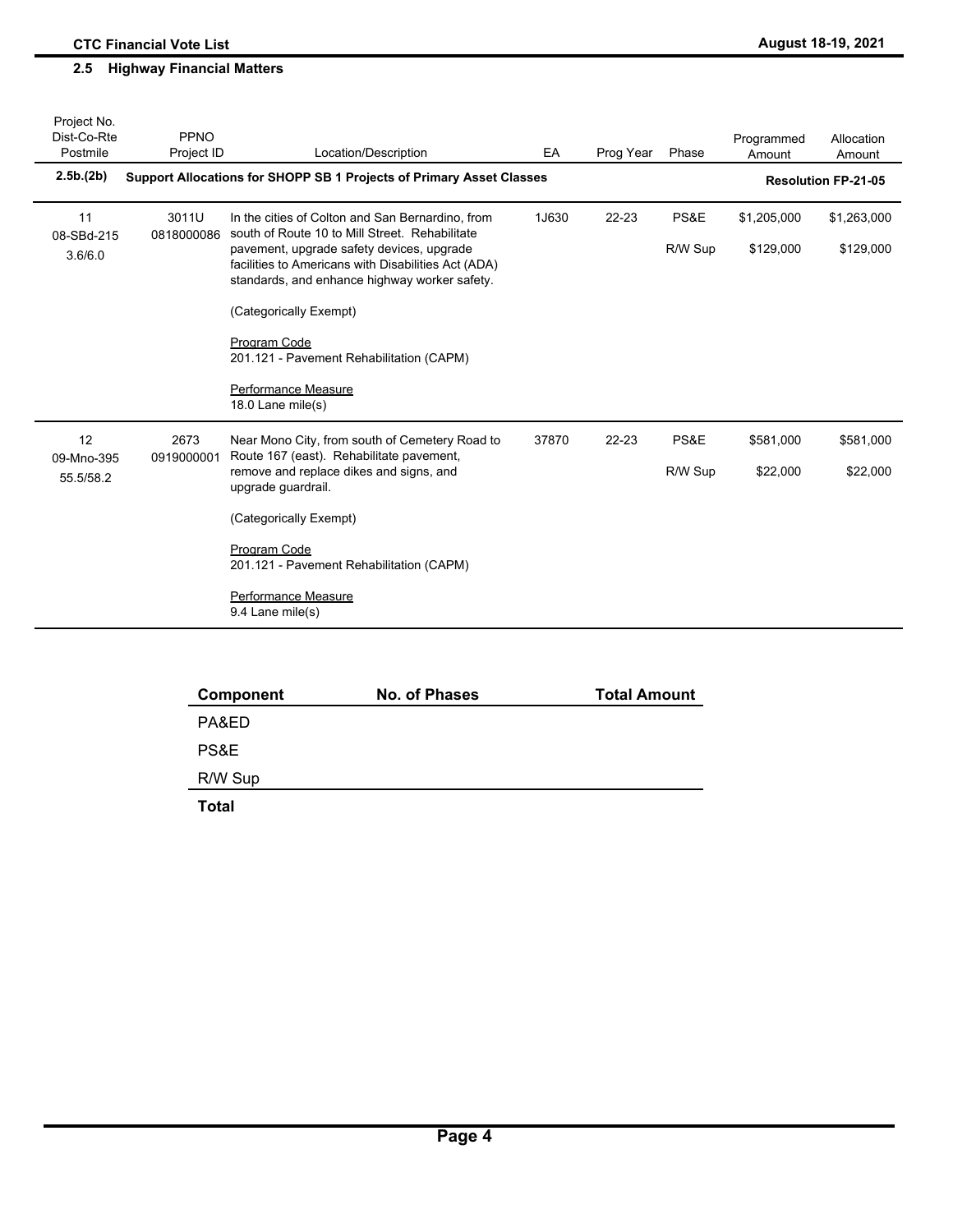## 2.5 Highway Financial Matters

| Project No. Dist-Co-Rte Postmile | PPNO Project ID | Location/Description | EA | Prog Year | Phase | Programmed Amount | Allocation Amount |
|---|---|---|---|---|---|---|---|
| **2.5b.(2b)** | **Support Allocations for SHOPP SB 1 Projects of Primary Asset Classes** | | | | | | **Resolution FP-21-05** |
| 11<br>08-SBd-215<br>3.6/6.0 | 3011U<br>0818000086 | In the cities of Colton and San Bernardino, from south of Route 10 to Mill Street. Rehabilitate pavement, upgrade safety devices, upgrade facilities to Americans with Disabilities Act (ADA) standards, and enhance highway worker safety.<br><br>(Categorically Exempt)<br><br>Program Code<br>201.121 - Pavement Rehabilitation (CAPM)<br><br>Performance Measure<br>18.0 Lane mile(s) | 1J630 | 22-23 | PS&E<br><br>R/W Sup | $1,205,000<br><br>$129,000 | $1,263,000<br><br>$129,000 |
| 12<br>09-Mno-395<br>55.5/58.2 | 2673<br>0919000001 | Near Mono City, from south of Cemetery Road to Route 167 (east). Rehabilitate pavement, remove and replace dikes and signs, and upgrade guardrail.<br><br>(Categorically Exempt)<br><br>Program Code<br>201.121 - Pavement Rehabilitation (CAPM)<br><br>Performance Measure<br>9.4 Lane mile(s) | 37870 | 22-23 | PS&E<br><br>R/W Sup | $581,000<br><br>$22,000 | $581,000<br><br>$22,000 |

| Component | No. of Phases | Total Amount |
|---|---|---|
| PA&ED | | |
| PS&E | | |
| R/W Sup | | |
| **Total** | | |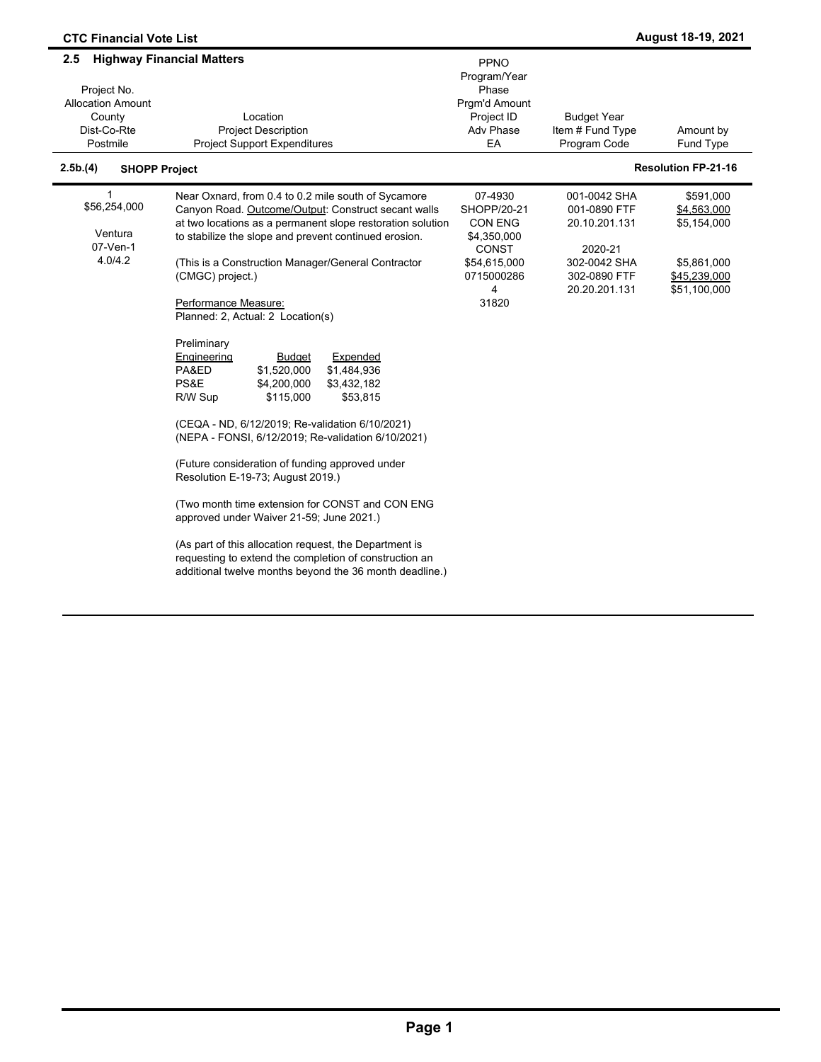## 2.5 Highway Financial Matters

| Project No.<br>Allocation Amount<br>County<br>Dist-Co-Rte<br>Postmile | Location<br>Project Description<br>Project Support Expenditures | PPNO<br>Program/Year<br>Phase<br>Prgm'd Amount<br>Project ID<br>Adv Phase<br>EA | Budget Year<br>Item # Fund Type<br>Program Code | Amount by<br>Fund Type |
|---|---|---|---|---|

### 2.5b.(4) SHOPP Project — Resolution FP-21-16

| Project No.<br>Allocation Amount<br>County<br>Dist-Co-Rte<br>Postmile | Location<br>Project Description<br>Project Support Expenditures | PPNO<br>Program/Year<br>Phase<br>Prgm'd Amount<br>Project ID<br>Adv Phase<br>EA | Budget Year<br>Item # Fund Type<br>Program Code | Amount by<br>Fund Type |
|---|---|---|---|---|
| 1<br>$56,254,000<br><br>Ventura<br>07-Ven-1<br>4.0/4.2 | Near Oxnard, from 0.4 to 0.2 mile south of Sycamore Canyon Road. Outcome/Output: Construct secant walls at two locations as a permanent slope restoration solution to stabilize the slope and prevent continued erosion.<br><br>(This is a Construction Manager/General Contractor (CMGC) project.)<br><br>Performance Measure:<br>Planned: 2, Actual: 2 Location(s) | 07-4930<br>SHOPP/20-21<br>CON ENG<br>$4,350,000<br>CONST<br>$54,615,000<br>0715000286<br>4<br>31820 | 001-0042 SHA<br>001-0890 FTF<br>20.10.201.131<br><br>2020-21<br>302-0042 SHA<br>302-0890 FTF<br>20.20.201.131 | $591,000<br>$4,563,000<br>$5,154,000<br><br><br>$5,861,000<br>$45,239,000<br>$51,100,000 |

Preliminary

| Engineering | Budget | Expended |
|---|---|---|
| PA&ED | $1,520,000 | $1,484,936 |
| PS&E | $4,200,000 | $3,432,182 |
| R/W Sup | $115,000 | $53,815 |

(CEQA - ND, 6/12/2019; Re-validation 6/10/2021)
(NEPA - FONSI, 6/12/2019; Re-validation 6/10/2021)

(Future consideration of funding approved under Resolution E-19-73; August 2019.)

(Two month time extension for CONST and CON ENG approved under Waiver 21-59; June 2021.)

(As part of this allocation request, the Department is requesting to extend the completion of construction an additional twelve months beyond the 36 month deadline.)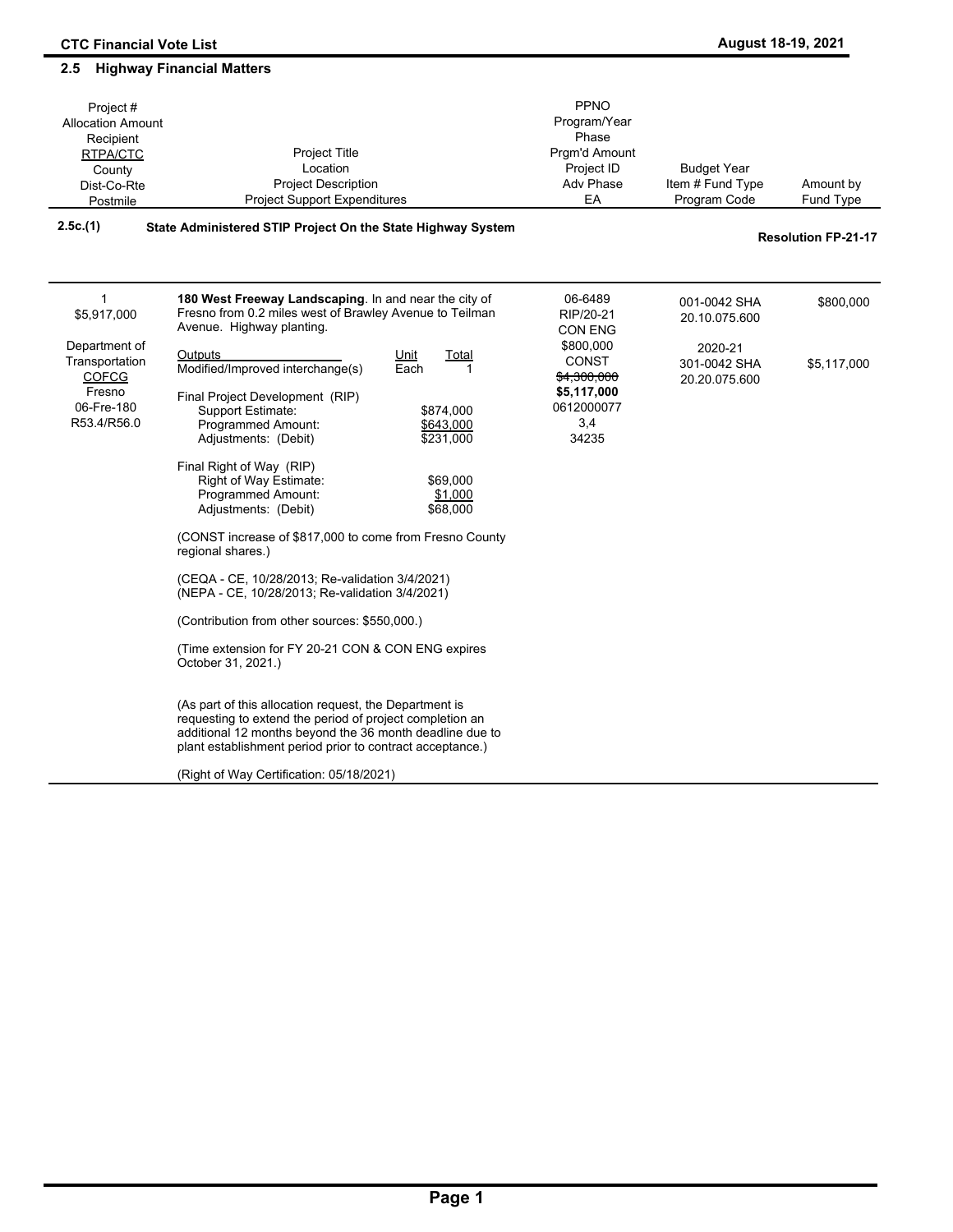## 2.5 Highway Financial Matters

| Project #<br>Allocation Amount<br>Recipient<br>RTPA/CTC<br>County<br>Dist-Co-Rte<br>Postmile | Project Title<br>Location<br>Project Description<br>Project Support Expenditures | PPNO<br>Program/Year<br>Phase<br>Prgm'd Amount<br>Project ID<br>Adv Phase<br>EA | Budget Year<br>Item # Fund Type<br>Program Code | Amount by<br>Fund Type |
|---|---|---|---|---|

**2.5c.(1)** **State Administered STIP Project On the State Highway System** **Resolution FP-21-17**

| Project # / Allocation Amount / Recipient / RTPA/CTC / County / Dist-Co-Rte / Postmile | Project Title / Location / Project Description / Project Support Expenditures | PPNO / Program/Year / Phase / Prgm'd Amount / Project ID / Adv Phase / EA | Budget Year / Item # Fund Type / Program Code | Amount by Fund Type |
|---|---|---|---|---|
| 1<br>$5,917,000<br><br>Department of Transportation<br>COFCG<br>Fresno<br>06-Fre-180<br>R53.4/R56.0 | **180 West Freeway Landscaping**. In and near the city of Fresno from 0.2 miles west of Brawley Avenue to Teilman Avenue. Highway planting.<br><br>Outputs / Unit / Total<br>Modified/Improved interchange(s) / Each / 1<br><br>Final Project Development (RIP)<br>Support Estimate: $874,000<br>Programmed Amount: $643,000<br>Adjustments: (Debit) $231,000<br><br>Final Right of Way (RIP)<br>Right of Way Estimate: $69,000<br>Programmed Amount: $1,000<br>Adjustments: (Debit) $68,000<br><br>(CONST increase of $817,000 to come from Fresno County regional shares.)<br><br>(CEQA - CE, 10/28/2013; Re-validation 3/4/2021)<br>(NEPA - CE, 10/28/2013; Re-validation 3/4/2021)<br><br>(Contribution from other sources: $550,000.)<br><br>(Time extension for FY 20-21 CON & CON ENG expires October 31, 2021.)<br><br>(As part of this allocation request, the Department is requesting to extend the period of project completion an additional 12 months beyond the 36 month deadline due to plant establishment period prior to contract acceptance.)<br><br>(Right of Way Certification: 05/18/2021) | 06-6489<br>RIP/20-21<br>CON ENG<br>$800,000<br>CONST<br>~~$4,300,000~~<br>**$5,117,000**<br>0612000077<br>3,4<br>34235 | 001-0042 SHA<br>20.10.075.600<br><br>2020-21<br>301-0042 SHA<br>20.20.075.600 | $800,000<br><br><br>$5,117,000 |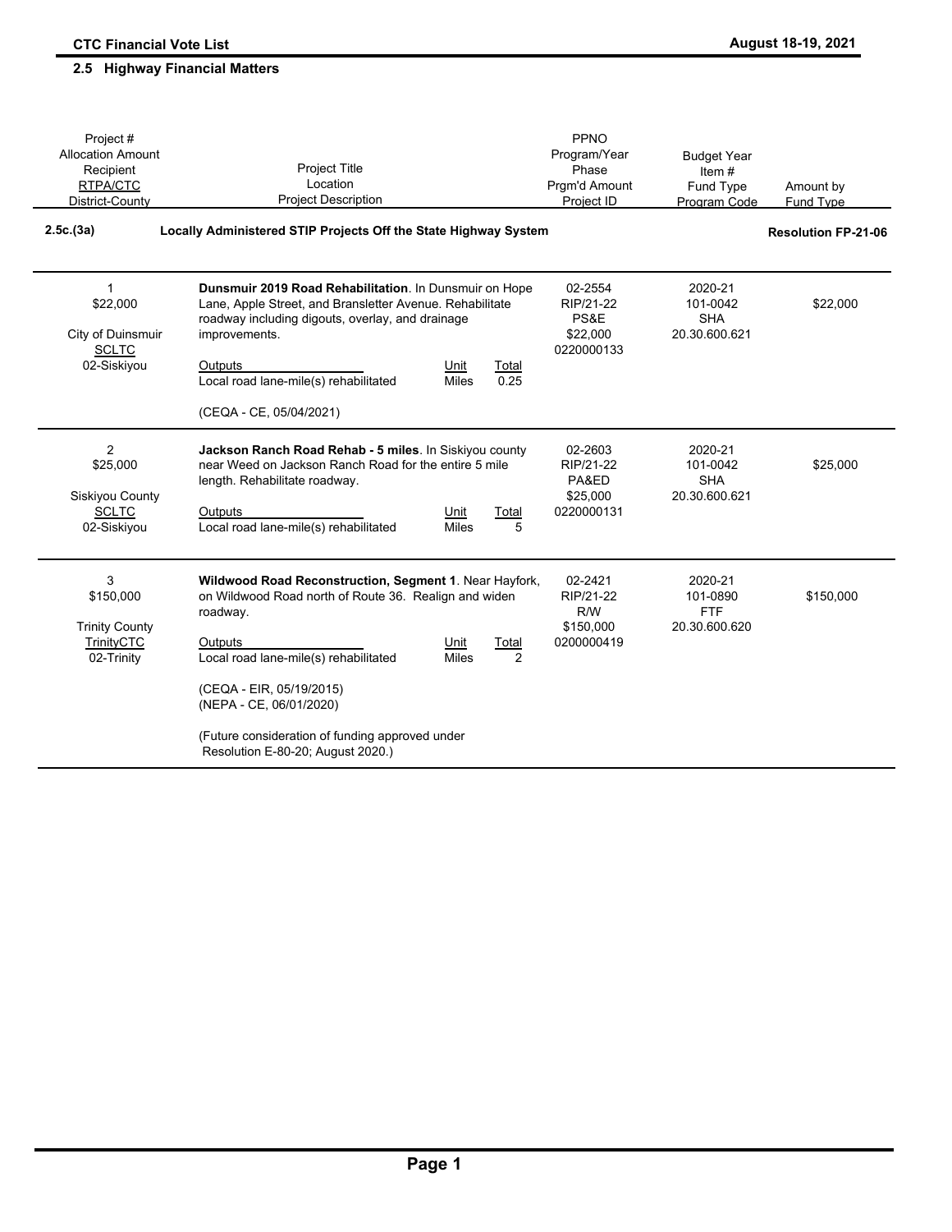## 2.5 Highway Financial Matters

| Project #<br>Allocation Amount<br>Recipient<br>RTPA/CTC<br>District-County | Project Title<br>Location<br>Project Description | PPNO<br>Program/Year<br>Phase<br>Prgm'd Amount<br>Project ID | Budget Year<br>Item #<br>Fund Type<br>Program Code | Amount by<br>Fund Type |
|---|---|---|---|---|
| **2.5c.(3a)** | **Locally Administered STIP Projects Off the State Highway System** | | | **Resolution FP-21-06** |
| 1<br>$22,000<br><br>City of Duinsmuir<br>SCLTC<br>02-Siskiyou | **Dunsmuir 2019 Road Rehabilitation**. In Dunsmuir on Hope Lane, Apple Street, and Branstetter Avenue. Rehabilitate roadway including digouts, overlay, and drainage improvements.<br><br>Outputs / Unit / Total<br>Local road lane-mile(s) rehabilitated / Miles / 0.25<br><br>(CEQA - CE, 05/04/2021) | 02-2554<br>RIP/21-22<br>PS&E<br>$22,000<br>0220000133 | 2020-21<br>101-0042<br>SHA<br>20.30.600.621 | $22,000 |
| 2<br>$25,000<br><br>Siskiyou County<br>SCLTC<br>02-Siskiyou | **Jackson Ranch Road Rehab - 5 miles**. In Siskiyou county near Weed on Jackson Ranch Road for the entire 5 mile length. Rehabilitate roadway.<br><br>Outputs / Unit / Total<br>Local road lane-mile(s) rehabilitated / Miles / 5 | 02-2603<br>RIP/21-22<br>PA&ED<br>$25,000<br>0220000131 | 2020-21<br>101-0042<br>SHA<br>20.30.600.621 | $25,000 |
| 3<br>$150,000<br><br>Trinity County<br>TrinityCTC<br>02-Trinity | **Wildwood Road Reconstruction, Segment 1**. Near Hayfork, on Wildwood Road north of Route 36. Realign and widen roadway.<br><br>Outputs / Unit / Total<br>Local road lane-mile(s) rehabilitated / Miles / 2<br><br>(CEQA - EIR, 05/19/2015)<br>(NEPA - CE, 06/01/2020)<br><br>(Future consideration of funding approved under Resolution E-80-20; August 2020.) | 02-2421<br>RIP/21-22<br>R/W<br>$150,000<br>0200000419 | 2020-21<br>101-0890<br>FTF<br>20.30.600.620 | $150,000 |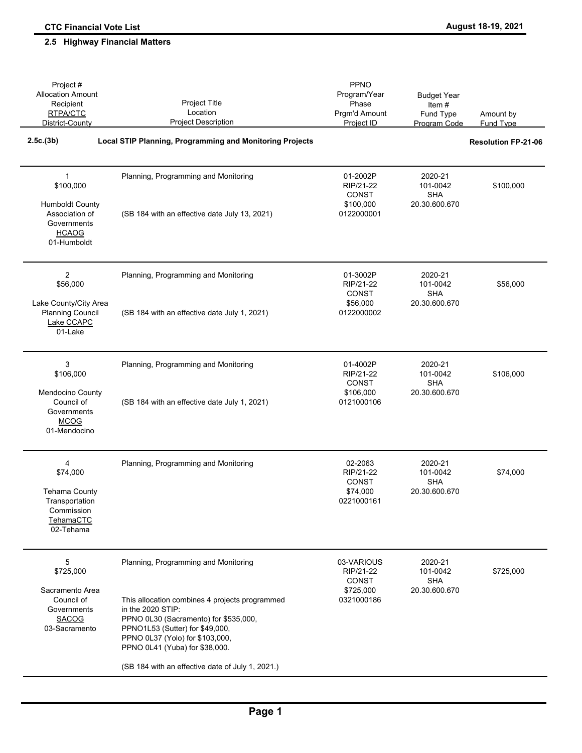## 2.5 Highway Financial Matters

| Project #<br>Allocation Amount<br>Recipient<br>RTPA/CTC<br>District-County | Project Title<br>Location<br>Project Description | PPNO<br>Program/Year<br>Phase<br>Prgm'd Amount<br>Project ID | Budget Year<br>Item #<br>Fund Type<br>Program Code | Amount by<br>Fund Type |
|---|---|---|---|---|
| **2.5c.(3b)** | **Local STIP Planning, Programming and Monitoring Projects** | | | **Resolution FP-21-06** |
| 1<br>$100,000<br><br>Humboldt County Association of Governments<br>HCAOG<br>01-Humboldt | Planning, Programming and Monitoring<br><br>(SB 184 with an effective date July 13, 2021) | 01-2002P<br>RIP/21-22<br>CONST<br>$100,000<br>0122000001 | 2020-21<br>101-0042<br>SHA<br>20.30.600.670 | $100,000 |
| 2<br>$56,000<br><br>Lake County/City Area Planning Council<br>Lake CCAPC<br>01-Lake | Planning, Programming and Monitoring<br><br>(SB 184 with an effective date July 1, 2021) | 01-3002P<br>RIP/21-22<br>CONST<br>$56,000<br>0122000002 | 2020-21<br>101-0042<br>SHA<br>20.30.600.670 | $56,000 |
| 3<br>$106,000<br><br>Mendocino County Council of Governments<br>MCOG<br>01-Mendocino | Planning, Programming and Monitoring<br><br>(SB 184 with an effective date July 1, 2021) | 01-4002P<br>RIP/21-22<br>CONST<br>$106,000<br>0121000106 | 2020-21<br>101-0042<br>SHA<br>20.30.600.670 | $106,000 |
| 4<br>$74,000<br><br>Tehama County Transportation Commission<br>TehamaCTC<br>02-Tehama | Planning, Programming and Monitoring | 02-2063<br>RIP/21-22<br>CONST<br>$74,000<br>0221000161 | 2020-21<br>101-0042<br>SHA<br>20.30.600.670 | $74,000 |
| 5<br>$725,000<br><br>Sacramento Area Council of Governments<br>SACOG<br>03-Sacramento | Planning, Programming and Monitoring<br><br>This allocation combines 4 projects programmed in the 2020 STIP:<br>PPNO 0L30 (Sacramento) for $535,000,<br>PPNO1L53 (Sutter) for $49,000,<br>PPNO 0L37 (Yolo) for $103,000,<br>PPNO 0L41 (Yuba) for $38,000.<br><br>(SB 184 with an effective date of July 1, 2021.) | 03-VARIOUS<br>RIP/21-22<br>CONST<br>$725,000<br>0321000186 | 2020-21<br>101-0042<br>SHA<br>20.30.600.670 | $725,000 |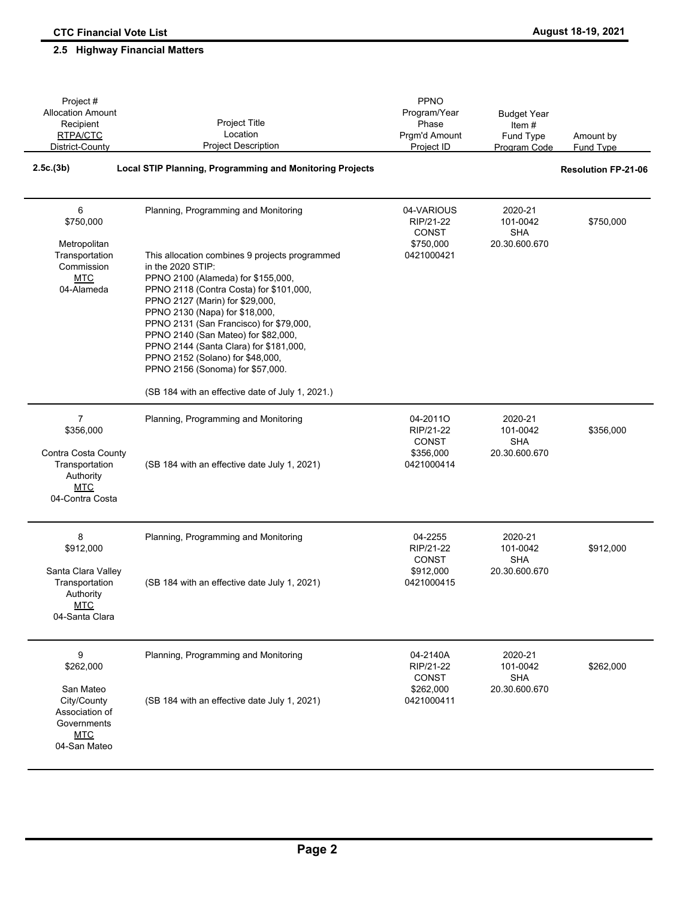## 2.5 Highway Financial Matters

| Project #<br>Allocation Amount<br>Recipient<br>RTPA/CTC<br>District-County | Project Title<br>Location<br>Project Description | PPNO<br>Program/Year<br>Phase<br>Prgm'd Amount<br>Project ID | Budget Year<br>Item #<br>Fund Type<br>Program Code | Amount by<br>Fund Type |
|---|---|---|---|---|
| **2.5c.(3b)** | **Local STIP Planning, Programming and Monitoring Projects** | | | **Resolution FP-21-06** |
| 6<br>$750,000<br><br>Metropolitan Transportation Commission<br>MTC<br>04-Alameda | Planning, Programming and Monitoring<br><br>This allocation combines 9 projects programmed in the 2020 STIP:<br>PPNO 2100 (Alameda) for $155,000,<br>PPNO 2118 (Contra Costa) for $101,000,<br>PPNO 2127 (Marin) for $29,000,<br>PPNO 2130 (Napa) for $18,000,<br>PPNO 2131 (San Francisco) for $79,000,<br>PPNO 2140 (San Mateo) for $82,000,<br>PPNO 2144 (Santa Clara) for $181,000,<br>PPNO 2152 (Solano) for $48,000,<br>PPNO 2156 (Sonoma) for $57,000.<br><br>(SB 184 with an effective date of July 1, 2021.) | 04-VARIOUS<br>RIP/21-22<br>CONST<br>$750,000<br>0421000421 | 2020-21<br>101-0042<br>SHA<br>20.30.600.670 | $750,000 |
| 7<br>$356,000<br><br>Contra Costa County Transportation Authority<br>MTC<br>04-Contra Costa | Planning, Programming and Monitoring<br><br>(SB 184 with an effective date July 1, 2021) | 04-2011O<br>RIP/21-22<br>CONST<br>$356,000<br>0421000414 | 2020-21<br>101-0042<br>SHA<br>20.30.600.670 | $356,000 |
| 8<br>$912,000<br><br>Santa Clara Valley Transportation Authority<br>MTC<br>04-Santa Clara | Planning, Programming and Monitoring<br><br>(SB 184 with an effective date July 1, 2021) | 04-2255<br>RIP/21-22<br>CONST<br>$912,000<br>0421000415 | 2020-21<br>101-0042<br>SHA<br>20.30.600.670 | $912,000 |
| 9<br>$262,000<br><br>San Mateo City/County Association of Governments<br>MTC<br>04-San Mateo | Planning, Programming and Monitoring<br><br>(SB 184 with an effective date July 1, 2021) | 04-2140A<br>RIP/21-22<br>CONST<br>$262,000<br>0421000411 | 2020-21<br>101-0042<br>SHA<br>20.30.600.670 | $262,000 |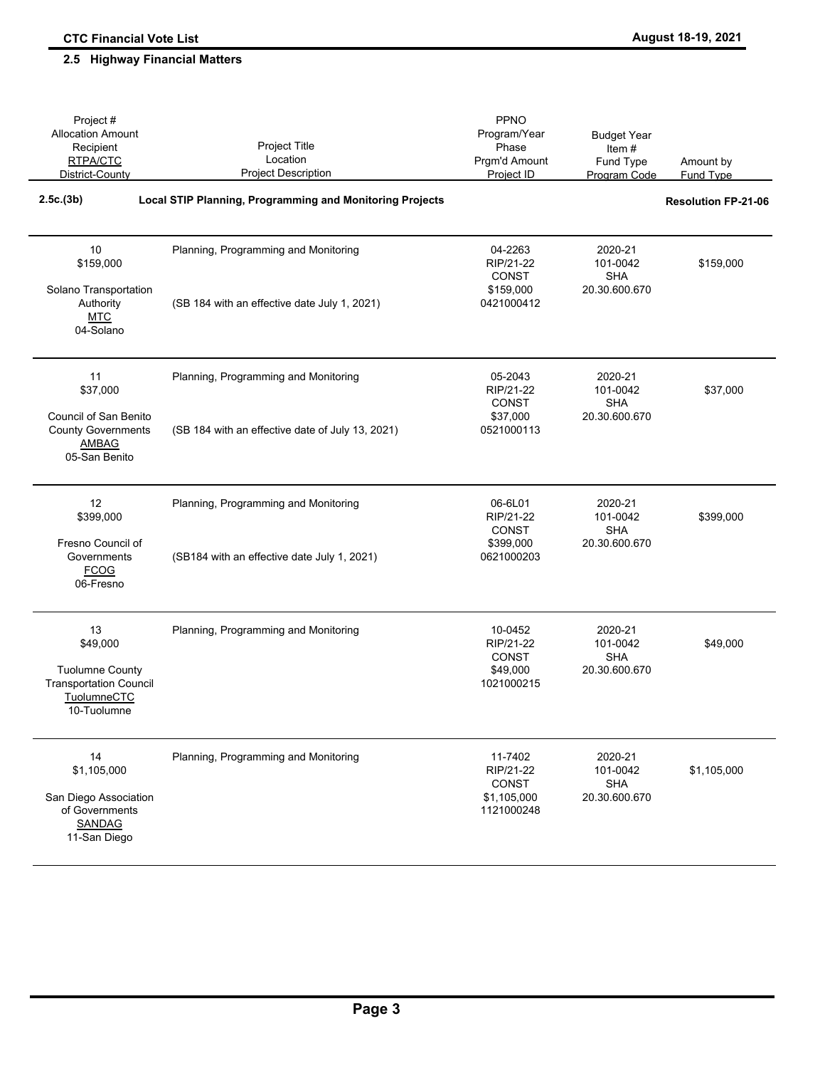## 2.5 Highway Financial Matters

| Project #<br>Allocation Amount<br>Recipient<br>RTPA/CTC<br>District-County | Project Title<br>Location<br>Project Description | PPNO<br>Program/Year<br>Phase<br>Prgm'd Amount<br>Project ID | Budget Year<br>Item #<br>Fund Type<br>Program Code | Amount by<br>Fund Type |
|---|---|---|---|---|
| **2.5c.(3b)** | **Local STIP Planning, Programming and Monitoring Projects** | | | **Resolution FP-21-06** |
| 10<br>$159,000<br><br>Solano Transportation Authority<br>MTC<br>04-Solano | Planning, Programming and Monitoring<br><br>(SB 184 with an effective date July 1, 2021) | 04-2263<br>RIP/21-22<br>CONST<br>$159,000<br>0421000412 | 2020-21<br>101-0042<br>SHA<br>20.30.600.670 | $159,000 |
| 11<br>$37,000<br><br>Council of San Benito County Governments<br>AMBAG<br>05-San Benito | Planning, Programming and Monitoring<br><br>(SB 184 with an effective date of July 13, 2021) | 05-2043<br>RIP/21-22<br>CONST<br>$37,000<br>0521000113 | 2020-21<br>101-0042<br>SHA<br>20.30.600.670 | $37,000 |
| 12<br>$399,000<br><br>Fresno Council of Governments<br>FCOG<br>06-Fresno | Planning, Programming and Monitoring<br><br>(SB184 with an effective date July 1, 2021) | 06-6L01<br>RIP/21-22<br>CONST<br>$399,000<br>0621000203 | 2020-21<br>101-0042<br>SHA<br>20.30.600.670 | $399,000 |
| 13<br>$49,000<br><br>Tuolumne County Transportation Council<br>TuolumneCTC<br>10-Tuolumne | Planning, Programming and Monitoring | 10-0452<br>RIP/21-22<br>CONST<br>$49,000<br>1021000215 | 2020-21<br>101-0042<br>SHA<br>20.30.600.670 | $49,000 |
| 14<br>$1,105,000<br><br>San Diego Association of Governments<br>SANDAG<br>11-San Diego | Planning, Programming and Monitoring | 11-7402<br>RIP/21-22<br>CONST<br>$1,105,000<br>1121000248 | 2020-21<br>101-0042<br>SHA<br>20.30.600.670 | $1,105,000 |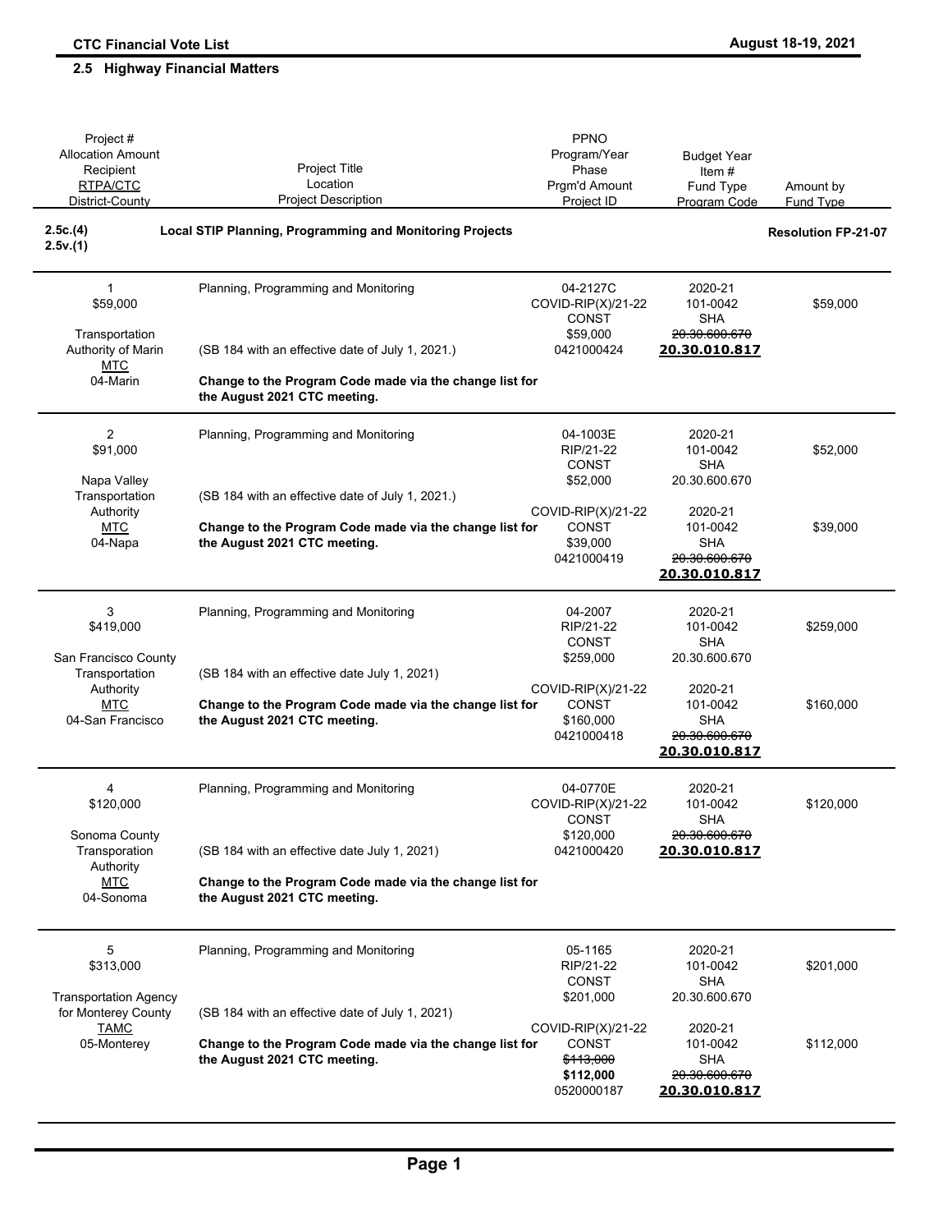## 2.5 Highway Financial Matters

| Project #<br>Allocation Amount<br>Recipient<br>RTPA/CTC<br>District-County | Project Title<br>Location<br>Project Description | PPNO<br>Program/Year<br>Phase<br>Prgm'd Amount<br>Project ID | Budget Year<br>Item #<br>Fund Type<br>Program Code | Amount by<br>Fund Type |
|---|---|---|---|---|
| **2.5c.(4)**<br>**2.5v.(1)** | **Local STIP Planning, Programming and Monitoring Projects** | | | **Resolution FP-21-07** |
| 1<br>$59,000<br><br>Transportation Authority of Marin<br>MTC<br>04-Marin | Planning, Programming and Monitoring<br><br>(SB 184 with an effective date of July 1, 2021.)<br><br>**Change to the Program Code made via the change list for the August 2021 CTC meeting.** | 04-2127C<br>COVID-RIP(X)/21-22<br>CONST<br>$59,000<br>0421000424 | 2020-21<br>101-0042<br>SHA<br>~~20.30.600.670~~<br>**20.30.010.817** | $59,000 |
| 2<br>$91,000<br><br>Napa Valley Transportation Authority<br>MTC<br>04-Napa | Planning, Programming and Monitoring<br><br>(SB 184 with an effective date of July 1, 2021.)<br><br>**Change to the Program Code made via the change list for the August 2021 CTC meeting.** | 04-1003E<br>RIP/21-22<br>CONST<br>$52,000<br><br>COVID-RIP(X)/21-22<br>CONST<br>$39,000<br>0421000419 | 2020-21<br>101-0042<br>SHA<br>20.30.600.670<br><br>2020-21<br>101-0042<br>SHA<br>~~20.30.600.670~~<br>**20.30.010.817** | $52,000<br><br><br><br><br>$39,000 |
| 3<br>$419,000<br><br>San Francisco County Transportation Authority<br>MTC<br>04-San Francisco | Planning, Programming and Monitoring<br><br>(SB 184 with an effective date July 1, 2021)<br><br>**Change to the Program Code made via the change list for the August 2021 CTC meeting.** | 04-2007<br>RIP/21-22<br>CONST<br>$259,000<br><br>COVID-RIP(X)/21-22<br>CONST<br>$160,000<br>0421000418 | 2020-21<br>101-0042<br>SHA<br>20.30.600.670<br><br>2020-21<br>101-0042<br>SHA<br>~~20.30.600.670~~<br>**20.30.010.817** | $259,000<br><br><br><br><br>$160,000 |
| 4<br>$120,000<br><br>Sonoma County Transporation Authority<br>MTC<br>04-Sonoma | Planning, Programming and Monitoring<br><br>(SB 184 with an effective date July 1, 2021)<br><br>**Change to the Program Code made via the change list for the August 2021 CTC meeting.** | 04-0770E<br>COVID-RIP(X)/21-22<br>CONST<br>$120,000<br>0421000420 | 2020-21<br>101-0042<br>SHA<br>~~20.30.600.670~~<br>**20.30.010.817** | $120,000 |
| 5<br>$313,000<br><br>Transportation Agency for Monterey County<br>TAMC<br>05-Monterey | Planning, Programming and Monitoring<br><br>(SB 184 with an effective date of July 1, 2021)<br><br>**Change to the Program Code made via the change list for the August 2021 CTC meeting.** | 05-1165<br>RIP/21-22<br>CONST<br>$201,000<br><br>COVID-RIP(X)/21-22<br>CONST<br>~~$113,000~~<br>**$112,000**<br>0520000187 | 2020-21<br>101-0042<br>SHA<br>20.30.600.670<br><br>2020-21<br>101-0042<br>SHA<br>~~20.30.600.670~~<br>**20.30.010.817** | $201,000<br><br><br><br><br>$112,000 |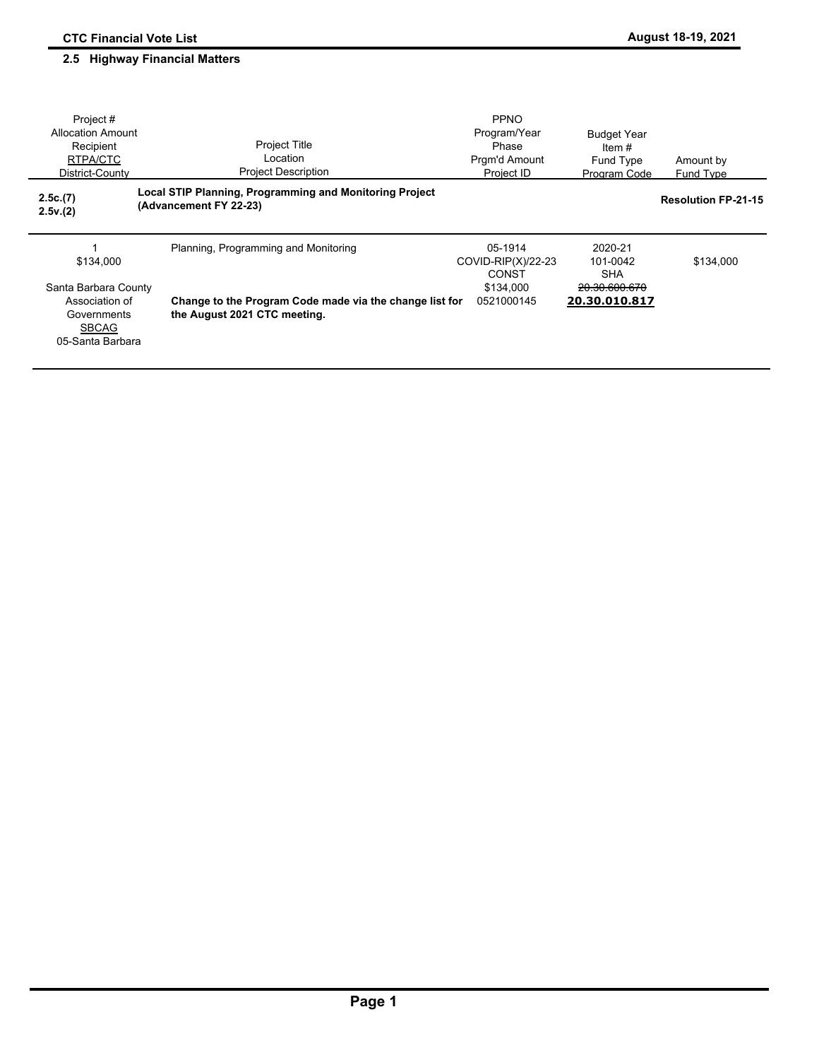## 2.5 Highway Financial Matters

| Project #<br>Allocation Amount<br>Recipient<br>RTPA/CTC<br>District-County | Project Title<br>Location<br>Project Description | PPNO<br>Program/Year<br>Phase<br>Prgm'd Amount<br>Project ID | Budget Year<br>Item #<br>Fund Type<br>Program Code | Amount by<br>Fund Type |
|---|---|---|---|---|
| **2.5c.(7)**<br>**2.5v.(2)** | **Local STIP Planning, Programming and Monitoring Project (Advancement FY 22-23)** | | | **Resolution FP-21-15** |
| 1<br>$134,000<br><br>Santa Barbara County Association of Governments<br>SBCAG<br>05-Santa Barbara | Planning, Programming and Monitoring<br><br>**Change to the Program Code made via the change list for the August 2021 CTC meeting.** | 05-1914<br>COVID-RIP(X)/22-23<br>CONST<br>$134,000<br>0521000145 | 2020-21<br>101-0042<br>SHA<br>~~20.30.600.670~~<br>**20.30.010.817** | $134,000 |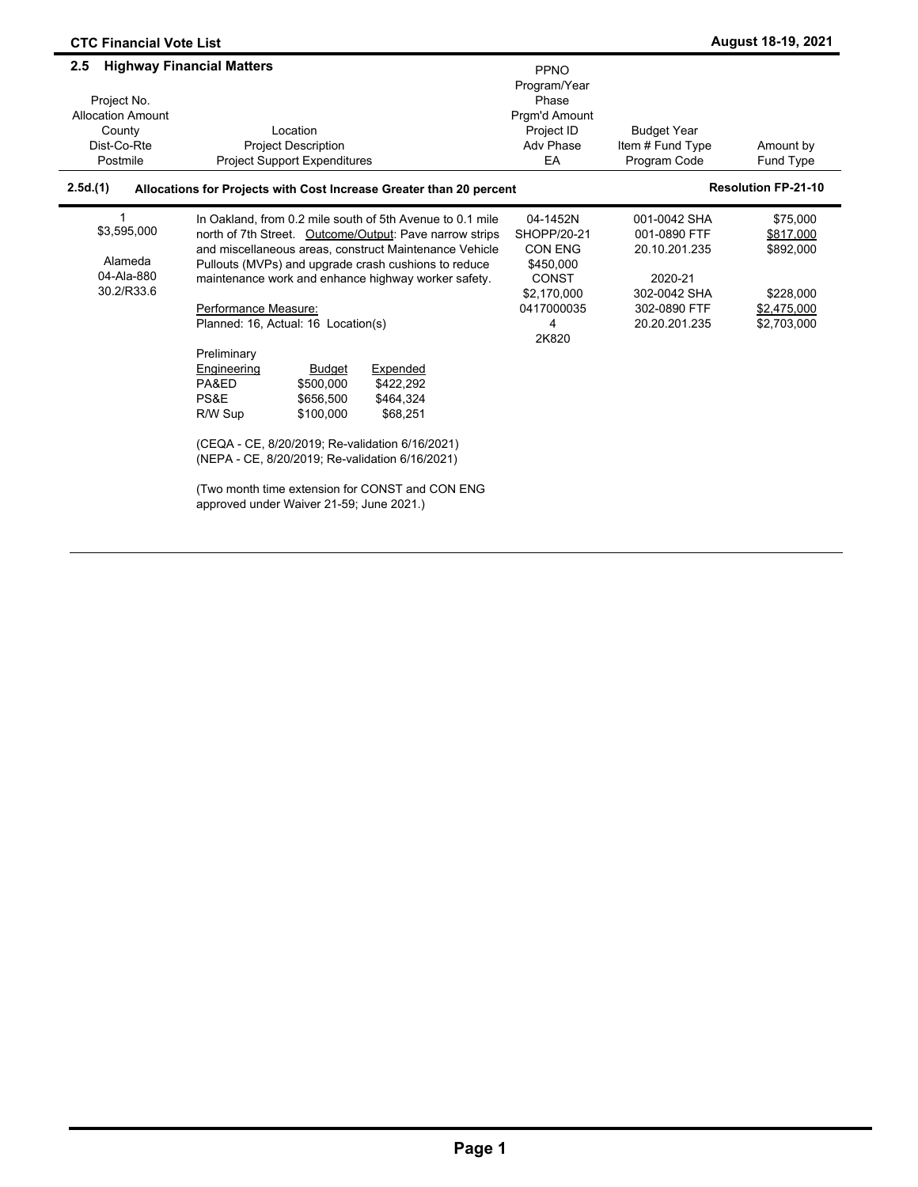## 2.5 Highway Financial Matters

| Project No.<br>Allocation Amount<br>County<br>Dist-Co-Rte<br>Postmile | Location<br>Project Description<br>Project Support Expenditures | PPNO<br>Program/Year<br>Phase<br>Prgm'd Amount<br>Project ID<br>Adv Phase<br>EA | Budget Year<br>Item # Fund Type<br>Program Code | Amount by<br>Fund Type |
|---|---|---|---|---|

### 2.5d.(1) Allocations for Projects with Cost Increase Greater than 20 percent — Resolution FP-21-10

| Project No.<br>Allocation Amount<br>County<br>Dist-Co-Rte<br>Postmile | Location<br>Project Description<br>Project Support Expenditures | PPNO<br>Program/Year<br>Phase<br>Prgm'd Amount<br>Project ID<br>Adv Phase<br>EA | Budget Year<br>Item # Fund Type<br>Program Code | Amount by<br>Fund Type |
|---|---|---|---|---|
| 1<br>$3,595,000<br><br>Alameda<br>04-Ala-880<br>30.2/R33.6 | In Oakland, from 0.2 mile south of 5th Avenue to 0.1 mile north of 7th Street. Outcome/Output: Pave narrow strips and miscellaneous areas, construct Maintenance Vehicle Pullouts (MVPs) and upgrade crash cushions to reduce maintenance work and enhance highway worker safety.<br><br>Performance Measure:<br>Planned: 16, Actual: 16 Location(s) | 04-1452N<br>SHOPP/20-21<br>CON ENG<br>$450,000<br>CONST<br>$2,170,000<br>0417000035<br>4<br>2K820 | 001-0042 SHA<br>001-0890 FTF<br>20.10.201.235<br><br>2020-21<br>302-0042 SHA<br>302-0890 FTF<br>20.20.201.235 | $75,000<br>$817,000<br>$892,000<br><br><br>$228,000<br>$2,475,000<br>$2,703,000 |

Preliminary

| Engineering | Budget | Expended |
|---|---|---|
| PA&ED | $500,000 | $422,292 |
| PS&E | $656,500 | $464,324 |
| R/W Sup | $100,000 | $68,251 |

(CEQA - CE, 8/20/2019; Re-validation 6/16/2021)
(NEPA - CE, 8/20/2019; Re-validation 6/16/2021)

(Two month time extension for CONST and CON ENG approved under Waiver 21-59; June 2021.)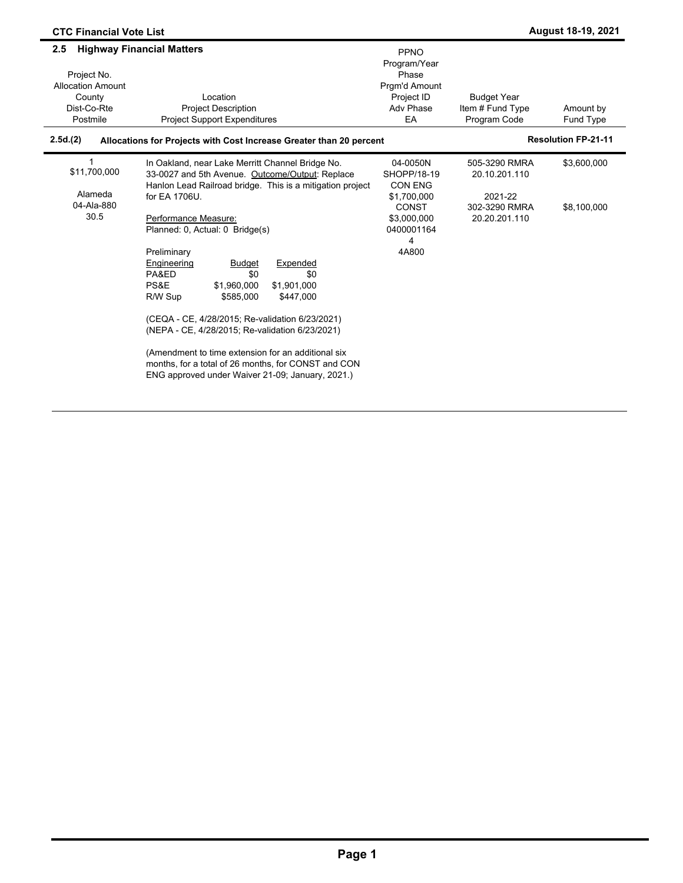**CTC Financial Vote List** — **August 18-19, 2021**

## 2.5 Highway Financial Matters

| Project No.<br>Allocation Amount<br>County<br>Dist-Co-Rte<br>Postmile | Location<br>Project Description<br>Project Support Expenditures | PPNO<br>Program/Year<br>Phase<br>Prgm'd Amount<br>Project ID<br>Adv Phase<br>EA | Budget Year<br>Item # Fund Type<br>Program Code | Amount by<br>Fund Type |
|---|---|---|---|---|

### 2.5d.(2) Allocations for Projects with Cost Increase Greater than 20 percent — Resolution FP-21-11

| Project No.<br>Allocation Amount<br>County<br>Dist-Co-Rte<br>Postmile | Location<br>Project Description<br>Project Support Expenditures | PPNO<br>Program/Year<br>Phase<br>Prgm'd Amount<br>Project ID<br>Adv Phase<br>EA | Budget Year<br>Item # Fund Type<br>Program Code | Amount by<br>Fund Type |
|---|---|---|---|---|
| 1<br>$11,700,000<br><br>Alameda<br>04-Ala-880<br>30.5 | In Oakland, near Lake Merritt Channel Bridge No. 33-0027 and 5th Avenue. Outcome/Output: Replace Hanlon Lead Railroad bridge. This is a mitigation project for EA 1706U.<br><br>Performance Measure:<br>Planned: 0, Actual: 0 Bridge(s)<br><br>Preliminary Engineering — Budget / Expended<br>PA&ED — $0 / $0<br>PS&E — $1,960,000 / $1,901,000<br>R/W Sup — $585,000 / $447,000<br><br>(CEQA - CE, 4/28/2015; Re-validation 6/23/2021)<br>(NEPA - CE, 4/28/2015; Re-validation 6/23/2021)<br><br>(Amendment to time extension for an additional six months, for a total of 26 months, for CONST and CON ENG approved under Waiver 21-09; January, 2021.) | 04-0050N<br>SHOPP/18-19<br>CON ENG<br>$1,700,000<br>CONST<br>$3,000,000<br>04000011644<br>4A800 | 505-3290 RMRA<br>20.10.201.110<br><br>2021-22<br>302-3290 RMRA<br>20.20.201.110 | $3,600,000<br><br><br><br>$8,100,000 |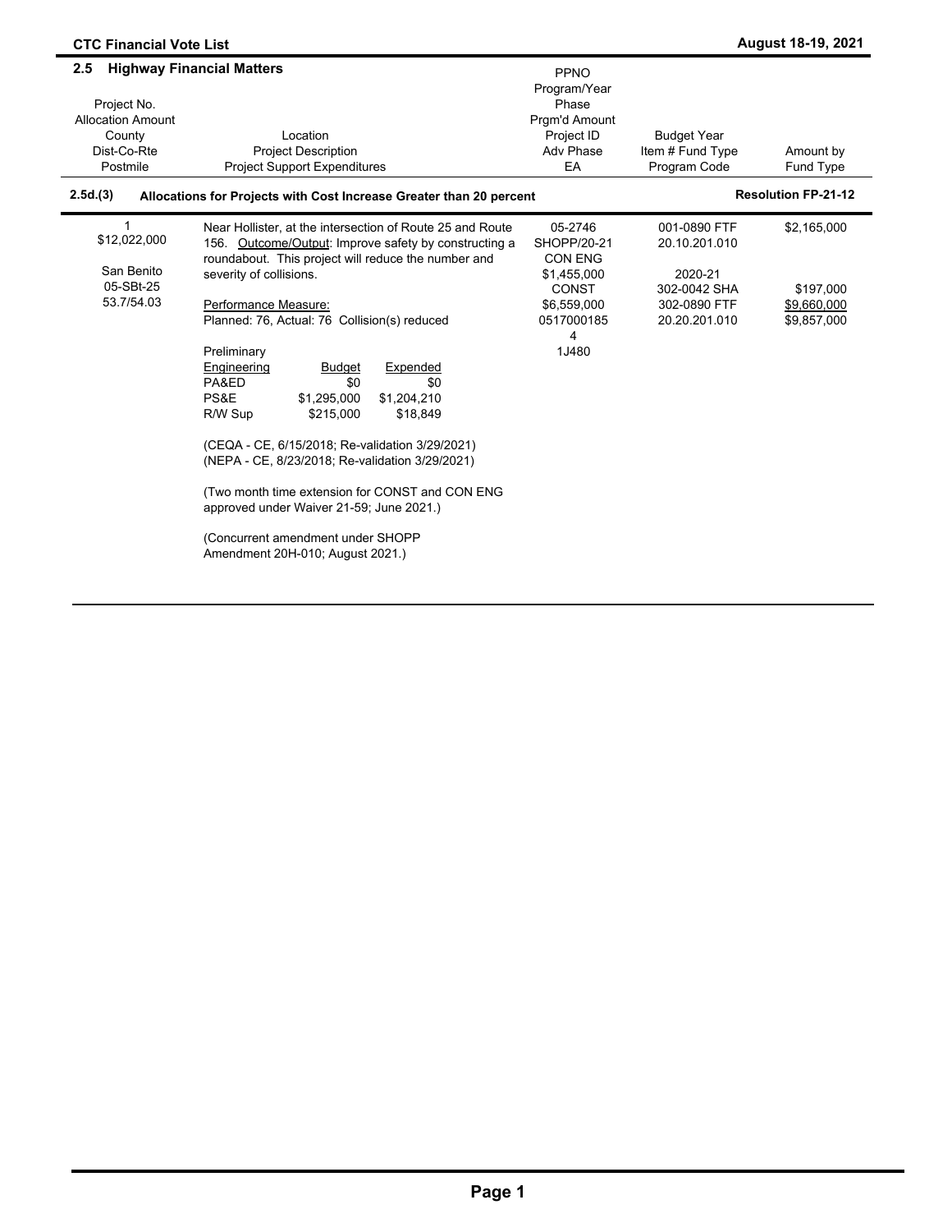## 2.5 Highway Financial Matters

| Project No.<br>Allocation Amount<br>County<br>Dist-Co-Rte<br>Postmile | Location<br>Project Description<br>Project Support Expenditures | PPNO<br>Program/Year<br>Phase<br>Prgm'd Amount<br>Project ID<br>Adv Phase<br>EA | Budget Year<br>Item # Fund Type<br>Program Code | Amount by<br>Fund Type |
|---|---|---|---|---|

### 2.5d.(3) Allocations for Projects with Cost Increase Greater than 20 percent — Resolution FP-21-12

| Project No.<br>Allocation Amount<br>County<br>Dist-Co-Rte<br>Postmile | Location<br>Project Description<br>Project Support Expenditures | PPNO<br>Program/Year<br>Phase<br>Prgm'd Amount<br>Project ID<br>Adv Phase<br>EA | Budget Year<br>Item # Fund Type<br>Program Code | Amount by<br>Fund Type |
|---|---|---|---|---|
| 1<br>$12,022,000<br><br>San Benito<br>05-SBt-25<br>53.7/54.03 | Near Hollister, at the intersection of Route 25 and Route 156. Outcome/Output: Improve safety by constructing a roundabout. This project will reduce the number and severity of collisions.<br><br>Performance Measure:<br>Planned: 76, Actual: 76 Collision(s) reduced<br><br>Preliminary Engineering — Budget — Expended<br>PA&ED — $0 — $0<br>PS&E — $1,295,000 — $1,204,210<br>R/W Sup — $215,000 — $18,849<br><br>(CEQA - CE, 6/15/2018; Re-validation 3/29/2021)<br>(NEPA - CE, 8/23/2018; Re-validation 3/29/2021)<br><br>(Two month time extension for CONST and CON ENG approved under Waiver 21-59; June 2021.)<br><br>(Concurrent amendment under SHOPP Amendment 20H-010; August 2021.) | 05-2746<br>SHOPP/20-21<br>CON ENG<br>$1,455,000<br>CONST<br>$6,559,000<br>0517000185<br>4<br>1J480 | 001-0890 FTF<br>20.10.201.010<br><br>2020-21<br>302-0042 SHA<br>302-0890 FTF<br>20.20.201.010 | $2,165,000<br><br><br><br>$197,000<br>$9,660,000<br>$9,857,000 |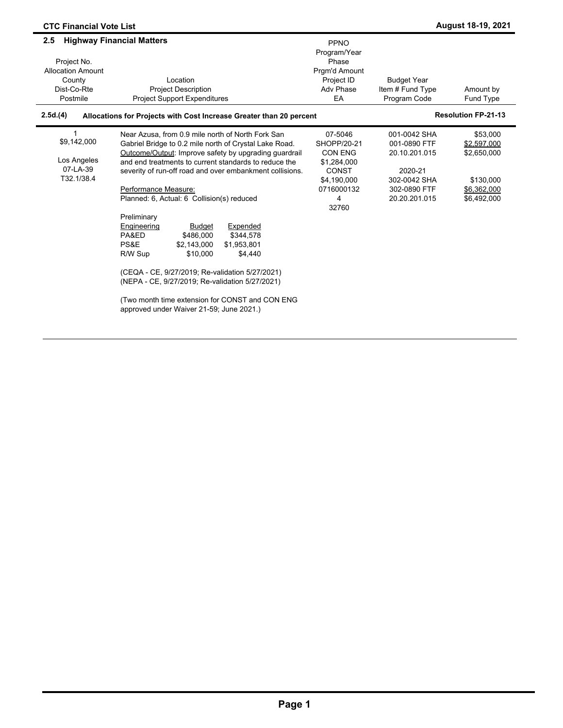## 2.5 Highway Financial Matters

| Project No.<br>Allocation Amount<br>County<br>Dist-Co-Rte<br>Postmile | Location<br>Project Description<br>Project Support Expenditures | PPNO<br>Program/Year<br>Phase<br>Prgm'd Amount<br>Project ID<br>Adv Phase<br>EA | Budget Year<br>Item # Fund Type<br>Program Code | Amount by<br>Fund Type |
|---|---|---|---|---|

### 2.5d.(4) Allocations for Projects with Cost Increase Greater than 20 percent — Resolution FP-21-13

| Project No.<br>Allocation Amount<br>County<br>Dist-Co-Rte<br>Postmile | Location<br>Project Description<br>Project Support Expenditures | PPNO<br>Program/Year<br>Phase<br>Prgm'd Amount<br>Project ID<br>Adv Phase<br>EA | Budget Year<br>Item # Fund Type<br>Program Code | Amount by<br>Fund Type |
|---|---|---|---|---|
| 1<br>$9,142,000<br><br>Los Angeles<br>07-LA-39<br>T32.1/38.4 | Near Azusa, from 0.9 mile north of North Fork San Gabriel Bridge to 0.2 mile north of Crystal Lake Road. Outcome/Output: Improve safety by upgrading guardrail and end treatments to current standards to reduce the severity of run-off road and over embankment collisions.<br><br>Performance Measure:<br>Planned: 6, Actual: 6 Collision(s) reduced | 07-5046<br>SHOPP/20-21<br>CON ENG<br>$1,284,000<br>CONST<br>$4,190,000<br>0716000132<br>4<br>32760 | 001-0042 SHA<br>001-0890 FTF<br>20.10.201.015<br><br>2020-21<br>302-0042 SHA<br>302-0890 FTF<br>20.20.201.015 | $53,000<br>$2,597,000<br>$2,650,000<br><br><br>$130,000<br>$6,362,000<br>$6,492,000 |

Preliminary

| Engineering | Budget | Expended |
|---|---|---|
| PA&ED | $486,000 | $344,578 |
| PS&E | $2,143,000 | $1,953,801 |
| R/W Sup | $10,000 | $4,440 |

(CEQA - CE, 9/27/2019; Re-validation 5/27/2021)
(NEPA - CE, 9/27/2019; Re-validation 5/27/2021)

(Two month time extension for CONST and CON ENG approved under Waiver 21-59; June 2021.)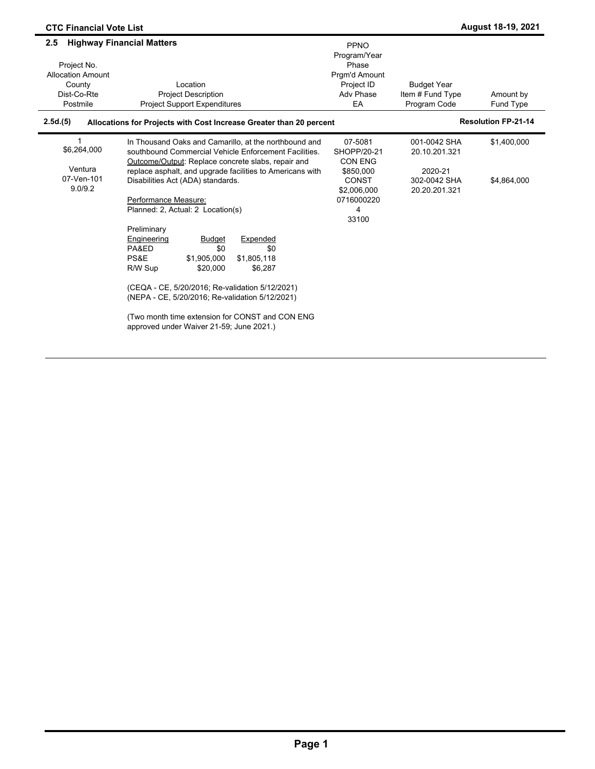## 2.5 Highway Financial Matters

| Project No.<br>Allocation Amount<br>County<br>Dist-Co-Rte<br>Postmile | Location<br>Project Description<br>Project Support Expenditures | PPNO<br>Program/Year<br>Phase<br>Prgm'd Amount<br>Project ID<br>Adv Phase<br>EA | Budget Year<br>Item # Fund Type<br>Program Code | Amount by<br>Fund Type |
|---|---|---|---|---|

### 2.5d.(5) Allocations for Projects with Cost Increase Greater than 20 percent — Resolution FP-21-14

| Project No.<br>Allocation Amount<br>County<br>Dist-Co-Rte<br>Postmile | Location<br>Project Description<br>Project Support Expenditures | PPNO<br>Program/Year<br>Phase<br>Prgm'd Amount<br>Project ID<br>Adv Phase<br>EA | Budget Year<br>Item # Fund Type<br>Program Code | Amount by<br>Fund Type |
|---|---|---|---|---|
| 1<br>$6,264,000<br><br>Ventura<br>07-Ven-101<br>9.0/9.2 | In Thousand Oaks and Camarillo, at the northbound and southbound Commercial Vehicle Enforcement Facilities. Outcome/Output: Replace concrete slabs, repair and replace asphalt, and upgrade facilities to Americans with Disabilities Act (ADA) standards.<br><br>Performance Measure:<br>Planned: 2, Actual: 2 Location(s)<br><br>Preliminary Engineering — Budget / Expended<br>PA&ED — $0 / $0<br>PS&E — $1,905,000 / $1,805,118<br>R/W Sup — $20,000 / $6,287<br><br>(CEQA - CE, 5/20/2016; Re-validation 5/12/2021)<br>(NEPA - CE, 5/20/2016; Re-validation 5/12/2021)<br><br>(Two month time extension for CONST and CON ENG approved under Waiver 21-59; June 2021.) | 07-5081<br>SHOPP/20-21<br>CON ENG<br>$850,000<br>CONST<br>$2,006,000<br>0716000220<br>4<br>33100 | 001-0042 SHA<br>20.10.201.321<br><br>2020-21<br>302-0042 SHA<br>20.20.201.321 | $1,400,000<br><br><br><br>$4,864,000 |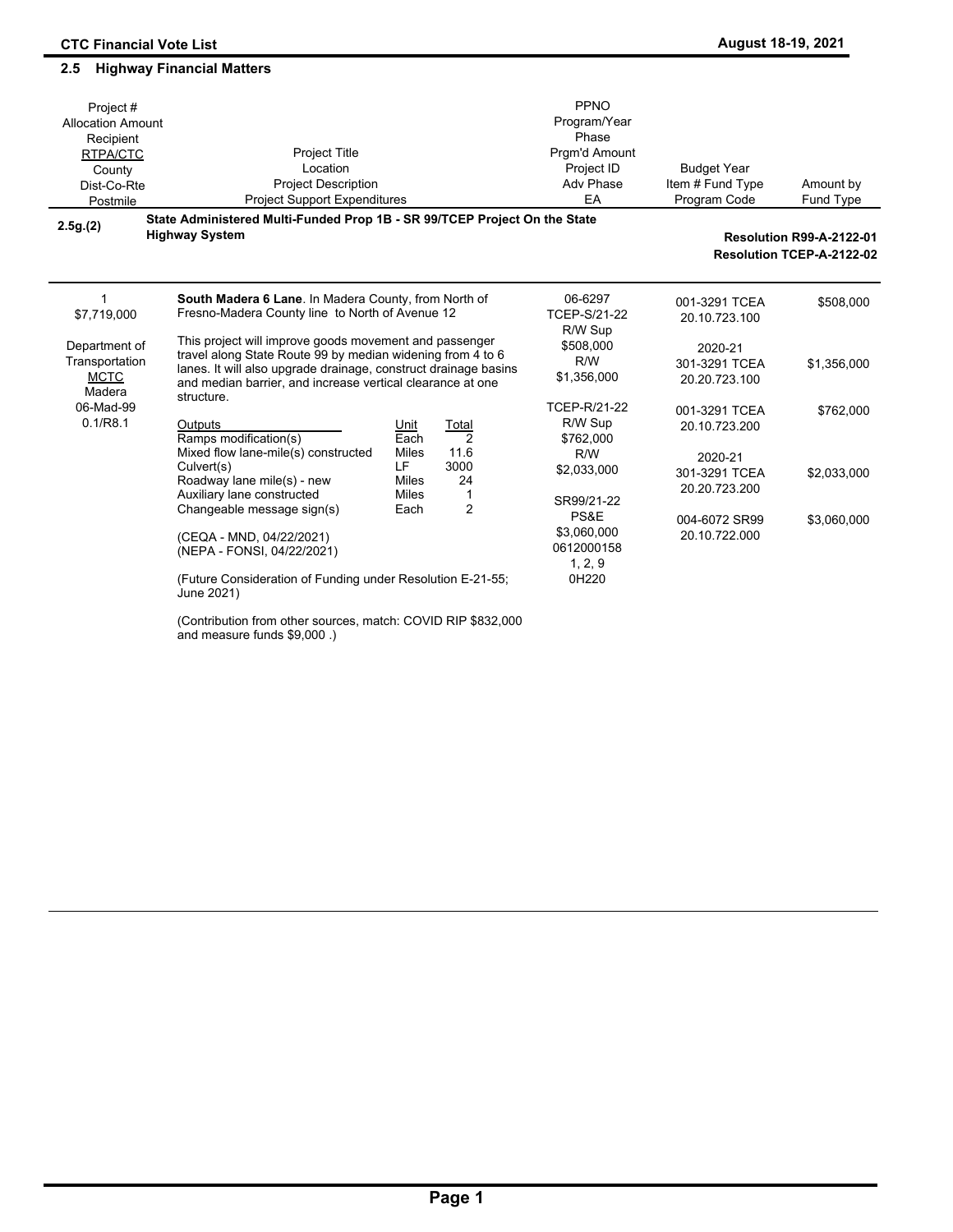## 2.5 Highway Financial Matters

| Project #<br>Allocation Amount<br>Recipient<br>RTPA/CTC<br>County<br>Dist-Co-Rte<br>Postmile | Project Title<br>Location<br>Project Description<br>Project Support Expenditures | PPNO<br>Program/Year<br>Phase<br>Prgm'd Amount<br>Project ID<br>Adv Phase<br>EA | Budget Year<br>Item # Fund Type<br>Program Code | Amount by<br>Fund Type |
|---|---|---|---|---|

**2.5g.(2)** **State Administered Multi-Funded Prop 1B - SR 99/TCEP Project On the State Highway System**

**Resolution R99-A-2122-01**
**Resolution TCEP-A-2122-02**

| Project #<br>Allocation Amount<br>Recipient<br>RTPA/CTC<br>County<br>Dist-Co-Rte<br>Postmile | Project Title<br>Location<br>Project Description<br>Project Support Expenditures | PPNO<br>Program/Year<br>Phase<br>Prgm'd Amount<br>Project ID<br>Adv Phase<br>EA | Budget Year<br>Item # Fund Type<br>Program Code | Amount by<br>Fund Type |
|---|---|---|---|---|
| 1<br>$7,719,000<br><br>Department of Transportation<br>MCTC<br>Madera<br>06-Mad-99<br>0.1/R8.1 | **South Madera 6 Lane**. In Madera County, from North of Fresno-Madera County line to North of Avenue 12<br><br>This project will improve goods movement and passenger travel along State Route 99 by median widening from 4 to 6 lanes. It will also upgrade drainage, construct drainage basins and median barrier, and increase vertical clearance at one structure.<br><br>Outputs / Unit / Total<br>Ramps modification(s) / Each / 2<br>Mixed flow lane-mile(s) constructed / Miles / 11.6<br>Culvert(s) / LF / 3000<br>Roadway lane mile(s) - new / Miles / 24<br>Auxiliary lane constructed / Miles / 1<br>Changeable message sign(s) / Each / 2<br><br>(CEQA - MND, 04/22/2021)<br>(NEPA - FONSI, 04/22/2021)<br><br>(Future Consideration of Funding under Resolution E-21-55; June 2021)<br><br>(Contribution from other sources, match: COVID RIP $832,000 and measure funds $9,000 .) | 06-6297<br>TCEP-S/21-22<br>R/W Sup<br>$508,000<br>R/W<br>$1,356,000<br><br>TCEP-R/21-22<br>R/W Sup<br>$762,000<br>R/W<br>$2,033,000<br><br>SR99/21-22<br>PS&E<br>$3,060,000<br>0612000158<br>1, 2, 9<br>0H220 | 001-3291 TCEA<br>20.10.723.100<br><br>2020-21<br>301-3291 TCEA<br>20.20.723.100<br><br>001-3291 TCEA<br>20.10.723.200<br><br>2020-21<br>301-3291 TCEA<br>20.20.723.200<br><br>004-6072 SR99<br>20.10.722.000 | $508,000<br><br><br>$1,356,000<br><br><br>$762,000<br><br><br>$2,033,000<br><br><br>$3,060,000 |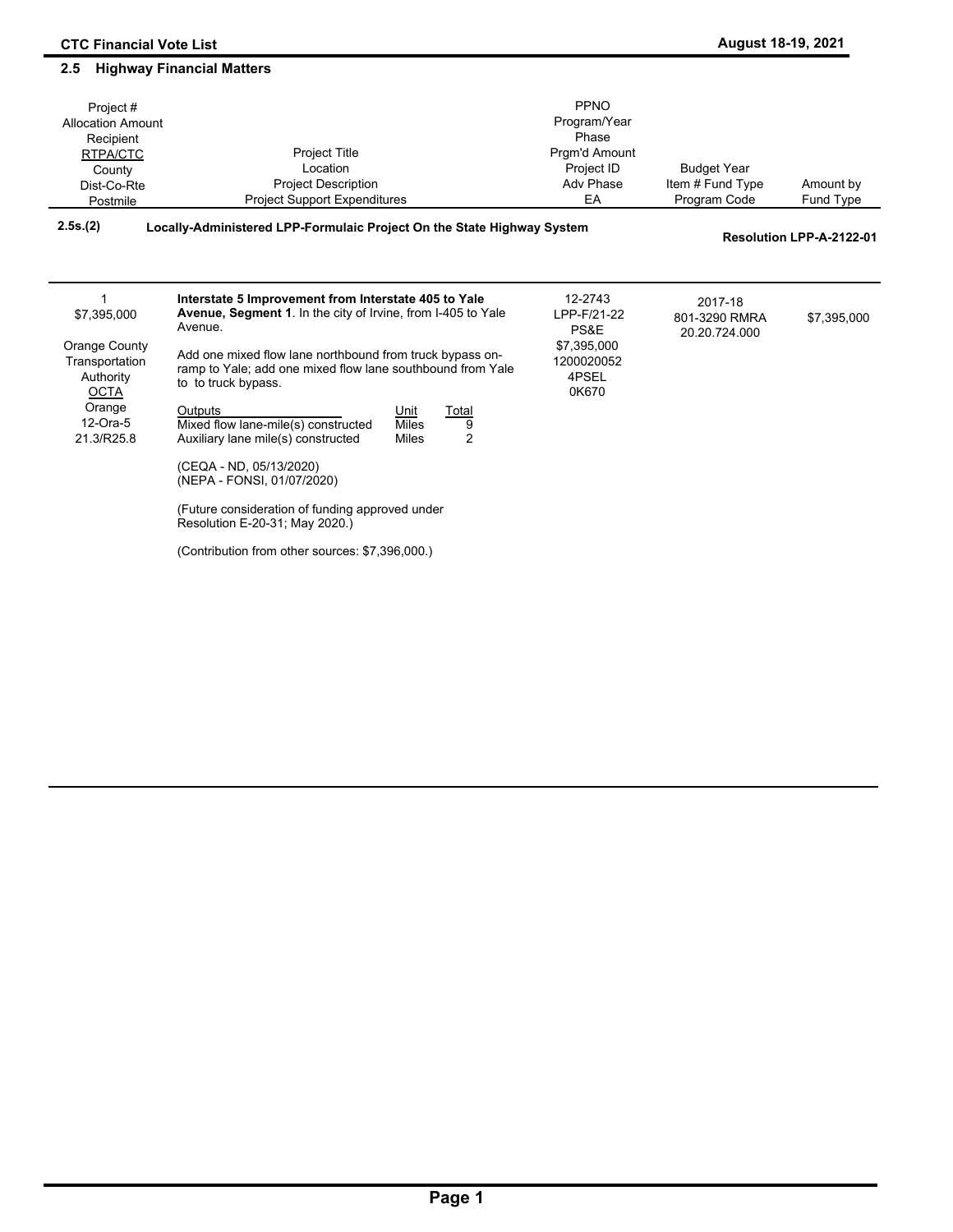## 2.5 Highway Financial Matters

| Project #<br>Allocation Amount<br>Recipient<br>RTPA/CTC<br>County<br>Dist-Co-Rte<br>Postmile | Project Title<br>Location<br>Project Description<br>Project Support Expenditures | PPNO<br>Program/Year<br>Phase<br>Prgm'd Amount<br>Project ID<br>Adv Phase<br>EA | Budget Year<br>Item # Fund Type<br>Program Code | Amount by<br>Fund Type |
|---|---|---|---|---|

**2.5s.(2)** **Locally-Administered LPP-Formulaic Project On the State Highway System** — **Resolution LPP-A-2122-01**

| | | | | |
|---|---|---|---|---|
| 1<br>$7,395,000<br><br>Orange County Transportation Authority<br>OCTA<br>Orange<br>12-Ora-5<br>21.3/R25.8 | **Interstate 5 Improvement from Interstate 405 to Yale Avenue, Segment 1**. In the city of Irvine, from I-405 to Yale Avenue.<br><br>Add one mixed flow lane northbound from truck bypass on-ramp to Yale; add one mixed flow lane southbound from Yale to to truck bypass. | 12-2743<br>LPP-F/21-22<br>PS&E<br>$7,395,000<br>1200020052<br>4PSEL<br>0K670 | 2017-18<br>801-3290 RMRA<br>20.20.724.000 | $7,395,000 |

| Outputs | Unit | Total |
|---|---|---|
| Mixed flow lane-mile(s) constructed | Miles | 9 |
| Auxiliary lane mile(s) constructed | Miles | 2 |

(CEQA - ND, 05/13/2020)
(NEPA - FONSI, 01/07/2020)

(Future consideration of funding approved under Resolution E-20-31; May 2020.)

(Contribution from other sources: $7,396,000.)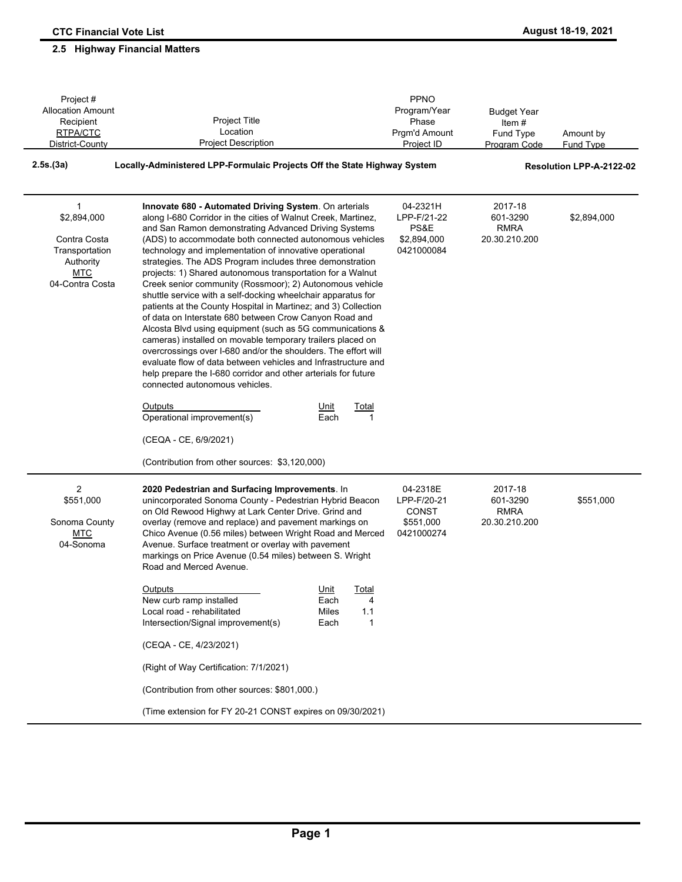## 2.5 Highway Financial Matters

| Project # <br> Allocation Amount <br> Recipient <br> RTPA/CTC <br> District-County | Project Title <br> Location <br> Project Description | PPNO <br> Program/Year <br> Phase <br> Prgm'd Amount <br> Project ID | Budget Year <br> Item # <br> Fund Type <br> Program Code | Amount by <br> Fund Type |
|---|---|---|---|---|
| **2.5s.(3a)** | **Locally-Administered LPP-Formulaic Projects Off the State Highway System** | | | **Resolution LPP-A-2122-02** |
| 1 <br> $2,894,000 <br><br> Contra Costa Transportation Authority <br> MTC <br> 04-Contra Costa | **Innovate 680 - Automated Driving System**. On arterials along I-680 Corridor in the cities of Walnut Creek, Martinez, and San Ramon demonstrating Advanced Driving Systems (ADS) to accommodate both connected autonomous vehicles technology and implementation of innovative operational strategies. The ADS Program includes three demonstration projects: 1) Shared autonomous transportation for a Walnut Creek senior community (Rossmoor); 2) Autonomous vehicle shuttle service with a self-docking wheelchair apparatus for patients at the County Hospital in Martinez; and 3) Collection of data on Interstate 680 between Crow Canyon Road and Alcosta Blvd using equipment (such as 5G communications & cameras) installed on movable temporary trailers placed on overcrossings over I-680 and/or the shoulders. The effort will evaluate flow of data between vehicles and Infrastructure and help prepare the I-680 corridor and other arterials for future connected autonomous vehicles. <br><br> Outputs / Unit / Total <br> Operational improvement(s) / Each / 1 <br><br> (CEQA - CE, 6/9/2021) <br><br> (Contribution from other sources: $3,120,000) | 04-2321H <br> LPP-F/21-22 <br> PS&E <br> $2,894,000 <br> 0421000084 | 2017-18 <br> 601-3290 <br> RMRA <br> 20.30.210.200 | $2,894,000 |
| 2 <br> $551,000 <br><br> Sonoma County <br> MTC <br> 04-Sonoma | **2020 Pedestrian and Surfacing Improvements**. In unincorporated Sonoma County - Pedestrian Hybrid Beacon on Old Rewood Highwy at Lark Center Drive. Grind and overlay (remove and replace) and pavement markings on Chico Avenue (0.56 miles) between Wright Road and Merced Avenue. Surface treatment or overlay with pavement markings on Price Avenue (0.54 miles) between S. Wright Road and Merced Avenue. <br><br> Outputs / Unit / Total <br> New curb ramp installed / Each / 4 <br> Local road - rehabilitated / Miles / 1.1 <br> Intersection/Signal improvement(s) / Each / 1 <br><br> (CEQA - CE, 4/23/2021) <br><br> (Right of Way Certification: 7/1/2021) <br><br> (Contribution from other sources: $801,000.) <br><br> (Time extension for FY 20-21 CONST expires on 09/30/2021) | 04-2318E <br> LPP-F/20-21 <br> CONST <br> $551,000 <br> 0421000274 | 2017-18 <br> 601-3290 <br> RMRA <br> 20.30.210.200 | $551,000 |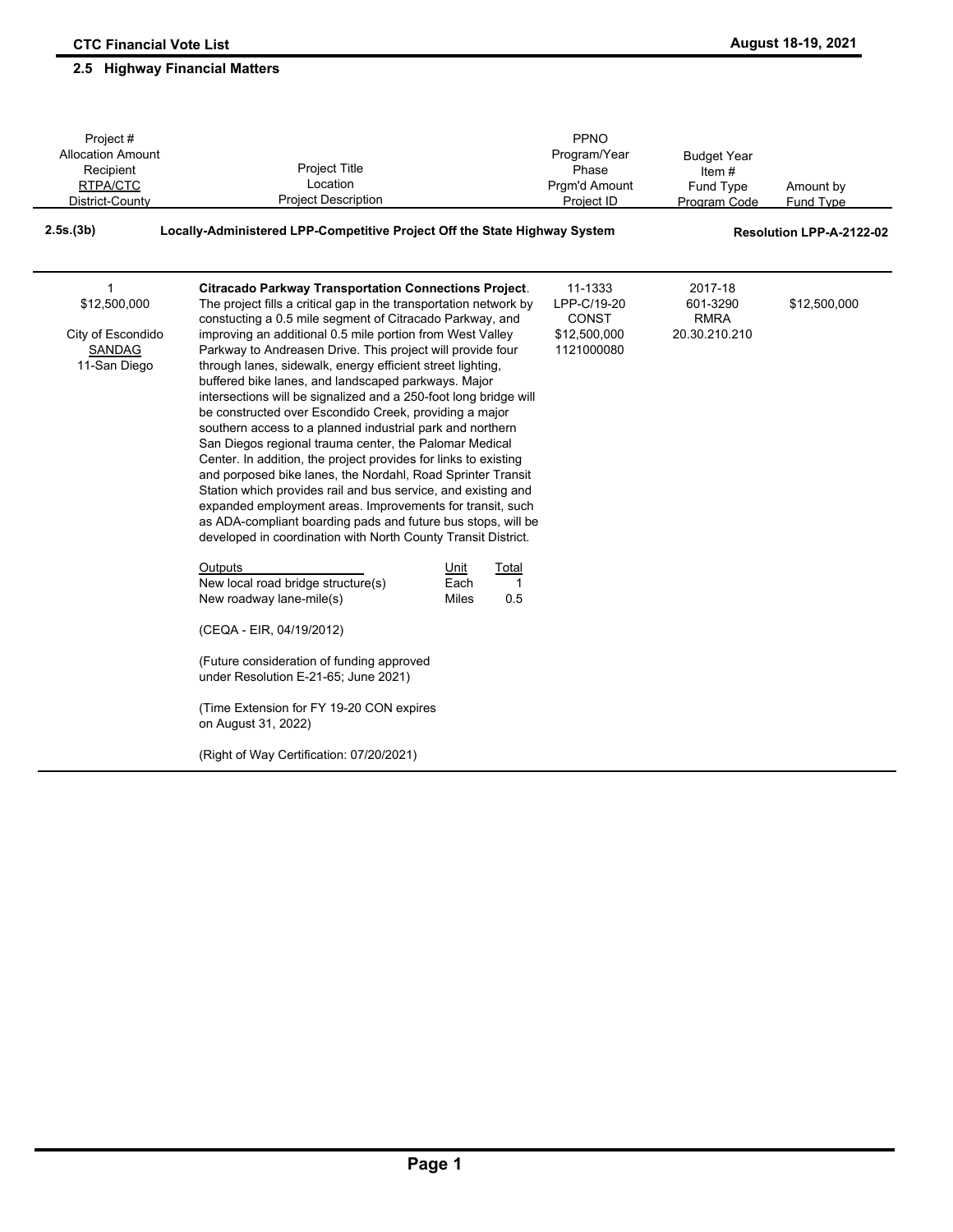**CTC Financial Vote List** | **August 18-19, 2021**

## 2.5 Highway Financial Matters

| Project #<br>Allocation Amount<br>Recipient<br>RTPA/CTC<br>District-County | Project Title<br>Location<br>Project Description | PPNO<br>Program/Year<br>Phase<br>Prgm'd Amount<br>Project ID | Budget Year<br>Item #<br>Fund Type<br>Program Code | Amount by<br>Fund Type |
|---|---|---|---|---|
| **2.5s.(3b)** | **Locally-Administered LPP-Competitive Project Off the State Highway System** | | | **Resolution LPP-A-2122-02** |
| 1<br>$12,500,000<br><br>City of Escondido<br>SANDAG<br>11-San Diego | **Citracado Parkway Transportation Connections Project**. The project fills a critical gap in the transportation network by constucting a 0.5 mile segment of Citracado Parkway, and improving an additional 0.5 mile portion from West Valley Parkway to Andreasen Drive. This project will provide four through lanes, sidewalk, energy efficient street lighting, buffered bike lanes, and landscaped parkways. Major intersections will be signalized and a 250-foot long bridge will be constructed over Escondido Creek, providing a major southern access to a planned industrial park and northern San Diegos regional trauma center, the Palomar Medical Center. In addition, the project provides for links to existing and porposed bike lanes, the Nordahl, Road Sprinter Transit Station which provides rail and bus service, and existing and expanded employment areas. Improvements for transit, such as ADA-compliant boarding pads and future bus stops, will be developed in coordination with North County Transit District.<br><br>Outputs / Unit / Total<br>New local road bridge structure(s) / Each / 1<br>New roadway lane-mile(s) / Miles / 0.5<br><br>(CEQA - EIR, 04/19/2012)<br><br>(Future consideration of funding approved under Resolution E-21-65; June 2021)<br><br>(Time Extension for FY 19-20 CON expires on August 31, 2022)<br><br>(Right of Way Certification: 07/20/2021) | 11-1333<br>LPP-C/19-20<br>CONST<br>$12,500,000<br>1121000080 | 2017-18<br>601-3290<br>RMRA<br>20.30.210.210 | $12,500,000 |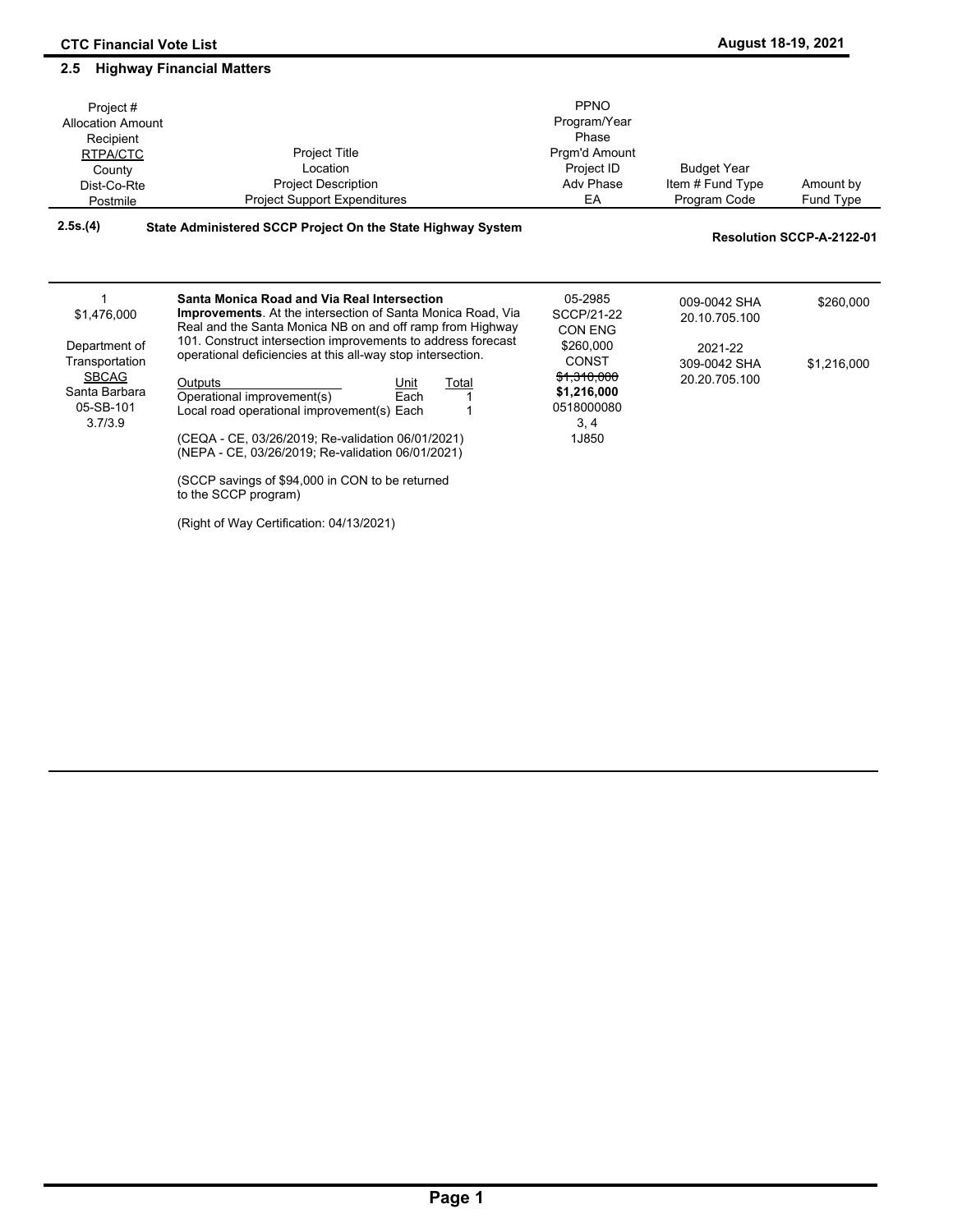## 2.5 Highway Financial Matters

| Project #<br>Allocation Amount<br>Recipient<br>RTPA/CTC<br>County<br>Dist-Co-Rte<br>Postmile | Project Title<br>Location<br>Project Description<br>Project Support Expenditures | PPNO<br>Program/Year<br>Phase<br>Prgm'd Amount<br>Project ID<br>Adv Phase<br>EA | Budget Year<br>Item # Fund Type<br>Program Code | Amount by<br>Fund Type |
|---|---|---|---|---|

**2.5s.(4) State Administered SCCP Project On the State Highway System** **Resolution SCCP-A-2122-01**

| Project # / Allocation Amount / Recipient / RTPA/CTC / County / Dist-Co-Rte / Postmile | Project Title / Location / Project Description / Project Support Expenditures | PPNO / Program/Year / Phase / Prgm'd Amount / Project ID / Adv Phase / EA | Budget Year / Item # Fund Type / Program Code | Amount by Fund Type |
|---|---|---|---|---|
| 1<br>$1,476,000<br><br>Department of Transportation<br>SBCAG<br>Santa Barbara<br>05-SB-101<br>3.7/3.9 | **Santa Monica Road and Via Real Intersection Improvements**. At the intersection of Santa Monica Road, Via Real and the Santa Monica NB on and off ramp from Highway 101. Construct intersection improvements to address forecast operational deficiencies at this all-way stop intersection.<br><br>Outputs / Unit / Total<br>Operational improvement(s) / Each / 1<br>Local road operational improvement(s) / Each / 1<br><br>(CEQA - CE, 03/26/2019; Re-validation 06/01/2021)<br>(NEPA - CE, 03/26/2019; Re-validation 06/01/2021)<br><br>(SCCP savings of $94,000 in CON to be returned to the SCCP program)<br><br>(Right of Way Certification: 04/13/2021) | 05-2985<br>SCCP/21-22<br>CON ENG<br>$260,000<br>CONST<br>~~$1,310,000~~<br>**$1,216,000**<br>0518000080<br>3, 4<br>1J850 | 009-0042 SHA<br>20.10.705.100<br><br>2021-22<br>309-0042 SHA<br>20.20.705.100 | $260,000<br><br><br>$1,216,000 |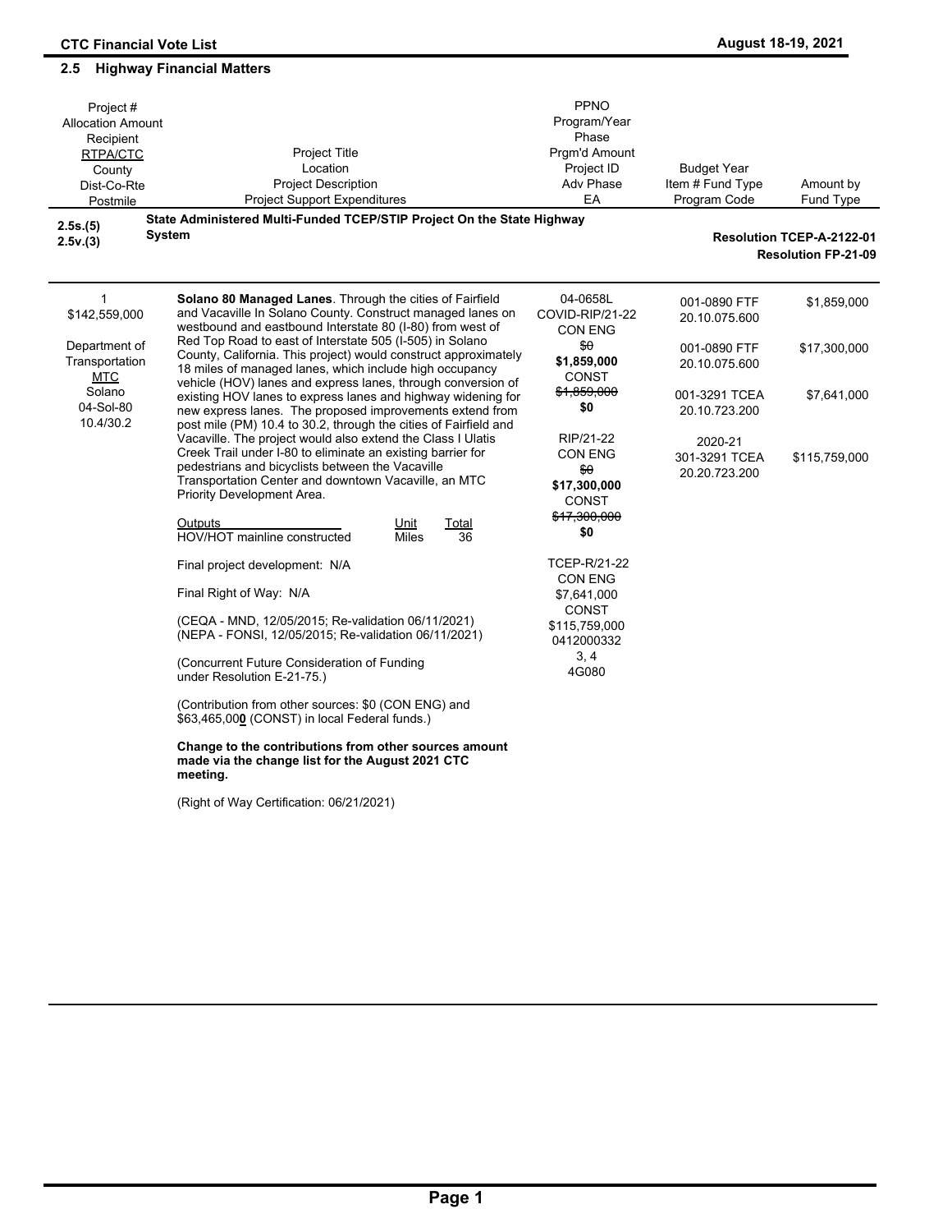## 2.5 Highway Financial Matters

| Project #<br>Allocation Amount<br>Recipient<br>RTPA/CTC<br>County<br>Dist-Co-Rte<br>Postmile | Project Title<br>Location<br>Project Description<br>Project Support Expenditures | PPNO<br>Program/Year<br>Phase<br>Prgm'd Amount<br>Project ID<br>Adv Phase<br>EA | Budget Year<br>Item # Fund Type<br>Program Code | Amount by<br>Fund Type |
|---|---|---|---|---|
| **2.5s.(5)**<br>**2.5v.(3)** | **State Administered Multi-Funded TCEP/STIP Project On the State Highway System** | | | **Resolution TCEP-A-2122-01**<br>**Resolution FP-21-09** |
| 1<br>$142,559,000<br><br>Department of Transportation<br>MTC<br>Solano<br>04-Sol-80<br>10.4/30.2 | **Solano 80 Managed Lanes**. Through the cities of Fairfield and Vacaville In Solano County. Construct managed lanes on westbound and eastbound Interstate 80 (I-80) from west of Red Top Road to east of Interstate 505 (I-505) in Solano County, California. This project) would construct approximately 18 miles of managed lanes, which include high occupancy vehicle (HOV) lanes and express lanes, through conversion of existing HOV lanes to express lanes and highway widening for new express lanes. The proposed improvements extend from post mile (PM) 10.4 to 30.2, through the cities of Fairfield and Vacaville. The project would also extend the Class I Ulatis Creek Trail under I-80 to eliminate an existing barrier for pedestrians and bicyclists between the Vacaville Transportation Center and downtown Vacaville, an MTC Priority Development Area.<br><br>Outputs / Unit / Total<br>HOV/HOT mainline constructed / Miles / 36<br><br>Final project development: N/A<br><br>Final Right of Way: N/A<br><br>(CEQA - MND, 12/05/2015; Re-validation 06/11/2021)<br>(NEPA - FONSI, 12/05/2015; Re-validation 06/11/2021)<br><br>(Concurrent Future Consideration of Funding under Resolution E-21-75.)<br><br>(Contribution from other sources: $0 (CON ENG) and $63,465,00**0** (CONST) in local Federal funds.)<br><br>**Change to the contributions from other sources amount made via the change list for the August 2021 CTC meeting.**<br><br>(Right of Way Certification: 06/21/2021) | 04-0658L<br>COVID-RIP/21-22<br>CON ENG<br>~~$0~~<br>**$1,859,000**<br>CONST<br>~~$1,859,000~~<br>**$0**<br><br>RIP/21-22<br>CON ENG<br>~~$0~~<br>**$17,300,000**<br>CONST<br>~~$17,300,000~~<br>**$0**<br><br>TCEP-R/21-22<br>CON ENG<br>$7,641,000<br>CONST<br>$115,759,000<br>0412000332<br>3, 4<br>4G080 | 001-0890 FTF<br>20.10.075.600<br><br>001-0890 FTF<br>20.10.075.600<br><br>001-3291 TCEA<br>20.10.723.200<br><br>2020-21<br>301-3291 TCEA<br>20.20.723.200 | $1,859,000<br><br>$17,300,000<br><br>$7,641,000<br><br>$115,759,000 |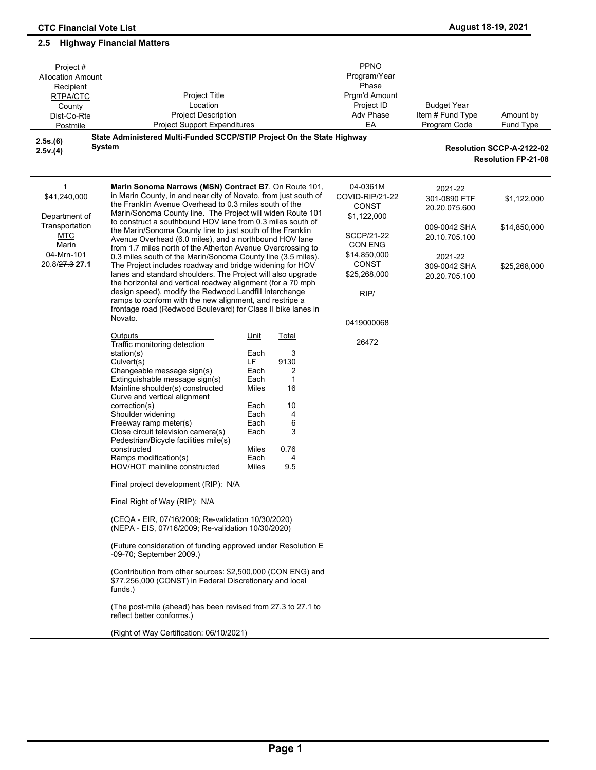## 2.5 Highway Financial Matters

| Project #<br>Allocation Amount<br>Recipient<br>RTPA/CTC<br>County<br>Dist-Co-Rte<br>Postmile | Project Title<br>Location<br>Project Description<br>Project Support Expenditures | PPNO<br>Program/Year<br>Phase<br>Prgm'd Amount<br>Project ID<br>Adv Phase<br>EA | Budget Year<br>Item # Fund Type<br>Program Code | Amount by<br>Fund Type |
|---|---|---|---|---|

**2.5s.(6)**
**2.5v.(4)**

**State Administered Multi-Funded SCCP/STIP Project On the State Highway System**

**Resolution SCCP-A-2122-02**
**Resolution FP-21-08**

| Project # / Allocation / Recipient | Project Title / Description | PPNO / Program / Phase | Budget Year / Item # / Program Code | Amount by Fund Type |
|---|---|---|---|---|
| 1<br>$41,240,000<br><br>Department of Transportation<br>MTC<br>Marin<br>04-Mrn-101<br>20.8/~~27.3~~ **27.1** | **Marin Sonoma Narrows (MSN) Contract B7**. On Route 101, in Marin County, in and near city of Novato, from just south of the Franklin Avenue Overhead to 0.3 miles south of the Marin/Sonoma County line. The Project will widen Route 101 to construct a southbound HOV lane from 0.3 miles south of the Marin/Sonoma County line to just south of the Franklin Avenue Overhead (6.0 miles), and a northbound HOV lane from 1.7 miles north of the Atherton Avenue Overcrossing to 0.3 miles south of the Marin/Sonoma County line (3.5 miles). The Project includes roadway and bridge widening for HOV lanes and standard shoulders. The Project will also upgrade the horizontal and vertical roadway alignment (for a 70 mph design speed), modify the Redwood Landfill Interchange ramps to conform with the new alignment, and restripe a frontage road (Redwood Boulevard) for Class II bike lanes in Novato. | 04-0361M<br>COVID-RIP/21-22<br>CONST<br>$1,122,000<br><br>SCCP/21-22<br>CON ENG<br>$14,850,000<br>CONST<br>$25,268,000<br><br>RIP/<br><br>0419000068<br><br>26472 | 2021-22<br>301-0890 FTF<br>20.20.075.600<br><br>009-0042 SHA<br>20.10.705.100<br><br>2021-22<br>309-0042 SHA<br>20.20.705.100 | $1,122,000<br><br><br>$14,850,000<br><br><br>$25,268,000 |

| Outputs | Unit | Total |
|---|---|---|
| Traffic monitoring detection station(s) | Each | 3 |
| Culvert(s) | LF | 9130 |
| Changeable message sign(s) | Each | 2 |
| Extinguishable message sign(s) | Each | 1 |
| Mainline shoulder(s) constructed | Miles | 16 |
| Curve and vertical alignment correction(s) | Each | 10 |
| Shoulder widening | Each | 4 |
| Freeway ramp meter(s) | Each | 6 |
| Close circuit television camera(s) | Each | 3 |
| Pedestrian/Bicycle facilities mile(s) constructed | Miles | 0.76 |
| Ramps modification(s) | Each | 4 |
| HOV/HOT mainline constructed | Miles | 9.5 |

Final project development (RIP): N/A

Final Right of Way (RIP): N/A

(CEQA - EIR, 07/16/2009; Re-validation 10/30/2020)
(NEPA - EIS, 07/16/2009; Re-validation 10/30/2020)

(Future consideration of funding approved under Resolution E-09-70; September 2009.)

(Contribution from other sources: $2,500,000 (CON ENG) and $77,256,000 (CONST) in Federal Discretionary and local funds.)

(The post-mile (ahead) has been revised from 27.3 to 27.1 to reflect better conforms.)

(Right of Way Certification: 06/10/2021)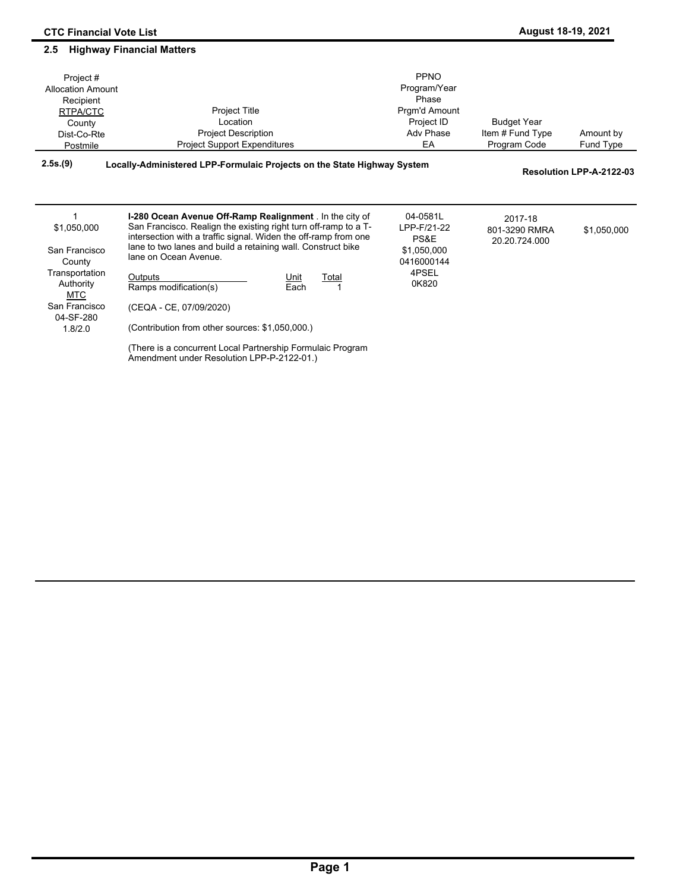## 2.5 Highway Financial Matters

| Project #<br>Allocation Amount<br>Recipient<br>RTPA/CTC<br>County<br>Dist-Co-Rte<br>Postmile | Project Title<br>Location<br>Project Description<br>Project Support Expenditures | PPNO<br>Program/Year<br>Phase<br>Prgm'd Amount<br>Project ID<br>Adv Phase<br>EA | Budget Year<br>Item # Fund Type<br>Program Code | Amount by<br>Fund Type |
|---|---|---|---|---|

**2.5s.(9) Locally-Administered LPP-Formulaic Projects on the State Highway System** — **Resolution LPP-A-2122-03**

| Project # / Recipient | Project Details | PPNO / Program | Budget Year / Item # | Amount by Fund Type |
|---|---|---|---|---|
| 1<br>$1,050,000<br><br>San Francisco County Transportation Authority<br>MTC<br>San Francisco<br>04-SF-280<br>1.8/2.0 | **I-280 Ocean Avenue Off-Ramp Realignment** . In the city of San Francisco. Realign the existing right turn off-ramp to a T-intersection with a traffic signal. Widen the off-ramp from one lane to two lanes and build a retaining wall. Construct bike lane on Ocean Avenue.<br><br>Outputs: Ramps modification(s) — Unit: Each — Total: 1<br><br>(CEQA - CE, 07/09/2020)<br><br>(Contribution from other sources: $1,050,000.)<br><br>(There is a concurrent Local Partnership Formulaic Program Amendment under Resolution LPP-P-2122-01.) | 04-0581L<br>LPP-F/21-22<br>PS&E<br>$1,050,000<br>0416000144<br>4PSEL<br>0K820 | 2017-18<br>801-3290 RMRA<br>20.20.724.000 | $1,050,000 |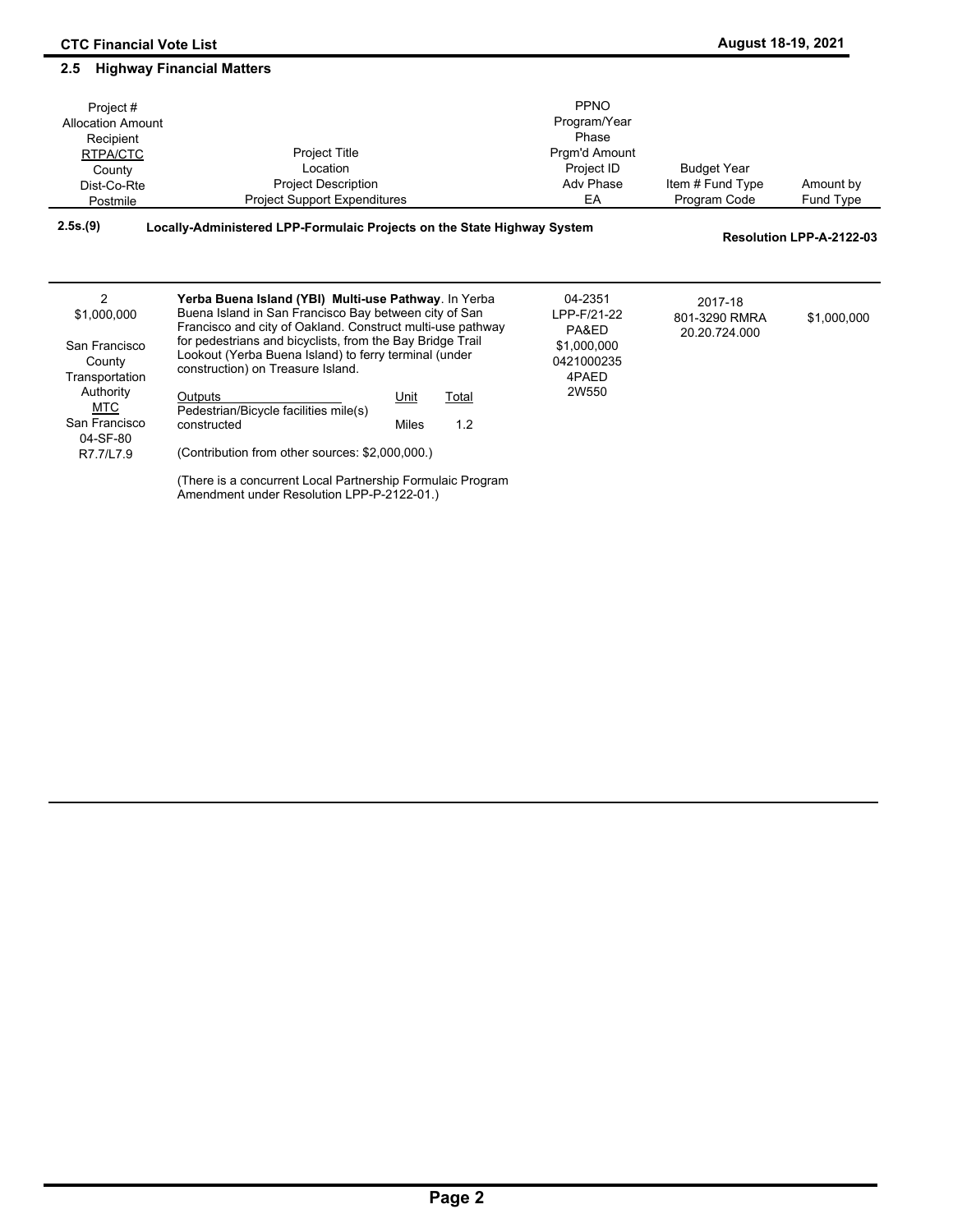## 2.5 Highway Financial Matters

| Project #<br>Allocation Amount<br>Recipient<br>RTPA/CTC<br>County<br>Dist-Co-Rte<br>Postmile | Project Title<br>Location<br>Project Description<br>Project Support Expenditures | PPNO<br>Program/Year<br>Phase<br>Prgm'd Amount<br>Project ID<br>Adv Phase<br>EA | Budget Year<br>Item # Fund Type<br>Program Code | Amount by<br>Fund Type |
|---|---|---|---|---|

**2.5s.(9) Locally-Administered LPP-Formulaic Projects on the State Highway System** — **Resolution LPP-A-2122-03**

| | | | | |
|---|---|---|---|---|
| 2<br>$1,000,000<br><br>San Francisco County Transportation Authority<br>MTC<br>San Francisco<br>04-SF-80<br>R7.7/L7.9 | **Yerba Buena Island (YBI) Multi-use Pathway**. In Yerba Buena Island in San Francisco Bay between city of San Francisco and city of Oakland. Construct multi-use pathway for pedestrians and bicyclists, from the Bay Bridge Trail Lookout (Yerba Buena Island) to ferry terminal (under construction) on Treasure Island.<br><br>Outputs / Unit / Total<br>Pedestrian/Bicycle facilities mile(s) constructed / Miles / 1.2<br><br>(Contribution from other sources: $2,000,000.)<br><br>(There is a concurrent Local Partnership Formulaic Program Amendment under Resolution LPP-P-2122-01.) | 04-2351<br>LPP-F/21-22<br>PA&ED<br>$1,000,000<br>0421000235<br>4PAED<br>2W550 | 2017-18<br>801-3290 RMRA<br>20.20.724.000 | $1,000,000 |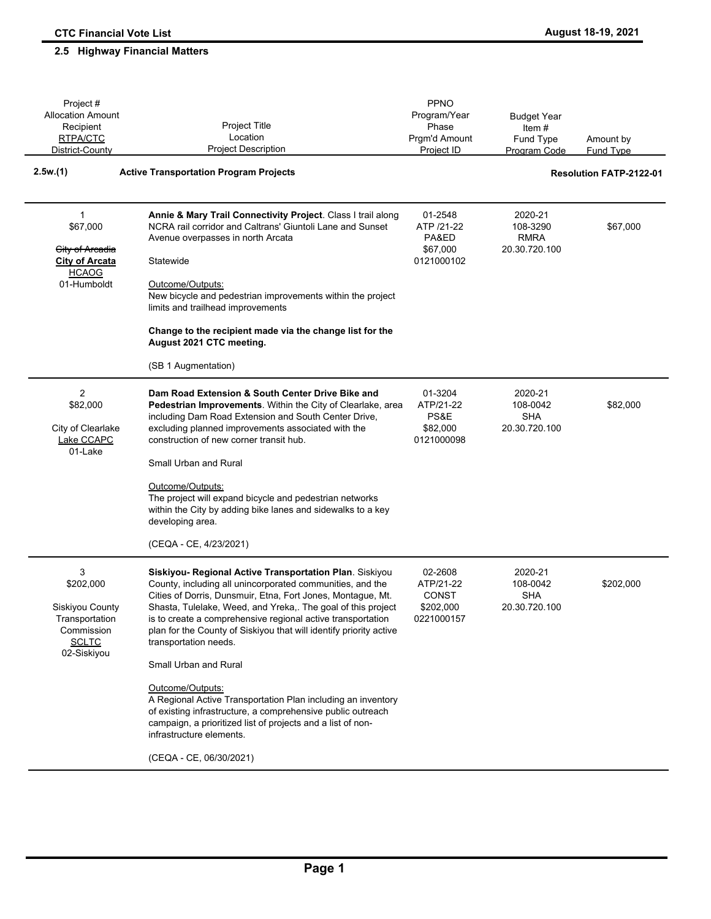## 2.5 Highway Financial Matters

| Project #<br>Allocation Amount<br>Recipient<br>RTPA/CTC<br>District-County | Project Title<br>Location<br>Project Description | PPNO<br>Program/Year<br>Phase<br>Prgm'd Amount<br>Project ID | Budget Year<br>Item #<br>Fund Type<br>Program Code | Amount by<br>Fund Type |
|---|---|---|---|---|
| **2.5w.(1)** | **Active Transportation Program Projects** | | | **Resolution FATP-2122-01** |
| 1<br>$67,000<br><br>~~City of Arcadia~~<br>**City of Arcata**<br>HCAOG<br>01-Humboldt | **Annie & Mary Trail Connectivity Project**. Class I trail along NCRA rail corridor and Caltrans' Giuntoli Lane and Sunset Avenue overpasses in north Arcata<br><br>Statewide<br><br>Outcome/Outputs:<br>New bicycle and pedestrian improvements within the project limits and trailhead improvements<br><br>**Change to the recipient made via the change list for the August 2021 CTC meeting.**<br><br>(SB 1 Augmentation) | 01-2548<br>ATP /21-22<br>PA&ED<br>$67,000<br>0121000102 | 2020-21<br>108-3290<br>RMRA<br>20.30.720.100 | $67,000 |
| 2<br>$82,000<br><br>City of Clearlake<br>Lake CCAPC<br>01-Lake | **Dam Road Extension & South Center Drive Bike and Pedestrian Improvements**. Within the City of Clearlake, area including Dam Road Extension and South Center Drive, excluding planned improvements associated with the construction of new corner transit hub.<br><br>Small Urban and Rural<br><br>Outcome/Outputs:<br>The project will expand bicycle and pedestrian networks within the City by adding bike lanes and sidewalks to a key developing area.<br><br>(CEQA - CE, 4/23/2021) | 01-3204<br>ATP/21-22<br>PS&E<br>$82,000<br>0121000098 | 2020-21<br>108-0042<br>SHA<br>20.30.720.100 | $82,000 |
| 3<br>$202,000<br><br>Siskiyou County Transportation Commission<br>SCLTC<br>02-Siskiyou | **Siskiyou- Regional Active Transportation Plan**. Siskiyou County, including all unincorporated communities, and the Cities of Dorris, Dunsmuir, Etna, Fort Jones, Montague, Mt. Shasta, Tulelake, Weed, and Yreka,. The goal of this project is to create a comprehensive regional active transportation plan for the County of Siskiyou that will identify priority active transportation needs.<br><br>Small Urban and Rural<br><br>Outcome/Outputs:<br>A Regional Active Transportation Plan including an inventory of existing infrastructure, a comprehensive public outreach campaign, a prioritized list of projects and a list of non-infrastructure elements.<br><br>(CEQA - CE, 06/30/2021) | 02-2608<br>ATP/21-22<br>CONST<br>$202,000<br>0221000157 | 2020-21<br>108-0042<br>SHA<br>20.30.720.100 | $202,000 |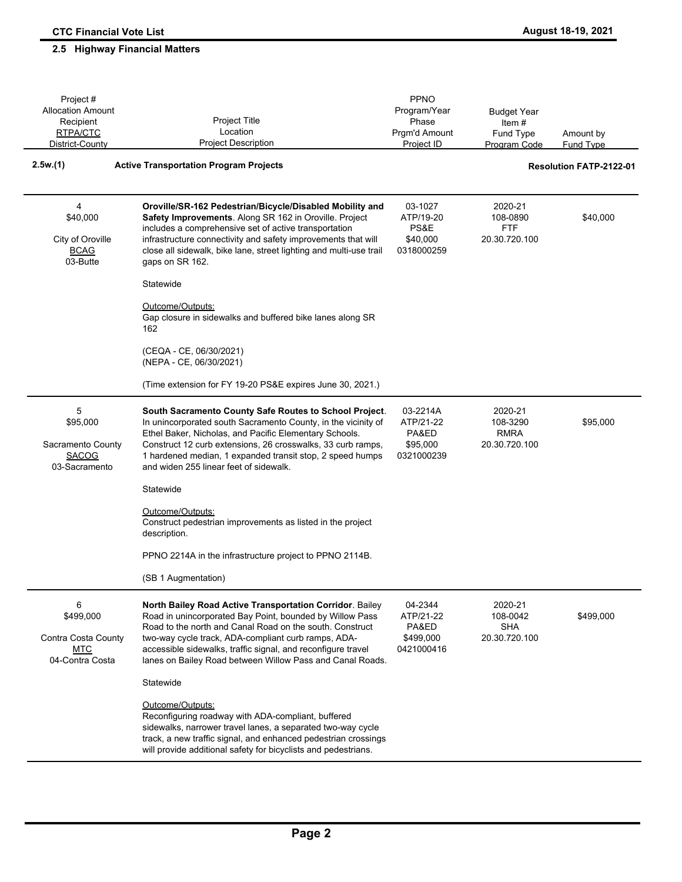## 2.5 Highway Financial Matters

| Project #<br>Allocation Amount<br>Recipient<br>RTPA/CTC<br>District-County | Project Title<br>Location<br>Project Description | PPNO<br>Program/Year<br>Phase<br>Prgm'd Amount<br>Project ID | Budget Year<br>Item #<br>Fund Type<br>Program Code | Amount by<br>Fund Type |
|---|---|---|---|---|
| **2.5w.(1)** | **Active Transportation Program Projects** | | | **Resolution FATP-2122-01** |
| 4<br>$40,000<br><br>City of Oroville<br>BCAG<br>03-Butte | **Oroville/SR-162 Pedestrian/Bicycle/Disabled Mobility and Safety Improvements**. Along SR 162 in Oroville. Project includes a comprehensive set of active transportation infrastructure connectivity and safety improvements that will close all sidewalk, bike lane, street lighting and multi-use trail gaps on SR 162.<br><br>Statewide<br><br>Outcome/Outputs:<br>Gap closure in sidewalks and buffered bike lanes along SR 162<br><br>(CEQA - CE, 06/30/2021)<br>(NEPA - CE, 06/30/2021)<br><br>(Time extension for FY 19-20 PS&E expires June 30, 2021.) | 03-1027<br>ATP/19-20<br>PS&E<br>$40,000<br>0318000259 | 2020-21<br>108-0890<br>FTF<br>20.30.720.100 | $40,000 |
| 5<br>$95,000<br><br>Sacramento County<br>SACOG<br>03-Sacramento | **South Sacramento County Safe Routes to School Project**. In unincorporated south Sacramento County, in the vicinity of Ethel Baker, Nicholas, and Pacific Elementary Schools. Construct 12 curb extensions, 26 crosswalks, 33 curb ramps, 1 hardened median, 1 expanded transit stop, 2 speed humps and widen 255 linear feet of sidewalk.<br><br>Statewide<br><br>Outcome/Outputs:<br>Construct pedestrian improvements as listed in the project description.<br><br>PPNO 2214A in the infrastructure project to PPNO 2114B.<br><br>(SB 1 Augmentation) | 03-2214A<br>ATP/21-22<br>PA&ED<br>$95,000<br>0321000239 | 2020-21<br>108-3290<br>RMRA<br>20.30.720.100 | $95,000 |
| 6<br>$499,000<br><br>Contra Costa County<br>MTC<br>04-Contra Costa | **North Bailey Road Active Transportation Corridor**. Bailey Road in unincorporated Bay Point, bounded by Willow Pass Road to the north and Canal Road on the south. Construct two-way cycle track, ADA-compliant curb ramps, ADA-accessible sidewalks, traffic signal, and reconfigure travel lanes on Bailey Road between Willow Pass and Canal Roads.<br><br>Statewide<br><br>Outcome/Outputs:<br>Reconfiguring roadway with ADA-compliant, buffered sidewalks, narrower travel lanes, a separated two-way cycle track, a new traffic signal, and enhanced pedestrian crossings will provide additional safety for bicyclists and pedestrians. | 04-2344<br>ATP/21-22<br>PA&ED<br>$499,000<br>0421000416 | 2020-21<br>108-0042<br>SHA<br>20.30.720.100 | $499,000 |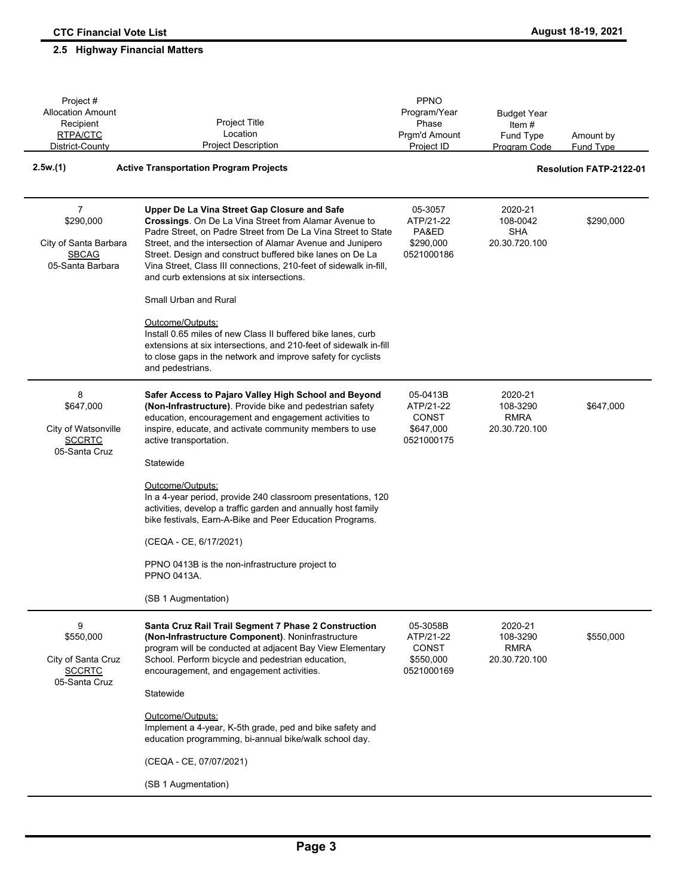## 2.5 Highway Financial Matters

| Project #<br>Allocation Amount<br>Recipient<br>RTPA/CTC<br>District-County | Project Title<br>Location<br>Project Description | PPNO<br>Program/Year<br>Phase<br>Prgm'd Amount<br>Project ID | Budget Year<br>Item #<br>Fund Type<br>Program Code | Amount by<br>Fund Type |
|---|---|---|---|---|
| **2.5w.(1)** | **Active Transportation Program Projects** | | | **Resolution FATP-2122-01** |
| 7<br>$290,000<br><br>City of Santa Barbara<br>SBCAG<br>05-Santa Barbara | **Upper De La Vina Street Gap Closure and Safe Crossings**. On De La Vina Street from Alamar Avenue to Padre Street, on Padre Street from De La Vina Street to State Street, and the intersection of Alamar Avenue and Junipero Street. Design and construct buffered bike lanes on De La Vina Street, Class III connections, 210-feet of sidewalk in-fill, and curb extensions at six intersections.<br><br>Small Urban and Rural<br><br>Outcome/Outputs:<br>Install 0.65 miles of new Class II buffered bike lanes, curb extensions at six intersections, and 210-feet of sidewalk in-fill to close gaps in the network and improve safety for cyclists and pedestrians. | 05-3057<br>ATP/21-22<br>PA&ED<br>$290,000<br>0521000186 | 2020-21<br>108-0042<br>SHA<br>20.30.720.100 | $290,000 |
| 8<br>$647,000<br><br>City of Watsonville<br>SCCRTC<br>05-Santa Cruz | **Safer Access to Pajaro Valley High School and Beyond (Non-Infrastructure)**. Provide bike and pedestrian safety education, encouragement and engagement activities to inspire, educate, and activate community members to use active transportation.<br><br>Statewide<br><br>Outcome/Outputs:<br>In a 4-year period, provide 240 classroom presentations, 120 activities, develop a traffic garden and annually host family bike festivals, Earn-A-Bike and Peer Education Programs.<br><br>(CEQA - CE, 6/17/2021)<br><br>PPNO 0413B is the non-infrastructure project to PPNO 0413A.<br><br>(SB 1 Augmentation) | 05-0413B<br>ATP/21-22<br>CONST<br>$647,000<br>0521000175 | 2020-21<br>108-3290<br>RMRA<br>20.30.720.100 | $647,000 |
| 9<br>$550,000<br><br>City of Santa Cruz<br>SCCRTC<br>05-Santa Cruz | **Santa Cruz Rail Trail Segment 7 Phase 2 Construction (Non-Infrastructure Component)**. Noninfrastructure program will be conducted at adjacent Bay View Elementary School. Perform bicycle and pedestrian education, encouragement, and engagement activities.<br><br>Statewide<br><br>Outcome/Outputs:<br>Implement a 4-year, K-5th grade, ped and bike safety and education programming, bi-annual bike/walk school day.<br><br>(CEQA - CE, 07/07/2021)<br><br>(SB 1 Augmentation) | 05-3058B<br>ATP/21-22<br>CONST<br>$550,000<br>0521000169 | 2020-21<br>108-3290<br>RMRA<br>20.30.720.100 | $550,000 |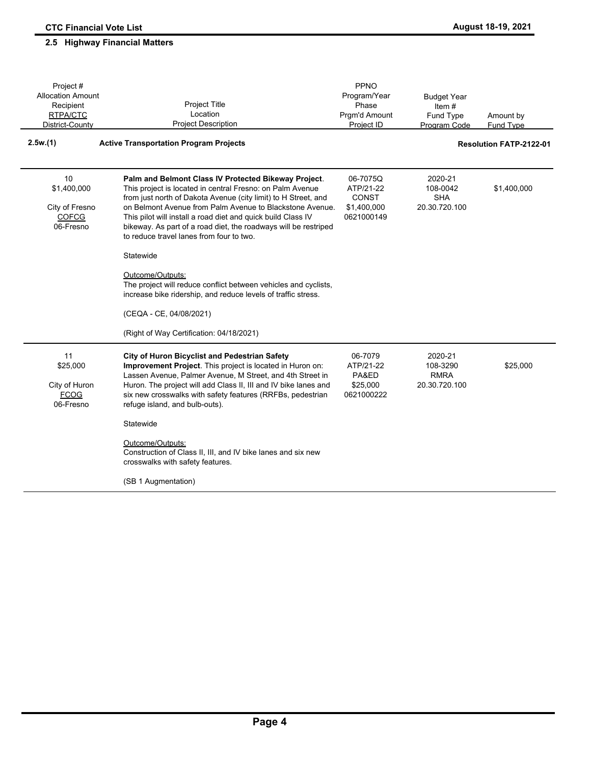## 2.5 Highway Financial Matters

| Project #<br>Allocation Amount<br>Recipient<br>RTPA/CTC<br>District-County | Project Title<br>Location<br>Project Description | PPNO<br>Program/Year<br>Phase<br>Prgm'd Amount<br>Project ID | Budget Year<br>Item #<br>Fund Type<br>Program Code | Amount by<br>Fund Type |
|---|---|---|---|---|
| **2.5w.(1)** | **Active Transportation Program Projects** | | | **Resolution FATP-2122-01** |
| 10<br>$1,400,000<br><br>City of Fresno<br>COFCG<br>06-Fresno | **Palm and Belmont Class IV Protected Bikeway Project**. This project is located in central Fresno: on Palm Avenue from just north of Dakota Avenue (city limit) to H Street, and on Belmont Avenue from Palm Avenue to Blackstone Avenue. This pilot will install a road diet and quick build Class IV bikeway. As part of a road diet, the roadways will be restriped to reduce travel lanes from four to two.<br><br>Statewide<br><br>Outcome/Outputs:<br>The project will reduce conflict between vehicles and cyclists, increase bike ridership, and reduce levels of traffic stress.<br><br>(CEQA - CE, 04/08/2021)<br><br>(Right of Way Certification: 04/18/2021) | 06-7075Q<br>ATP/21-22<br>CONST<br>$1,400,000<br>0621000149 | 2020-21<br>108-0042<br>SHA<br>20.30.720.100 | $1,400,000 |
| 11<br>$25,000<br><br>City of Huron<br>FCOG<br>06-Fresno | **City of Huron Bicyclist and Pedestrian Safety Improvement Project**. This project is located in Huron on: Lassen Avenue, Palmer Avenue, M Street, and 4th Street in Huron. The project will add Class II, III and IV bike lanes and six new crosswalks with safety features (RRFBs, pedestrian refuge island, and bulb-outs).<br><br>Statewide<br><br>Outcome/Outputs:<br>Construction of Class II, III, and IV bike lanes and six new crosswalks with safety features.<br><br>(SB 1 Augmentation) | 06-7079<br>ATP/21-22<br>PA&ED<br>$25,000<br>0621000222 | 2020-21<br>108-3290<br>RMRA<br>20.30.720.100 | $25,000 |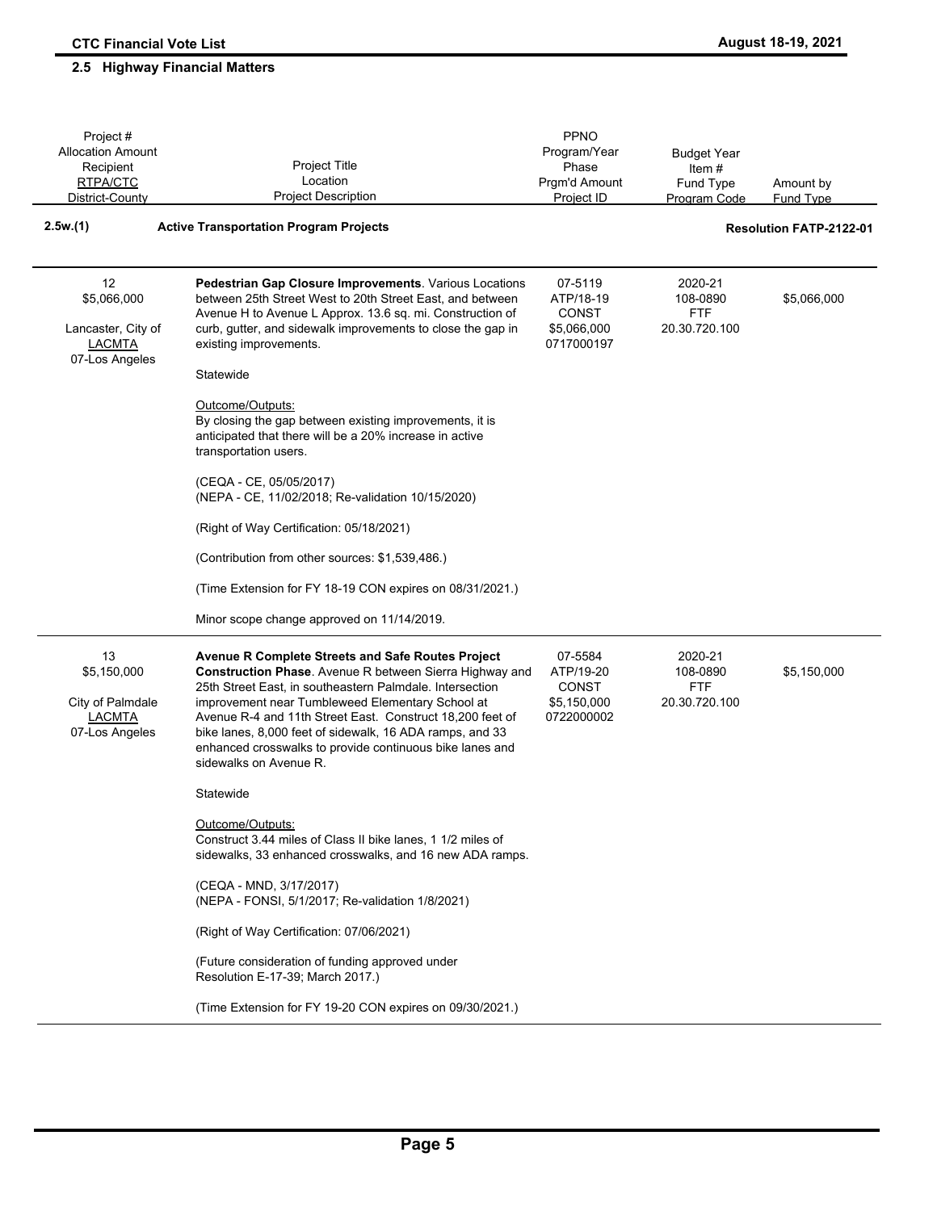## 2.5 Highway Financial Matters

| Project # / Allocation Amount / Recipient / RTPA/CTC / District-County | Project Title / Location / Project Description | PPNO / Program/Year / Phase / Prgm'd Amount / Project ID | Budget Year / Item # / Fund Type / Program Code | Amount by Fund Type |
|---|---|---|---|---|

### 2.5w.(1) Active Transportation Program Projects

**Resolution FATP-2122-01**

| Project # / Allocation Amount / Recipient / RTPA/CTC / District-County | Project Title / Location / Project Description | PPNO / Program/Year / Phase / Prgm'd Amount / Project ID | Budget Year / Item # / Fund Type / Program Code | Amount by Fund Type |
|---|---|---|---|---|
| 12<br>$5,066,000<br><br>Lancaster, City of<br>LACMTA<br>07-Los Angeles | **Pedestrian Gap Closure Improvements**. Various Locations between 25th Street West to 20th Street East, and between Avenue H to Avenue L Approx. 13.6 sq. mi. Construction of curb, gutter, and sidewalk improvements to close the gap in existing improvements.<br><br>Statewide<br><br>Outcome/Outputs:<br>By closing the gap between existing improvements, it is anticipated that there will be a 20% increase in active transportation users.<br><br>(CEQA - CE, 05/05/2017)<br>(NEPA - CE, 11/02/2018; Re-validation 10/15/2020)<br><br>(Right of Way Certification: 05/18/2021)<br><br>(Contribution from other sources: $1,539,486.)<br><br>(Time Extension for FY 18-19 CON expires on 08/31/2021.)<br><br>Minor scope change approved on 11/14/2019. | 07-5119<br>ATP/18-19<br>CONST<br>$5,066,000<br>0717000197 | 2020-21<br>108-0890<br>FTF<br>20.30.720.100 | $5,066,000 |
| 13<br>$5,150,000<br><br>City of Palmdale<br>LACMTA<br>07-Los Angeles | **Avenue R Complete Streets and Safe Routes Project Construction Phase**. Avenue R between Sierra Highway and 25th Street East, in southeastern Palmdale. Intersection improvement near Tumbleweed Elementary School at Avenue R-4 and 11th Street East. Construct 18,200 feet of bike lanes, 8,000 feet of sidewalk, 16 ADA ramps, and 33 enhanced crosswalks to provide continuous bike lanes and sidewalks on Avenue R.<br><br>Statewide<br><br>Outcome/Outputs:<br>Construct 3.44 miles of Class II bike lanes, 1 1/2 miles of sidewalks, 33 enhanced crosswalks, and 16 new ADA ramps.<br><br>(CEQA - MND, 3/17/2017)<br>(NEPA - FONSI, 5/1/2017; Re-validation 1/8/2021)<br><br>(Right of Way Certification: 07/06/2021)<br><br>(Future consideration of funding approved under Resolution E-17-39; March 2017.)<br><br>(Time Extension for FY 19-20 CON expires on 09/30/2021.) | 07-5584<br>ATP/19-20<br>CONST<br>$5,150,000<br>0722000002 | 2020-21<br>108-0890<br>FTF<br>20.30.720.100 | $5,150,000 |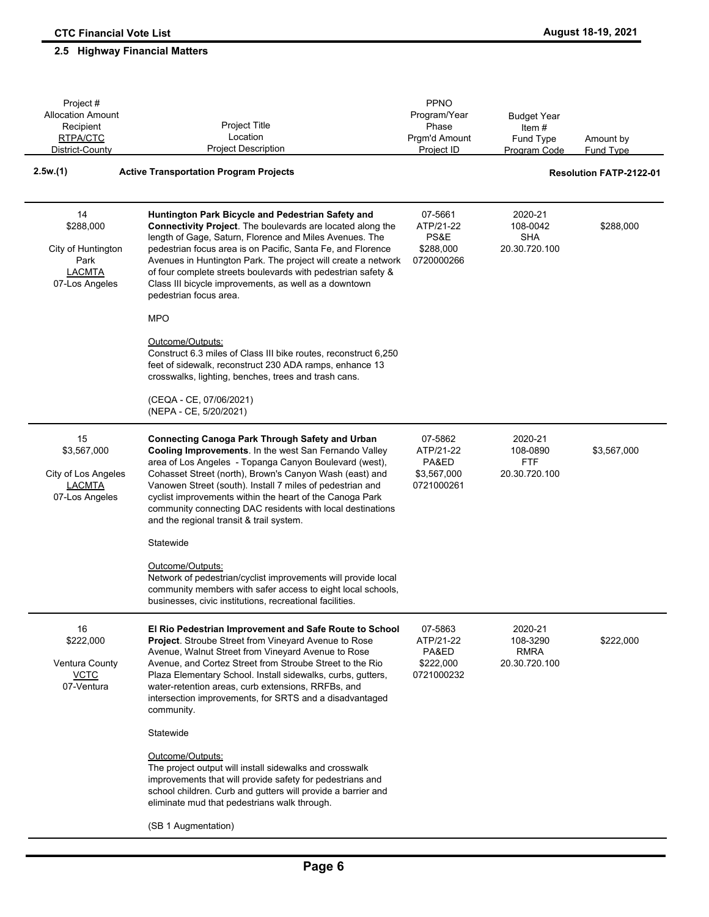## 2.5 Highway Financial Matters

| Project #<br>Allocation Amount<br>Recipient<br>RTPA/CTC<br>District-County | Project Title<br>Location<br>Project Description | PPNO<br>Program/Year<br>Phase<br>Prgm'd Amount<br>Project ID | Budget Year<br>Item #<br>Fund Type<br>Program Code | Amount by<br>Fund Type |
|---|---|---|---|---|
| **2.5w.(1)** | **Active Transportation Program Projects** | | | **Resolution FATP-2122-01** |
| 14<br>$288,000<br><br>City of Huntington Park<br>LACMTA<br>07-Los Angeles | **Huntington Park Bicycle and Pedestrian Safety and Connectivity Project**. The boulevards are located along the length of Gage, Saturn, Florence and Miles Avenues. The pedestrian focus area is on Pacific, Santa Fe, and Florence Avenues in Huntington Park. The project will create a network of four complete streets boulevards with pedestrian safety & Class III bicycle improvements, as well as a downtown pedestrian focus area.<br><br>MPO<br><br>Outcome/Outputs:<br>Construct 6.3 miles of Class III bike routes, reconstruct 6,250 feet of sidewalk, reconstruct 230 ADA ramps, enhance 13 crosswalks, lighting, benches, trees and trash cans.<br><br>(CEQA - CE, 07/06/2021)<br>(NEPA - CE, 5/20/2021) | 07-5661<br>ATP/21-22<br>PS&E<br>$288,000<br>0720000266 | 2020-21<br>108-0042<br>SHA<br>20.30.720.100 | $288,000 |
| 15<br>$3,567,000<br><br>City of Los Angeles<br>LACMTA<br>07-Los Angeles | **Connecting Canoga Park Through Safety and Urban Cooling Improvements**. In the west San Fernando Valley area of Los Angeles - Topanga Canyon Boulevard (west), Cohasset Street (north), Brown's Canyon Wash (east) and Vanowen Street (south). Install 7 miles of pedestrian and cyclist improvements within the heart of the Canoga Park community connecting DAC residents with local destinations and the regional transit & trail system.<br><br>Statewide<br><br>Outcome/Outputs:<br>Network of pedestrian/cyclist improvements will provide local community members with safer access to eight local schools, businesses, civic institutions, recreational facilities. | 07-5862<br>ATP/21-22<br>PA&ED<br>$3,567,000<br>0721000261 | 2020-21<br>108-0890<br>FTF<br>20.30.720.100 | $3,567,000 |
| 16<br>$222,000<br><br>Ventura County<br>VCTC<br>07-Ventura | **El Rio Pedestrian Improvement and Safe Route to School Project**. Stroube Street from Vineyard Avenue to Rose Avenue, Walnut Street from Vineyard Avenue to Rose Avenue, and Cortez Street from Stroube Street to the Rio Plaza Elementary School. Install sidewalks, curbs, gutters, water-retention areas, curb extensions, RRFBs, and intersection improvements, for SRTS and a disadvantaged community.<br><br>Statewide<br><br>Outcome/Outputs:<br>The project output will install sidewalks and crosswalk improvements that will provide safety for pedestrians and school children. Curb and gutters will provide a barrier and eliminate mud that pedestrians walk through.<br><br>(SB 1 Augmentation) | 07-5863<br>ATP/21-22<br>PA&ED<br>$222,000<br>0721000232 | 2020-21<br>108-3290<br>RMRA<br>20.30.720.100 | $222,000 |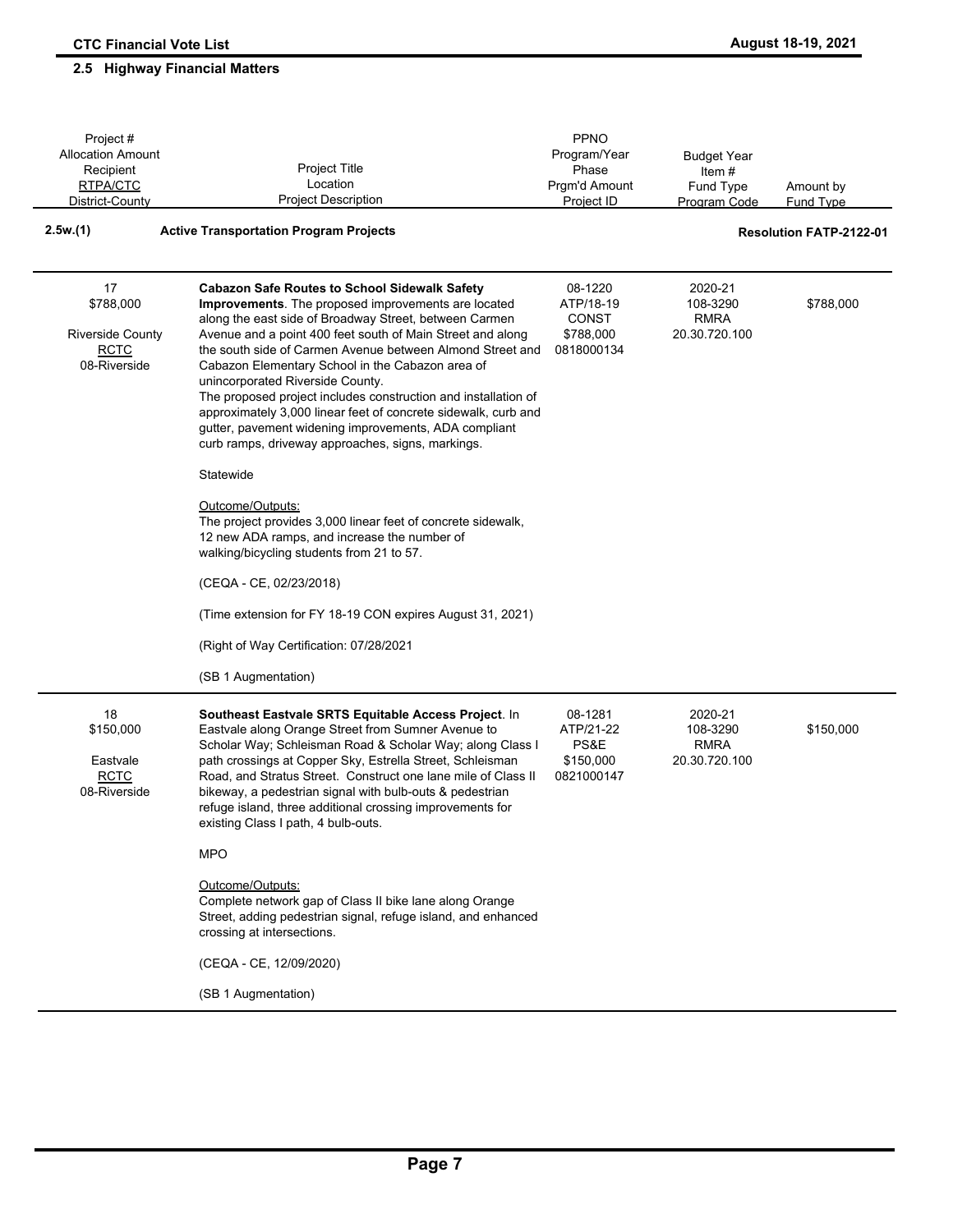## 2.5 Highway Financial Matters

| Project #<br>Allocation Amount<br>Recipient<br>RTPA/CTC<br>District-County | Project Title<br>Location<br>Project Description | PPNO<br>Program/Year<br>Phase<br>Prgm'd Amount<br>Project ID | Budget Year<br>Item #<br>Fund Type<br>Program Code | Amount by<br>Fund Type |
|---|---|---|---|---|
| **2.5w.(1)** | **Active Transportation Program Projects** | | | **Resolution FATP-2122-01** |
| 17<br>$788,000<br><br>Riverside County<br>RCTC<br>08-Riverside | **Cabazon Safe Routes to School Sidewalk Safety Improvements**. The proposed improvements are located along the east side of Broadway Street, between Carmen Avenue and a point 400 feet south of Main Street and along the south side of Carmen Avenue between Almond Street and Cabazon Elementary School in the Cabazon area of unincorporated Riverside County.<br>The proposed project includes construction and installation of approximately 3,000 linear feet of concrete sidewalk, curb and gutter, pavement widening improvements, ADA compliant curb ramps, driveway approaches, signs, markings.<br><br>Statewide<br><br>Outcome/Outputs:<br>The project provides 3,000 linear feet of concrete sidewalk, 12 new ADA ramps, and increase the number of walking/bicycling students from 21 to 57.<br><br>(CEQA - CE, 02/23/2018)<br><br>(Time extension for FY 18-19 CON expires August 31, 2021)<br><br>(Right of Way Certification: 07/28/2021<br><br>(SB 1 Augmentation) | 08-1220<br>ATP/18-19<br>CONST<br>$788,000<br>0818000134 | 2020-21<br>108-3290<br>RMRA<br>20.30.720.100 | $788,000 |
| 18<br>$150,000<br><br>Eastvale<br>RCTC<br>08-Riverside | **Southeast Eastvale SRTS Equitable Access Project**. In Eastvale along Orange Street from Sumner Avenue to Scholar Way; Schleisman Road & Scholar Way; along Class I path crossings at Copper Sky, Estrella Street, Schleisman Road, and Stratus Street. Construct one lane mile of Class II bikeway, a pedestrian signal with bulb-outs & pedestrian refuge island, three additional crossing improvements for existing Class I path, 4 bulb-outs.<br><br>MPO<br><br>Outcome/Outputs:<br>Complete network gap of Class II bike lane along Orange Street, adding pedestrian signal, refuge island, and enhanced crossing at intersections.<br><br>(CEQA - CE, 12/09/2020)<br><br>(SB 1 Augmentation) | 08-1281<br>ATP/21-22<br>PS&E<br>$150,000<br>0821000147 | 2020-21<br>108-3290<br>RMRA<br>20.30.720.100 | $150,000 |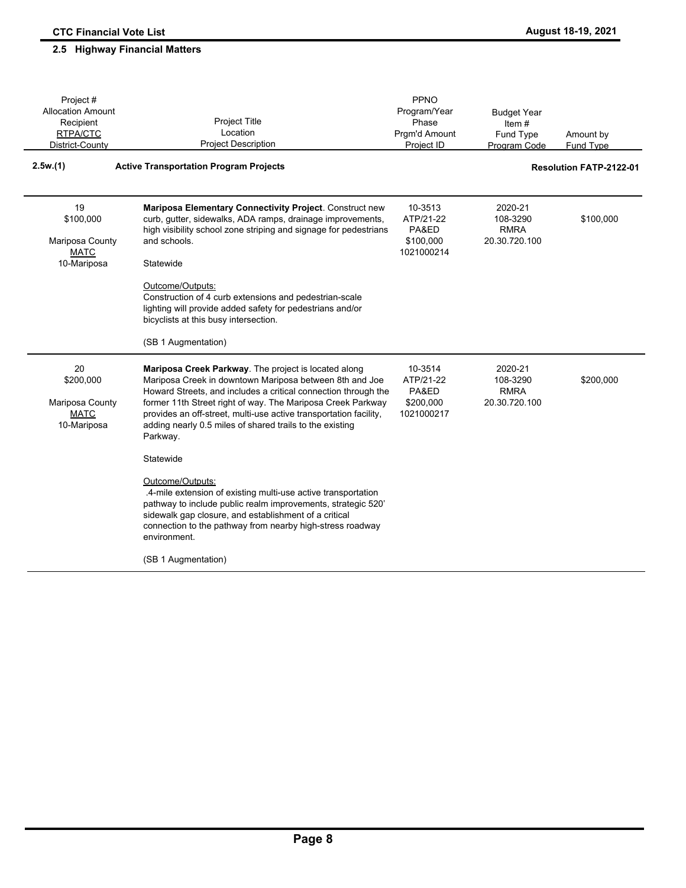## 2.5 Highway Financial Matters

| Project #<br>Allocation Amount<br>Recipient<br>RTPA/CTC<br>District-County | Project Title<br>Location<br>Project Description | PPNO<br>Program/Year<br>Phase<br>Prgm'd Amount<br>Project ID | Budget Year<br>Item #<br>Fund Type<br>Program Code | Amount by<br>Fund Type |
|---|---|---|---|---|
| **2.5w.(1)** | **Active Transportation Program Projects** | | | **Resolution FATP-2122-01** |
| 19<br>$100,000<br><br>Mariposa County<br>MATC<br>10-Mariposa | **Mariposa Elementary Connectivity Project**. Construct new curb, gutter, sidewalks, ADA ramps, drainage improvements, high visibility school zone striping and signage for pedestrians and schools.<br><br>Statewide<br><br>Outcome/Outputs:<br>Construction of 4 curb extensions and pedestrian-scale lighting will provide added safety for pedestrians and/or bicyclists at this busy intersection.<br><br>(SB 1 Augmentation) | 10-3513<br>ATP/21-22<br>PA&ED<br>$100,000<br>1021000214 | 2020-21<br>108-3290<br>RMRA<br>20.30.720.100 | $100,000 |
| 20<br>$200,000<br><br>Mariposa County<br>MATC<br>10-Mariposa | **Mariposa Creek Parkway**. The project is located along Mariposa Creek in downtown Mariposa between 8th and Joe Howard Streets, and includes a critical connection through the former 11th Street right of way. The Mariposa Creek Parkway provides an off-street, multi-use active transportation facility, adding nearly 0.5 miles of shared trails to the existing Parkway.<br><br>Statewide<br><br>Outcome/Outputs:<br>.4-mile extension of existing multi-use active transportation pathway to include public realm improvements, strategic 520' sidewalk gap closure, and establishment of a critical connection to the pathway from nearby high-stress roadway environment.<br><br>(SB 1 Augmentation) | 10-3514<br>ATP/21-22<br>PA&ED<br>$200,000<br>1021000217 | 2020-21<br>108-3290<br>RMRA<br>20.30.720.100 | $200,000 |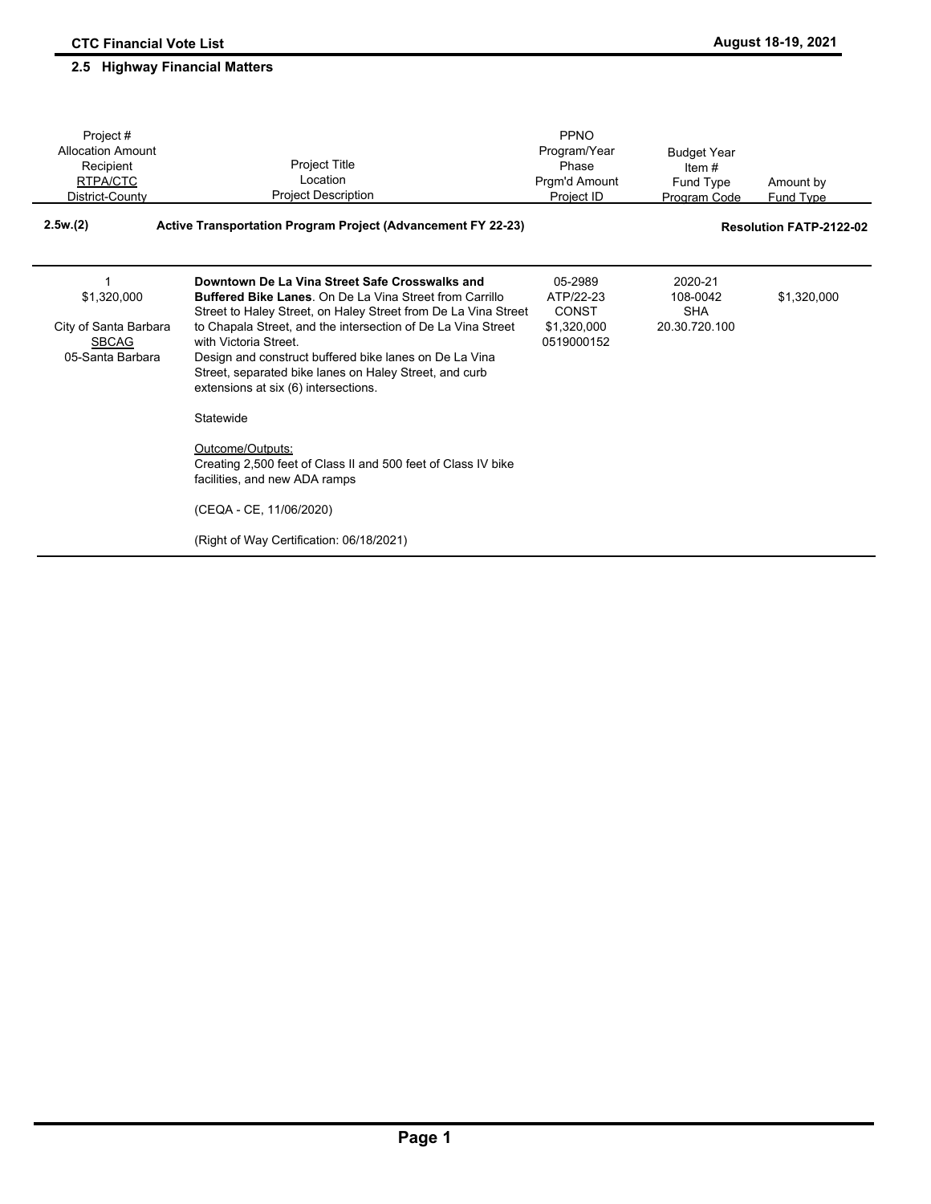## 2.5 Highway Financial Matters

| Project #<br>Allocation Amount<br>Recipient<br>RTPA/CTC<br>District-County | Project Title<br>Location<br>Project Description | PPNO<br>Program/Year<br>Phase<br>Prgm'd Amount<br>Project ID | Budget Year<br>Item #<br>Fund Type<br>Program Code | Amount by<br>Fund Type |
|---|---|---|---|---|
| **2.5w.(2)** | **Active Transportation Program Project (Advancement FY 22-23)** | | | **Resolution FATP-2122-02** |
| 1<br>$1,320,000<br><br>City of Santa Barbara<br>SBCAG<br>05-Santa Barbara | **Downtown De La Vina Street Safe Crosswalks and Buffered Bike Lanes**. On De La Vina Street from Carrillo Street to Haley Street, on Haley Street from De La Vina Street to Chapala Street, and the intersection of De La Vina Street with Victoria Street.<br>Design and construct buffered bike lanes on De La Vina Street, separated bike lanes on Haley Street, and curb extensions at six (6) intersections.<br><br>Statewide<br><br>Outcome/Outputs:<br>Creating 2,500 feet of Class II and 500 feet of Class IV bike facilities, and new ADA ramps<br><br>(CEQA - CE, 11/06/2020)<br><br>(Right of Way Certification: 06/18/2021) | 05-2989<br>ATP/22-23<br>CONST<br>$1,320,000<br>0519000152 | 2020-21<br>108-0042<br>SHA<br>20.30.720.100 | $1,320,000 |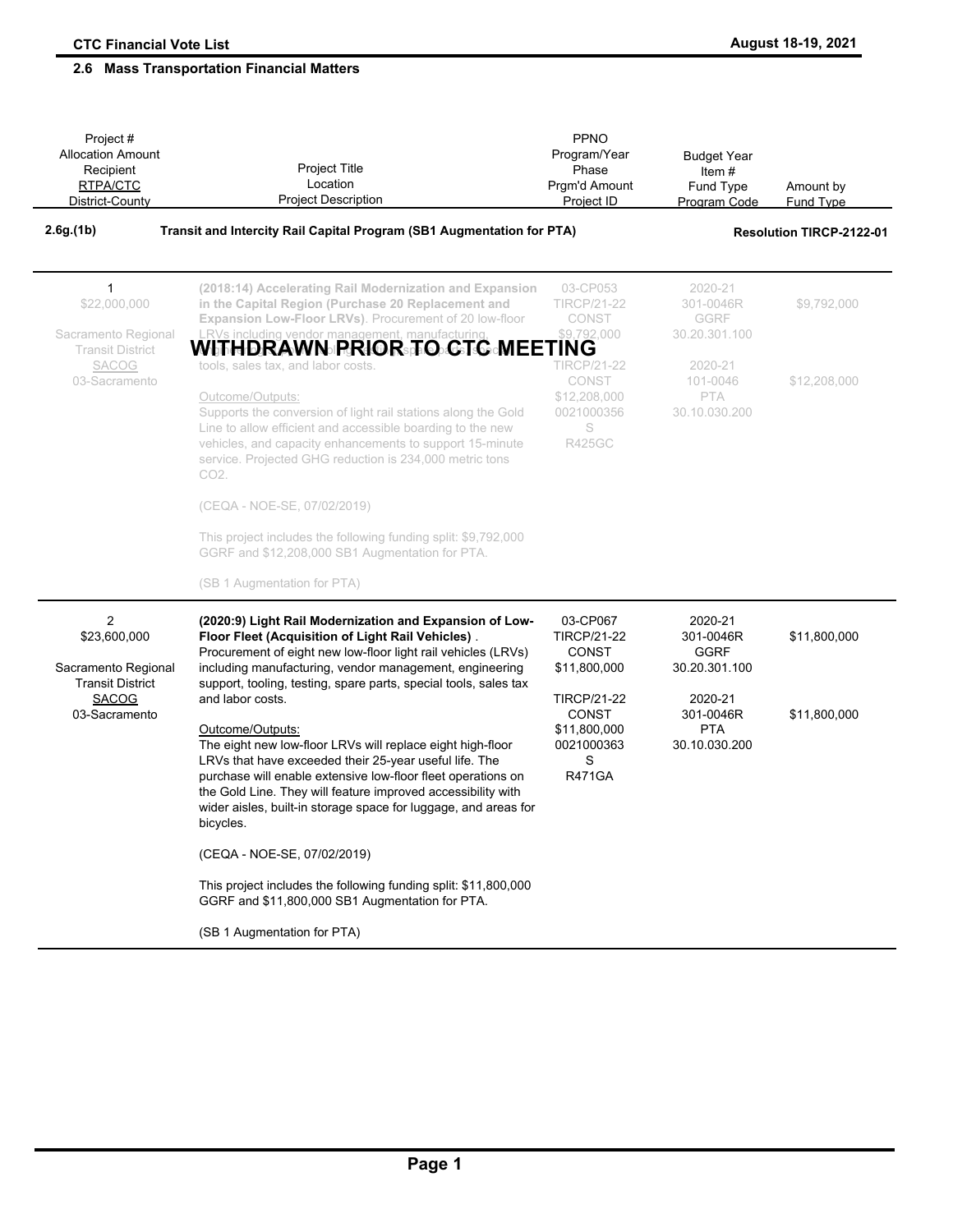## 2.6 Mass Transportation Financial Matters

| Project #<br>Allocation Amount<br>Recipient<br>RTPA/CTC<br>District-County | Project Title<br>Location<br>Project Description | PPNO<br>Program/Year<br>Phase<br>Prgm'd Amount<br>Project ID | Budget Year<br>Item #<br>Fund Type<br>Program Code | Amount by<br>Fund Type |
|---|---|---|---|---|
| **2.6g.(1b)** | **Transit and Intercity Rail Capital Program (SB1 Augmentation for PTA)** | | | **Resolution TIRCP-2122-01** |
| 1<br>$22,000,000<br><br>Sacramento Regional Transit District<br>SACOG<br>03-Sacramento | **WITHDRAWN PRIOR TO CTC MEETING**<br><br>**(2018:14) Accelerating Rail Modernization and Expansion in the Capital Region (Purchase 20 Replacement and Expansion Low-Floor LRVs)**. Procurement of 20 low-floor LRVs including vendor management, manufacturing, engineering, tooling, testing, spare parts, special tools, sales tax, and labor costs.<br><br>Outcome/Outputs:<br>Supports the conversion of light rail stations along the Gold Line to allow efficient and accessible boarding to the new vehicles, and capacity enhancements to support 15-minute service. Projected GHG reduction is 234,000 metric tons CO2.<br><br>(CEQA - NOE-SE, 07/02/2019)<br><br>This project includes the following funding split: $9,792,000 GGRF and $12,208,000 SB1 Augmentation for PTA.<br><br>(SB 1 Augmentation for PTA) | 03-CP053<br>TIRCP/21-22<br>CONST<br>$9,792,000<br><br>TIRCP/21-22<br>CONST<br>$12,208,000<br>0021000356<br>S<br>R425GC | 2020-21<br>301-0046R<br>GGRF<br>30.20.301.100<br><br>2020-21<br>101-0046<br>PTA<br>30.10.030.200 | $9,792,000<br><br><br><br><br>$12,208,000 |
| 2<br>$23,600,000<br><br>Sacramento Regional Transit District<br>SACOG<br>03-Sacramento | **(2020:9) Light Rail Modernization and Expansion of Low-Floor Fleet (Acquisition of Light Rail Vehicles)** . Procurement of eight new low-floor light rail vehicles (LRVs) including manufacturing, vendor management, engineering support, tooling, testing, spare parts, special tools, sales tax and labor costs.<br><br>Outcome/Outputs:<br>The eight new low-floor LRVs will replace eight high-floor LRVs that have exceeded their 25-year useful life. The purchase will enable extensive low-floor fleet operations on the Gold Line. They will feature improved accessibility with wider aisles, built-in storage space for luggage, and areas for bicycles.<br><br>(CEQA - NOE-SE, 07/02/2019)<br><br>This project includes the following funding split: $11,800,000 GGRF and $11,800,000 SB1 Augmentation for PTA.<br><br>(SB 1 Augmentation for PTA) | 03-CP067<br>TIRCP/21-22<br>CONST<br>$11,800,000<br><br>TIRCP/21-22<br>CONST<br>$11,800,000<br>0021000363<br>S<br>R471GA | 2020-21<br>301-0046R<br>GGRF<br>30.20.301.100<br><br>2020-21<br>301-0046R<br>PTA<br>30.10.030.200 | $11,800,000<br><br><br><br><br>$11,800,000 |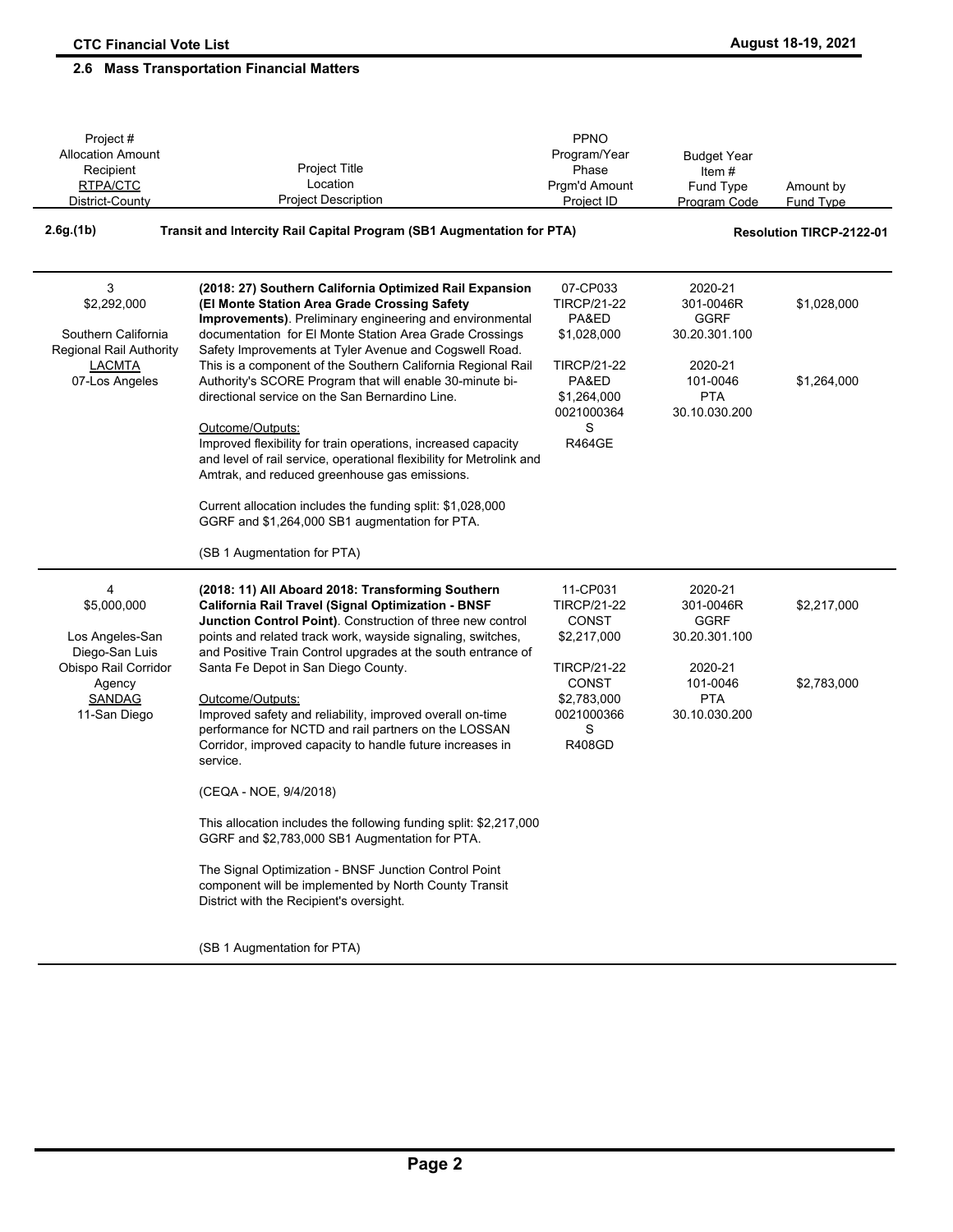## 2.6 Mass Transportation Financial Matters

| Project #<br>Allocation Amount<br>Recipient<br>RTPA/CTC<br>District-County | Project Title<br>Location<br>Project Description | PPNO<br>Program/Year<br>Phase<br>Prgm'd Amount<br>Project ID | Budget Year<br>Item #<br>Fund Type<br>Program Code | Amount by<br>Fund Type |
|---|---|---|---|---|
| **2.6g.(1b)** | **Transit and Intercity Rail Capital Program (SB1 Augmentation for PTA)** | | | **Resolution TIRCP-2122-01** |
| 3<br>$2,292,000<br><br>Southern California Regional Rail Authority<br>LACMTA<br>07-Los Angeles | **(2018: 27) Southern California Optimized Rail Expansion (El Monte Station Area Grade Crossing Safety Improvements)**. Preliminary engineering and environmental documentation for El Monte Station Area Grade Crossings Safety Improvements at Tyler Avenue and Cogswell Road. This is a component of the Southern California Regional Rail Authority's SCORE Program that will enable 30-minute bi-directional service on the San Bernardino Line.<br><br>Outcome/Outputs:<br>Improved flexibility for train operations, increased capacity and level of rail service, operational flexibility for Metrolink and Amtrak, and reduced greenhouse gas emissions.<br><br>Current allocation includes the funding split: $1,028,000 GGRF and $1,264,000 SB1 augmentation for PTA.<br><br>(SB 1 Augmentation for PTA) | 07-CP033<br>TIRCP/21-22<br>PA&ED<br>$1,028,000<br><br>TIRCP/21-22<br>PA&ED<br>$1,264,000<br>0021000364<br>S<br>R464GE | 2020-21<br>301-0046R<br>GGRF<br>30.20.301.100<br><br>2020-21<br>101-0046<br>PTA<br>30.10.030.200 | $1,028,000<br><br><br><br><br>$1,264,000 |
| 4<br>$5,000,000<br><br>Los Angeles-San Diego-San Luis Obispo Rail Corridor Agency<br>SANDAG<br>11-San Diego | **(2018: 11) All Aboard 2018: Transforming Southern California Rail Travel (Signal Optimization - BNSF Junction Control Point)**. Construction of three new control points and related track work, wayside signaling, switches, and Positive Train Control upgrades at the south entrance of Santa Fe Depot in San Diego County.<br><br>Outcome/Outputs:<br>Improved safety and reliability, improved overall on-time performance for NCTD and rail partners on the LOSSAN Corridor, improved capacity to handle future increases in service.<br><br>(CEQA - NOE, 9/4/2018)<br><br>This allocation includes the following funding split: $2,217,000 GGRF and $2,783,000 SB1 Augmentation for PTA.<br><br>The Signal Optimization - BNSF Junction Control Point component will be implemented by North County Transit District with the Recipient's oversight.<br><br>(SB 1 Augmentation for PTA) | 11-CP031<br>TIRCP/21-22<br>CONST<br>$2,217,000<br><br>TIRCP/21-22<br>CONST<br>$2,783,000<br>0021000366<br>S<br>R408GD | 2020-21<br>301-0046R<br>GGRF<br>30.20.301.100<br><br>2020-21<br>101-0046<br>PTA<br>30.10.030.200 | $2,217,000<br><br><br><br><br>$2,783,000 |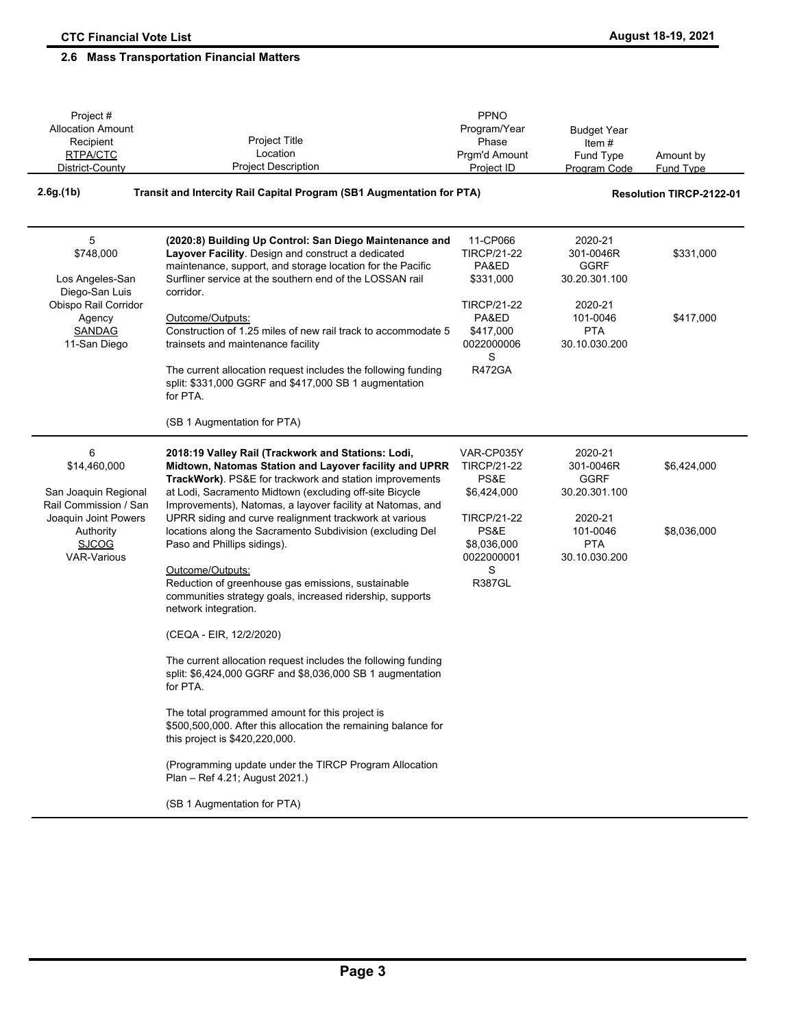## 2.6 Mass Transportation Financial Matters

| Project #<br>Allocation Amount<br>Recipient<br>RTPA/CTC<br>District-County | Project Title<br>Location<br>Project Description | PPNO<br>Program/Year<br>Phase<br>Prgm'd Amount<br>Project ID | Budget Year<br>Item #<br>Fund Type<br>Program Code | Amount by<br>Fund Type |
|---|---|---|---|---|
| **2.6g.(1b)** | **Transit and Intercity Rail Capital Program (SB1 Augmentation for PTA)** | | | **Resolution TIRCP-2122-01** |
| 5<br>$748,000<br><br>Los Angeles-San Diego-San Luis Obispo Rail Corridor Agency<br>SANDAG<br>11-San Diego | **(2020:8) Building Up Control: San Diego Maintenance and Layover Facility**. Design and construct a dedicated maintenance, support, and storage location for the Pacific Surfliner service at the southern end of the LOSSAN rail corridor.<br><br>Outcome/Outputs:<br>Construction of 1.25 miles of new rail track to accommodate 5 trainsets and maintenance facility<br><br>The current allocation request includes the following funding split: $331,000 GGRF and $417,000 SB 1 augmentation for PTA.<br><br>(SB 1 Augmentation for PTA) | 11-CP066<br>TIRCP/21-22<br>PA&ED<br>$331,000<br><br>TIRCP/21-22<br>PA&ED<br>$417,000<br>0022000006<br>S<br>R472GA | 2020-21<br>301-0046R<br>GGRF<br>30.20.301.100<br><br>2020-21<br>101-0046<br>PTA<br>30.10.030.200 | $331,000<br><br><br><br>$417,000 |
| 6<br>$14,460,000<br><br>San Joaquin Regional Rail Commission / San Joaquin Joint Powers Authority<br>SJCOG<br>VAR-Various | **2018:19 Valley Rail (Trackwork and Stations: Lodi, Midtown, Natomas Station and Layover facility and UPRR TrackWork)**. PS&E for trackwork and station improvements at Lodi, Sacramento Midtown (excluding off-site Bicycle Improvements), Natomas, a layover facility at Natomas, and UPRR siding and curve realignment trackwork at various locations along the Sacramento Subdivision (excluding Del Paso and Phillips sidings).<br><br>Outcome/Outputs:<br>Reduction of greenhouse gas emissions, sustainable communities strategy goals, increased ridership, supports network integration.<br><br>(CEQA - EIR, 12/2/2020)<br><br>The current allocation request includes the following funding split: $6,424,000 GGRF and $8,036,000 SB 1 augmentation for PTA.<br><br>The total programmed amount for this project is $500,500,000. After this allocation the remaining balance for this project is $420,220,000.<br><br>(Programming update under the TIRCP Program Allocation Plan – Ref 4.21; August 2021.)<br><br>(SB 1 Augmentation for PTA) | VAR-CP035Y<br>TIRCP/21-22<br>PS&E<br>$6,424,000<br><br>TIRCP/21-22<br>PS&E<br>$8,036,000<br>0022000001<br>S<br>R387GL | 2020-21<br>301-0046R<br>GGRF<br>30.20.301.100<br><br>2020-21<br>101-0046<br>PTA<br>30.10.030.200 | $6,424,000<br><br><br><br>$8,036,000 |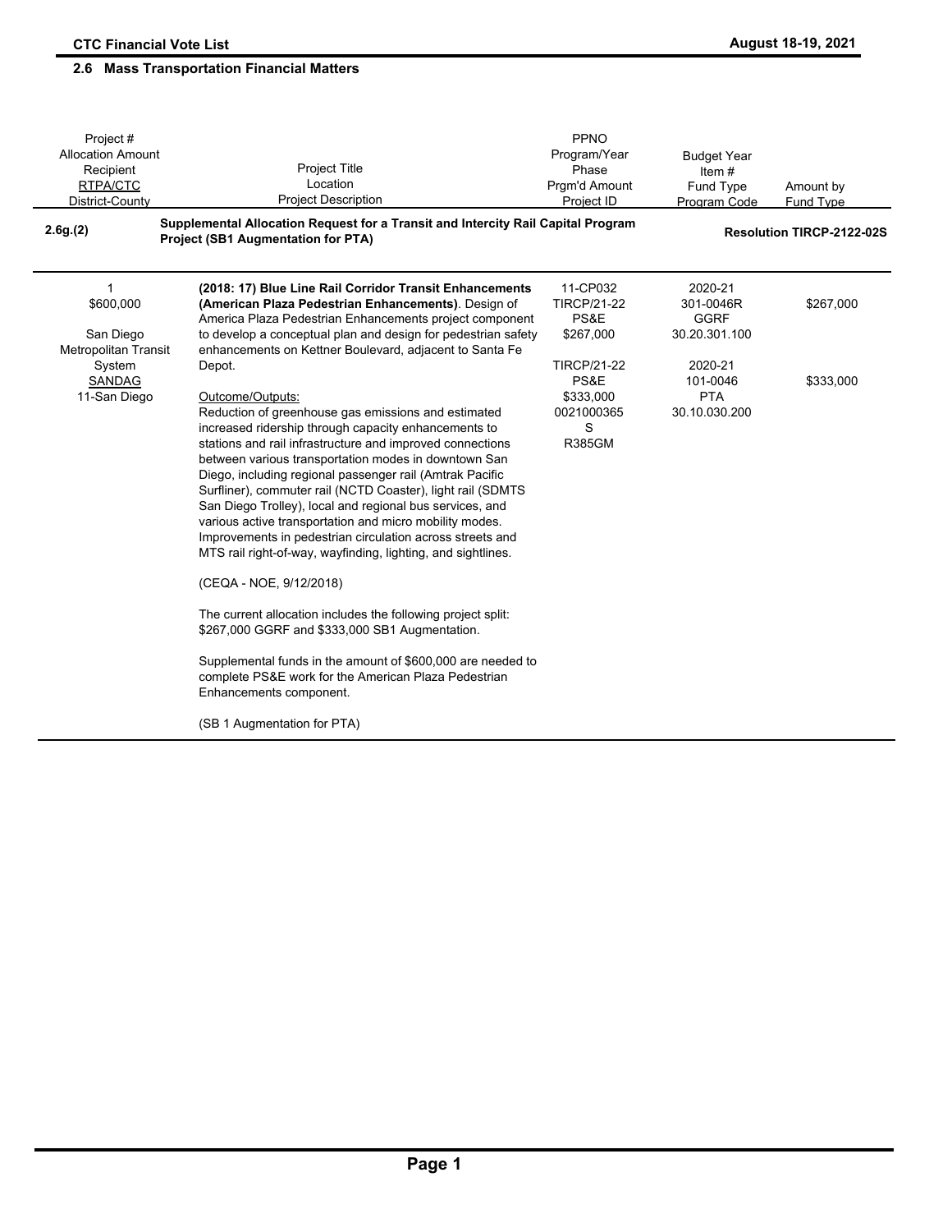## 2.6 Mass Transportation Financial Matters

| Project #<br>Allocation Amount<br>Recipient<br>RTPA/CTC<br>District-County | Project Title<br>Location<br>Project Description | PPNO<br>Program/Year<br>Phase<br>Prgm'd Amount<br>Project ID | Budget Year<br>Item #<br>Fund Type<br>Program Code | Amount by<br>Fund Type |
|---|---|---|---|---|
| **2.6g.(2)** | **Supplemental Allocation Request for a Transit and Intercity Rail Capital Program Project (SB1 Augmentation for PTA)** | | | **Resolution TIRCP-2122-02S** |
| 1<br>$600,000<br><br>San Diego Metropolitan Transit System<br>SANDAG<br>11-San Diego | **(2018: 17) Blue Line Rail Corridor Transit Enhancements (American Plaza Pedestrian Enhancements)**. Design of America Plaza Pedestrian Enhancements project component to develop a conceptual plan and design for pedestrian safety enhancements on Kettner Boulevard, adjacent to Santa Fe Depot.<br><br>Outcome/Outputs:<br>Reduction of greenhouse gas emissions and estimated increased ridership through capacity enhancements to stations and rail infrastructure and improved connections between various transportation modes in downtown San Diego, including regional passenger rail (Amtrak Pacific Surfliner), commuter rail (NCTD Coaster), light rail (SDMTS San Diego Trolley), local and regional bus services, and various active transportation and micro mobility modes. Improvements in pedestrian circulation across streets and MTS rail right-of-way, wayfinding, lighting, and sightlines.<br><br>(CEQA - NOE, 9/12/2018)<br><br>The current allocation includes the following project split: $267,000 GGRF and $333,000 SB1 Augmentation.<br><br>Supplemental funds in the amount of $600,000 are needed to complete PS&E work for the American Plaza Pedestrian Enhancements component.<br><br>(SB 1 Augmentation for PTA) | 11-CP032<br>TIRCP/21-22<br>PS&E<br>$267,000<br><br>TIRCP/21-22<br>PS&E<br>$333,000<br>0021000365<br>S<br>R385GM | 2020-21<br>301-0046R<br>GGRF<br>30.20.301.100<br><br>2020-21<br>101-0046<br>PTA<br>30.10.030.200 | $267,000<br><br><br><br><br>$333,000 |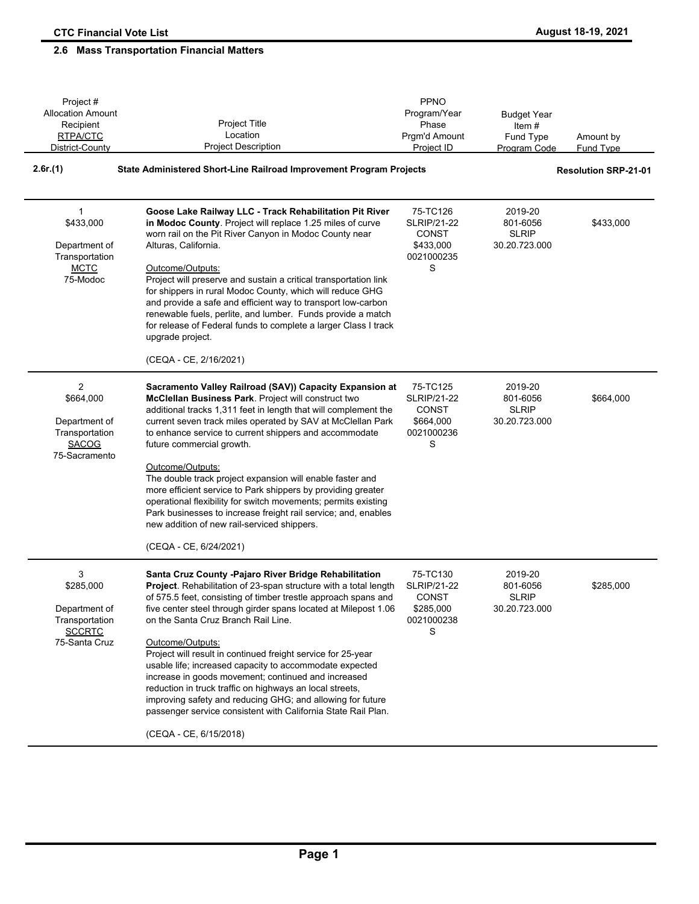## 2.6 Mass Transportation Financial Matters

| Project #<br>Allocation Amount<br>Recipient<br>RTPA/CTC<br>District-County | Project Title<br>Location<br>Project Description | PPNO<br>Program/Year<br>Phase<br>Prgm'd Amount<br>Project ID | Budget Year<br>Item #<br>Fund Type<br>Program Code | Amount by<br>Fund Type |
|---|---|---|---|---|
| **2.6r.(1)** | **State Administered Short-Line Railroad Improvement Program Projects** | | | **Resolution SRP-21-01** |
| 1<br>$433,000<br><br>Department of Transportation<br>MCTC<br>75-Modoc | **Goose Lake Railway LLC - Track Rehabilitation Pit River in Modoc County**. Project will replace 1.25 miles of curve worn rail on the Pit River Canyon in Modoc County near Alturas, California.<br><br>Outcome/Outputs:<br>Project will preserve and sustain a critical transportation link for shippers in rural Modoc County, which will reduce GHG and provide a safe and efficient way to transport low-carbon renewable fuels, perlite, and lumber. Funds provide a match for release of Federal funds to complete a larger Class I track upgrade project.<br><br>(CEQA - CE, 2/16/2021) | 75-TC126<br>SLRIP/21-22<br>CONST<br>$433,000<br>0021000235<br>S | 2019-20<br>801-6056<br>SLRIP<br>30.20.723.000 | $433,000 |
| 2<br>$664,000<br><br>Department of Transportation<br>SACOG<br>75-Sacramento | **Sacramento Valley Railroad (SAV)) Capacity Expansion at McClellan Business Park**. Project will construct two additional tracks 1,311 feet in length that will complement the current seven track miles operated by SAV at McClellan Park to enhance service to current shippers and accommodate future commercial growth.<br><br>Outcome/Outputs:<br>The double track project expansion will enable faster and more efficient service to Park shippers by providing greater operational flexibility for switch movements; permits existing Park businesses to increase freight rail service; and, enables new addition of new rail-serviced shippers.<br><br>(CEQA - CE, 6/24/2021) | 75-TC125<br>SLRIP/21-22<br>CONST<br>$664,000<br>0021000236<br>S | 2019-20<br>801-6056<br>SLRIP<br>30.20.723.000 | $664,000 |
| 3<br>$285,000<br><br>Department of Transportation<br>SCCRTC<br>75-Santa Cruz | **Santa Cruz County -Pajaro River Bridge Rehabilitation Project**. Rehabilitation of 23-span structure with a total length of 575.5 feet, consisting of timber trestle approach spans and five center steel through girder spans located at Milepost 1.06 on the Santa Cruz Branch Rail Line.<br><br>Outcome/Outputs:<br>Project will result in continued freight service for 25-year usable life; increased capacity to accommodate expected increase in goods movement; continued and increased reduction in truck traffic on highways an local streets, improving safety and reducing GHG; and allowing for future passenger service consistent with California State Rail Plan.<br><br>(CEQA - CE, 6/15/2018) | 75-TC130<br>SLRIP/21-22<br>CONST<br>$285,000<br>0021000238<br>S | 2019-20<br>801-6056<br>SLRIP<br>30.20.723.000 | $285,000 |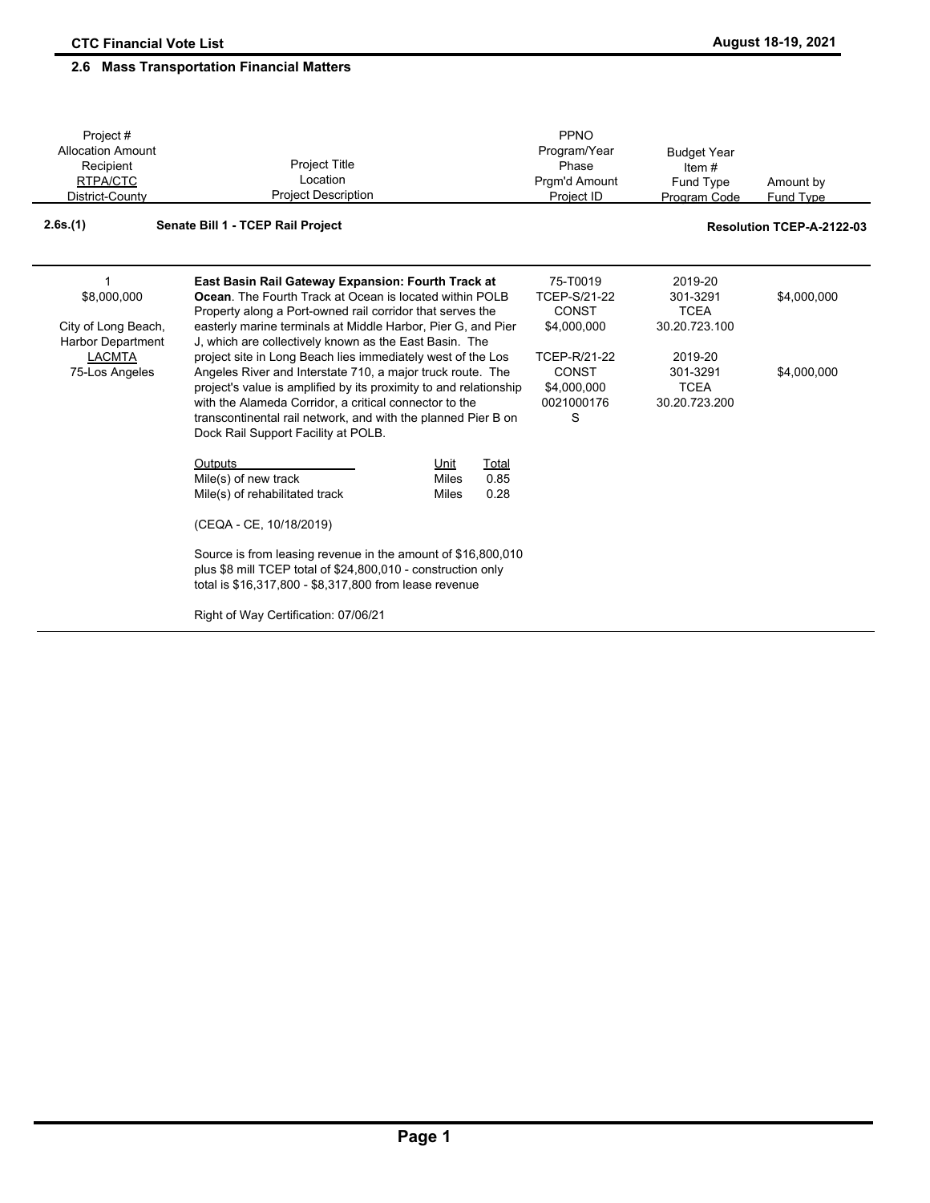## 2.6 Mass Transportation Financial Matters

| Project #<br>Allocation Amount<br>Recipient<br>RTPA/CTC<br>District-County | Project Title<br>Location<br>Project Description | PPNO<br>Program/Year<br>Phase<br>Prgm'd Amount<br>Project ID | Budget Year<br>Item #<br>Fund Type<br>Program Code | Amount by<br>Fund Type |
|---|---|---|---|---|

### 2.6s.(1) Senate Bill 1 - TCEP Rail Project — Resolution TCEP-A-2122-03

| Project #<br>Allocation Amount<br>Recipient<br>RTPA/CTC<br>District-County | Project Title<br>Location<br>Project Description | PPNO<br>Program/Year<br>Phase<br>Prgm'd Amount<br>Project ID | Budget Year<br>Item #<br>Fund Type<br>Program Code | Amount by<br>Fund Type |
|---|---|---|---|---|
| 1<br>$8,000,000<br><br>City of Long Beach, Harbor Department<br>LACMTA<br>75-Los Angeles | **East Basin Rail Gateway Expansion: Fourth Track at Ocean**. The Fourth Track at Ocean is located within POLB Property along a Port-owned rail corridor that serves the easterly marine terminals at Middle Harbor, Pier G, and Pier J, which are collectively known as the East Basin. The project site in Long Beach lies immediately west of the Los Angeles River and Interstate 710, a major truck route. The project's value is amplified by its proximity to and relationship with the Alameda Corridor, a critical connector to the transcontinental rail network, and with the planned Pier B on Dock Rail Support Facility at POLB. | 75-T0019<br>TCEP-S/21-22<br>CONST<br>$4,000,000 | 2019-20<br>301-3291<br>TCEA<br>30.20.723.100 | $4,000,000 |
| | | TCEP-R/21-22<br>CONST<br>$4,000,000<br>0021000176<br>S | 2019-20<br>301-3291<br>TCEA<br>30.20.723.200 | $4,000,000 |

| Outputs | Unit | Total |
|---|---|---|
| Mile(s) of new track | Miles | 0.85 |
| Mile(s) of rehabilitated track | Miles | 0.28 |

(CEQA - CE, 10/18/2019)

Source is from leasing revenue in the amount of $16,800,010 plus $8 mill TCEP total of $24,800,010 - construction only total is $16,317,800 - $8,317,800 from lease revenue

Right of Way Certification: 07/06/21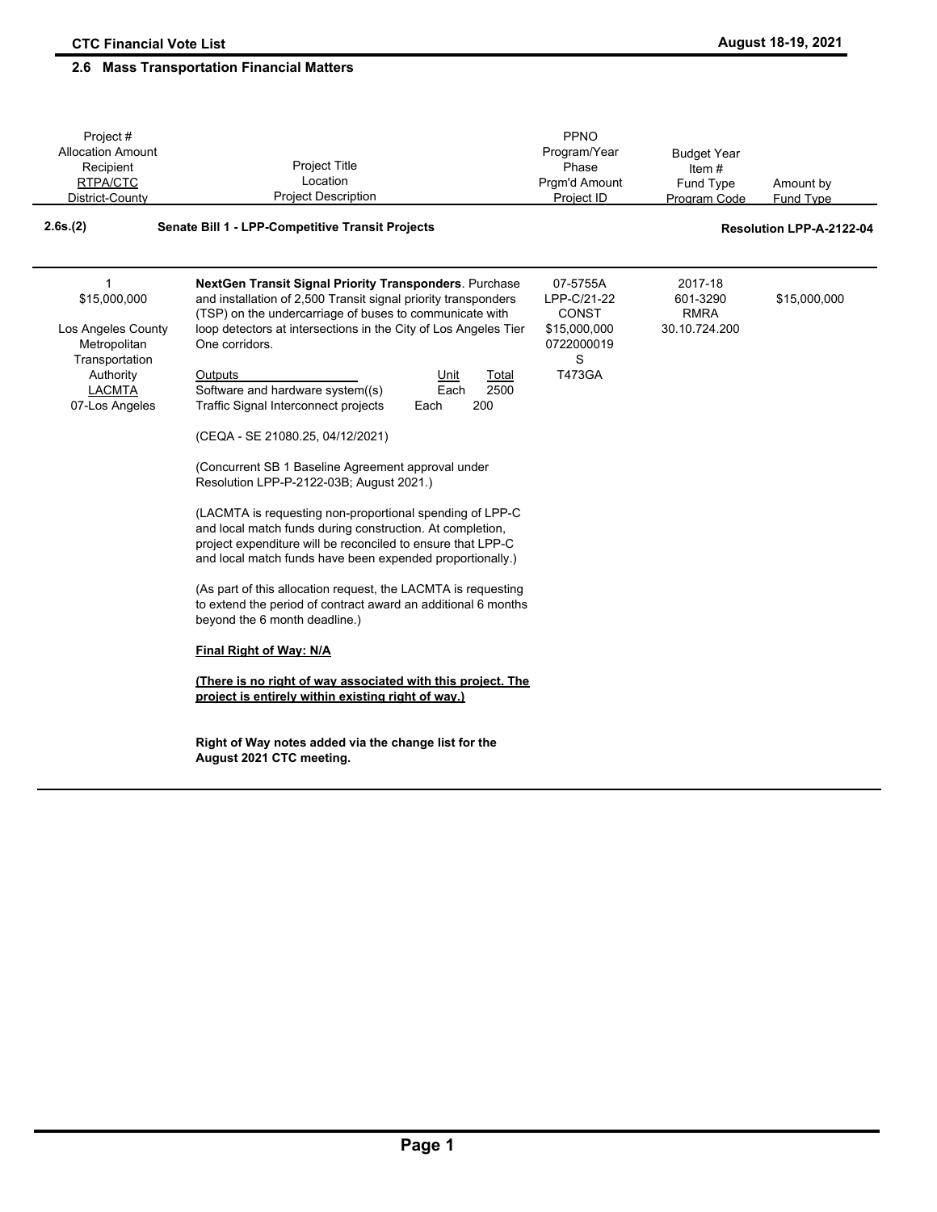## 2.6 Mass Transportation Financial Matters

| Project #<br>Allocation Amount<br>Recipient<br>RTPA/CTC<br>District-County | Project Title<br>Location<br>Project Description | PPNO<br>Program/Year<br>Phase<br>Prgm'd Amount<br>Project ID | Budget Year<br>Item #<br>Fund Type<br>Program Code | Amount by<br>Fund Type |
|---|---|---|---|---|
| **2.6s.(2)** | **Senate Bill 1 - LPP-Competitive Transit Projects** | | | **Resolution LPP-A-2122-04** |
| 1<br>$15,000,000<br><br>Los Angeles County Metropolitan Transportation Authority<br>LACMTA<br>07-Los Angeles | **NextGen Transit Signal Priority Transponders**. Purchase and installation of 2,500 Transit signal priority transponders (TSP) on the undercarriage of buses to communicate with loop detectors at intersections in the City of Los Angeles Tier One corridors.<br><br>Outputs / Unit / Total<br>Software and hardware system((s) / Each / 2500<br>Traffic Signal Interconnect projects / Each / 200<br><br>(CEQA - SE 21080.25, 04/12/2021)<br><br>(Concurrent SB 1 Baseline Agreement approval under Resolution LPP-P-2122-03B; August 2021.)<br><br>(LACMTA is requesting non-proportional spending of LPP-C and local match funds during construction. At completion, project expenditure will be reconciled to ensure that LPP-C and local match funds have been expended proportionally.)<br><br>(As part of this allocation request, the LACMTA is requesting to extend the period of contract award an additional 6 months beyond the 6 month deadline.)<br><br>**Final Right of Way: N/A**<br><br>**(There is no right of way associated with this project. The project is entirely within existing right of way.)**<br><br>**Right of Way notes added via the change list for the August 2021 CTC meeting.** | 07-5755A<br>LPP-C/21-22<br>CONST<br>$15,000,000<br>0722000019<br>S<br>T473GA | 2017-18<br>601-3290<br>RMRA<br>30.10.724.200 | $15,000,000 |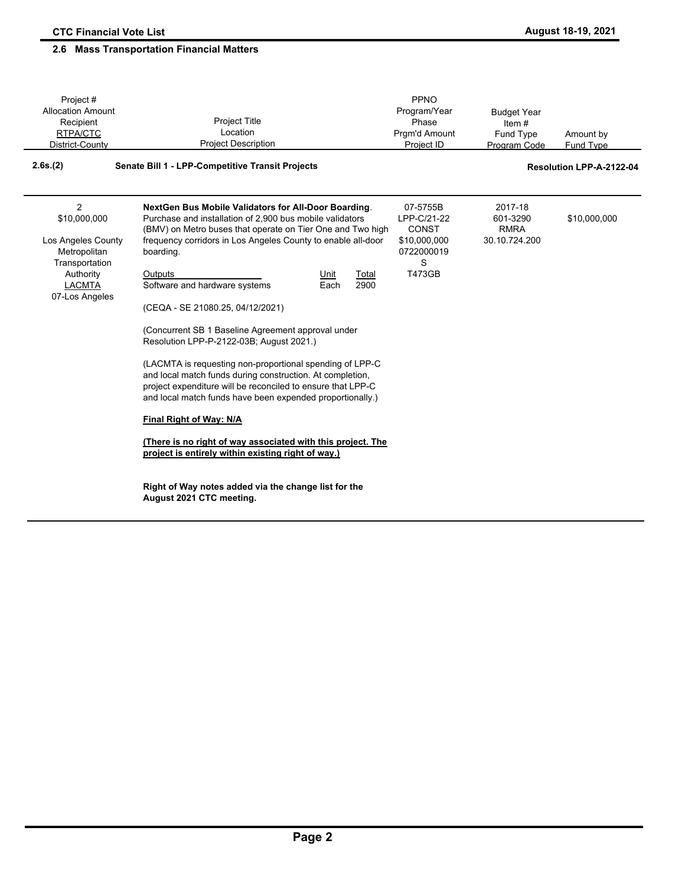## 2.6 Mass Transportation Financial Matters

| Project #<br>Allocation Amount<br>Recipient<br>RTPA/CTC<br>District-County | Project Title<br>Location<br>Project Description | PPNO<br>Program/Year<br>Phase<br>Prgm'd Amount<br>Project ID | Budget Year<br>Item #<br>Fund Type<br>Program Code | Amount by<br>Fund Type |
|---|---|---|---|---|
| **2.6s.(2)** | **Senate Bill 1 - LPP-Competitive Transit Projects** | | | **Resolution LPP-A-2122-04** |
| 2<br>$10,000,000<br><br>Los Angeles County Metropolitan Transportation Authority<br>LACMTA<br>07-Los Angeles | **NextGen Bus Mobile Validators for All-Door Boarding**. Purchase and installation of 2,900 bus mobile validators (BMV) on Metro buses that operate on Tier One and Two high frequency corridors in Los Angeles County to enable all-door boarding.<br><br>Outputs / Unit / Total<br>Software and hardware systems / Each / 2900<br><br>(CEQA - SE 21080.25, 04/12/2021)<br><br>(Concurrent SB 1 Baseline Agreement approval under Resolution LPP-P-2122-03B; August 2021.)<br><br>(LACMTA is requesting non-proportional spending of LPP-C and local match funds during construction. At completion, project expenditure will be reconciled to ensure that LPP-C and local match funds have been expended proportionally.)<br><br>**Final Right of Way: N/A**<br><br>**(There is no right of way associated with this project. The project is entirely within existing right of way.)**<br><br>**Right of Way notes added via the change list for the August 2021 CTC meeting.** | 07-5755B<br>LPP-C/21-22<br>CONST<br>$10,000,000<br>0722000019<br>S<br>T473GB | 2017-18<br>601-3290<br>RMRA<br>30.10.724.200 | $10,000,000 |